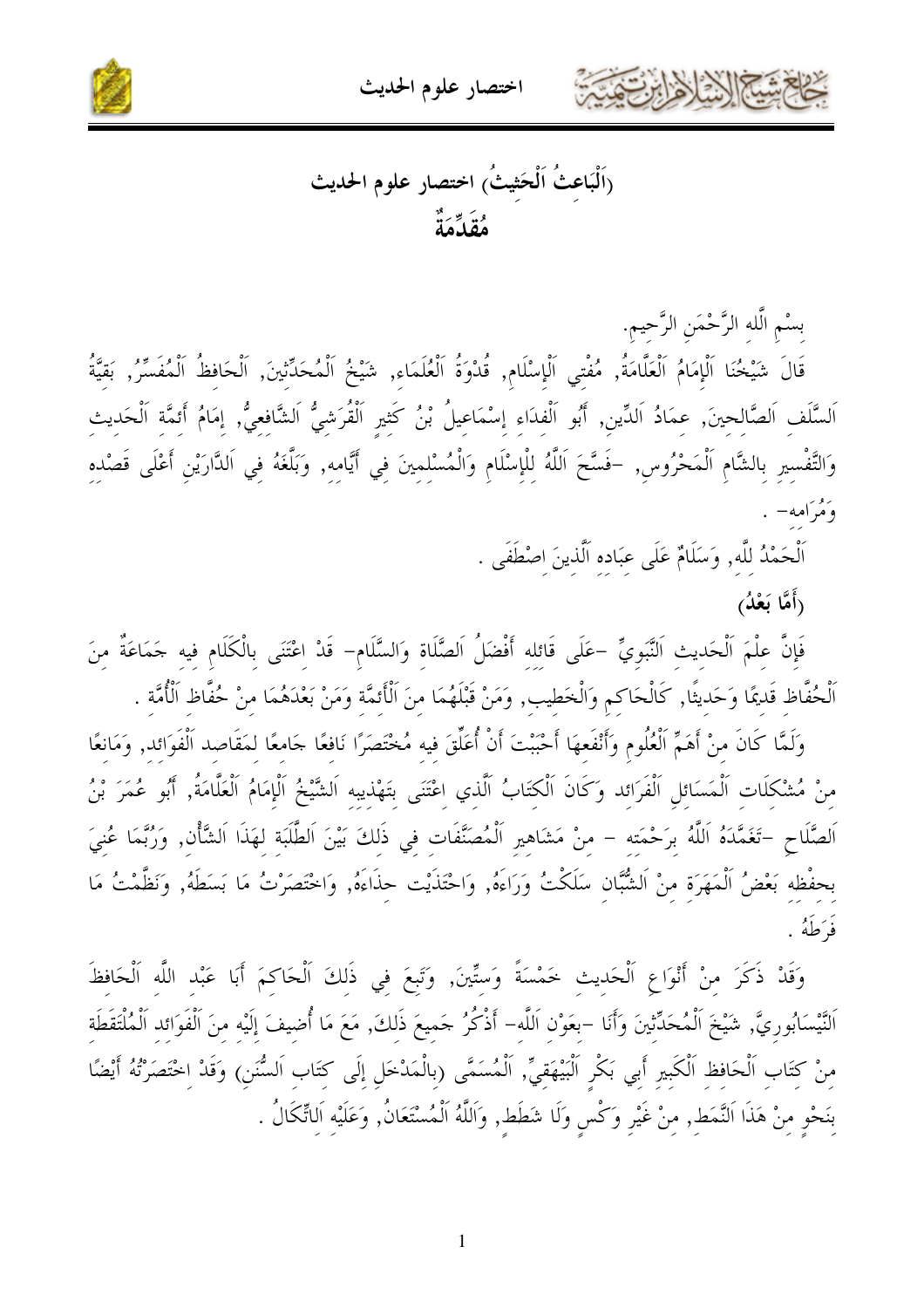# (اَلْبَاعِثُ اَلْحَثِيثُ) اختصار علوم الحديث

## مُقَدِّمَةٌ

بِسْمِ اَللَّهِ الرَّحْمَنِ الرَّحِيمِ.

قَالَ شَيْخُنَا اَلْإِمَامُ اَلْعَلَّامَةُ, مُفْتِي اَلْإِسْلَامِ, قُدْوَةُ اَلْعُلَمَاءِ, شَيْخُ اَلْمُحَدِّثِينَ, اَلْحَافِظُ اَلْمُفَسِّرُ, بَقِيَّةُ اَلسَّلَفِ اَلصَّالِحِينَ, عِمَادُ اَلدِّينِ, أَبُو اَلْفِدَاءِ إِسْمَاعِيلُ بْنُ كَثِيرٍ اَلْقُرَشِيُّ اَلشَّافِعِيُّ, إِمَامُ أَئِمَّةِ اَلْحَدِيثِ وَالتَّفْسِيرِ بِالشَّامِ اَلْمَحْرُوسِ, -فَسَّحَ اَللَّهُ لِلْإِسْلَامِ وَالْمُسْلِمِينَ فِي أَيَّامِهِ, وَبَلَّغَهُ فِي اَلدَّارَيْنِ أَعْلَى قَصْدِهِ وَمُرَامِهِ- .

اَلْحَمْدُ لِلَّهِ, وَسَلَامٌ عَلَى عِبَادِهِ اَلَّذِينَ اصْطَفَى .

**(أَمَّا بَعْدُ)**

فَإِنَّ عِلْمَ اَلْحَدِيثِ اَلنَّبَوِيِّ -عَلَى قَائِلِهِ أَفْضَلُ اَلصَّلَاةِ وَالسَّلَامِ- قَدْ اعْتَنَى بِالْكَلَامِ فِيهِ جَمَاعَةٌ مِنَ اَلْحُفَّاظِ قَدِيمًا وَحَدِيثًا, كَالْحَاكِمِ وَالْخَطِيبِ, وَمَنْ قَبْلَهُمَا مِنَ اَلْأَئِمَّةِ وَمَنْ بَعْدَهُمَا مِنْ حُفَّاظِ اَلْأُمَّةِ .

وَلَمَّا كَانَ مِنْ أَهَمِّ اَلْعُلُومِ وَأَنْفَعِهَا أَحْبَبْتَ أَنْ أُعَلِّقَ فِيهِ مُخْتَصَرًا نَافِعًا جَامِعًا لِمَقَاصِدِ اَلْفَوَائِدِ, وَمَانِعًا مِنْ مُشْكِلَاتِ اَلْمَسَائِلِ اَلْفَرَائِدِ وَكَانَ اَلْكِتَابُ اَلَّذِي اعْتَنَى بِتَهْذِيبِهِ اَلشَّيْخُ اَلْإِمَامُ اَلْعَلَّامَةُ, أَبُو عُمَرَ بْنُ اَلصَّلَاحِ -تَغَمَّدَهُ اَللَّهُ بِرَحْمَتِهِ - مِنْ مَشَاهِيرِ اَلْمُصَنَّفَاتِ فِي ذَلِكَ بَيْنَ اَلطَّلَبَةِ لِهَذَا اَلشَّأْنِ, وَرُبَّمَا عُنِيَ بِحِفْظِهِ بَعْضُ اَلْمَهَرَةِ مِنْ اَلشُّبَّانِ سَلَكْتُ وَرَاءَهُ, وَاحْتَذَيْتُ حِذَاءَهُ, وَاخْتَصَرْتُ مَا بَسَطَهُ, وَنَظَّمْتُ مَا فَرَطَهُ .

وَقَدْ ذَكَرَ مِنْ أَنْوَاعِ اَلْحَدِيثِ خَمْسَةً وَسِتِّينَ, وَتَبِعَ فِي ذَلِكَ اَلْحَاكِمَ أَبَا عَبْدِ اللَّهِ اَلْحَافِظَ اَلنَّيْسَابُورِيَّ, شَيْخَ اَلْمُحَدِّثِينَ وَأَنَا -بِعَوْنِ اَللَّهِ- أَذْكُرُ جَمِيعَ ذَلِكَ, مَعَ مَا أُضِيفَ إِلَيْهِ مِنَ اَلْفَوَائِدِ اَلْمُلْتَقَطَةِ مِنْ كِتَابِ اَلْحَافِظِ اَلْكَبِيرِ أَبِي بَكْرٍ اَلْبَيْهَقِيِّ, اَلْمُسَمَّى (بِالْمَدْخَلِ إِلَى كِتَابِ اَلسُّنَنِ) وَقَدْ اخْتَصَرْتُهُ أَيْضًا بِنَحْوٍ مِنْ هَذَا اَلنَّمَطِ, مِنْ غَيْرِ وَكْسٍ وَلَا شَطَطٍ, وَاَللَّهُ اَلْمُسْتَعَانُ, وَعَلَيْهِ اَلتِّكَالُ .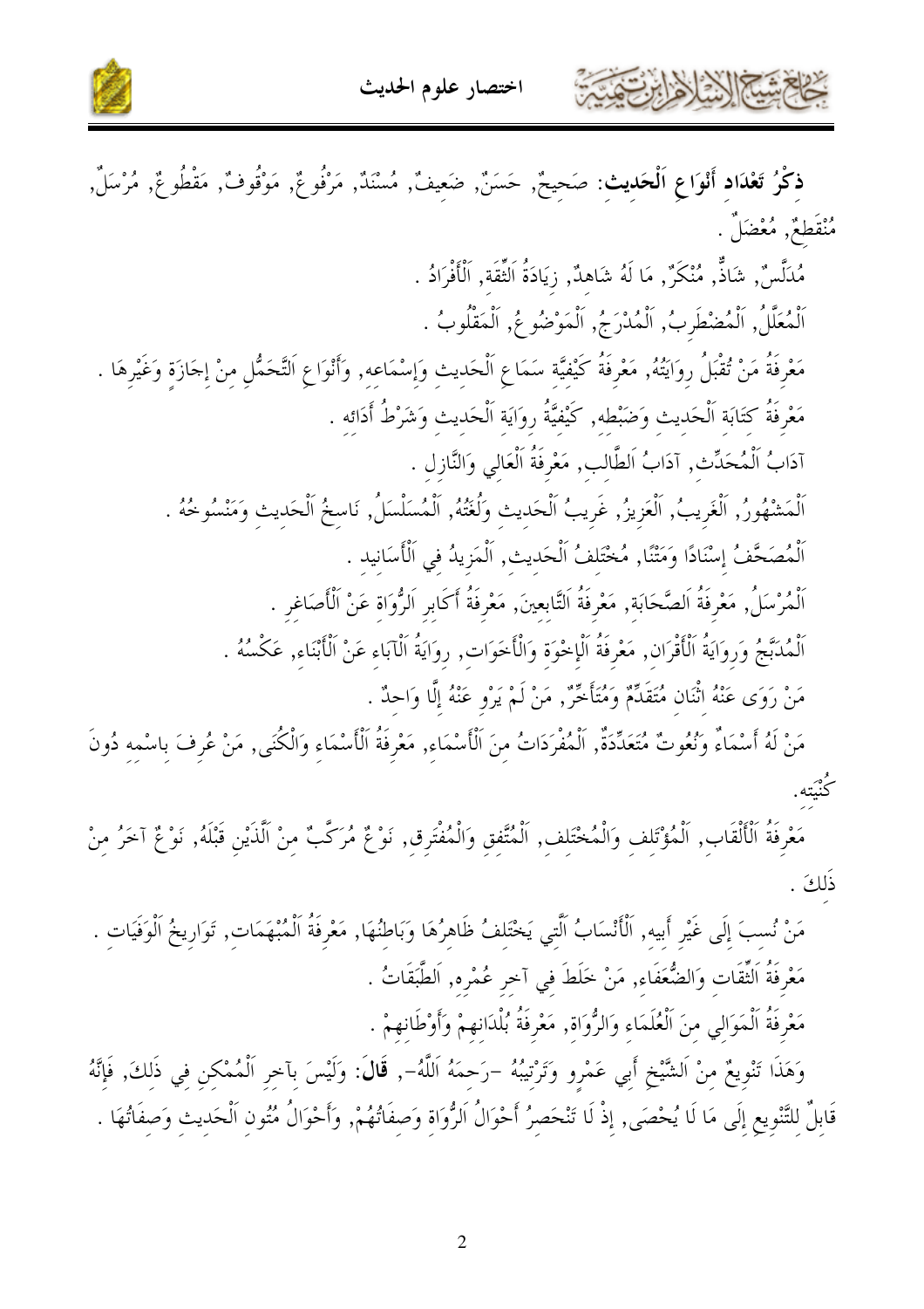**ذِكْرُ تَعْدَادِ أَنْوَاعِ اَلْحَدِيثِ**: صَحِيحٌ, حَسَنٌ, ضَعِيفٌ, مُسْنَدٌ, مَرْفُوعٌ, مَوْقُوفٌ, مَقْطُوعٌ, مُرْسَلٌ, مُنْقَطِعٌ, مُعْضَلٌ .

مُدَلَّسٌ, شَاذٌّ, مُنْكَرٌ, مَا لَهُ شَاهِدٌ, زِيَادَةُ اَلثِّقَةِ, اَلْأَفْرَادُ .

اَلْمُعَلَّلُ, اَلْمُضْطَرِبُ, اَلْمُدْرَجُ, اَلْمَوْضُوعُ, اَلْمَقْلُوبُ .

مَعْرِفَةُ مَنْ تُقْبَلُ رِوَايَتُهُ, مَعْرِفَةُ كَيْفِيَّةِ سَمَاعِ اَلْحَدِيثِ وَإِسْمَاعِهِ, وَأَنْوَاعِ اَلتَّحَمُّلِ مِنْ إِجَازَةٍ وَغَيْرِهَا .

مَعْرِفَةُ كِتَابَةِ اَلْحَدِيثِ وَضَبْطِهِ, كَيْفِيَّةُ رِوَايَةِ اَلْحَدِيثِ وَشَرْطُ أَدَائِهِ .

آدَابُ اَلْمُحَدِّثِ, آدَابُ اَلطَّالِبِ, مَعْرِفَةُ اَلْعَالِي وَالنَّازِلِ .

اَلْمَشْهُورُ, اَلْغَرِيبُ, اَلْعَزِيزُ, غَرِيبُ اَلْحَدِيثِ وَلُغَتُهُ, اَلْمُسَلْسَلُ, نَاسِخُ اَلْحَدِيثِ وَمَنْسُوخُهُ .

اَلْمُصَحَّفُ إِسْنَادًا وَمَتْنًا, مُخْتَلِفُ اَلْحَدِيثِ, اَلْمَزِيدُ فِي اَلْأَسَانِيدِ .

اَلْمُرْسَلُ, مَعْرِفَةُ اَلصَّحَابَةِ, مَعْرِفَةُ اَلتَّابِعِينَ, مَعْرِفَةُ أَكَابِرِ اَلرُّوَاةِ عَنْ اَلْأَصَاغِرِ .

اَلْمُدَبَّجُ وَرِوَايَةُ اَلْأَقْرَانِ, مَعْرِفَةُ اَلْإِخْوَةِ وَالْأَخَوَاتِ, رِوَايَةُ اَلْآبَاءِ عَنْ اَلْأَبْنَاءِ, عَكْسُهُ .

مَنْ رَوَى عَنْهُ اِثْنَانِ مُتَقَدِّمٌ وَمُتَأَخِّرٌ, مَنْ لَمْ يَرْوِ عَنْهُ إِلَّا وَاحِدٌ .

مَنْ لَهُ أَسْمَاءٌ وَنُعُوتٌ مُتَعَدِّدَةٌ, اَلْمُفْرَدَاتُ مِنَ اَلْأَسْمَاءِ, مَعْرِفَةُ اَلْأَسْمَاءِ وَالْكُنَى, مَنْ عُرِفَ بِاسْمِهِ دُونَ كُنْيَتِهِ.

مَعْرِفَةُ اَلْأَلْقَابِ, اَلْمُؤْتَلِفِ وَالْمُخْتَلِفِ, اَلْمُتَّفِقِ وَالْمُفْتَرِقِ, نَوْعٌ مُرَكَّبٌ مِنْ اَلَّذَيْنِ قَبْلَهُ, نَوْعٌ آخَرُ مِنْ ذَلِكَ .

مَنْ نُسِبَ إِلَى غَيْرِ أَبِيهِ, اَلْأَنْسَابُ اَلَّتِي يَخْتَلِفُ ظَاهِرُهَا وَبَاطِنُهَا, مَعْرِفَةُ اَلْمُبْهَمَاتِ, تَوَارِيخُ اَلْوَفَيَاتِ .

مَعْرِفَةُ اَلثِّقَاتِ وَالضُّعَفَاءِ, مَنْ خَلَطَ فِي آخِرِ عُمْرِهِ, اَلطَّبَقَاتُ .

مَعْرِفَةُ اَلْمَوَالِي مِنَ اَلْعُلَمَاءِ وَالرُّوَاةِ, مَعْرِفَةُ بُلْدَانِهِمْ وَأَوْطَانِهِمْ .

وَهَذَا تَنْوِيعُ مِنْ اَلشَّيْخِ أَبِي عَمْرٍو وَتَرْتِيبُهُ -رَحِمَهُ اَللَّهُ-, **قَالَ**: وَلَيْسَ بِآخِرِ اَلْمُمْكِنِ فِي ذَلِكَ, فَإِنَّهُ قَابِلٌ لِلتَّنْوِيعِ إِلَى مَا لَا يُحْصَى, إِذْ لَا تَنْحَصِرُ أَحْوَالُ اَلرُّوَاةِ وَصِفَاتُهُمْ, وَأَحْوَالُ مُتُونِ اَلْحَدِيثِ وَصِفَاتُهَا .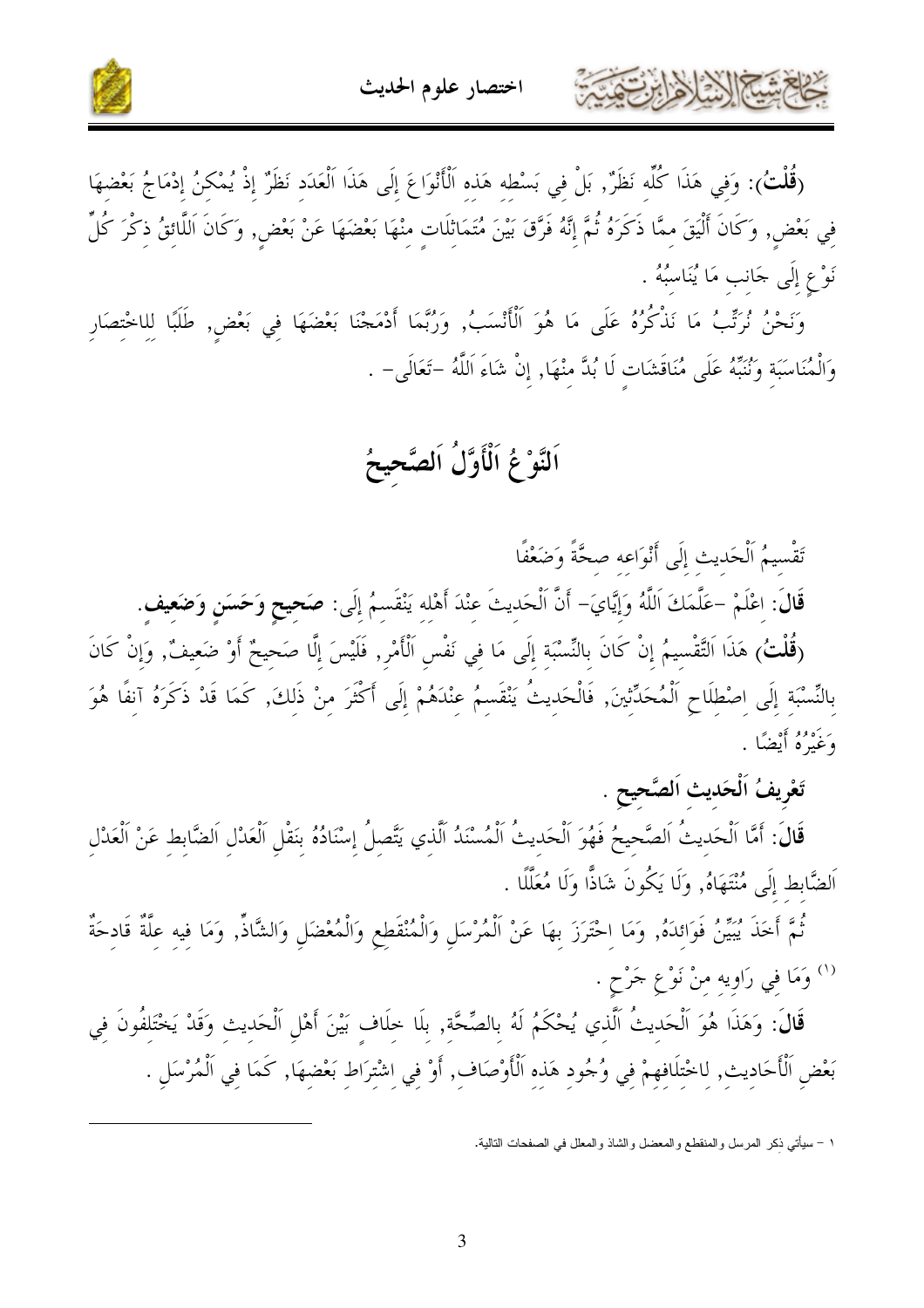**(قُلْتُ)**: وَفِي هَذَا كُلِّهِ نَظَرٌ, بَلْ فِي بَسْطِهِ هَذِهِ اَلْأَنْوَاعَ إِلَى هَذَا اَلْعَدَدِ نَظَرٌ إِذْ يُمْكِنُ إِدْمَاجُ بَعْضِهَا فِي بَعْضٍ, وَكَانَ أَلْيَقَ مِمَّا ذَكَرَهُ ثُمَّ إِنَّهُ فَرَّقَ بَيْنَ مُتَمَاثِلَاتٍ مِنْهَا بَعْضَهَا عَنْ بَعْضٍ, وَكَانَ اَللَّائِقُ ذِكْرَ كُلِّ نَوْعٍ إِلَى جَانِبِ مَا يُنَاسِبُهُ .

وَنَحْنُ نُرَتِّبُ مَا نَذْكُرُهُ عَلَى مَا هُوَ اَلْأَنْسَبُ, وَرُبَّمَا أَدْمَجْنَا بَعْضَهَا فِي بَعْضٍ, طَلَبًا لِلِاخْتِصَارِ وَالْمُنَاسَبَةِ وَنُنَبِّهُ عَلَى مُنَاقَشَاتٍ لَا بُدَّ مِنْهَا, إِنْ شَاءَ اَللَّهُ -تَعَالَى- .

# اَلنَّوْعُ اَلْأَوَّلُ اَلصَّحِيحُ

تَقْسِيمُ اَلْحَدِيثِ إِلَى أَنْوَاعِهِ صِحَّةً وَضَعْفًا

**قَالَ**: اِعْلَمْ -عَلَّمَكَ اَللَّهُ وَإِيَّايَ- أَنَّ اَلْحَدِيثَ عِنْدَ أَهْلِهِ يَنْقَسِمُ إِلَى: **صَحِيحٍ وَحَسَنٍ وَضَعِيفٍ**.

**(قُلْتُ)** هَذَا اَلتَّقْسِيمُ إِنْ كَانَ بِالنِّسْبَةِ إِلَى مَا فِي نَفْسِ اَلْأَمْرِ, فَلَيْسَ إِلَّا صَحِيحٌ أَوْ ضَعِيفٌ, وَإِنْ كَانَ بِالنِّسْبَةِ إِلَى اِصْطِلَاحِ اَلْمُحَدِّثِينَ, فَالْحَدِيثُ يَنْقَسِمُ عِنْدَهُمْ إِلَى أَكْثَرَ مِنْ ذَلِكَ, كَمَا قَدْ ذَكَرَهُ آنِفًا هُوَ وَغَيْرُهُ أَيْضًا .

**تَعْرِيفُ اَلْحَدِيثِ اَلصَّحِيحِ .**

**قَالَ**: أَمَّا اَلْحَدِيثُ اَلصَّحِيحُ فَهُوَ اَلْحَدِيثُ اَلْمُسْنَدُ اَلَّذِي يَتَّصِلُ إِسْنَادُهُ بِنَقْلِ اَلْعَدْلِ اَلضَّابِطِ عَنْ اَلْعَدْلِ اَلضَّابِطِ إِلَى مُنْتَهَاهُ, وَلَا يَكُونَ شَاذًّا وَلَا مُعَلَّلًا .

ثُمَّ أَخَذَ يُبَيِّنُ فَوَائِدَهُ, وَمَا اِحْتَرَزَ بِهَا عَنْ اَلْمُرْسَلِ وَالْمُنْقَطِعِ وَالْمُعْضَلِ وَالشَّاذِّ, وَمَا فِيهِ عِلَّةٌ قَادِحَةٌ [1] وَمَا فِي رَاوِيهِ مِنْ نَوْعِ جَرْحٍ .

**قَالَ**: وَهَذَا هُوَ اَلْحَدِيثُ اَلَّذِي يُحْكَمُ لَهُ بِالصِّحَّةِ, بِلَا خِلَافٍ بَيْنَ أَهْلِ اَلْحَدِيثِ وَقَدْ يَخْتَلِفُونَ فِي بَعْضِ اَلْأَحَادِيثِ, لِاخْتِلَافِهِمْ فِي وُجُودِ هَذِهِ اَلْأَوْصَافِ, أَوْ فِي اِشْتِرَاطِ بَعْضِهَا, كَمَا فِي اَلْمُرْسَلِ .

---

١ – سيأتي ذكر المرسل والمنقطع والمعضل والشاذ والمعلل في الصفحات التالية.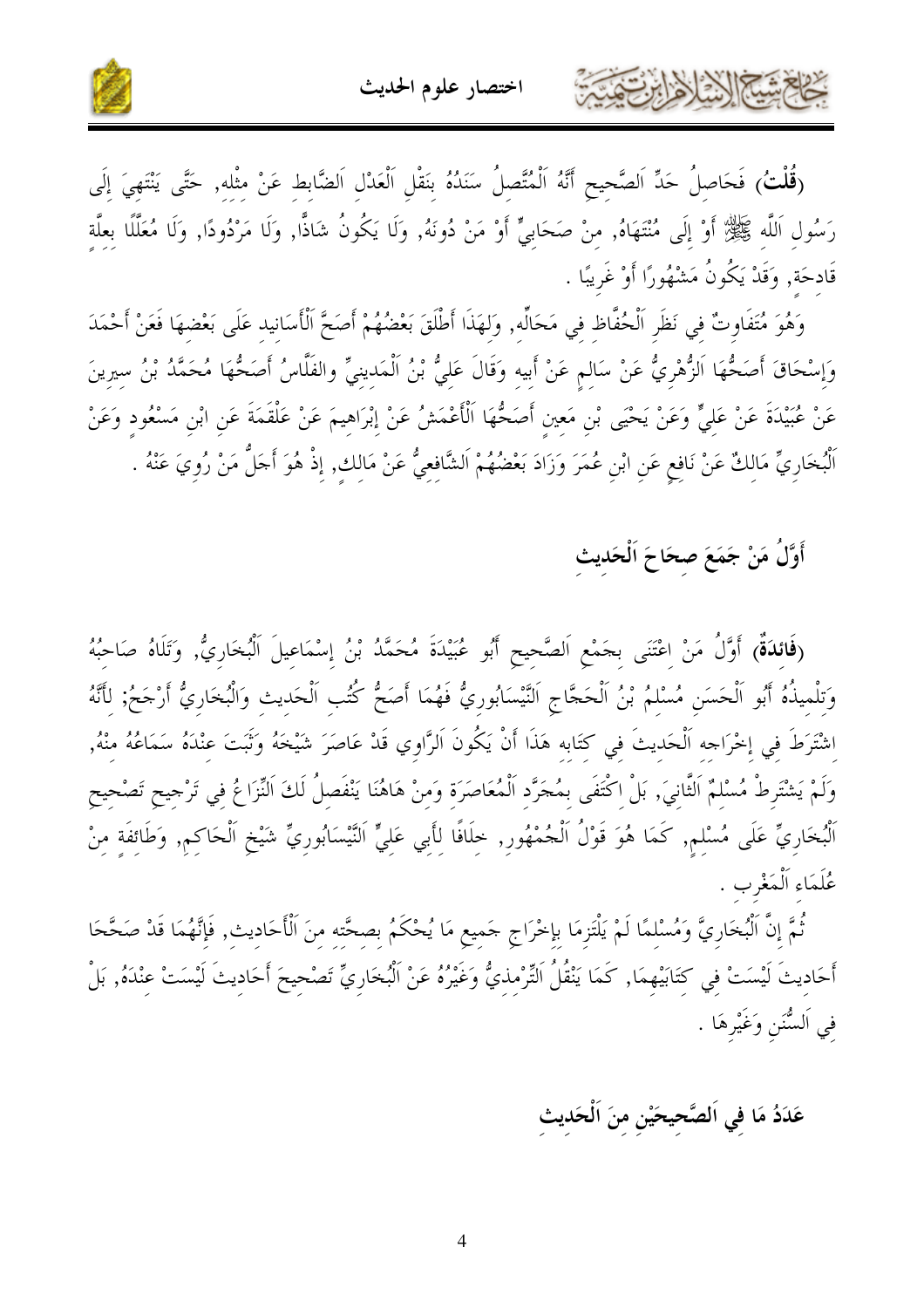(**قُلْتُ**) فَحَاصِلُ حَدِّ اَلصَّحِيحِ أَنَّهُ اَلْمُتَّصِلُ سَنَدُهُ بِنَقْلِ اَلْعَدْلِ اَلضَّابِطِ عَنْ مِثْلِهِ, حَتَّى يَنْتَهِيَ إِلَى رَسُولِ اَللَّهِ ﷺ أَوْ إِلَى مُنْتَهَاهُ, مِنْ صَحَابِيٍّ أَوْ مَنْ دُونَهُ, وَلَا يَكُونُ شَاذًّا, وَلَا مَرْدُودًا, وَلَا مُعَلَّلًا بِعِلَّةٍ قَادِحَةٍ, وَقَدْ يَكُونُ مَشْهُورًا أَوْ غَرِيبًا .

وَهُوَ مُتَفَاوِتٌ فِي نَظَرِ اَلْحُفَّاظِ فِي مَحَالِّهِ, وَلِهَذَا أَطْلَقَ بَعْضُهُمْ أَصَحَّ اَلْأَسَانِيدِ عَلَى بَعْضِهَا فَعَنْ أَحْمَدَ وَإِسْحَاقَ أَصَحُّهَا اَلزُّهْرِيُّ عَنْ سَالِمٍ عَنْ أَبِيهِ وَقَالَ عَلِيُّ بْنُ اَلْمَدِينِيِّ والفَلَّاسُ أَصَحُّهَا مُحَمَّدُ بْنُ سِيرِينَ عَنْ عُبَيْدَةَ عَنْ عَلِيٍّ وَعَنْ يَحْيَى بْنِ مَعِينٍ أَصَحُّهَا اَلْأَعْمَشُ عَنْ إِبْرَاهِيمَ عَنْ عَلْقَمَةَ عَنِ ابْنِ مَسْعُودٍ وَعَنْ اَلْبُخَارِيِّ مَالِكٌ عَنْ نَافِعٍ عَنِ ابْنِ عُمَرَ وَزَادَ بَعْضُهُمُ اَلشَّافِعِيُّ عَنْ مَالِكٍ, إِذْ هُوَ أَجَلُّ مَنْ رُوِيَ عَنْهُ .

## أَوَّلُ مَنْ جَمَعَ صِحَاحَ اَلْحَدِيثِ

(**فَائِدَةٌ**) أَوَّلُ مَنْ اِعْتَنَى بِجَمْعِ اَلصَّحِيحِ أَبُو عُبَيْدَةَ مُحَمَّدُ بْنُ إِسْمَاعِيلَ اَلْبُخَارِيُّ, وَتَلَاهُ صَاحِبُهُ وَتِلْمِيذُهُ أَبُو اَلْحَسَنِ مُسْلِمُ بْنُ اَلْحَجَّاجِ اَلنَّيْسَابُورِيُّ فَهُمَا أَصَحُّ كُتُبِ اَلْحَدِيثِ وَالْبُخَارِيُّ أَرْجَحُ; لِأَنَّهُ اِشْتَرَطَ فِي إِخْرَاجِهِ اَلْحَدِيثَ فِي كِتَابِهِ هَذَا أَنْ يَكُونَ اَلرَّاوِي قَدْ عَاصَرَ شَيْخَهُ وَثَبَتَ عِنْدَهُ سَمَاعُهُ مِنْهُ, وَلَمْ يَشْتَرِطْ مُسْلِمٌ اَلثَّانِيَ, بَلِ اكْتَفَى بِمُجَرَّدِ اَلْمُعَاصَرَةِ وَمِنْ هَاهُنَا يَنْفَصِلُ لَكَ اَلنِّزَاعُ فِي تَرْجِيحِ تَصْحِيحِ اَلْبُخَارِيِّ عَلَى مُسْلِمٍ, كَمَا هُوَ قَوْلُ اَلْجُمْهُورِ, خِلَافًا لِأَبِي عَلِيٍّ اَلنَّيْسَابُورِيِّ شَيْخِ اَلْحَاكِمِ, وَطَائِفَةٍ مِنْ عُلَمَاءِ اَلمَغْرِبِ .

ثُمَّ إِنَّ اَلْبُخَارِيَّ وَمُسْلِمًا لَمْ يَلْتَزِمَا بِإِخْرَاجِ جَمِيعِ مَا يُحْكَمُ بِصِحَّتِهِ مِنَ اَلْأَحَادِيثِ, فَإِنَّهُمَا قَدْ صَحَّحَا أَحَادِيثَ لَيْسَتْ فِي كِتَابَيْهِمَا, كَمَا يَنْقُلُ اَلتِّرْمِذِيُّ وَغَيْرُهُ عَنْ اَلْبُخَارِيِّ تَصْحِيحَ أَحَادِيثَ لَيْسَتْ عِنْدَهُ, بَلْ فِي اَلسُّنَنِ وَغَيْرِهَا .

## عَدَدُ مَا فِي اَلصَّحِيحَيْنِ مِنَ اَلْحَدِيثِ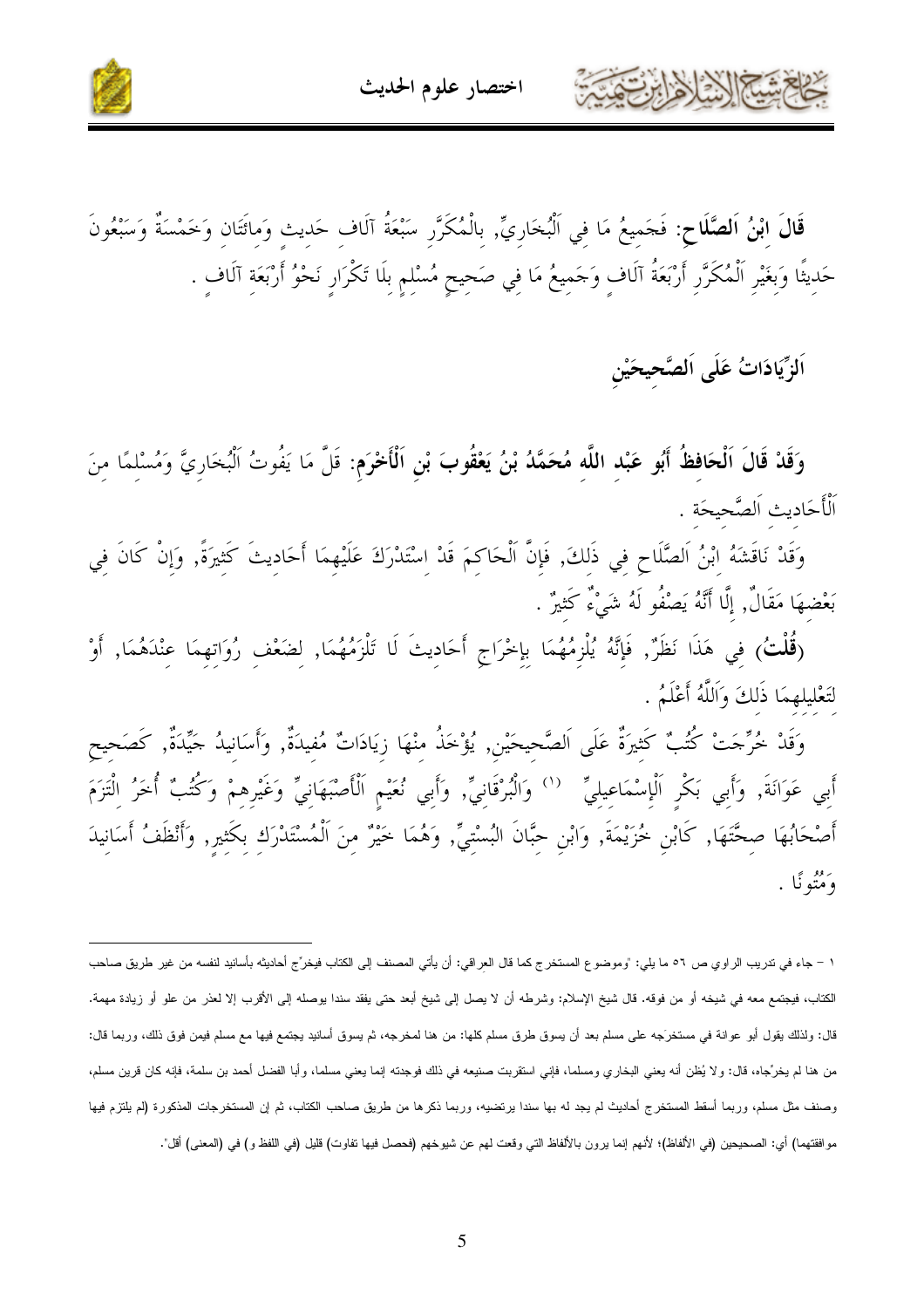**قَالَ ابْنُ اَلصَّلَاحِ**: فَجَمِيعُ مَا فِي اَلْبُخَارِيِّ, بِالْمُكَرَّرِ سَبْعَةُ آلَافِ حَدِيثٍ وَمِائَتَانِ وَخَمْسَةٌ وَسَبْعُونَ حَدِيثًا وَبِغَيْرِ اَلْمُكَرَّرِ أَرْبَعَةُ آلَافٍ وَجَمِيعُ مَا فِي صَحِيحِ مُسْلِمٍ بِلَا تَكْرَارٍ نَحْوُ أَرْبَعَةِ آلَافٍ .

## اَلزِّيَادَاتُ عَلَى اَلصَّحِيحَيْنِ

**وَقَدْ قَالَ اَلْحَافِظُ أَبُو عَبْدِ اللَّهِ مُحَمَّدُ بْنُ يَعْقُوبَ بْنِ اَلْأَخْرَمِ**: قَلَّ مَا يَفُوتُ اَلْبُخَارِيَّ وَمُسْلِمًا مِنَ اَلْأَحَادِيثِ اَلصَّحِيحَةِ .

وَقَدْ نَاقَشَهُ ابْنُ اَلصَّلَاحِ فِي ذَلِكَ, فَإِنَّ اَلْحَاكِمَ قَدْ اسْتَدْرَكَ عَلَيْهِمَا أَحَادِيثَ كَثِيرَةً, وَإِنْ كَانَ فِي بَعْضِهَا مَقَالٌ, إِلَّا أَنَّهُ يَصْفُو لَهُ شَيْءٌ كَثِيرٌ .

**(قُلْتُ)** فِي هَذَا نَظَرٌ, فَإِنَّهُ يُلْزِمُهُمَا بِإِخْرَاجِ أَحَادِيثَ لَا تَلْزَمُهُمَا, لِضَعْفِ رُوَاتِهِمَا عِنْدَهُمَا, أَوْ لِتَعْلِيلِهِمَا ذَلِكَ وَاَللَّهُ أَعْلَمُ .

وَقَدْ خُرِّجَتْ كُتُبٌ كَثِيرَةٌ عَلَى اَلصَّحِيحَيْنِ, يُؤْخَذُ مِنْهَا زِيَادَاتٌ مُفِيدَةٌ, وَأَسَانِيدُ جَيِّدَةٌ, كَصَحِيحِ أَبِي عَوَانَةَ, وَأَبِي بَكْرٍ اَلْإِسْمَاعِيلِيِّ [1] وَالْبُرْقَانِيِّ, وَأَبِي نُعَيْمٍ اَلْأَصْبَهَانِيِّ وَغَيْرِهِمْ وَكُتُبٌ أُخَرُ اِلْتَزَمَ أَصْحَابُهَا صِحَّتَهَا, كَابْنِ خُزَيْمَةَ, وَابْنِ حِبَّانَ الْبُسْتِيِّ, وَهُمَا خَيْرٌ مِنَ اَلْمُسْتَدْرَكِ بِكَثِيرٍ, وَأَنْظَفُ أَسَانِيدَ وَمُتُونًا .

---

١ – جاء في تدريب الراوي ص ٥٦ ما يلي: "وموضوع المستخرج كما قال العراقي: أن يأتي المصنف إلى الكتاب فيخرّج أحاديثه بأسانيد لنفسه من غير طريق صاحب الكتاب، فيجتمع معه في شيخه أو من فوقه. قال شيخ الإسلام: وشرطه أن لا يصل إلى شيخ أبعد حتى يفقد سندا يوصله إلى الأقرب إلا لعذر من علو أو زيادة مهمة. قال: ولذلك يقول أبو عوانة في مستخرجه على مسلم بعد أن يسوق طرق مسلم كلها: من هنا لمخرجه، ثم يسوق أسانيد يجتمع فيها مع مسلم فيمن فوق ذلك، وربما قال: من هنا لم يخرّجاه، قال: ولا يُظن أنه يعني البخاري ومسلما، فإني استقريت صنيعه في ذلك فوجدته إنما يعني مسلما، وأبا الفضل أحمد بن سلمة، فإنه كان قرين مسلم، وصنف مثل مسلم، وربما أسقط المستخرج أحاديث لم يجد له بها سندا يرتضيه، وربما ذكرها من طريق صاحب الكتاب، ثم إن المستخرجات المذكورة (لم يلتزم فيها موافقتهما) أي: الصحيحين (في الألفاظ)؛ لأنهم إنما يرون بالألفاظ التي وقعت لهم عن شيوخهم (فحصل فيها تفاوت) قليل (في اللفظ و) في (المعنى) أقل".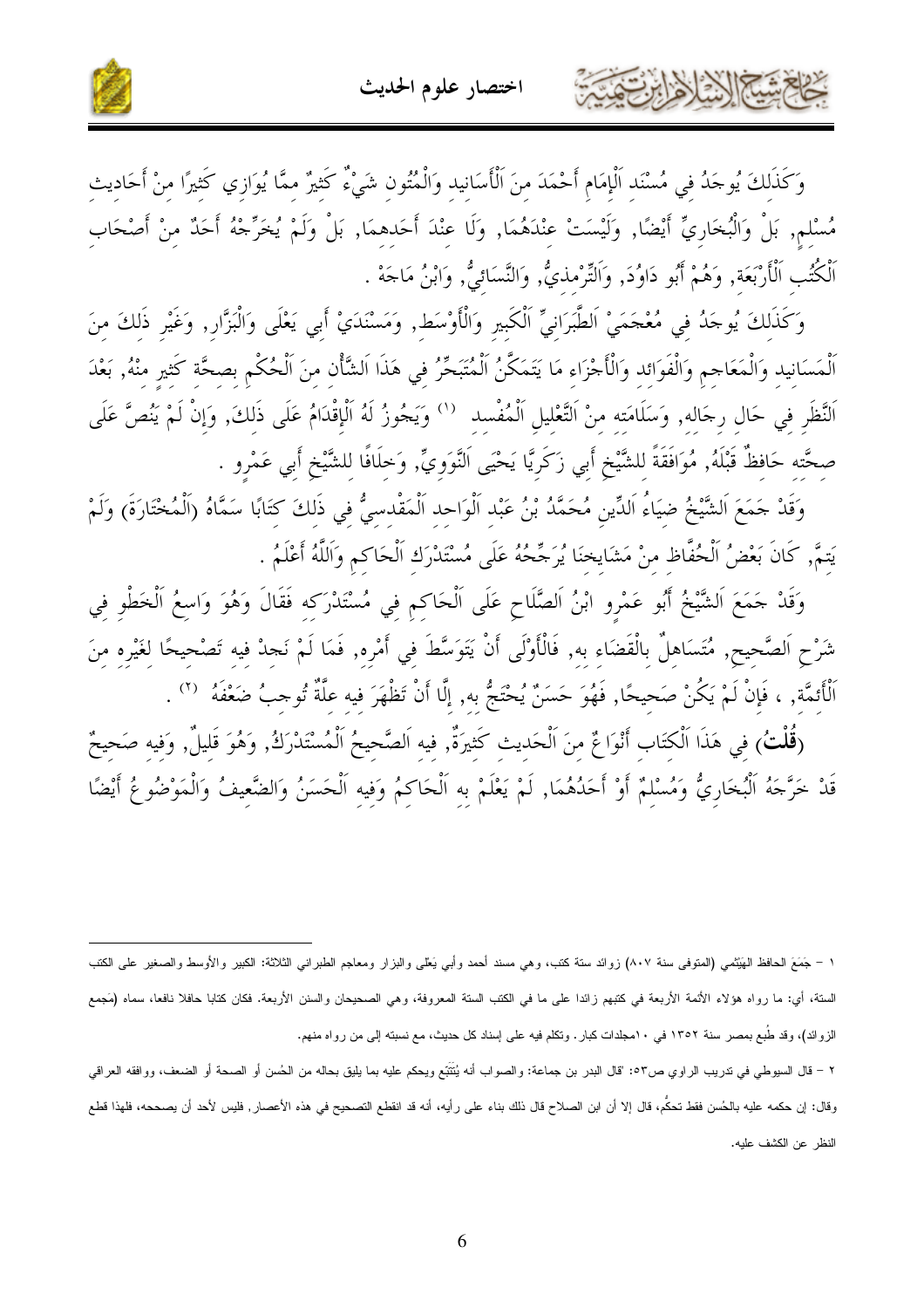وَكَذَلِكَ يُوجَدُ فِي مُسْنَدِ اَلْإِمَامِ أَحْمَدَ مِنَ اَلْأَسَانِيدِ وَالْمُتُونِ شَيْءٌ كَثِيرٌ مِمَّا يُوَازِي كَثِيرًا مِنْ أَحَادِيثِ مُسْلِمٍ, بَلْ وَالْبُخَارِيِّ أَيْضًا, وَلَيْسَتْ عِنْدَهُمَا, وَلَا عِنْدَ أَحَدِهِمَا, بَلْ وَلَمْ يُخَرِّجْهُ أَحَدٌ مِنْ أَصْحَابِ اَلْكُتُبِ اَلْأَرْبَعَةِ, وَهُمْ أَبُو دَاوُدَ, وَالتِّرْمِذِيُّ, وَالنَّسَائِيُّ, وَابْنُ مَاجَهْ .

وَكَذَلِكَ يُوجَدُ فِي مُعْجَمَيْ اَلطَّبَرَانِيِّ اَلْكَبِيرِ وَالْأَوْسَطِ, وَمُسْنَدَيْ أَبِي يَعْلَى وَالْبَزَّارِ, وَغَيْرِ ذَلِكَ مِنَ اَلْمَسَانِيدِ وَالْمَعَاجِمِ وَالْفَوَائِدِ وَالْأَجْزَاءِ مَا يَتَمَكَّنُ اَلْمُتَبَحِّرُ فِي هَذَا اَلشَّأْنِ مِنَ اَلْحُكْمِ بِصِحَّةِ كَثِيرٍ مِنْهُ, بَعْدَ اَلنَّظَرِ فِي حَالِ رِجَالِهِ, وَسَلَامَتِهِ مِنْ اَلتَّعْلِيلِ اَلْمُفْسِدِ [1] وَيَجُوزُ لَهُ اَلْإِقْدَامُ عَلَى ذَلِكَ, وَإِنْ لَمْ يَنُصَّ عَلَى صِحَّتِهِ حَافِظٌ قَبْلَهُ, مُوَافَقَةً لِلشَّيْخِ أَبِي زَكَرِيَّا يَحْيَى اَلنَّوَوِيِّ, وَخِلَافًا لِلشَّيْخِ أَبِي عَمْرٍو .

وَقَدْ جَمَعَ اَلشَّيْخُ ضِيَاءُ اَلدِّينِ مُحَمَّدُ بْنُ عَبْدِ اَلْوَاحِدِ اَلْمَقْدِسِيُّ فِي ذَلِكَ كِتَابًا سَمَّاهُ (اَلْمُخْتَارَةَ) وَلَمْ يَتِمَّ, كَانَ بَعْضُ اَلْحُفَّاظِ مِنْ مَشَايِخِنَا يُرَجِّحُهُ عَلَى مُسْتَدْرَكِ اَلْحَاكِمِ وَاَللَّهُ أَعْلَمُ .

وَقَدْ جَمَعَ اَلشَّيْخُ أَبُو عَمْرٍو ابْنُ اَلصَّلَاحِ عَلَى اَلْحَاكِمِ فِي مُسْتَدْرَكِهِ فَقَالَ وَهُوَ وَاسِعُ اَلْخَطْوِ فِي شَرْطِ اَلصَّحِيحِ, مُتَسَاهِلٌ بِالْقَضَاءِ بِهِ, فَالْأَوْلَى أَنْ يَتَوَسَّطَ فِي أَمْرِهِ, فَمَا لَمْ نَجِدْ فِيهِ تَصْحِيحًا لِغَيْرِهِ مِنَ اَلْأَئِمَّةِ, ، فَإِنْ لَمْ يَكُنْ صَحِيحًا, فَهُوَ حَسَنٌ يُحْتَجُّ بِهِ, إِلَّا أَنْ تَظْهَرَ فِيهِ عِلَّةٌ تُوجِبُ ضَعْفَهُ [2] .

**(قُلْتُ)** فِي هَذَا اَلْكِتَابِ أَنْوَاعٌ مِنَ اَلْحَدِيثِ كَثِيرَةٌ, فِيهِ اَلصَّحِيحُ اَلْمُسْتَدْرَكُ, وَهُوَ قَلِيلٌ, وَفِيهِ صَحِيحٌ قَدْ خَرَّجَهُ اَلْبُخَارِيُّ وَمُسْلِمٌ أَوْ أَحَدُهُمَا, لَمْ يَعْلَمْ بِهِ اَلْحَاكِمُ وَفِيهِ اَلْحَسَنُ وَالضَّعِيفُ وَالْمَوْضُوعُ أَيْضًا

---

١ – جَمَعَ الحافظ الهَيْثَمي (المتوفى سنة ٨٠٧) زوائد ستة كتب، وهي مسند أحمد وأبي يَعْلى والبزار ومعاجم الطبراني الثلاثة: الكبير والأوسط والصغير على الكتب الستة، أي: ما رواه هؤلاء الأئمة الأربعة في كتبهم زائدا على ما في الكتب الستة المعروفة، وهي الصحيحان والسنن الأربعة. فكان كتابا حافلا نافعا، سماه (مجمع الزوائد)، وقد طُبع بمصر سنة ١٣٥٢ في ١٠مجلدات كبار. وتكلم فيه على إسناد كل حديث، مع نسبته إلى من رواه منهم.

٢ – قال السيوطي في تدريب الراوي ص٥٣: "قال البدر بن جماعة: والصواب أنه يُتَتَبّع ويحكم عليه بما يليق بحاله من الحُسن أو الصحة أو الضعف، ووافقه العراقي وقال: إن حكمه عليه بالحُسن فقط تحكُّم، قال إلا أن ابن الصلاح قال ذلك بناء على رأيه، أنه قد انقطع التصحيح في هذه الأعصار, فليس لأحد أن يصححه، فلهذا قطع النظر عن الكشف عليه.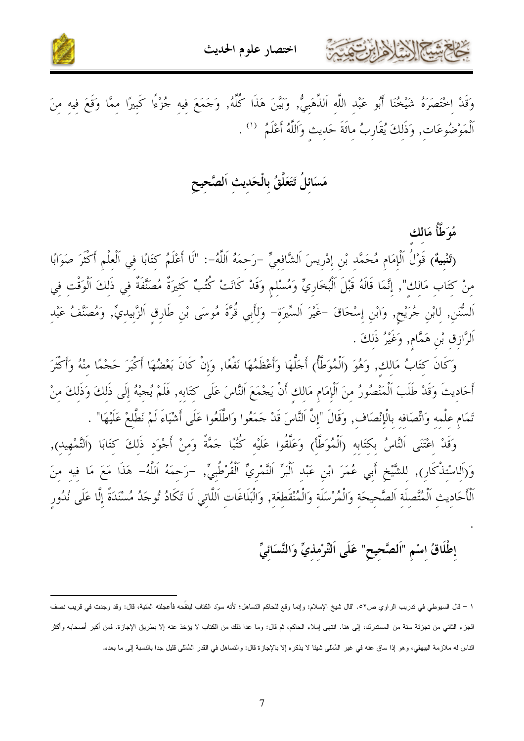وَقَدْ اخْتَصَرَهُ شَيْخُنَا أَبُو عَبْدِ اللَّهِ اَلذَّهَبِيُّ, وَبَيَّنَ هَذَا كُلَّهُ, وَجَمَعَ فِيهِ جُزْءًا كَبِيرًا مِمَّا وَقَعَ فِيهِ مِنَ اَلْمَوْضُوعَاتِ, وَذَلِكَ يُقَارِبُ مِائَةَ حَدِيثٍ وَاَللَّهُ أَعْلَمُ [1] .

## مَسَائِلُ تَتَعَلَّقُ بِالْحَدِيثِ اَلصَّحِيحِ

### مُوَطَّأُ مَالِك

**(تَنْبِيهٌ)** قَوْلُ اَلْإِمَامِ مُحَمَّدِ بْنِ إِدْرِيسَ اَلشَّافِعِيِّ -رَحِمَهُ اَللَّهُ-: "لَا أَعْلَمُ كِتَابًا فِي اَلْعِلْمِ أَكْثَرَ صَوَابًا مِنْ كِتَابِ مَالِكٍ", إِنَّمَا قَالَهُ قَبْلَ اَلْبُخَارِيِّ وَمُسْلِمٍ وَقَدْ كَانَتْ كُتُبٌ كَثِيرَةٌ مُصَنَّفَةٌ فِي ذَلِكَ اَلْوَقْتِ فِي اَلسُّنَنِ, لِابْنِ جُرَيْجٍ, وَابْنِ إِسْحَاقَ -غَيْرَ اَلسِّيرَةِ- وَلِأَبِي قُرَّةَ مُوسَى بْنِ طَارِقٍ اَلزَّبِيدِيِّ, وَمُصَنَّفُ عَبْدِ اَلرَّزَّاقِ بْنِ هَمَّامٍ, وَغَيْرُ ذَلِكَ .

وَكَانَ كِتَابُ مَالِكٍ, وَهُوَ (اَلْمُوَطَّأُ) أَجَلَّهَا وَأَعْظَمَهَا نَفْعًا, وَإِنْ كَانَ بَعْضُهَا أَكْبَرَ حَجْمًا مِنْهُ وَأَكْثَرَ أَحَادِيثَ وَقَدْ طَلَبَ اَلْمَنْصُورُ مِنَ اَلْإِمَامِ مَالِكٍ أَنْ يَجْمَعَ اَلنَّاسَ عَلَى كِتَابِهِ, فَلَمْ يُجِبْهُ إِلَى ذَلِكَ وَذَلِكَ مِنْ تَمَامِ عِلْمِهِ وَاتِّصَافِهِ بِالْإِنْصَافِ, وَقَالَ "إِنَّ اَلنَّاسَ قَدْ جَمَعُوا وَاطَّلَعُوا عَلَى أَشْيَاءَ لَمْ نَطَّلِعْ عَلَيْهَا" .

وَقَدْ اعْتَنَى اَلنَّاسُ بِكِتَابِهِ (اَلْمُوَطَّأِ) وَعَلَّقُوا عَلَيْهِ كُتُبًا جَمَّةً وَمِنْ أَجْوَدِ ذَلِكَ كِتَابَا (اَلتَّمْهِيدِ), وَ(اَلِاسْتِذْكَارِ), لِلشَّيْخِ أَبِي عُمَرَ ابْنِ عَبْدِ اَلْبَرِّ اَلنَّمْرِيِّ اَلْقُرْطُبِيِّ, -رَحِمَهُ اَللَّهُ- هَذَا مَعَ مَا فِيهِ مِنَ اَلْأَحَادِيثِ اَلْمُتَّصِلَةِ اَلصَّحِيحَةِ وَالْمُرْسَلَةِ وَالْمُنْقَطِعَةِ, وَالْبَلَاغَاتِ اَللَّاتِي لَا تَكَادُ تُوجَدُ مُسْنَدَةً إِلَّا عَلَى نُدُورٍ .

### إِطْلَاقُ اِسْمِ "اَلصَّحِيحِ" عَلَى اَلتِّرْمِذِيِّ وَالنَّسَائِيِّ

---

1 - قال السيوطي في تدريب الراوي ص52. "قال شيخ الإسلام: وإنما وقع للحاكم التساهل؛ لأنه سوّد الكتاب لينقّحه فأعجلته المنية، قال: وقد وجدت في قريب نصف الجزء الثاني من تجزئة ستة من المستدرك، إلى هنا. انتهى إملاء الحاكم، ثم قال: وما عدا ذلك من الكتاب لا يؤخذ عنه إلا بطريق الإجازة. فمن أكبر أصحابه وأكثر الناس له ملازمة البيهقي، وهو إذا ساق عنه في غير المُمْلى شيئا لا يذكره إلا بالإجازة قال: والتساهل في القدر المُملى قليل جدا بالنسبة إلى ما بعده.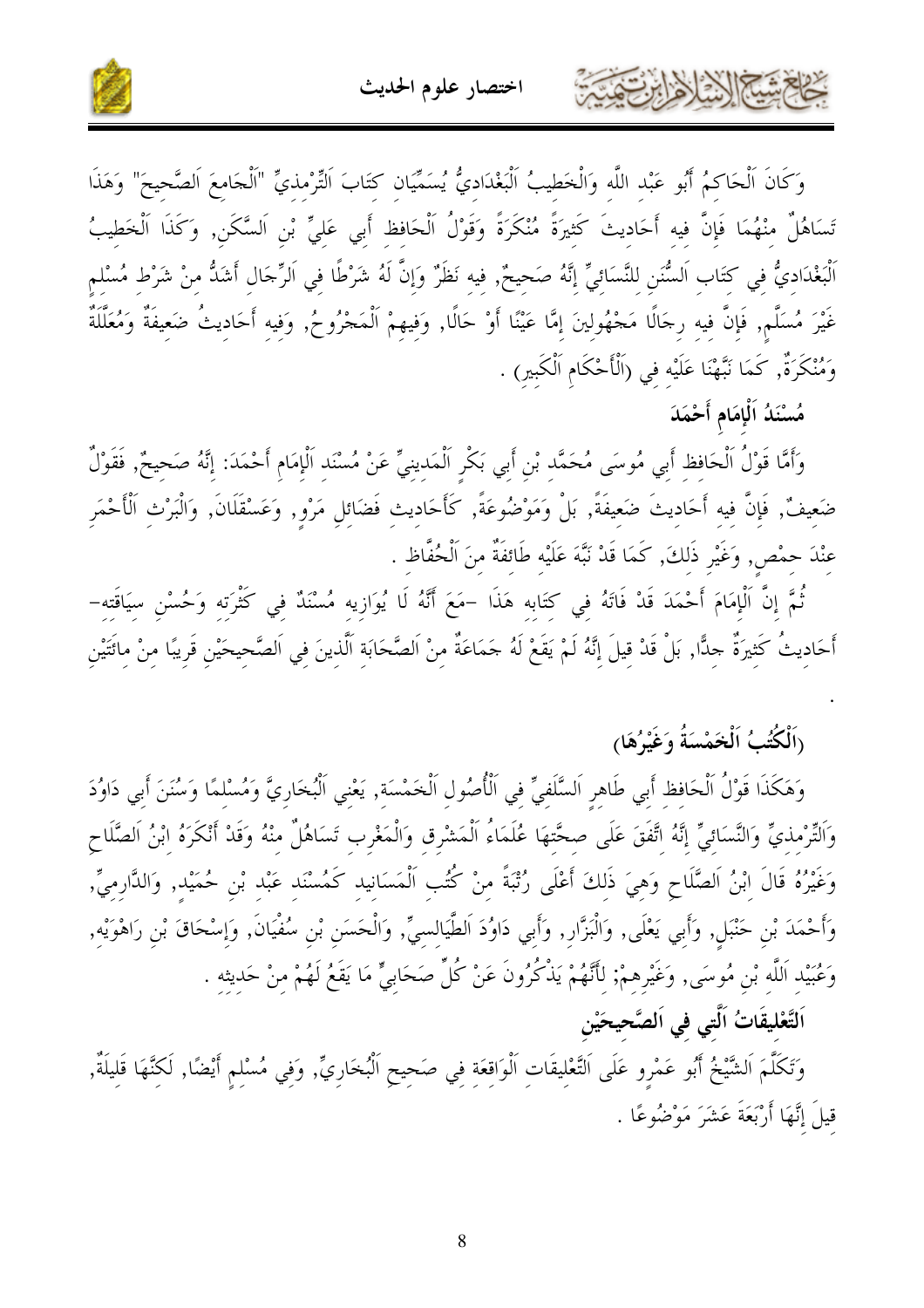وَكَانَ اَلْحَاكِمُ أَبُو عَبْدِ اللَّهِ وَالْخَطِيبُ اَلْبَغْدَادِيُّ يُسَمِّيَانِ كِتَابَ اَلتِّرْمِذِيِّ "اَلْجَامِعَ اَلصَّحِيحَ" وَهَذَا تَسَاهُلٌ مِنْهُمَا فَإِنَّ فِيهِ أَحَادِيثَ كَثِيرَةً مُنْكَرَةً وَقَوْلُ اَلْحَافِظِ أَبِي عَلِيِّ بْنِ اَلسَّكَنِ, وَكَذَا اَلْخَطِيبُ اَلْبَغْدَادِيُّ فِي كِتَابِ اَلسُّنَنِ لِلنَّسَائِيِّ إِنَّهُ صَحِيحٌ, فِيهِ نَظَرٌ وَإِنَّ لَهُ شَرْطًا فِي اَلرِّجَالِ أَشَدُّ مِنْ شَرْطِ مُسْلِمٍ غَيْرَ مُسَلَّمٍ, فَإِنَّ فِيهِ رِجَالًا مَجْهُولِينَ إِمَّا عَيْنًا أَوْ حَالًا, وَفِيهِمْ اَلْمَجْرُوحُ, وَفِيهِ أَحَادِيثُ ضَعِيفَةٌ وَمُعَلَّلَةٌ وَمُنْكَرَةٌ, كَمَا نَبَّهْنَا عَلَيْهِ فِي (اَلْأَحْكَامِ اَلْكَبِيرِ) .

## مُسْنَدُ اَلْإِمَامِ أَحْمَدَ

وَأَمَّا قَوْلُ اَلْحَافِظِ أَبِي مُوسَى مُحَمَّدِ بْنِ أَبِي بَكْرٍ اَلْمَدِينِيِّ عَنْ مُسْنَدِ اَلْإِمَامِ أَحْمَدَ: إِنَّهُ صَحِيحٌ, فَقَوْلٌ ضَعِيفٌ, فَإِنَّ فِيهِ أَحَادِيثَ ضَعِيفَةً, بَلْ وَمَوْضُوعَةً, كَأَحَادِيثِ فَضَائِلِ مَرْوٍ, وَعَسْقَلَانَ, وَالْبَرْثِ اَلْأَحْمَرِ عِنْدَ حِمْصٍ, وَغَيْرِ ذَلِكَ, كَمَا قَدْ نَبَّهَ عَلَيْهِ طَائِفَةٌ مِنَ اَلْحُفَّاظِ .

ثُمَّ إِنَّ اَلْإِمَامَ أَحْمَدَ قَدْ فَاتَهُ فِي كِتَابِهِ هَذَا -مَعَ أَنَّهُ لَا يُوَازِيهِ مُسْنَدٌ فِي كَثْرَتِهِ وَحُسْنِ سِيَاقَتِهِ- أَحَادِيثُ كَثِيرَةٌ جِدًّا, بَلْ قَدْ قِيلَ إِنَّهُ لَمْ يَقَعْ لَهُ جَمَاعَةٌ مِنْ اَلصَّحَابَةِ اَلَّذِينَ فِي اَلصَّحِيحَيْنِ قَرِيبًا مِنْ مِائَتَيْنِ .

## (اَلْكُتُبُ اَلْخَمْسَةُ وَغَيْرُهَا)

وَهَكَذَا قَوْلُ اَلْحَافِظِ أَبِي طَاهِرٍ اَلسِّلَفِيِّ فِي اَلْأُصُولِ اَلْخَمْسَةِ, يَعْنِي اَلْبُخَارِيَّ وَمُسْلِمًا وَسُنَنَ أَبِي دَاوُدَ وَاَلتِّرْمِذِيِّ وَالنَّسَائِيِّ إِنَّهُ اتَّفَقَ عَلَى صِحَّتِهَا عُلَمَاءُ اَلْمَشْرِقِ وَالْمَغْرِبِ تَسَاهُلٌ مِنْهُ وَقَدْ أَنْكَرَهُ ابْنُ اَلصَّلَاحِ وَغَيْرُهُ قَالَ ابْنُ اَلصَّلَاحِ وَهِيَ ذَلِكَ أَعْلَى رُتْبَةً مِنْ كُتُبِ اَلْمَسَانِيدِ كَمُسْنَدِ عَبْدِ بْنِ حُمَيْدٍ, وَالدَّارِمِيِّ, وَأَحْمَدَ بْنِ حَنْبَلٍ, وَأَبِي يَعْلَى, وَالْبَزَّارِ, وَأَبِي دَاوُدَ اَلطَّيَالِسِيِّ, وَالْحَسَنِ بْنِ سُفْيَانَ, وَإِسْحَاقَ بْنِ رَاهْوَيْهِ, وَعُبَيْدِ اَللَّهِ بْنِ مُوسَى, وَغَيْرِهِمْ; لِأَنَّهُمْ يَذْكُرُونَ عَنْ كُلِّ صَحَابِيٍّ مَا يَقَعُ لَهُمْ مِنْ حَدِيثِهِ .

## اَلتَّعْلِيقَاتُ اَلَّتِي فِي اَلصَّحِيحَيْنِ

وَتَكَلَّمَ اَلشَّيْخُ أَبُو عَمْرٍو عَلَى اَلتَّعْلِيقَاتِ اَلْوَاقِعَةِ فِي صَحِيحِ اَلْبُخَارِيِّ, وَفِي مُسْلِمٍ أَيْضًا, لَكِنَّهَا قَلِيلَةٌ, قِيلَ إِنَّهَا أَرْبَعَةَ عَشَرَ مَوْضُوعًا .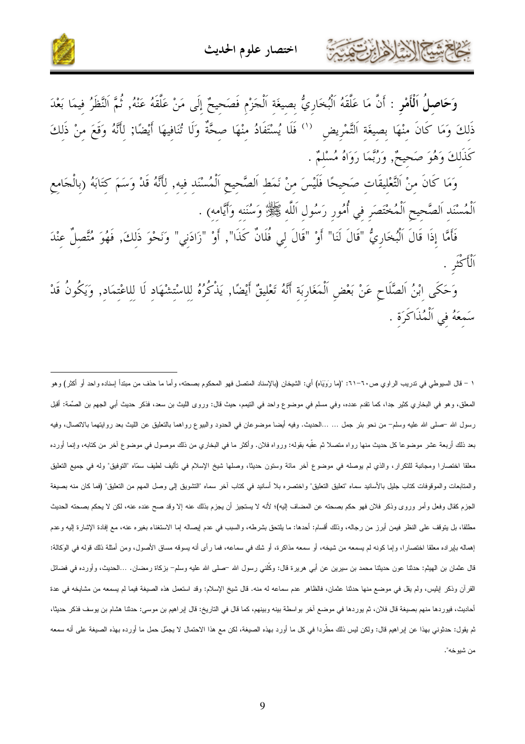**وَحَاصِلُ اَلْأَمْرِ** : أَنَّ مَا عَلَّقَهُ اَلْبُخَارِيُّ بِصِيغَةِ اَلْجَزْمِ فَصَحِيحٌ إِلَى مَنْ عَلَّقَهُ عَنْهُ, ثُمَّ اَلنَّظَرُ فِيمَا بَعْدَ ذَلِكَ وَمَا كَانَ مِنْهَا بِصِيغَةِ اَلتَّمْرِيضِ [1] فَلَا يُسْتَفَادُ مِنْهَا صِحَّةٌ وَلَا تُنَافِيهَا أَيْضًا; لِأَنَّهُ وَقَعَ مِنْ ذَلِكَ كَذَلِكَ وَهُوَ صَحِيحٌ, وَرُبَّمَا رَوَاهُ مُسْلِمٌ .

وَمَا كَانَ مِنْ اَلتَّعْلِيقَاتِ صَحِيحًا فَلَيْسَ مِنْ نَمَطِ اَلصَّحِيحِ اَلْمُسْنَدِ فِيهِ, لِأَنَّهُ قَدْ وَسَمَ كِتَابَهُ (بِالْجَامِعِ اَلْمُسْنَدِ اَلصَّحِيحِ اَلْمُخْتَصَرِ فِي أُمُورِ رَسُولِ اَللَّهِ ﷺ وَسُنَنِهِ وَأَيَّامِهِ) .

فَأَمَّا إِذَا قَالَ اَلْبُخَارِيُّ "قَالَ لَنَا" أَوْ "قَالَ لِي فُلَانٌ كَذَا", أَوْ "زَادَنِي" وَنَحْوَ ذَلِكَ, فَهُوَ مُتَّصِلٌ عِنْدَ اَلْأَكْثَرِ .

وَحَكَى اِبْنُ اَلصَّلَاحِ عَنْ بَعْضِ اَلْمَغَارِبَةِ أَنَّهُ تَعْلِيقٌ أَيْضًا, يَذْكُرُهُ لِلِاسْتِشْهَادِ لَا لِلِاعْتِمَادِ, وَيَكُونُ قَدْ سَمِعَهُ فِي اَلْمُذَاكَرَةِ .

---

١ - قال السيوطي في تدريب الراوي ص٦٠-٦١: "(ما رَوَيَاه) أي: الشيخان (بالإسناد المتصل فهو المحكوم بصحته، وأما ما حذف من مبتدأ إسناده واحد أو أكثر) وهو المعلق، وهو في البخاري كثير جدا، كما تقدم عدده، وفي مسلم في موضوع واحد في التيمم، حيث قال: وروى الليث بن سعد، فذكر حديث أبي الجهم بن الصّمة: أقبل رسول الله -صلى الله عليه وسلم- من نحو بئر جمل ... ...الحديث. وفيه أيضا موضوعان في الحدود والبيوع رواهما بالتعليق عن الليث بعد روايتهما بالاتصال، وفيه بعد ذلك أربعة عشر موضوعا كل حديث منها رواه متصلا ثم عقّبه بقوله: ورواه فلان. وأكثر ما في البخاري من ذلك موصول في موضوع آخر من كتابه، وإنما أورده معلقا اختصارا ومجانبة للتكرار، والذي لم يوصله في موضوع آخر مائة وستون حديثا، وصلها شيخ الإسلام في تأليف لطيف سمّاه "التوفيق" وله في جميع التعليق والمتابعات والموقوفات كتاب جليل بالأسانيد سماه "تعليق التعليق" واختصره بلا أسانيد في كتاب آخر سماه "التشويق إلى وصل المهم من التعليق" (فما كان منه بصيغة الجزم كقال وفعل وأمر وروى وذكر فلان فهو حكم بصحته عن المضاف إليه)؛ لأنه لا يستجيز أن يجزم بذلك عنه إلا وقد صح عنده عنه، لكن لا يحكم بصحته الحديث مطلقا، بل يتوقف على النظر فيمن أبرز من رجاله، وذلك أقسام: أحدها: ما يلتحق بشرطه، والسبب في عدم إيصاله إما الاستغناء بغيره عنه، مع إفادة الإشارة إليه وعدم إهماله بإيراده معلقا اختصارا، وإما كونه لم يسمعه من شيخه، أو سمعه مذاكرة، أو شك في سماعه، فما رأى أنه يسوقه مساق الأصول، ومن أمثلة ذلك قوله في الوَكالة: قال عثمان بن الهيثم: حدثنا عون حدثنا محمد بن سيرين عن أبي هريرة قال: وكّلني رسول الله -صلى الله عليه وسلم- بزكاة رمضان. ...الحديث، وأورده في فضائل القرآن وذكر إبليس، ولم يقل في موضع منها حدثنا عثمان، فالظاهر عدم سماعه له منه. قال شيخ الإسلام: وقد استعمل هذه الصيغة فيما لم يسمعه من مشايخه في عدة أحاديث، فيوردها منهم بصيغة قال فلان، ثم يوردها في موضع آخر بواسطة بينه وبينهم، كما قال في التاريخ: قال إبراهيم بن موسى: حدثنا هشام بن يوسف فذكر حديثا، ثم يقول: حدثوني بهذا عن إبراهيم قال: ولكن ليس ذلك مطّردا في كل ما أورد بهذه الصيغة، لكن مع هذا الاحتمال لا يجمّل حمل ما أورده بهذه الصيغة على أنه سمعه من شيوخه".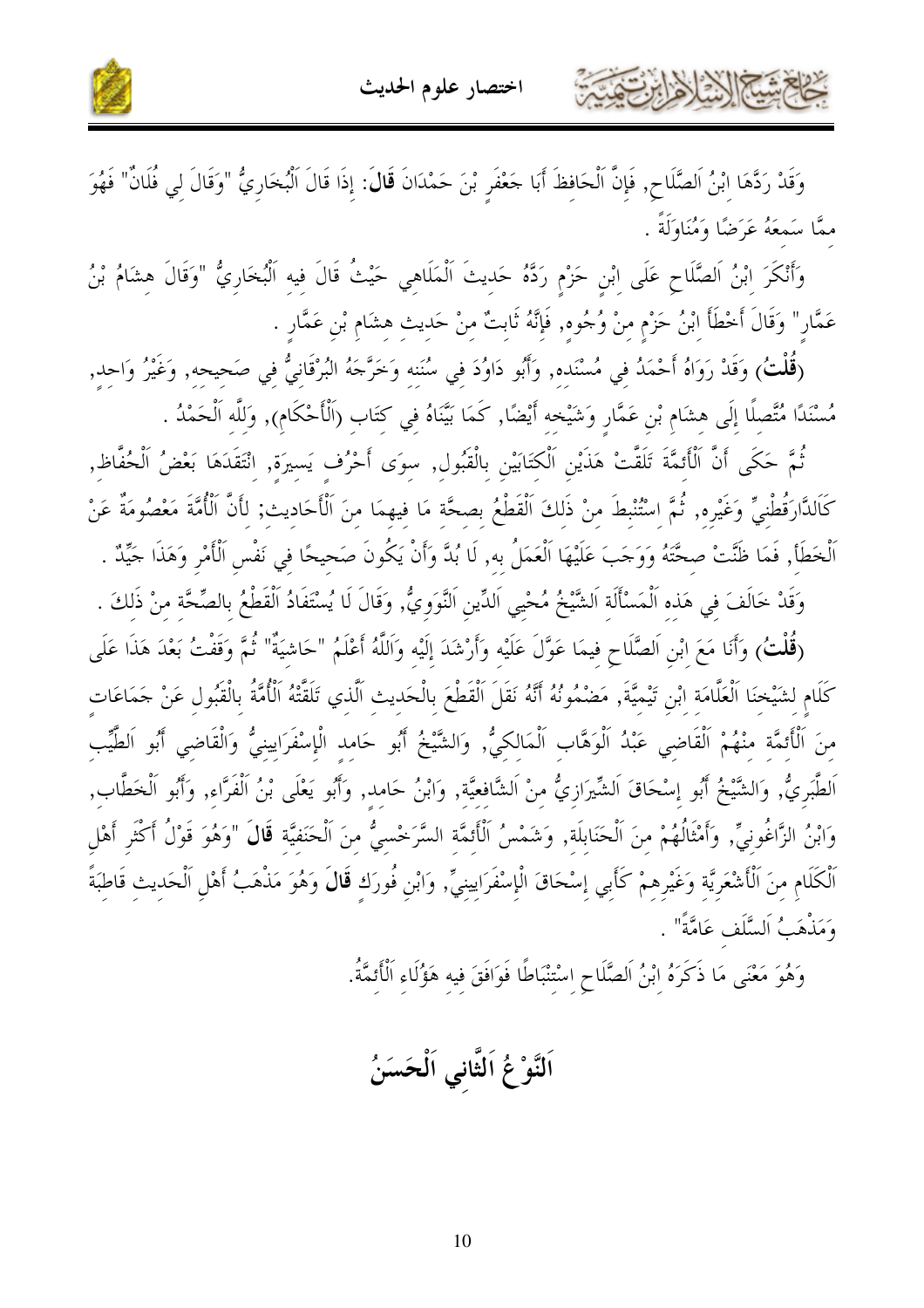وَقَدْ رَدَّهَا اِبْنُ اَلصَّلَاحِ, فَإِنَّ اَلْحَافِظَ أَبَا جَعْفَرٍ بْنَ حَمْدَانَ **قَالَ**: إِذَا قَالَ اَلْبُخَارِيُّ "وَقَالَ لِي فُلَانٌ" فَهُوَ مِمَّا سَمِعَهُ عَرَضًا وَمُنَاوَلَةً .

وَأَنْكَرَ اِبْنُ اَلصَّلَاحِ عَلَى اِبْنِ حَزْمٍ رَدَّهُ حَدِيثَ اَلْمَلَاهِي حَيْثُ قَالَ فِيهِ اَلْبُخَارِيُّ "وَقَالَ هِشَامُ بْنُ عَمَّارٍ" وَقَالَ أَخْطَأَ اِبْنُ حَزْمٍ مِنْ وُجُوهٍ, فَإِنَّهُ ثَابِتٌ مِنْ حَدِيثِ هِشَامِ بْنِ عَمَّارٍ .

**(قُلْتُ)** وَقَدْ رَوَاهُ أَحْمَدُ فِي مُسْنَدِهِ, وَأَبُو دَاوُدَ فِي سُنَنِهِ وَخَرَّجَهُ الْبُرْقَانِيُّ فِي صَحِيحِهِ, وَغَيْرُ وَاحِدٍ, مُسْنَدًا مُتَّصِلًا إِلَى هِشَامِ بْنِ عَمَّارٍ وَشَيْخِهِ أَيْضًا, كَمَا بَيَّنَاهُ فِي كِتَابِ (اَلْأَحْكَامِ), وَلِلَّهِ اَلْحَمْدُ .

ثُمَّ حَكَى أَنَّ اَلْأَئِمَّةَ تَلَقَّتْ هَذَيْنِ اَلْكِتَابَيْنِ بِالْقَبُولِ, سِوَى أَحْرُفٍ يَسِيرَةٍ, اِنْتَقَدَهَا بَعْضُ اَلْحُفَّاظِ, كَالدَّارَقُطْنِيِّ وَغَيْرِهِ, ثُمَّ اِسْتُنْبِطَ مِنْ ذَلِكَ اَلْقَطْعُ بِصِحَّةِ مَا فِيهِمَا مِنَ اَلْأَحَادِيثِ; لِأَنَّ اَلْأُمَّةَ مَعْصُومَةٌ عَنْ اَلْخَطَأِ, فَمَا ظَنَّتْ صِحَّتَهُ وَوَجَبَ عَلَيْهَا اَلْعَمَلُ بِهِ, لَا بُدَّ وَأَنْ يَكُونَ صَحِيحًا فِي نَفْسِ اَلْأَمْرِ وَهَذَا جَيِّدٌ .

وَقَدْ خَالَفَ فِي هَذِهِ اَلْمَسْأَلَةِ اَلشَّيْخُ مُحْيِي اَلدِّينِ اَلنَّوَوِيُّ, وَقَالَ لَا يُسْتَفَادُ اَلْقَطْعُ بِالصِّحَّةِ مِنْ ذَلِكَ .

**(قُلْتُ)** وَأَنَا مَعَ اِبْنِ اَلصَّلَاحِ فِيمَا عَوَّلَ عَلَيْهِ وَأَرْشَدَ إِلَيْهِ وَاَللَّهُ أَعْلَمُ "حَاشِيَةٌ" ثُمَّ وَقَفْتُ بَعْدَ هَذَا عَلَى كَلَامٍ لِشَيْخِنَا اَلْعَلَّامَةِ اِبْنِ تَيْمِيَّةَ, مَضْمُونُهُ أَنَّهُ نَقَلَ اَلْقَطْعَ بِالْحَدِيثِ اَلَّذِي تَلَقَّتْهُ اَلْأُمَّةُ بِالْقَبُولِ عَنْ جَمَاعَاتٍ مِنَ اَلْأَئِمَّةِ مِنْهُمْ اَلْقَاضِي عَبْدُ اَلْوَهَّابِ اَلْمَالِكِيُّ, وَالشَّيْخُ أَبُو حَامِدٍ الْإِسْفَرَايِينِيُّ وَالْقَاضِي أَبُو اَلطَّيِّبِ اَلطَّبَرِيُّ, وَالشَّيْخُ أَبُو إِسْحَاقَ اَلشِّيرَازِيُّ مِنْ اَلشَّافِعِيَّةِ, وَابْنُ حَامِدٍ, وَأَبُو يَعْلَى بْنُ اَلْفَرَّاءِ, وَأَبُو اَلْخَطَّابِ, وَابْنُ الزَّاغُونِيِّ, وَأَمْثَالُهُمْ مِنَ اَلْحَنَابِلَةِ, وَشَمْسُ اَلْأَئِمَّةِ السَّرَخْسِيُّ مِنَ اَلْحَنَفِيَّةِ **قَالَ** "وَهُوَ قَوْلُ أَكْثَرِ أَهْلِ اَلْكَلَامِ مِنَ اَلْأَشْعَرِيَّةِ وَغَيْرِهِمْ كَأَبِي إِسْحَاقَ الْإِسْفَرَايِينِيِّ, وَابْنِ فُورَكٍ **قَالَ** وَهُوَ مَذْهَبُ أَهْلِ اَلْحَدِيثِ قَاطِبَةً وَمَذْهَبُ اَلسَّلَفِ عَامَّةً" .

وَهُوَ مَعْنَى مَا ذَكَرَهُ اِبْنُ اَلصَّلَاحِ اِسْتِنْبَاطًا فَوَافَقَ فِيهِ هَؤُلَاءِ اَلْأَئِمَّةُ.

## اَلنَّوْعُ اَلثَّانِي اَلْحَسَنُ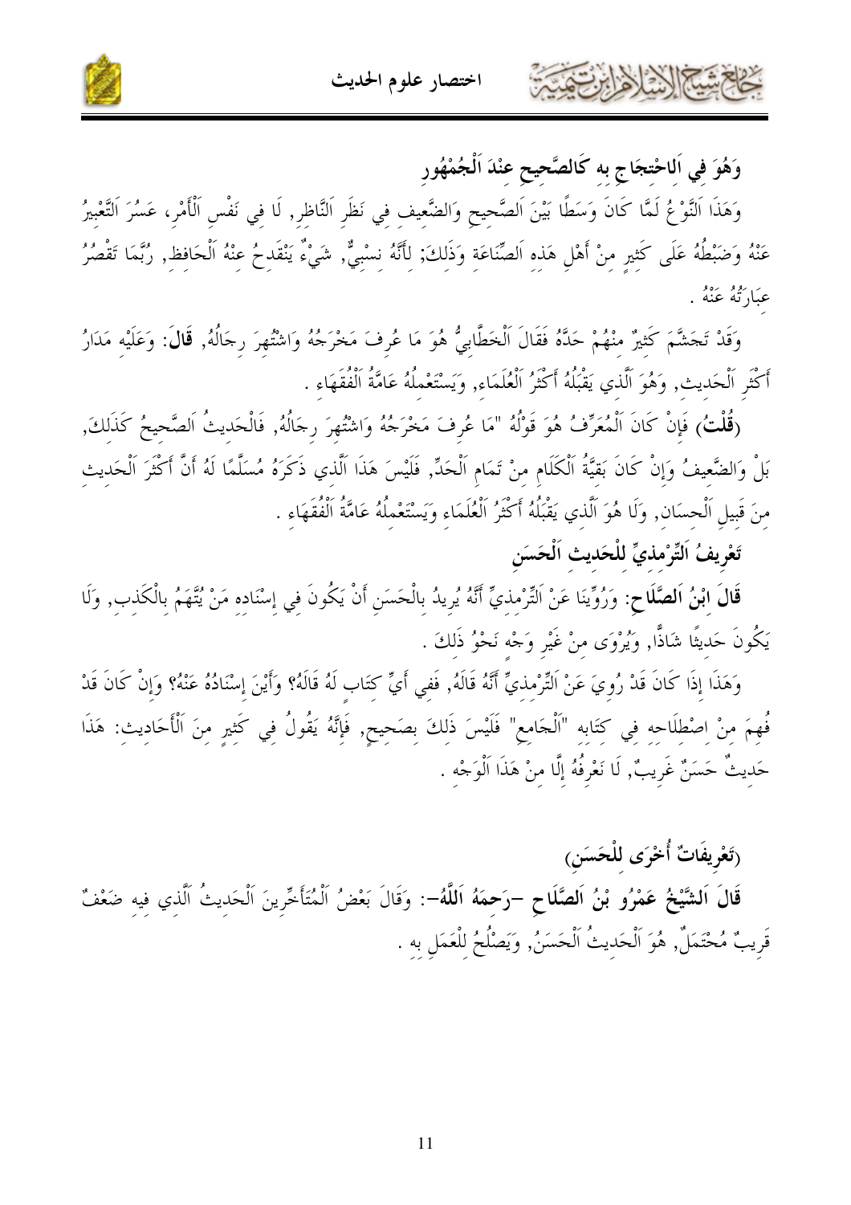## وَهُوَ فِي اَلِاحْتِجَاجِ بِهِ كَالصَّحِيحِ عِنْدَ اَلْجُمْهُورِ

وَهَذَا اَلنَّوْعُ لَمَّا كَانَ وَسَطًا بَيْنَ اَلصَّحِيحِ وَالضَّعِيفِ فِي نَظَرِ اَلنَّاظِرِ, لَا فِي نَفْسِ اَلْأَمْرِ، عَسُرَ اَلتَّعْبِيرُ عَنْهُ وَضَبْطُهُ عَلَى كَثِيرٍ مِنْ أَهْلِ هَذِهِ اَلصِّنَاعَةِ وَذَلِكَ; لِأَنَّهُ نِسْبِيٌّ, شَيْءٌ يَنْقَدِحُ عِنْدَ اَلْحَافِظِ, رُبَّمَا تَقْصُرُ عِبَارَتُهُ عَنْهُ .

وَقَدْ تَجَشَّمَ كَثِيرٌ مِنْهُمْ حَدَّهُ فَقَالَ اَلْخَطَّابِيُّ هُوَ مَا عُرِفَ مَخْرَجُهُ وَاشْتُهِرَ رِجَالُهُ, **قَالَ**: وَعَلَيْهِ مَدَارُ أَكْثَرِ اَلْحَدِيثِ, وَهُوَ اَلَّذِي يَقْبَلُهُ أَكْثَرُ اَلْعُلَمَاءِ, وَيَسْتَعْمِلُهُ عَامَّةُ اَلْفُقَهَاءِ .

(**قُلْتُ**) فَإِنْ كَانَ اَلْمُعَرِّفُ هُوَ قَوْلُهُ "مَا عُرِفَ مَخْرَجُهُ وَاشْتُهِرَ رِجَالُهُ, فَالْحَدِيثُ اَلصَّحِيحُ كَذَلِكَ, بَلْ وَالضَّعِيفُ وَإِنْ كَانَ بَقِيَّةُ اَلْكَلَامِ مِنْ تَمَامِ اَلْحَدِّ, فَلَيْسَ هَذَا اَلَّذِي ذَكَرَهُ مُسَلَّمًا لَهُ أَنَّ أَكْثَرَ اَلْحَدِيثِ مِنَ قَبِيلِ اَلْحِسَانِ, وَلَا هُوَ اَلَّذِي يَقْبَلُهُ أَكْثَرُ اَلْعُلَمَاءِ وَيَسْتَعْمِلُهُ عَامَّةُ اَلْفُقَهَاءِ .

## تَعْرِيفُ اَلتِّرْمِذِيِّ لِلْحَدِيثِ اَلْحَسَنِ

**قَالَ اِبْنُ اَلصَّلَاحِ**: وَرُوِّينَا عَنْ اَلتِّرْمِذِيِّ أَنَّهُ يُرِيدُ بِالْحَسَنِ أَنْ يَكُونَ فِي إِسْنَادِهِ مَنْ يُتَّهَمُ بِالْكَذِبِ, وَلَا يَكُونَ حَدِيثًا شَاذًّا, وَيُرْوَى مِنْ غَيْرِ وَجْهٍ نَحْوُ ذَلِكَ .

وَهَذَا إِذَا كَانَ قَدْ رُوِيَ عَنْ اَلتِّرْمِذِيِّ أَنَّهُ قَالَهُ, فَفِي أَيِّ كِتَابٍ لَهُ قَالَهُ؟ وَأَيْنَ إِسْنَادُهُ عَنْهُ؟ وَإِنْ كَانَ قَدْ فُهِمَ مِنْ اِصْطِلَاحِهِ فِي كِتَابِهِ "اَلْجَامِعِ" فَلَيْسَ ذَلِكَ بِصَحِيحٍ, فَإِنَّهُ يَقُولُ فِي كَثِيرٍ مِنَ اَلْأَحَادِيثِ: هَذَا حَدِيثٌ حَسَنٌ غَرِيبٌ, لَا نَعْرِفُهُ إِلَّا مِنْ هَذَا اَلْوَجْهِ .

## (تَعْرِيفَاتٌ أُخْرَى لِلْحَسَنِ)

**قَالَ اَلشَّيْخُ عَمْرُو بْنُ اَلصَّلَاحِ -رَحِمَهُ اَللَّهُ-**: وَقَالَ بَعْضُ اَلْمُتَأَخِّرِينَ اَلْحَدِيثُ اَلَّذِي فِيهِ ضَعْفٌ قَرِيبٌ مُحْتَمَلٌ, هُوَ اَلْحَدِيثُ اَلْحَسَنُ, وَيَصْلُحُ لِلْعَمَلِ بِهِ .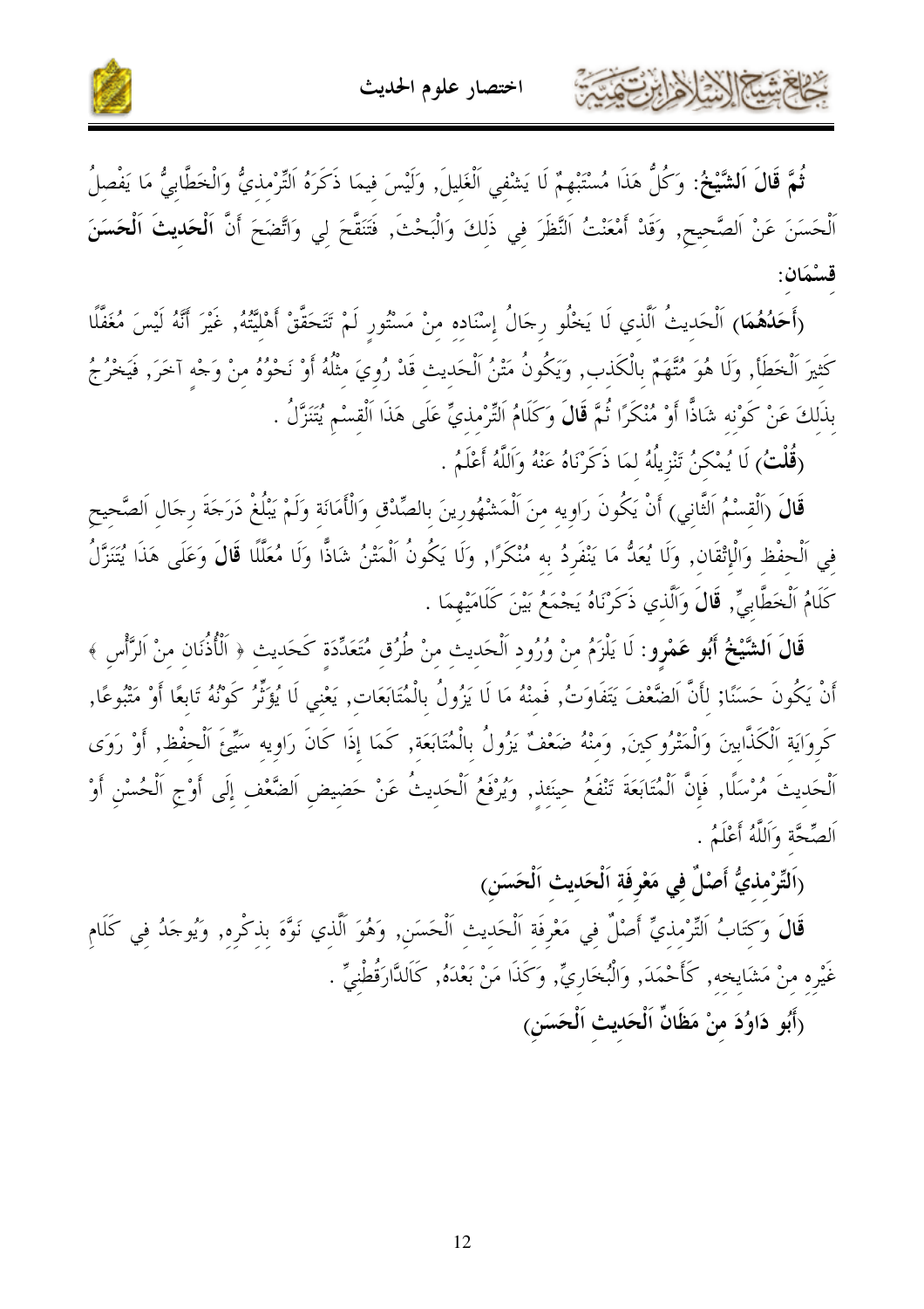**ثُمَّ قَالَ اَلشَّيْخُ:** وَكُلُّ هَذَا مُسْتَبْهِمٌ لَا يَشْفِي اَلْغَلِيلَ, وَلَيْسَ فِيمَا ذَكَرَهُ اَلتِّرْمِذِيُّ وَالْخَطَّابِيُّ مَا يَفْصِلُ اَلْحَسَنَ عَنْ اَلصَّحِيحِ, وَقَدْ أَمْعَنْتُ اَلنَّظَرَ فِي ذَلِكَ وَالْبَحْثَ, فَتَنَقَّحَ لِي وَاتَّضَحَ أَنَّ **اَلْحَدِيثَ اَلْحَسَنَ قِسْمَانِ:**

**(أَحَدُهُمَا)** اَلْحَدِيثُ اَلَّذِي لَا يَخْلُو رِجَالُ إِسْنَادِهِ مِنْ مَسْتُورٍ لَمْ تَتَحَقَّقْ أَهْلِيَّتُهُ, غَيْرَ أَنَّهُ لَيْسَ مُغَفَّلًا كَثِيرَ اَلْخَطَأِ, وَلَا هُوَ مُتَّهَمٌ بِالْكَذِبِ, وَيَكُونُ مَتْنُ اَلْحَدِيثِ قَدْ رُوِيَ مِثْلُهُ أَوْ نَحْوُهُ مِنْ وَجْهٍ آخَرَ, فَيَخْرُجُ بِذَلِكَ عَنْ كَوْنِهِ شَاذًّا أَوْ مُنْكَرًا ثُمَّ **قَالَ** وَكَلَامُ اَلتِّرْمِذِيِّ عَلَى هَذَا اَلْقِسْمِ يُتَنَزَّلُ .

**(قُلْتُ)** لَا يُمْكِنُ تَنْزِيلُهُ لِمَا ذَكَرْنَاهُ عَنْهُ وَاَللَّهُ أَعْلَمُ .

**قَالَ** (اَلْقِسْمُ اَلثَّانِي) أَنْ يَكُونَ رَاوِيهِ مِنَ اَلْمَشْهُورِينَ بِالصِّدْقِ وَالْأَمَانَةِ وَلَمْ يَبْلُغْ دَرَجَةَ رِجَالِ اَلصَّحِيحِ فِي اَلْحِفْظِ وَالْإِتْقَانِ, وَلَا يُعَدُّ مَا يَنْفَرِدُ بِهِ مُنْكَرًا, وَلَا يَكُونُ اَلْمَتْنُ شَاذًّا وَلَا مُعَلَّلًا **قَالَ** وَعَلَى هَذَا يُتَنَزَّلُ كَلَامُ اَلْخَطَّابِيِّ, **قَالَ** وَالَّذِي ذَكَرْنَاهُ يَجْمَعُ بَيْنَ كَلَامَيْهِمَا .

**قَالَ اَلشَّيْخُ أَبُو عَمْرٍو:** لَا يَلْزَمُ مِنْ وُرُودِ اَلْحَدِيثِ مِنْ طُرُقٍ مُتَعَدِّدَةٍ كَحَدِيثِ ﴿ اَلْأُذُنَانِ مِنْ اَلرَّأْسِ ﴾ أَنْ يَكُونَ حَسَنًا; لِأَنَّ اَلضَّعْفَ يَتَفَاوَتُ, فَمِنْهُ مَا لَا يَزُولُ بِالْمُتَابَعَاتِ, يَعْنِي لَا يُؤَثِّرُ كَوْنُهُ تَابِعًا أَوْ مَتْبُوعًا, كَرِوَايَةِ اَلْكَذَّابِينَ وَالْمَتْرُوكِينَ, وَمِنْهُ ضَعْفٌ يَزُولُ بِالْمُتَابَعَةِ, كَمَا إِذَا كَانَ رَاوِيهِ سَيِّئَ اَلْحِفْظِ, أَوْ رَوَى اَلْحَدِيثَ مُرْسَلًا, فَإِنَّ اَلْمُتَابَعَةَ تَنْفَعُ حِينَئِذٍ, وَيُرْفَعُ اَلْحَدِيثُ عَنْ حَضِيضِ اَلضَّعْفِ إِلَى أَوْجِ اَلْحُسْنِ أَوْ اَلصِّحَّةِ وَاَللَّهُ أَعْلَمُ .

### (اَلتِّرْمِذِيُّ أَصْلٌ فِي مَعْرِفَةِ اَلْحَدِيثِ اَلْحَسَنِ)

**قَالَ** وَكِتَابُ اَلتِّرْمِذِيِّ أَصْلٌ فِي مَعْرِفَةِ اَلْحَدِيثِ اَلْحَسَنِ, وَهُوَ اَلَّذِي نَوَّهَ بِذِكْرِهِ, وَيُوجَدُ فِي كَلَامِ غَيْرِهِ مِنْ مَشَايِخِهِ, كَأَحْمَدَ, وَالْبُخَارِيِّ, وَكَذَا مَنْ بَعْدَهُ, كَالدَّارَقُطْنِيِّ .

### (أَبُو دَاوُدَ مِنْ مَظَانِّ اَلْحَدِيثِ اَلْحَسَنِ)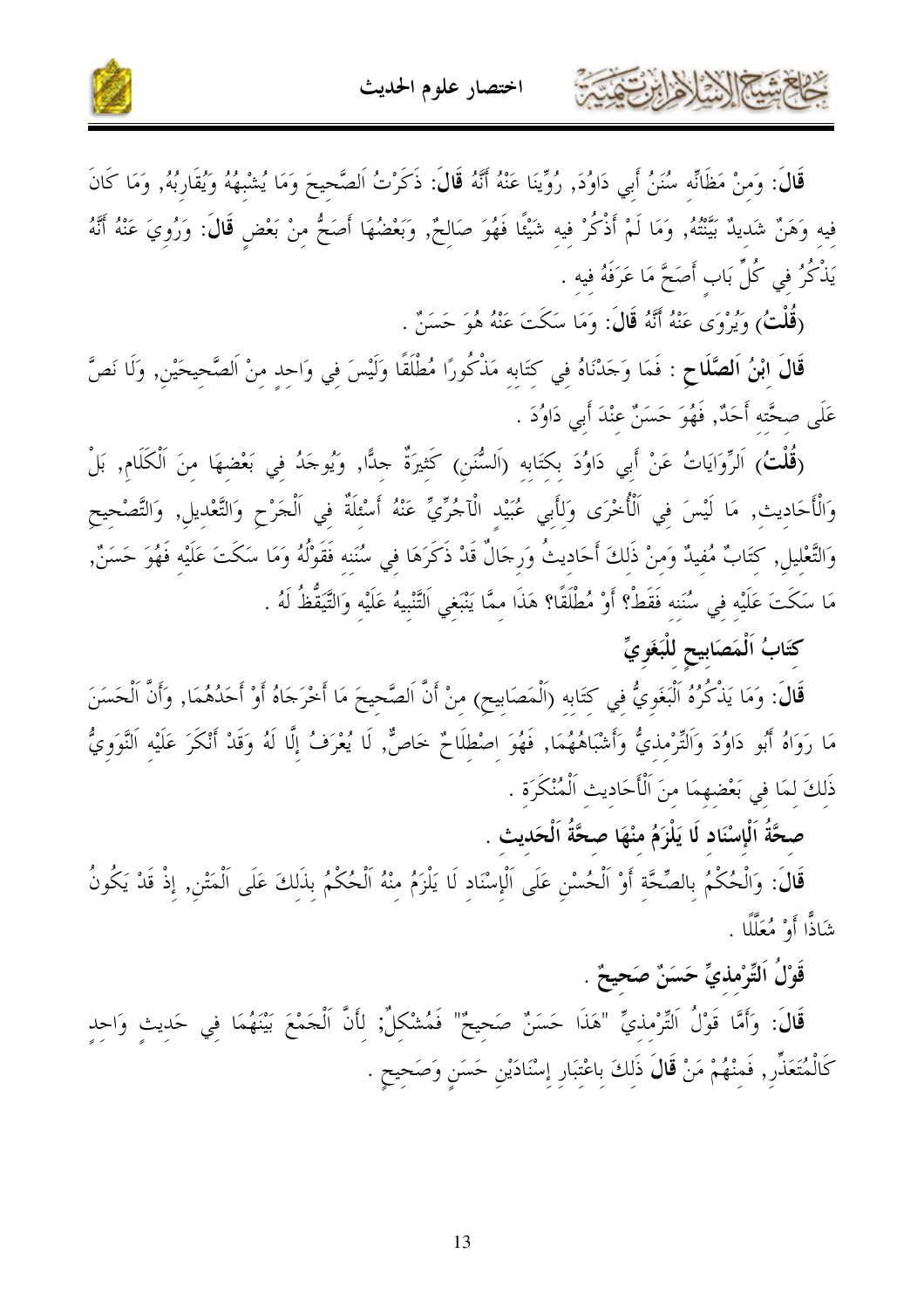**قَالَ**: وَمِنْ مَظَانِّه سُنَنُ أَبِي دَاوُدَ, رُوِّينَا عَنْهُ أَنَّهُ **قَالَ**: ذَكَرْتُ اَلصَّحِيحَ وَمَا يُشْبِهُهُ وَيُقَارِبُهُ, وَمَا كَانَ فِيهِ وَهَنٌ شَدِيدٌ بَيَّنْتُهُ, وَمَا لَمْ أَذْكُرْ فِيهِ شَيْئًا فَهُوَ صَالِحٌ, وَبَعْضُهَا أَصَحُّ مِنْ بَعْضٍ **قَالَ**: وَرُوِيَ عَنْهُ أَنَّهُ يَذْكُرُ فِي كُلِّ بَابٍ أَصَحَّ مَا عَرَفَهُ فِيهِ .

(**قُلْتُ**) وَيُرْوَى عَنْهُ أَنَّهُ **قَالَ**: وَمَا سَكَتَ عَنْهُ هُوَ حَسَنٌ .

**قَالَ اِبْنُ اَلصَّلَاحِ** : فَمَا وَجَدْنَاهُ فِي كِتَابِهِ مَذْكُورًا مُطْلَقًا وَلَيْسَ فِي وَاحِدٍ مِنْ اَلصَّحِيحَيْنِ, وَلَا نَصَّ عَلَى صِحَّتِهِ أَحَدٌ, فَهُوَ حَسَنٌ عِنْدَ أَبِي دَاوُدَ .

(**قُلْتُ**) اَلرِّوَايَاتُ عَنْ أَبِي دَاوُدَ بِكِتَابِهِ (اَلسُّنَنِ) كَثِيرَةٌ جِدًّا, وَيُوجَدُ فِي بَعْضِهَا مِنَ اَلْكَلَامِ, بَلْ وَالْأَحَادِيثِ, مَا لَيْسَ فِي اَلْأُخْرَى وَلِأَبِي عُبَيْدٍ اَلْآجُرِّيِّ عَنْهُ أَسْئِلَةٌ فِي اَلْجَرْحِ وَالتَّعْدِيلِ, وَالتَّصْحِيحِ وَالتَّعْلِيلِ, كِتَابٌ مُفِيدٌ وَمِنْ ذَلِكَ أَحَادِيثُ وَرِجَالٌ قَدْ ذَكَرَهَا فِي سُنَنِهِ فَقَوْلُهُ وَمَا سَكَتَ عَلَيْهِ فَهُوَ حَسَنٌ, مَا سَكَتَ عَلَيْهِ فِي سُنَنِهِ فَقَطْ؟ أَوْ مُطْلَقًا؟ هَذَا مِمَّا يَنْبَغِي اَلتَّنْبِيهُ عَلَيْهِ وَالتَّيَقُّظُ لَهُ .

## كِتَابُ اَلْمَصَابِيحِ لِلْبَغَوِيِّ

**قَالَ**: وَمَا يَذْكُرُهُ اَلْبَغَوِيُّ فِي كِتَابِهِ (اَلْمَصَابِيحِ) مِنْ أَنَّ اَلصَّحِيحَ مَا أَخْرَجَاهُ أَوْ أَحَدُهُمَا, وَأَنَّ اَلْحَسَنَ مَا رَوَاهُ أَبُو دَاوُدَ وَاَلتِّرْمِذِيُّ وَأَشْبَاهُهُمَا, فَهُوَ اِصْطِلَاحٌ خَاصٌّ, لَا يُعْرَفُ إِلَّا لَهُ وَقَدْ أَنْكَرَ عَلَيْهِ اَلنَّوَوِيُّ ذَلِكَ لِمَا فِي بَعْضِهِمَا مِنَ اَلْأَحَادِيثِ اَلْمُنْكَرَةِ .

## صِحَّةُ اَلْإِسْنَادِ لَا يَلْزَمُ مِنْهَا صِحَّةُ اَلْحَدِيثِ .

**قَالَ**: وَالْحُكْمُ بِالصِّحَّةِ أَوْ اَلْحُسْنِ عَلَى اَلْإِسْنَادِ لَا يَلْزَمُ مِنْهُ اَلْحُكْمُ بِذَلِكَ عَلَى اَلْمَتْنِ, إِذْ قَدْ يَكُونُ شَاذًّا أَوْ مُعَلَّلًا .

## قَوْلُ اَلتِّرْمِذِيِّ حَسَنٌ صَحِيحٌ .

**قَالَ**: وَأَمَّا قَوْلُ اَلتِّرْمِذِيِّ "هَذَا حَسَنٌ صَحِيحٌ" فَمُشْكِلٌ; لِأَنَّ اَلْجَمْعَ بَيْنَهُمَا فِي حَدِيثٍ وَاحِدٍ كَالْمُتَعَذِّرِ, فَمِنْهُمْ مَنْ **قَالَ** ذَلِكَ بِاعْتِبَارِ إِسْنَادَيْنِ حَسَنٍ وَصَحِيحٍ .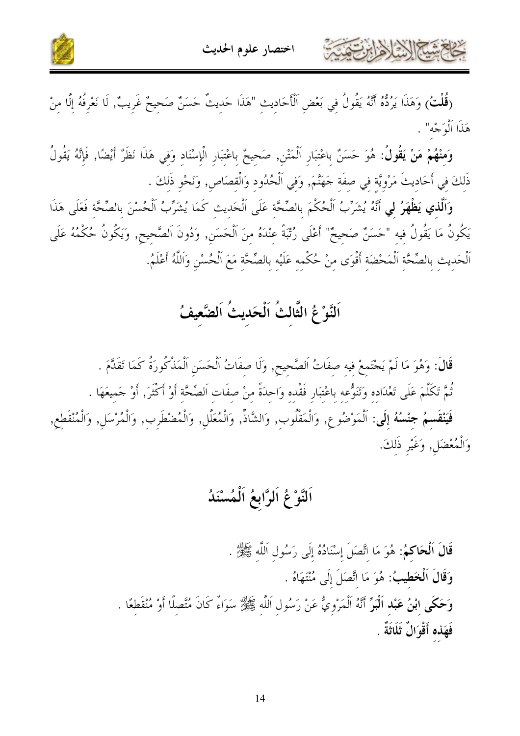(**قُلْتُ**) وَهَذَا يَرُدُّهُ أَنَّهُ يَقُولُ فِي بَعْضِ اَلْأَحَادِيثِ "هَذَا حَدِيثٌ حَسَنٌ صَحِيحٌ غَرِيبٌ, لَا نَعْرِفُهُ إِلَّا مِنْ هَذَا اَلْوَجْهِ" .

**وَمِنْهُمْ مَنْ يَقُولُ**: هُوَ حَسَنٌ بِاعْتِبَارِ اَلْمَتْنِ, صَحِيحٌ بِاعْتِبَارِ الْإِسْنَادِ وَفِي هَذَا نَظَرٌ أَيْضًا, فَإِنَّهُ يَقُولُ ذَلِكَ فِي أَحَادِيثَ مَرْوِيَّةٍ فِي صِفَةِ جَهَنَّمَ, وَفِي اَلْحُدُودِ وَالْقِصَاصِ, وَنَحْوِ ذَلِكَ .

**وَالَّذِي يَظْهَرُ لِي** أَنَّهُ يُشَرِّبُ اَلْحُكْمَ بِالصِّحَّةِ عَلَى اَلْحَدِيثِ كَمَا يُشَرِّبُ اَلْحُسْنَ بِالصِّحَّةِ فَعَلَى هَذَا يَكُونُ مَا يَقُولُ فِيهِ "حَسَنٌ صَحِيحٌ" أَعْلَى رُتْبَةً عِنْدَهُ مِنَ اَلْحَسَنِ, وَدُونَ اَلصَّحِيحِ, وَيَكُونُ حُكْمُهُ عَلَى اَلْحَدِيثِ بِالصِّحَّةِ اَلْمَحْضَةِ أَقْوَى مِنْ حُكْمِهِ عَلَيْهِ بِالصِّحَّةِ مَعَ اَلْحُسْنِ وَاَللَّهُ أَعْلَمُ.

## اَلنَّوْعُ الثَّالِثُ اَلْحَدِيثُ اَلضَّعِيفُ

**قَالَ**: وَهُوَ مَا لَمْ يَجْتَمِعْ فِيهِ صِفَاتُ اَلصَّحِيحِ, وَلَا صِفَاتُ اَلْحَسَنِ اَلْمَذْكُورَةُ كَمَا تَقَدَّمَ .

ثُمَّ تَكَلَّمَ عَلَى تَعْدَادِهِ وَتَنَوُّعِهِ بِاعْتِبَارِ فَقْدِهِ وَاحِدَةً مِنْ صِفَاتِ اَلصِّحَّةِ أَوْ أَكْثَرَ, أَوْ جَمِيعِهَا .

**فَيَنْقَسِمُ جِنْسُهُ إِلَى**: اَلْمَوْضُوعِ, وَالْمَقْلُوبِ, وَالشَّاذِّ, وَالْمُعَلَّلِ, وَالْمُضْطَرِبِ, وَالْمُرْسَلِ, وَالْمُنْقَطِعِ, وَالْمُعْضَلِ, وَغَيْرِ ذَلِكَ.

## اَلنَّوْعُ اَلرَّابِعُ اَلْمُسْنَدُ

**قَالَ اَلْحَاكِمُ**: هُوَ مَا اتَّصَلَ إِسْنَادُهُ إِلَى رَسُولِ اَللَّهِ ﷺ .

**وَقَالَ اَلْخَطِيبُ**: هُوَ مَا اتَّصَلَ إِلَى مُنْتَهَاهُ .

**وَحَكَى ابْنُ عَبْدِ اَلْبَرِّ** أَنَّهُ اَلْمَرْوِيُّ عَنْ رَسُولِ اَللَّهِ ﷺ سَوَاءٌ كَانَ مُتَّصِلًا أَوْ مُنْقَطِعًا .

**فَهَذِهِ أَقْوَالٌ ثَلَاثَةٌ** .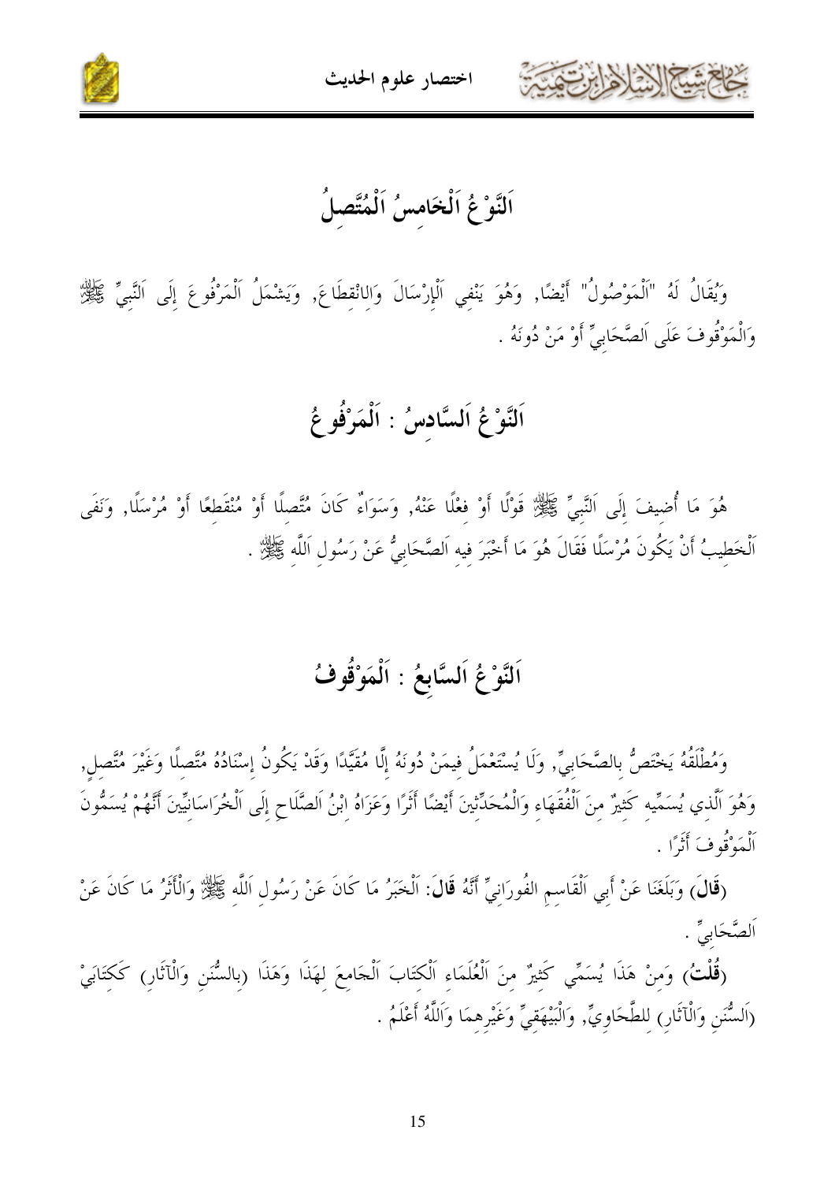## اَلنَّوْعُ اَلْخَامِسُ اَلْمُتَّصِلُ

وَيُقَالُ لَهُ "اَلْمَوْصُولُ" أَيْضًا, وَهُوَ يَنْفِي اَلْإِرْسَالَ وَالِانْقِطَاعَ, وَيَشْمَلُ اَلْمَرْفُوعَ إِلَى اَلنَّبِيِّ ﷺ وَالْمَوْقُوفَ عَلَى اَلصَّحَابِيِّ أَوْ مَنْ دُونَهُ .

## اَلنَّوْعُ اَلسَّادِسُ : اَلْمَرْفُوعُ

هُوَ مَا أُضِيفَ إِلَى اَلنَّبِيِّ ﷺ قَوْلًا أَوْ فِعْلًا عَنْهُ, وَسَوَاءٌ كَانَ مُتَّصِلًا أَوْ مُنْقَطِعًا أَوْ مُرْسَلًا, وَنَفَى اَلْخَطِيبُ أَنْ يَكُونَ مُرْسَلًا فَقَالَ هُوَ مَا أَخْبَرَ فِيهِ اَلصَّحَابِيُّ عَنْ رَسُولِ اَللَّهِ ﷺ .

## اَلنَّوْعُ اَلسَّابِعُ : اَلْمَوْقُوفُ

وَمُطْلَقُهُ يَخْتَصُّ بِالصَّحَابِيِّ, وَلَا يُسْتَعْمَلُ فِيمَنْ دُونَهُ إِلَّا مُقَيَّدًا وَقَدْ يَكُونُ إِسْنَادُهُ مُتَّصِلًا وَغَيْرَ مُتَّصِلٍ, وَهُوَ اَلَّذِي يُسَمِّيهِ كَثِيرٌ مِنَ اَلْفُقَهَاءِ وَالْمُحَدِّثِينَ أَيْضًا أَثَرًا وَعَزَاهُ ابْنُ اَلصَّلَاحِ إِلَى اَلْخُرَاسَانِيِّينَ أَنَّهُمْ يُسَمُّونَ اَلْمَوْقُوفَ أَثَرًا .

(**قَالَ**) وَبَلَغَنَا عَنْ أَبِي اَلْقَاسِمِ الفُورَانِيِّ أَنَّهُ **قَالَ**: اَلْخَبَرُ مَا كَانَ عَنْ رَسُولِ اَللَّهِ ﷺ وَالْأَثَرُ مَا كَانَ عَنْ اَلصَّحَابِيِّ .

(**قُلْتُ**) وَمِنْ هَذَا يُسَمِّي كَثِيرٌ مِنَ اَلْعُلَمَاءِ اَلْكِتَابَ اَلْجَامِعَ لِهَذَا وَهَذَا (بِالسُّنَنِ وَالْآثَارِ) كَكِتَابَيْ (اَلسُّنَنِ وَالْآثَارِ) لِلطَّحَاوِيِّ, وَالْبَيْهَقِيِّ وَغَيْرِهِمَا وَاَللَّهُ أَعْلَمُ .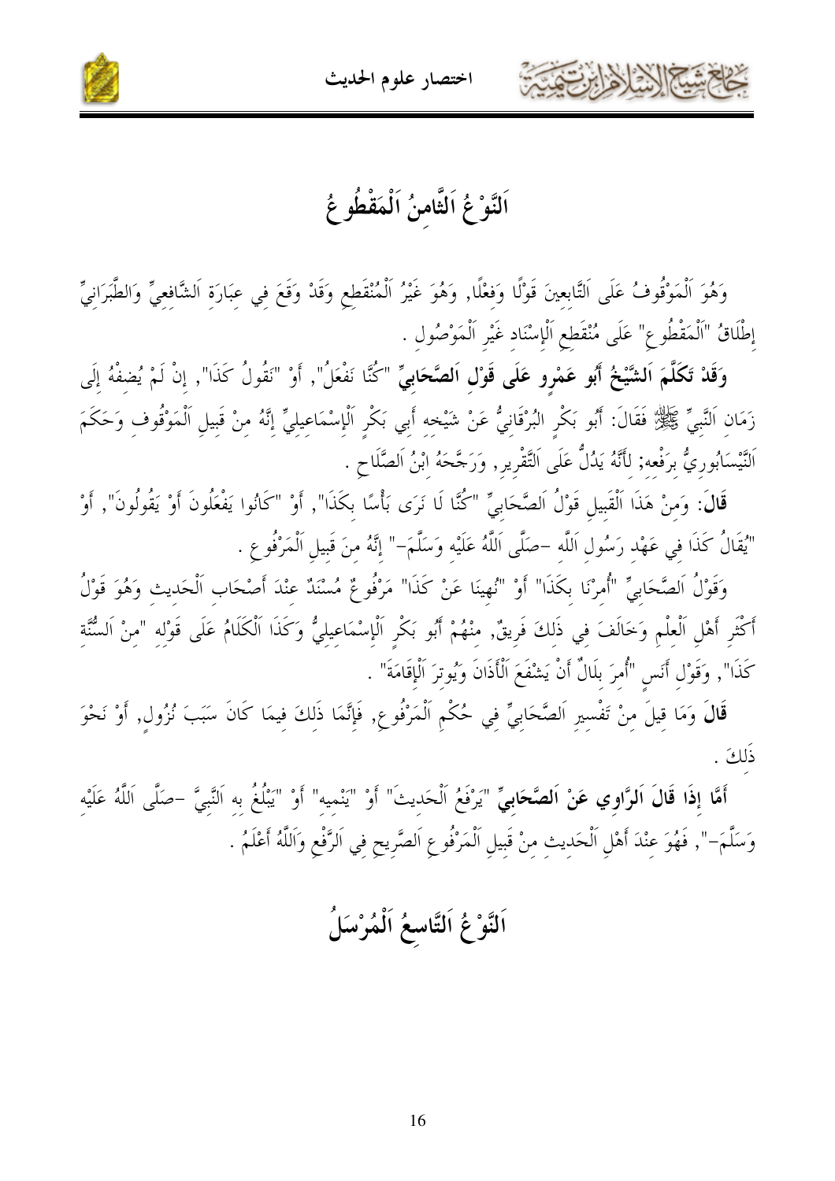## اَلنَّوْعُ اَلثَّامِنُ اَلْمَقْطُوعُ

وَهُوَ اَلْمَوْقُوفُ عَلَى اَلتَّابِعِينَ قَوْلًا وَفِعْلًا, وَهُوَ غَيْرُ اَلْمُنْقَطِعِ وَقَدْ وَقَعَ فِي عِبَارَةِ اَلشَّافِعِيِّ وَالطَّبَرَانِيِّ إِطْلَاقُ "اَلْمَقْطُوعِ" عَلَى مُنْقَطِعِ اَلْإِسْنَادِ غَيْرِ اَلْمَوْصُولِ .

**وَقَدْ تَكَلَّمَ اَلشَّيْخُ أَبُو عَمْرٍو عَلَى قَوْلِ اَلصَّحَابِيِّ** "كُنَّا نَفْعَلُ", أَوْ "نَقُولُ كَذَا", إِنْ لَمْ يُضِفْهُ إِلَى زَمَانِ اَلنَّبِيِّ ﷺ فَقَالَ: أَبُو بَكْرٍ البُرْقَانِيُّ عَنْ شَيْخِهِ أَبِي بَكْرٍ اَلْإِسْمَاعِيلِيِّ إِنَّهُ مِنْ قَبِيلِ اَلْمَوْقُوفِ وَحَكَمَ اَلنَّيْسَابُورِيُّ بِرَفْعِهِ; لِأَنَّهُ يَدُلُّ عَلَى اَلتَّقْرِيرِ, وَرَجَّحَهُ اِبْنُ اَلصَّلَاحِ .

**قَالَ:** وَمِنْ هَذَا اَلْقَبِيلِ قَوْلُ اَلصَّحَابِيِّ "كُنَّا لَا نَرَى بَأْسًا بِكَذَا", أَوْ "كَانُوا يَفْعَلُونَ أَوْ يَقُولُونَ", أَوْ "يُقَالُ كَذَا فِي عَهْدِ رَسُولِ اَللَّهِ -صَلَّى اَللَّهُ عَلَيْهِ وَسَلَّمَ-" إِنَّهُ مِنَ قَبِيلِ اَلْمَرْفُوعِ .

وَقَوْلُ اَلصَّحَابِيِّ "أُمِرْنَا بِكَذَا" أَوْ "نُهِينَا عَنْ كَذَا" مَرْفُوعٌ مُسْنَدٌ عِنْدَ أَصْحَابِ اَلْحَدِيثِ وَهُوَ قَوْلُ أَكْثَرِ أَهْلِ اَلْعِلْمِ وَخَالَفَ فِي ذَلِكَ فَرِيقٌ, مِنْهُمْ أَبُو بَكْرٍ اَلْإِسْمَاعِيلِيُّ وَكَذَا اَلْكَلَامُ عَلَى قَوْلِهِ "مِنَ اَلسُّنَّةِ كَذَا", وَقَوْلِ أَنَسٍ "أُمِرَ بِلَالٌ أَنْ يَشْفَعَ اَلْأَذَانَ وَيُوتِرَ اَلْإِقَامَةَ" .

**قَالَ** وَمَا قِيلَ مِنْ تَفْسِيرِ اَلصَّحَابِيِّ فِي حُكْمِ اَلْمَرْفُوعِ, فَإِنَّمَا ذَلِكَ فِيمَا كَانَ سَبَبَ نُزُولٍ, أَوْ نَحْوَ ذَلِكَ .

**أَمَّا إِذَا قَالَ اَلرَّاوِي عَنْ اَلصَّحَابِيِّ** "يَرْفَعُ اَلْحَدِيثَ" أَوْ "يَنْمِيهِ" أَوْ "يَبْلُغُ بِهِ اَلنَّبِيَّ -صَلَّى اَللَّهُ عَلَيْهِ وَسَلَّمَ-", فَهُوَ عِنْدَ أَهْلِ اَلْحَدِيثِ مِنْ قَبِيلِ اَلْمَرْفُوعِ اَلصَّرِيحِ فِي اَلرَّفْعِ وَاَللَّهُ أَعْلَمُ .

## اَلنَّوْعُ اَلتَّاسِعُ اَلْمُرْسَلُ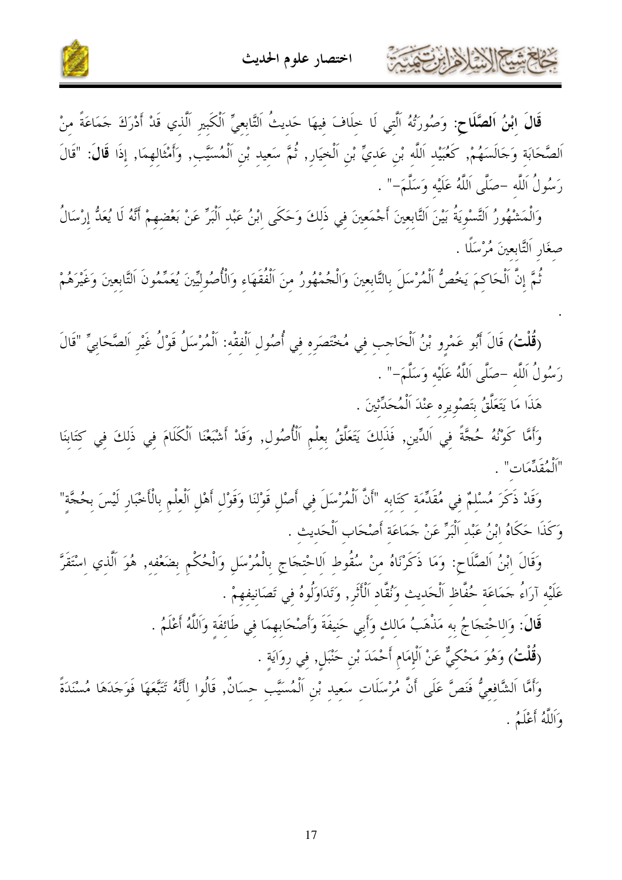**قَالَ ابْنُ اَلصَّلَاحِ**: وَصُورَتُهُ اَلَّتِي لَا خِلَافَ فِيهَا حَدِيثُ اَلتَّابِعِيِّ اَلْكَبِيرِ اَلَّذِي قَدْ أَدْرَكَ جَمَاعَةً مِنْ اَلصَّحَابَةِ وَجَالَسَهُمْ, كَعُبَيْدِ اَللَّهِ بْنِ عَدِيِّ بْنِ اَلْخِيَارِ, ثُمَّ سَعِيدِ بْنِ اَلْمُسَيَّبِ, وَأَمْثَالِهِمَا, إِذَا **قَالَ**: "قَالَ رَسُولُ اَللَّهِ -صَلَّى اَللَّهُ عَلَيْهِ وَسَلَّمَ-" .

وَالْمَشْهُورُ اَلتَّسْوِيَةُ بَيْنَ اَلتَّابِعِينَ أَجْمَعِينَ فِي ذَلِكَ وَحَكَى ابْنُ عَبْدِ اَلْبَرِّ عَنْ بَعْضِهِمْ أَنَّهُ لَا يُعَدُّ إِرْسَالُ صِغَارِ اَلتَّابِعِينَ مُرْسَلًا .

ثُمَّ إِنَّ اَلْحَاكِمَ يَخُصُّ اَلْمُرْسَلَ بِالتَّابِعِينَ وَالْجُمْهُورُ مِنَ اَلْفُقَهَاءِ وَالْأُصُولِيِّينَ يُعَمِّمُونَ اَلتَّابِعِينَ وَغَيْرَهُمْ .

**(قُلْتُ)** قَالَ أَبُو عَمْرِو بْنُ اَلْحَاجِبِ فِي مُخْتَصَرِهِ فِي أُصُولِ اَلْفِقْهِ: اَلْمُرْسَلُ قَوْلُ غَيْرِ اَلصَّحَابِيِّ "قَالَ رَسُولُ اَللَّهِ -صَلَّى اَللَّهُ عَلَيْهِ وَسَلَّمَ-" .

هَذَا مَا يَتَعَلَّقُ بِتَصْوِيرِهِ عِنْدَ اَلْمُحَدِّثِينَ .

وَأَمَّا كَوْنُهُ حُجَّةً فِي اَلدِّينِ, فَذَلِكَ يَتَعَلَّقُ بِعِلْمِ اَلْأُصُولِ, وَقَدْ أَشْبَعْنَا اَلْكَلَامَ فِي ذَلِكَ فِي كِتَابِنَا "اَلْمُقَدِّمَاتِ" .

وَقَدْ ذَكَرَ مُسْلِمٌ فِي مُقَدِّمَةِ كِتَابِهِ "أَنَّ اَلْمُرْسَلَ فِي أَصْلِ قَوْلِنَا وَقَوْلِ أَهْلِ اَلْعِلْمِ بِالْأَخْبَارِ لَيْسَ بِحُجَّةٍ" وَكَذَا حَكَاهُ ابْنُ عَبْدِ اَلْبَرِّ عَنْ جَمَاعَةِ أَصْحَابِ اَلْحَدِيثِ .

وَقَالَ ابْنُ اَلصَّلَاحِ: وَمَا ذَكَرْنَاهُ مِنْ سُقُوطِ اَلِاحْتِجَاجِ بِالْمُرْسَلِ وَالْحُكْمِ بِضَعْفِهِ, هُوَ اَلَّذِي اِسْتَقَرَّ عَلَيْهِ آرَاءُ جَمَاعَةِ حُفَّاظِ اَلْحَدِيثِ وَنُقَّادِ اَلْأَثَرِ, وَتَدَاوَلُوهُ فِي تَصَانِيفِهِمْ .

**قَالَ**: وَالِاحْتِجَاجُ بِهِ مَذْهَبُ مَالِكٍ وَأَبِي حَنِيفَةَ وَأَصْحَابِهِمَا فِي طَائِفَةٍ وَاَللَّهُ أَعْلَمُ .

**(قُلْتُ)** وَهُوَ مَحْكِيٌّ عَنْ اَلْإِمَامِ أَحْمَدَ بْنِ حَنْبَلٍ, فِي رِوَايَةٍ .

وَأَمَّا اَلشَّافِعِيُّ فَنَصَّ عَلَى أَنَّ مُرْسَلَاتِ سَعِيدِ بْنِ اَلْمُسَيَّبِ حِسَانٌ, قَالُوا لِأَنَّهُ تَتَبَّعَهَا فَوَجَدَهَا مُسْنَدَةً وَاَللَّهُ أَعْلَمُ .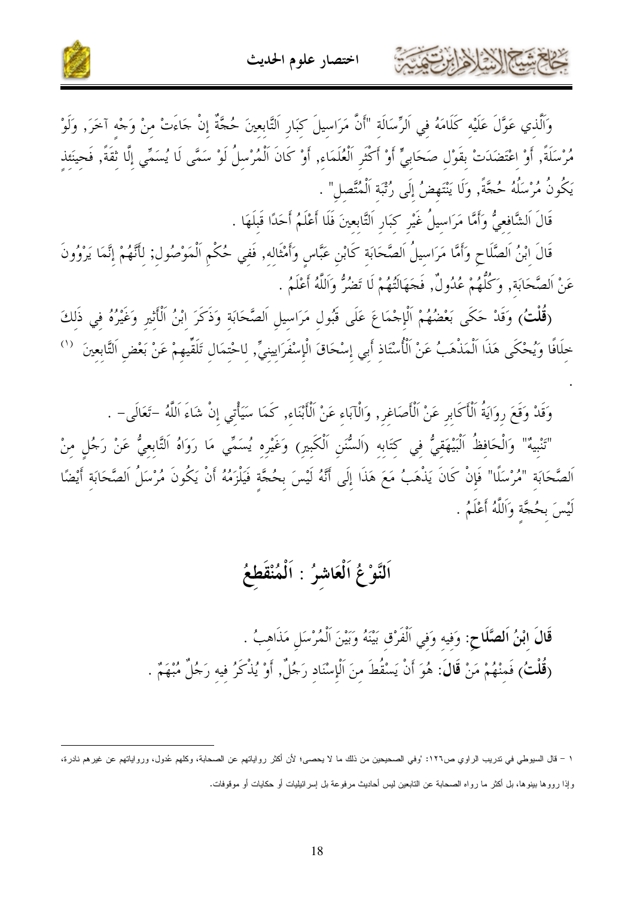وَاَلَّذِي عَوَّلَ عَلَيْهِ كَلَامُهُ فِي اَلرِّسَالَة "أَنَّ مَرَاسِيلَ كِبَارِ اَلتَّابِعِينَ حُجَّةٌ إِنْ جَاءَتْ مِنْ وَجْه آخَرَ, وَلَوْ مُرْسَلَةً, أَوْ اعْتَضَدَتْ بِقَوْلِ صَحَابِيٍّ أَوْ أَكْثَرِ اَلْعُلَمَاءِ, أَوْ كَانَ اَلْمُرْسِلُ لَوْ سَمَّى لَا يُسَمِّي إِلَّا ثِقَةً, فَحِينَئِذٍ يَكُونُ مُرْسَلُهُ حُجَّةً, وَلَا يَنْتَهِضُ إِلَى رُتْبَةِ اَلْمُتَّصِلِ" .

قَالَ اَلشَّافِعِيُّ وَأَمَّا مَرَاسِيلُ غَيْرِ كِبَارِ اَلتَّابِعِينَ فَلَا أَعْلَمُ أَحَدًا قَبِلَهَا .

قَالَ ابْنُ اَلصَّلَاحِ وَأَمَّا مَرَاسِيلُ اَلصَّحَابَةِ كَابْنِ عَبَّاسٍ وَأَمْثَاله, فَفِي حُكْمِ اَلْمَوْصُولِ; لِأَنَّهُمْ إِنَّمَا يَرْوُونَ عَنْ اَلصَّحَابَةِ, وَكُلُّهُمْ عُدُولٌ, فَجَهَالَتُهُمْ لَا تَضُرُّ وَاَللَّهُ أَعْلَمُ .

(**قُلْتُ**) وَقَدْ حَكَى بَعْضُهُمْ اَلْإِجْمَاعَ عَلَى قَبُولِ مَرَاسِيلِ اَلصَّحَابَةِ وَذَكَرَ ابْنُ اَلْأَثِيرِ وَغَيْرُهُ فِي ذَلِكَ خِلَافًا وَيُحْكَى هَذَا اَلْمَذْهَبُ عَنْ اَلْأُسْتَاذِ أَبِي إِسْحَاقَ الْإِسْفَرَايِينِيِّ, لِاحْتِمَالِ تَلَقِّيهِمْ عَنْ بَعْضِ اَلتَّابِعِينَ [1] .

وَقَدْ وَقَعَ رِوَايَةُ اَلْأَكَابِرِ عَنْ اَلْأَصَاغِرِ, وَالْآبَاءِ عَنْ اَلْأَبْنَاءِ, كَمَا سَيَأْتِي إِنْ شَاءَ اَللَّهُ -تَعَالَى- .

"تَنْبِيهٌ" وَالْحَافِظُ اَلْبَيْهَقِيُّ فِي كِتَابِه (اَلسُّنَنِ اَلْكَبِيرِ) وَغَيْرِه يُسَمِّي مَا رَوَاهُ اَلتَّابِعِيُّ عَنْ رَجُلٍ مِنْ اَلصَّحَابَةِ "مُرْسَلًا" فَإِنْ كَانَ يَذْهَبُ مَعَ هَذَا إِلَى أَنَّهُ لَيْسَ بِحُجَّةٍ فَيَلْزَمُهُ أَنْ يَكُونَ مُرْسَلُ اَلصَّحَابَةِ أَيْضًا لَيْسَ بِحُجَّةٍ وَاَللَّهُ أَعْلَمُ .

## اَلنَّوْعُ اَلْعَاشِرُ : اَلْمُنْقَطِعُ

**قَالَ ابْنُ اَلصَّلَاحِ**: وَفِيه وَفِي اَلْفَرْقِ بَيْنَهُ وَبَيْنَ اَلْمُرْسَلِ مَذَاهِبُ .

(**قُلْتُ**) فَمِنْهُمْ مَنْ **قَالَ**: هُوَ أَنْ يَسْقُطَ مِنَ اَلْإِسْنَادِ رَجُلٌ, أَوْ يُذْكَرُ فِيهِ رَجُلٌ مُبْهَمٌ .

---

١ – قال السيوطي في تدريب الراوي ص١٢٦: "وفي الصحيحين من ذلك ما لا يحصى؛ لأن أكثر رواياتهم عن الصحابة، وكلهم عُدول، ورواياتهم عن غيرهم نادرة، وإذا رووها بينوها، بل أكثر ما رواه الصحابة عن التابعين ليس أحاديث مرفوعة بل إسرائيليات أو حكايات أو موقوفات.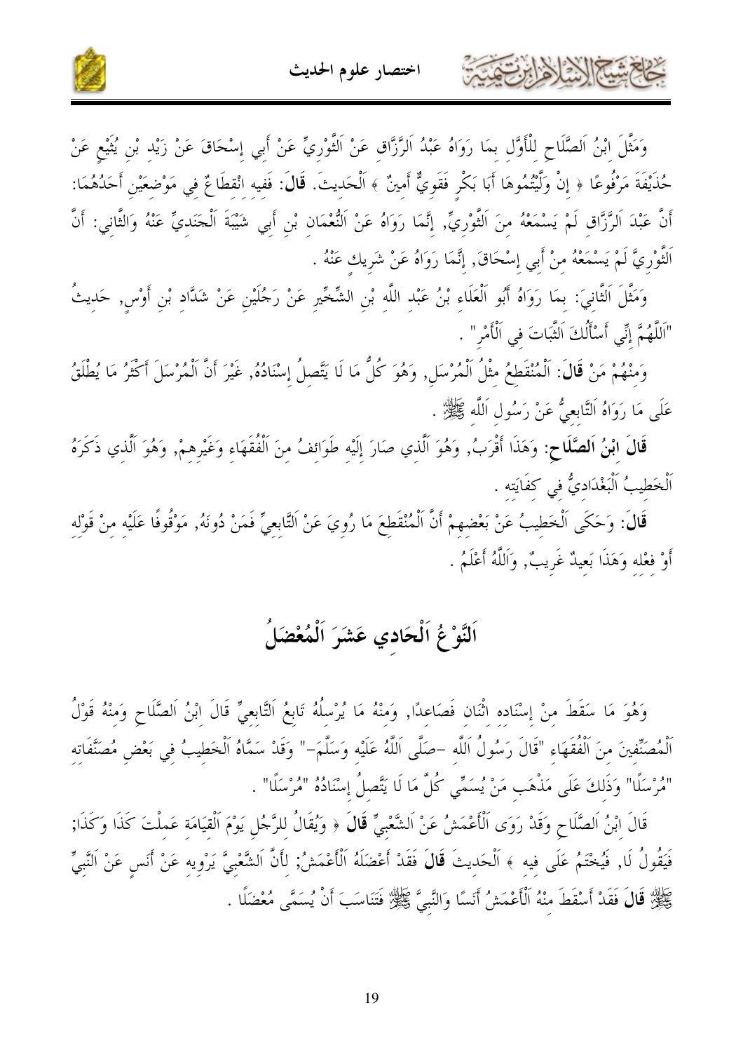وَمَثَّلَ ابْنُ اَلصَّلَاحِ لِلْأَوَّلِ بِمَا رَوَاهُ عَبْدُ اَلرَّزَّاقِ عَنْ اَلثَّوْرِيِّ عَنْ أَبِي إِسْحَاقَ عَنْ زَيْدِ بْنِ يُثَيْعٍ عَنْ حُذَيْفَةَ مَرْفُوعًا ﴿ إِنْ وَلَّيْتُمُوهَا أَبَا بَكْرٍ فَقَوِيٌّ أَمِينٌ ﴾ اَلْحَدِيثَ. **قَالَ**: فَفِيهِ انْقِطَاعٌ فِي مَوْضِعَيْنِ أَحَدُهُمَا: أَنَّ عَبْدَ اَلرَّزَّاقِ لَمْ يَسْمَعْهُ مِنَ اَلثَّوْرِيِّ, إِنَّمَا رَوَاهُ عَنْ اَلنُّعْمَانِ بْنِ أَبِي شَيْبَةَ اَلْجَنَدِيِّ عَنْهُ وَالثَّانِي: أَنَّ اَلثَّوْرِيَّ لَمْ يَسْمَعْهُ مِنْ أَبِي إِسْحَاقَ, إِنَّمَا رَوَاهُ عَنْ شَرِيكٍ عَنْهُ .

وَمَثَّلَ اَلثَّانِيَ: بِمَا رَوَاهُ أَبُو اَلْعَلَاءِ بْنُ عَبْدِ اللَّهِ بْنِ الشِّخِّيرِ عَنْ رَجُلَيْنِ عَنْ شَدَّادِ بْنِ أَوْسٍ, حَدِيثُ "اَللَّهُمَّ إِنِّي أَسْأَلُكَ اَلثَّبَاتَ فِي اَلْأَمْرِ" .

وَمِنْهُمْ مَنْ **قَالَ**: اَلْمُنْقَطِعُ مِثْلُ اَلْمُرْسَلِ, وَهُوَ كُلُّ مَا لَا يَتَّصِلُ إِسْنَادُهُ, غَيْرَ أَنَّ اَلْمُرْسَلَ أَكْثَرُ مَا يُطْلَقُ عَلَى مَا رَوَاهُ اَلتَّابِعِيُّ عَنْ رَسُولِ اَللَّهِ ﷺ .

**قَالَ ابْنُ اَلصَّلَاحِ**: وَهَذَا أَقْرَبُ, وَهُوَ اَلَّذِي صَارَ إِلَيْهِ طَوَائِفُ مِنَ اَلْفُقَهَاءِ وَغَيْرِهِمْ, وَهُوَ اَلَّذِي ذَكَرَهُ اَلْخَطِيبُ اَلْبَغْدَادِيُّ فِي كِفَايَتِهِ .

**قَالَ**: وَحَكَى اَلْخَطِيبُ عَنْ بَعْضِهِمْ أَنَّ اَلْمُنْقَطِعَ مَا رُوِيَ عَنْ اَلتَّابِعِيِّ فَمَنْ دُونَهُ, مَوْقُوفًا عَلَيْهِ مِنْ قَوْلِهِ أَوْ فِعْلِهِ وَهَذَا بَعِيدٌ غَرِيبٌ, وَاَللَّهُ أَعْلَمُ .

## اَلنَّوْعُ اَلْحَادِي عَشَرَ اَلْمُعْضَلُ

وَهُوَ مَا سَقَطَ مِنْ إِسْنَادِهِ اثْنَانِ فَصَاعِدًا, وَمِنْهُ مَا يُرْسِلُهُ تَابِعُ اَلتَّابِعِيِّ قَالَ ابْنُ اَلصَّلَاحِ وَمِنْهُ قَوْلُ اَلْمُصَنِّفِينَ مِنَ اَلْفُقَهَاءِ "قَالَ رَسُولُ اَللَّهِ –صَلَّى اَللَّهُ عَلَيْهِ وَسَلَّمَ–" وَقَدْ سَمَّاهُ اَلْخَطِيبُ فِي بَعْضِ مُصَنَّفَاتِهِ "مُرْسَلًا" وَذَلِكَ عَلَى مَذْهَبِ مَنْ يُسَمِّي كُلَّ مَا لَا يَتَّصِلُ إِسْنَادُهُ "مُرْسَلًا" .

قَالَ ابْنُ اَلصَّلَاحِ وَقَدْ رَوَى اَلْأَعْمَشُ عَنْ اَلشَّعْبِيِّ **قَالَ** ﴿ وَيُقَالُ لِلرَّجُلِ يَوْمَ اَلْقِيَامَةِ عَمِلْتَ كَذَا وَكَذَا; فَيَقُولُ لَا, فَيُخْتَمُ عَلَى فِيهِ ﴾ اَلْحَدِيثَ **قَالَ** فَقَدْ أَعْضَلَهُ اَلْأَعْمَشُ; لِأَنَّ اَلشَّعْبِيَّ يَرْوِيهِ عَنْ أَنَسٍ عَنْ اَلنَّبِيِّ ﷺ **قَالَ** فَقَدْ أَسْقَطَ مِنْهُ اَلْأَعْمَشُ أَنَسًا وَالنَّبِيَّ ﷺ فَتَنَاسَبَ أَنْ يُسَمَّى مُعْضَلًا .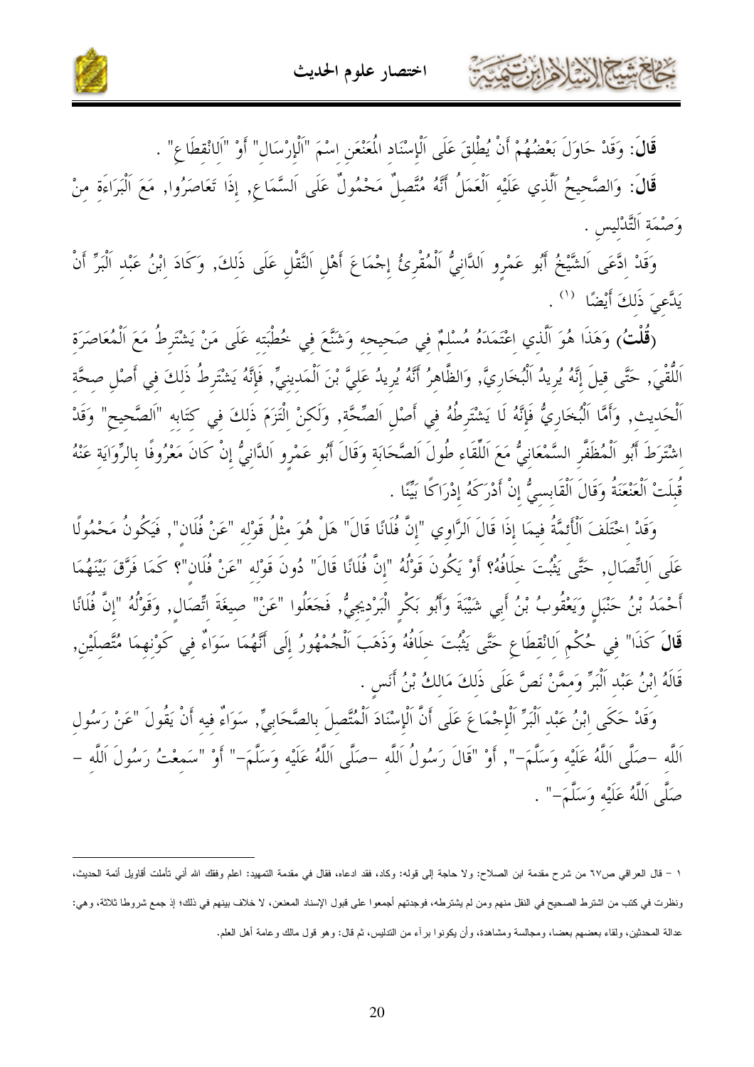**قَالَ**: وَقَدْ حَاوَلَ بَعْضُهُمْ أَنْ يُطْلِقَ عَلَى اَلْإِسْنَاد الْمُعَنْعَنِ اسْمَ "اَلْإِرْسَال" أَوْ "اَلِانْقِطَاعِ" .

**قَالَ**: وَالصَّحِيحُ اَلَّذِي عَلَيْهِ اَلْعَمَلُ أَنَّهُ مُتَّصِلٌ مَحْمُولٌ عَلَى اَلسَّمَاعِ, إِذَا تَعَاصَرُوا, مَعَ اَلْبَرَاءَةِ مِنْ وَصْمَةِ اَلتَّدْلِيس .

وَقَدْ اِدَّعَى اَلشَّيْخُ أَبُو عَمْرٍو اَلدَّانِيُّ اَلْمُقْرِئُ إِجْمَاعَ أَهْلِ اَلنَّقْلِ عَلَى ذَلِكَ, وَكَادَ اِبْنُ عَبْد اَلْبَرِّ أَنْ يَدَّعِيَ ذَلِكَ أَيْضًا [1] .

(**قُلْتُ**) وَهَذَا هُوَ اَلَّذِي اِعْتَمَدَهُ مُسْلِمٌ فِي صَحِيحِه وَشَنَّعَ فِي خُطْبَته عَلَى مَنْ يَشْتَرِطُ مَعَ اَلْمُعَاصَرَة اَللُّقِيَ, حَتَّى قِيلَ إِنَّهُ يُرِيدُ اَلْبُخَارِيَّ, وَالظَّاهِرُ أَنَّهُ يُرِيدُ عَلِيَّ بْنَ اَلْمَدِينِيِّ, فَإِنَّهُ يَشْتَرِطُ ذَلِكَ فِي أَصْلِ صِحَّة اَلْحَدِيث, وَأَمَّا اَلْبُخَارِيُّ فَإِنَّهُ لَا يَشْتَرِطُهُ فِي أَصْلِ اَلصِّحَّة, وَلَكِنْ اِلْتَزَمَ ذَلِكَ فِي كِتَابه "اَلصَّحِيح" وَقَدْ اِشْتَرَطَ أَبُو اَلْمُظَفَّر السَّمْعَانِيُّ مَعَ اَللِّقَاء طُولَ اَلصَّحَابَة وَقَالَ أَبُو عَمْرٍو اَلدَّانِيُّ إِنْ كَانَ مَعْرُوفًا بالرِّوَايَة عَنْهُ قُبِلَتْ اَلْعَنْعَنَةُ وَقَالَ اَلْقَابِسِيُّ إِنْ أَدْرَكَهُ إِدْرَاكًا بَيِّنًا .

وَقَدْ اِخْتَلَفَ اَلْأَئِمَّةُ فِيمَا إِذَا قَالَ اَلرَّاوِي "إِنَّ فُلَانًا قَالَ" هَلْ هُوَ مِثْلُ قَوْله "عَنْ فُلَان", فَيَكُونُ مَحْمُولًا عَلَى اَلِاتِّصَال, حَتَّى يَثْبُتَ خِلَافُهُ؟ أَوْ يَكُونَ قَوْلُهُ "إِنَّ فُلَانًا قَالَ" دُونَ قَوْله "عَنْ فُلَان"؟ كَمَا فَرَّقَ بَيْنَهُمَا أَحْمَدُ بْنُ حَنْبَلٍ وَيَعْقُوبُ بْنُ أَبِي شَيْبَةَ وَأَبُو بَكْرٍ الْبَرْدِيجِيُّ, فَجَعَلُوا "عَنْ" صِيغَةَ اتِّصَالٍ, وَقَوْلُهُ "إِنَّ فُلَانًا **قَالَ** كَذَا" فِي حُكْمِ اَلِانْقِطَاعِ حَتَّى يَثْبُتَ خِلَافُهُ وَذَهَبَ اَلْجُمْهُورُ إِلَى أَنَّهُمَا سَوَاءٌ فِي كَوْنهمَا مُتَّصِلَيْنِ, قَالَهُ ابْنُ عَبْد اَلْبَرِّ وَمِمَّنْ نَصَّ عَلَى ذَلِكَ مَالِكُ بْنُ أَنَسٍ .

وَقَدْ حَكَى ابْنُ عَبْد اَلْبَرِّ اَلْإِجْمَاعَ عَلَى أَنَّ اَلْإِسْنَادَ اَلْمُتَّصِلَ بالصَّحَابِيِّ, سَوَاءٌ فِيه أَنْ يَقُولَ "عَنْ رَسُول اَللَّه -صَلَّى اَللَّهُ عَلَيْهِ وَسَلَّمَ-", أَوْ "قَالَ رَسُولُ اَللَّه -صَلَّى اَللَّهُ عَلَيْهِ وَسَلَّمَ-" أَوْ "سَمِعْتُ رَسُولَ اَللَّه -صَلَّى اَللَّهُ عَلَيْهِ وَسَلَّمَ-" .

---

[1] - قال العراقي ص٦٧ من شرح مقدمة ابن الصلاح: ولا حاجة إلى قوله: وكاد، فقد ادعاه، فقال في مقدمة التمهيد: اعلم وفقك الله أني تأملت أقاويل أئمة الحديث، ونظرت في كتب من اشترط الصحيح في النقل منهم ومن لم يشترطه، فوجدتهم أجمعوا على قبول الإسناد المعنعن، لا خلاف بينهم في ذلك؛ إذ جمع شروطا ثلاثة، وهي: عدالة المحدثين، ولقاء بعضهم بعضا، ومجالسة ومشاهدة، وأن يكونوا برآء من التدليس، ثم قال: وهو قول مالك وعامة أهل العلم.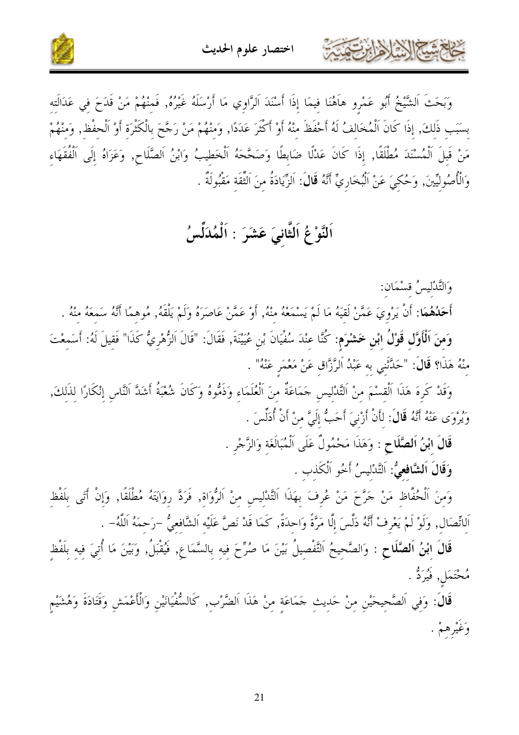وَبَحَثَ اَلشَّيْخُ أَبُو عَمْرٍو هاهُنَا فِيمَا إِذَا أَسْنَدَ اَلرَّاوِي مَا أَرْسَلَهُ غَيْرُهُ, فَمِنْهُمْ مَنْ قَدَحَ فِي عَدَالَتِهِ بِسَبَبِ ذَلِكَ, إِذَا كَانَ اَلْمُخَالِفُ لَهُ أَحْفَظَ مِنْهُ أَوْ أَكْثَرَ عَدَدًا, وَمِنْهُمْ مَنْ رَجَّحَ بِالْكَثْرَةِ أَوْ اَلْحِفْظِ, وَمِنْهُمْ مَنْ قَبِلَ اَلْمُسْنَدَ مُطْلَقًا, إِذَا كَانَ عَدْلًا ضَابِطًا وَصَحَّحَهُ اَلْخَطِيبُ وَابْنُ اَلصَّلَاحِ, وَعَزَاهُ إِلَى اَلْفُقَهَاءِ وَالْأُصُولِيِّينَ, وَحُكِيَ عَنْ اَلْبُخَارِيِّ أَنَّهُ **قَالَ**: اَلزِّيَادَةُ مِنَ اَلثِّقَةِ مَقْبُولَةٌ .

## اَلنَّوْعُ اَلثَّانِيَ عَشَرَ : اَلْمُدَلِّسُ

وَالتَّدْلِيسُ قِسْمَانِ:

**أَحَدُهُمَا**: أَنْ يَرْوِيَ عَمَّنْ لَقِيَهُ مَا لَمْ يَسْمَعْهُ مِنْهُ, أَوْ عَمَّنْ عَاصَرَهُ وَلَمْ يَلْقَهُ, مُوهِمًا أَنَّهُ سَمِعَهُ مِنْهُ .

**وَمِنَ اَلْأَوَّلِ قَوْلُ ابْنِ خَشْرَمٍ**: كُنَّا عِنْدَ سُفْيَانَ بْنِ عُيَيْنَةَ, فَقَالَ: "قَالَ اَلزُّهْرِيُّ كَذَا" فَقِيلَ لَهُ: أَسَمِعْتَ مِنْهُ هَذَا؟ **قَالَ**: "حَدَّثَنِي بِهِ عَبْدُ اَلرَّزَّاقِ عَنْ مَعْمَرٍ عَنْهُ" .

وَقَدْ كَرِهَ هَذَا اَلْقِسْمَ مِنْ اَلتَّدْلِيسِ جَمَاعَةٌ مِنَ اَلْعُلَمَاءِ وَذَمُّوهُ وَكَانَ شُعْبَةُ أَشَدَّ اَلنَّاسِ إِنْكَارًا لِذَلِكَ, وَيُرْوَى عَنْهُ أَنَّهُ **قَالَ**: لَأَنْ أَزْنِيَ أَحَبُّ إِلَيَّ مِنْ أَنْ أُدَلِّسَ .

**قَالَ ابْنُ اَلصَّلَاحِ** : وَهَذَا مَحْمُولٌ عَلَى اَلْمُبَالَغَةِ وَالزَّجْرِ .

**وَقَالَ اَلشَّافِعِيُّ**: اَلتَّدْلِيسُ أَخُو اَلْكَذِبِ .

وَمِنَ اَلْحُفَّاظِ مَنْ جَرَّحَ مَنْ عُرِفَ بِهَذَا اَلتَّدْلِيسِ مِنْ اَلرُّوَاةِ, فَرَدَّ رِوَايَتَهُ مُطْلَقًا, وَإِنْ أَتَى بِلَفْظِ اَلاتِّصَالِ, وَلَوْ لَمْ يَعْرِفْ أَنَّهُ دَلَّسَ إِلَّا مَرَّةً وَاحِدَةً, كَمَا قَدْ نَصَّ عَلَيْهِ اَلشَّافِعِيُّ -رَحِمَهُ اَللَّهُ- .

**قَالَ ابْنُ اَلصَّلَاحِ** : وَالصَّحِيحُ اَلتَّفْصِيلُ بَيْنَ مَا صُرِّحَ فِيهِ بِالسَّمَاعِ, فَيُقْبَلُ, وَبَيْنَ مَا أُتِيَ فِيهِ بِلَفْظٍ مُحْتَمَلٍ, فَيُرَدُّ .

**قَالَ**: وَفِي اَلصَّحِيحَيْنِ مِنْ حَدِيثِ جَمَاعَةٍ مِنْ هَذَا اَلضَّرْبِ, كَالسُّفْيَانَيْنِ وَالْأَعْمَشِ وَقَتَادَةَ وَهُشَيْمٍ وَغَيْرِهِمْ .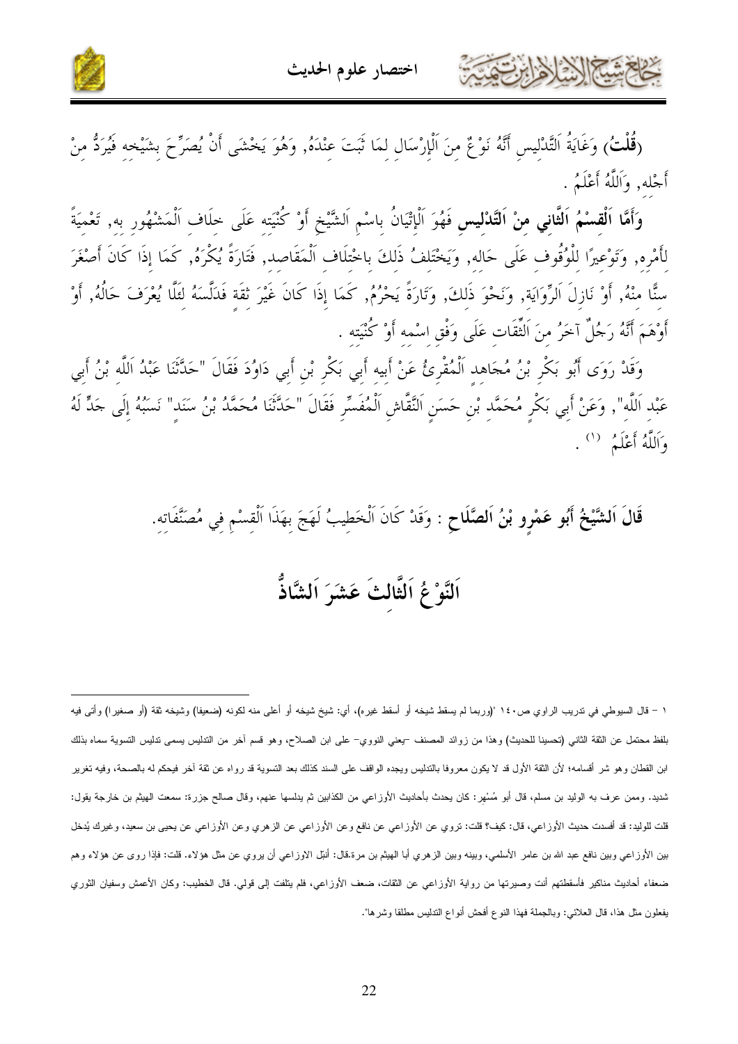(**قُلْتُ**) وَغَايَةُ اَلتَّدْلِيسِ أَنَّهُ نَوْعٌ مِنَ اَلْإِرْسَالِ لِمَا ثَبَتَ عِنْدَهُ, وَهُوَ يَخْشَى أَنْ يُصَرِّحَ بِشَيْخِهِ فَيُرَدُّ مِنْ أَجْلِهِ, وَاَللَّهُ أَعْلَمُ .

**وَأَمَّا اَلْقِسْمُ اَلثَّانِي مِنْ اَلتَّدْلِيسِ** فَهُوَ اَلْإِتْيَانُ بِاسْمِ اَلشَّيْخِ أَوْ كُنْيَتِهِ عَلَى خِلَافِ اَلْمَشْهُورِ بِهِ, تَعْمِيَةً لِأَمْرِهِ, وَتَوْعِيرًا لِلْوُقُوفِ عَلَى حَالِهِ, وَيَخْتَلِفُ ذَلِكَ بِاخْتِلَافِ اَلْمَقَاصِدِ, فَتَارَةً يُكْرَهُ, كَمَا إِذَا كَانَ أَصْغَرَ سِنًّا مِنْهُ, أَوْ نَازِلَ اَلرِّوَايَةِ, وَنَحْوَ ذَلِكَ, وَتَارَةً يَحْرُمُ, كَمَا إِذَا كَانَ غَيْرَ ثِقَةٍ فَدَلَّسَهُ لِئَلَّا يُعْرَفَ حَالُهُ, أَوْ أَوْهَمَ أَنَّهُ رَجُلٌ آخَرُ مِنَ اَلثِّقَاتِ عَلَى وَفْقِ اِسْمِهِ أَوْ كُنْيَتِهِ .

وَقَدْ رَوَى أَبُو بَكْرِ بْنُ مُجَاهِدٍ اَلْمُقْرِئُ عَنْ أَبِيهِ أَبِي بَكْرِ بْنِ أَبِي دَاوُدَ فَقَالَ "حَدَّثَنَا عَبْدُ اَللَّهِ بْنُ أَبِي عَبْدِ اَللَّهِ", وَعَنْ أَبِي بَكْرٍ مُحَمَّدِ بْنِ حَسَنٍ اَلنَّقَّاشِ اَلْمُفَسِّرِ فَقَالَ "حَدَّثَنَا مُحَمَّدُ بْنُ سَنَدٍ" نَسَبُهُ إِلَى جَدٍّ لَهُ وَاَللَّهُ أَعْلَمُ [1] .

**قَالَ اَلشَّيْخُ أَبُو عَمْرٍو بْنُ اَلصَّلَاحِ** : وَقَدْ كَانَ اَلْخَطِيبُ لَهَجَ بِهَذَا اَلْقِسْمِ فِي مُصَنَّفَاتِهِ.

## اَلنَّوْعُ اَلثَّالِثَ عَشَرَ اَلشَّاذُّ

---

١ – قال السيوطي في تدريب الراوي ص١٤٠ "(وربما لم يسقط شيخه أو أسقط غيره)، أي: شيخ شيخه أو أعلى منه لكونه (ضعيفا) وشيخه ثقة (أو صغيرا) وأتى فيه بلفظ محتمل عن الثقة الثاني (تحسينا للحديث) وهذا من زوائد المصنف -يعني النووي- على ابن الصلاح، وهو قسم آخر من التدليس يسمى تدليس التسوية سماه بذلك ابن القطان وهو شر أقسامه؛ لأن الثقة الأول قد لا يكون معروفا بالتدليس ويجده الواقف على السند كذلك بعد التسوية قد رواه عن ثقة آخر فيحكم له بالصحة، وفيه تغرير شديد. وممن عرف به الوليد بن مسلم، قال أبو مُسْهِر: كان يحدث بأحاديث الأوزاعي من الكذابين ثم يدلسها عنهم، وقال صالح جزرة: سمعت الهيثم بن خارجة يقول: قلت للوليد: قد أفسدت حديث الأوزاعي، قال: كيف؟ قلت: تروي عن الأوزاعي عن نافع وعن الأوزاعي عن الزهري وعن الأوزاعي عن يحيى بن سعيد، وغيرك يُدخل بين الأوزاعي وبين نافع عبد الله بن عامر الأسلمي، وبينه وبين الزهري أبا الهيثم بن مرة.قال: أنبل الاوزاعي أن يروي عن مثل هؤلاء. قلت: فإذا روى عن هؤلاء وهم ضعفاء أحاديث مناكير فأسقطتهم أنت وصيرتها من رواية الأوزاعي عن الثقات، ضعف الأوزاعي، فلم يلتفت إلى قولي. قال الخطيب: وكان الأعمش وسفيان الثوري يفعلون مثل هذا، قال العلائي: وبالجملة فهذا النوع أفحش أنواع التدليس مطلقا وشرها".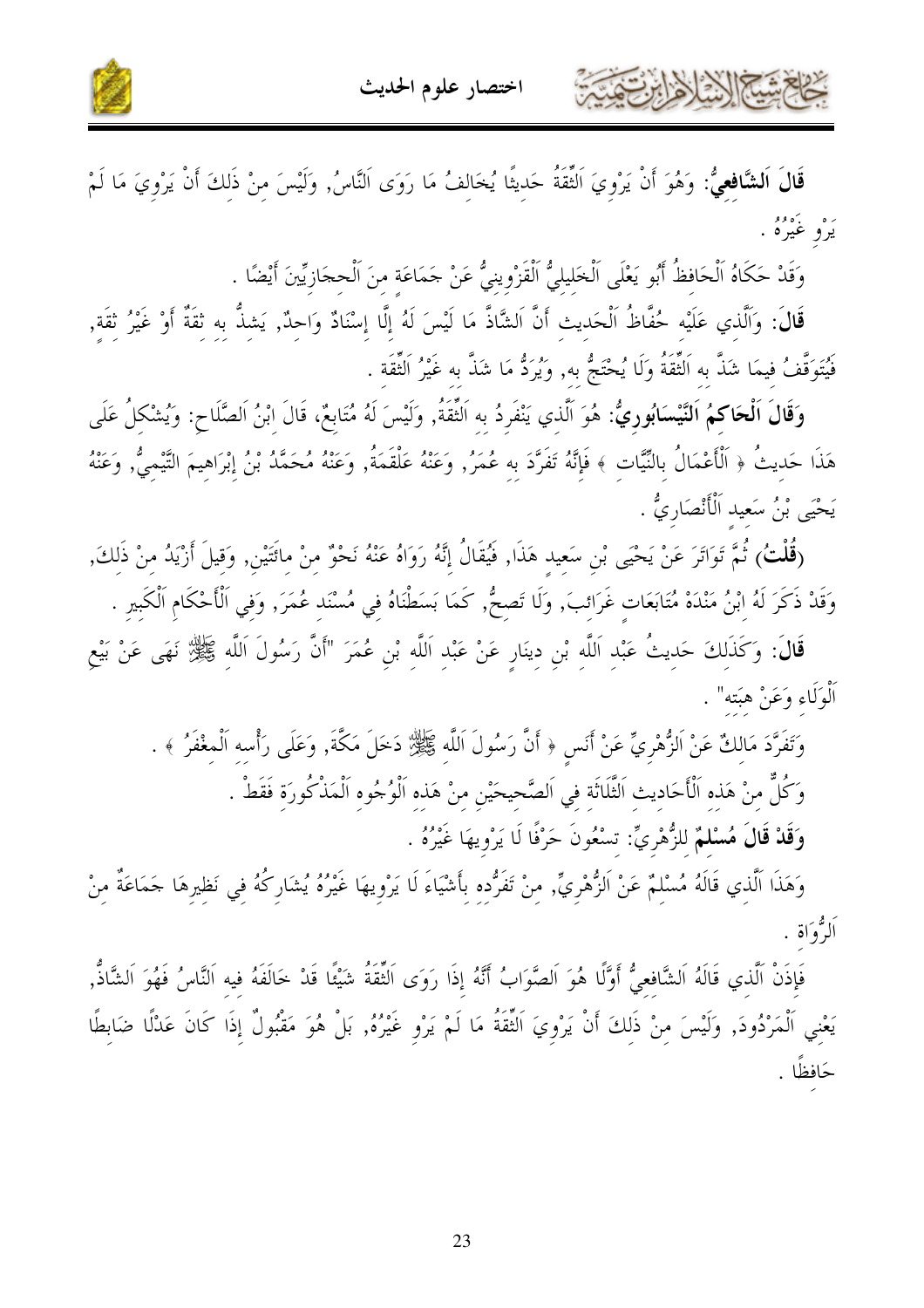**قَالَ اَلشَّافِعِيُّ**: وَهُوَ أَنْ يَرْوِيَ اَلثِّقَةُ حَدِيثًا يُخَالِفُ مَا رَوَى اَلنَّاسُ, وَلَيْسَ مِنْ ذَلِكَ أَنْ يَرْوِيَ مَا لَمْ يَرْوِ غَيْرُهُ .

وَقَدْ حَكَاهُ اَلْحَافِظُ أَبُو يَعْلَى اَلْخَلِيلِيُّ اَلْقَزْوِينِيُّ عَنْ جَمَاعَةٍ مِنَ اَلْحِجَازِيِّينَ أَيْضًا .

**قَالَ**: وَالَّذِي عَلَيْهِ حُفَّاظُ اَلْحَدِيثِ أَنَّ اَلشَّاذَّ مَا لَيْسَ لَهُ إِلَّا إِسْنَادٌ وَاحِدٌ, يَشِذُّ بِهِ ثِقَةٌ أَوْ غَيْرُ ثِقَةٍ, فَيُتَوَقَّفُ فِيمَا شَذَّ بِهِ اَلثِّقَةُ وَلَا يُحْتَجُّ بِهِ, وَيُرَدُّ مَا شَذَّ بِهِ غَيْرُ اَلثِّقَةِ .

**وَقَالَ اَلْحَاكِمُ اَلنَّيْسَابُورِيُّ**: هُوَ اَلَّذِي يَنْفَرِدُ بِهِ اَلثِّقَةُ, وَلَيْسَ لَهُ مُتَابِعٌ, قَالَ اِبْنُ اَلصَّلَاحِ: وَيُشْكِلُ عَلَى هَذَا حَدِيثُ ﴿ اَلْأَعْمَالُ بِالنِّيَّاتِ ﴾ فَإِنَّهُ تَفَرَّدَ بِهِ عُمَرُ, وَعَنْهُ عَلْقَمَةُ, وَعَنْهُ مُحَمَّدُ بْنُ إِبْرَاهِيمَ التَّيْمِيُّ, وَعَنْهُ يَحْيَى بْنُ سَعِيدٍ اَلْأَنْصَارِيُّ .

**(قُلْتُ)** ثُمَّ تَوَاتَرَ عَنْ يَحْيَى بْنِ سَعِيدٍ هَذَا, فَيُقَالُ إِنَّهُ رَوَاهُ عَنْهُ نَحْوٌ مِنْ مِائَتَيْنِ, وَقِيلَ أَزْيَدُ مِنْ ذَلِكَ, وَقَدْ ذَكَرَ لَهُ اِبْنُ مَنْدَهْ مُتَابَعَاتٍ غَرَائِبَ, وَلَا تَصِحُّ, كَمَا بَسَطْنَاهُ فِي مُسْنَدِ عُمَرَ, وَفِي اَلْأَحْكَامِ اَلْكَبِيرِ .

**قَالَ**: وَكَذَلِكَ حَدِيثُ عَبْدِ اَللَّهِ بْنِ دِينَارٍ عَنْ عَبْدِ اَللَّهِ بْنِ عُمَرَ "أَنَّ رَسُولَ اَللَّهِ ﷺ نَهَى عَنْ بَيْعِ اَلْوَلَاءِ وَعَنْ هِبَتِهِ" .

وَتَفَرَّدَ مَالِكٌ عَنْ اَلزُّهْرِيِّ عَنْ أَنَسٍ ﴿ أَنَّ رَسُولَ اَللَّهِ ﷺ دَخَلَ مَكَّةَ, وَعَلَى رَأْسِهِ اَلْمِغْفَرُ ﴾ .

وَكُلٌّ مِنْ هَذِهِ اَلْأَحَادِيثِ اَلثَّلَاثَةِ فِي اَلصَّحِيحَيْنِ مِنْ هَذِهِ اَلْوُجُوهِ اَلْمَذْكُورَةِ فَقَطْ .

**وَقَدْ قَالَ مُسْلِمٌ** لِلزُّهْرِيِّ: تِسْعُونَ حَرْفًا لَا يَرْوِيهَا غَيْرُهُ .

وَهَذَا اَلَّذِي قَالَهُ مُسْلِمٌ عَنْ اَلزُّهْرِيِّ, مِنْ تَفَرُّدِهِ بِأَشْيَاءَ لَا يَرْوِيهَا غَيْرُهُ يُشَارِكُهُ فِي نَظِيرِهَا جَمَاعَةٌ مِنْ اَلرُّوَاةِ .

فَإِذَنْ اَلَّذِي قَالَهُ اَلشَّافِعِيُّ أَوَّلًا هُوَ اَلصَّوَابُ أَنَّهُ إِذَا رَوَى اَلثِّقَةُ شَيْئًا قَدْ خَالَفَهُ فِيهِ اَلنَّاسُ فَهُوَ اَلشَّاذُّ, يَعْنِي اَلْمَرْدُودَ, وَلَيْسَ مِنْ ذَلِكَ أَنْ يَرْوِيَ اَلثِّقَةُ مَا لَمْ يَرْوِ غَيْرُهُ, بَلْ هُوَ مَقْبُولٌ إِذَا كَانَ عَدْلًا ضَابِطًا حَافِظًا .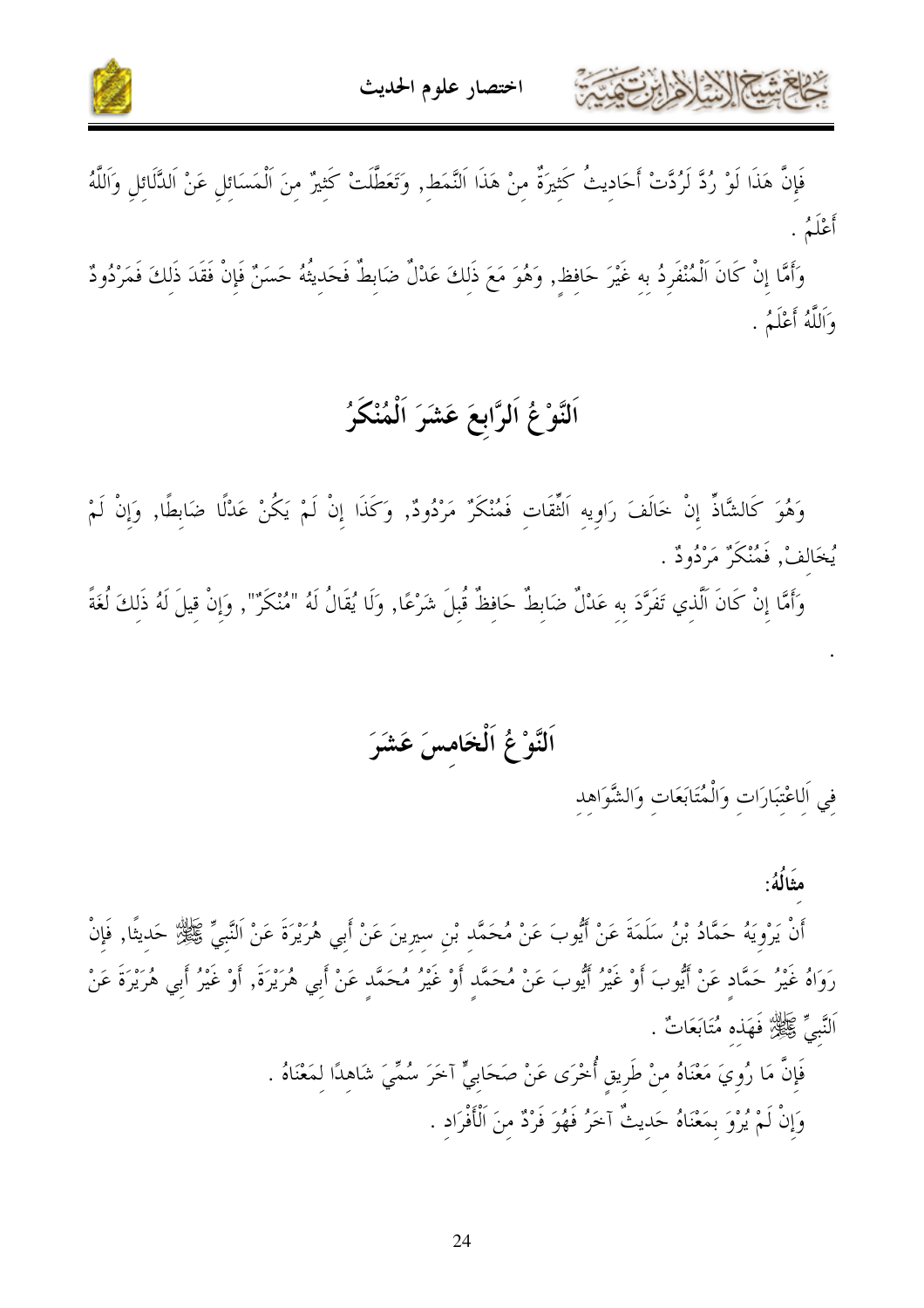فَإِنَّ هَذَا لَوْ رُدَّ لَرُدَّتْ أَحَادِيثُ كَثِيرَةٌ مِنْ هَذَا اَلنَّمَطِ, وَتَعَطَّلَتْ كَثِيرٌ مِنَ اَلْمَسَائِلِ عَنْ اَلدَّلَائِلِ وَاَللَّهُ أَعْلَمُ .

وَأَمَّا إِنْ كَانَ اَلْمُنْفَرِدُ بِهِ غَيْرَ حَافِظٍ, وَهُوَ مَعَ ذَلِكَ عَدْلٌ ضَابِطٌ فَحَدِيثُهُ حَسَنٌ فَإِنْ فَقَدَ ذَلِكَ فَمَرْدُودٌ وَاَللَّهُ أَعْلَمُ .

## اَلنَّوْعُ اَلرَّابِعَ عَشَرَ اَلْمُنْكَرُ

وَهُوَ كَالشَّاذِّ إِنْ خَالَفَ رَاوِيهِ اَلثِّقَاتِ فَمُنْكَرٌ مَرْدُودٌ, وَكَذَا إِنْ لَمْ يَكُنْ عَدْلًا ضَابِطًا, وَإِنْ لَمْ يُخَالِفْ, فَمُنْكَرٌ مَرْدُودٌ .

وَأَمَّا إِنْ كَانَ اَلَّذِي تَفَرَّدَ بِهِ عَدْلٌ ضَابِطٌ حَافِظٌ قُبِلَ شَرْعًا, وَلَا يُقَالُ لَهُ "مُنْكَرٌ", وَإِنْ قِيلَ لَهُ ذَلِكَ لُغَةً .

## اَلنَّوْعُ اَلْخَامِسَ عَشَرَ

فِي اَلِاعْتِبَارَاتِ وَالْمُتَابَعَاتِ وَالشَّوَاهِدِ

**مِثَالُهُ:**

أَنْ يَرْوِيَهُ حَمَّادُ بْنُ سَلَمَةَ عَنْ أَيُّوبَ عَنْ مُحَمَّدِ بْنِ سِيرِينَ عَنْ أَبِي هُرَيْرَةَ عَنْ اَلنَّبِيِّ ﷺ حَدِيثًا, فَإِنْ رَوَاهُ غَيْرُ حَمَّادٍ عَنْ أَيُّوبَ أَوْ غَيْرُ أَيُّوبَ عَنْ مُحَمَّدٍ أَوْ غَيْرُ مُحَمَّدٍ عَنْ أَبِي هُرَيْرَةَ, أَوْ غَيْرُ أَبِي هُرَيْرَةَ عَنْ اَلنَّبِيِّ ﷺ فَهَذِهِ مُتَابَعَاتٌ .

فَإِنَّ مَا رُوِيَ مَعْنَاهُ مِنْ طَرِيقٍ أُخْرَى عَنْ صَحَابِيٍّ آخَرَ سُمِّيَ شَاهِدًا لِمَعْنَاهُ .

وَإِنْ لَمْ يُرْوَ بِمَعْنَاهُ حَدِيثٌ آخَرُ فَهُوَ فَرْدٌ مِنَ اَلْأَفْرَادِ .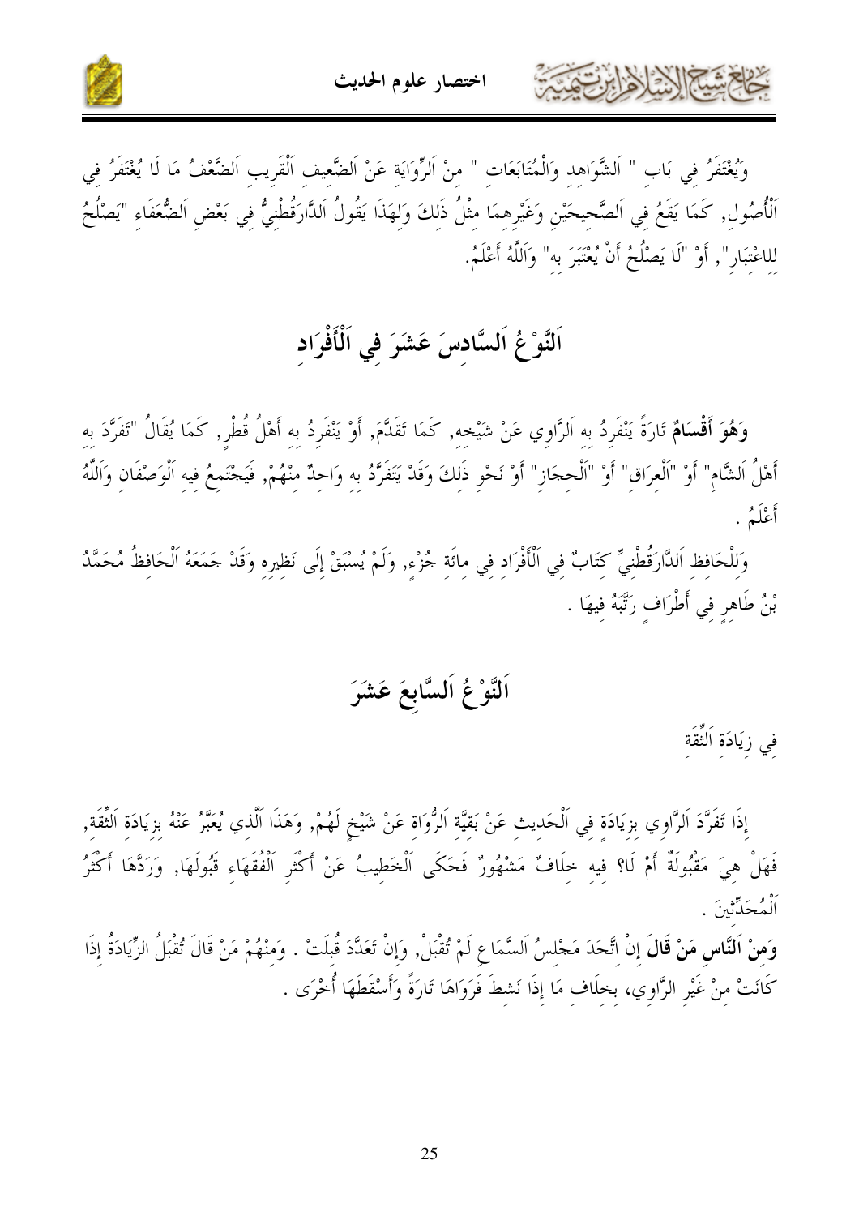وَيُغْتَفَرُ فِي بَابِ " اَلشَّوَاهِدِ وَالْمُتَابَعَاتِ " مِنْ اَلرِّوَايَةِ عَنْ اَلضَّعِيفِ اَلْقَرِيبِ اَلضَّعْفُ مَا لَا يُغْتَفَرُ فِي اَلْأُصُولِ, كَمَا يَقَعُ فِي اَلصَّحِيحَيْنِ وَغَيْرِهِمَا مِثْلُ ذَلِكَ وَلِهَذَا يَقُولُ اَلدَّارَقُطْنِيُّ فِي بَعْضِ اَلضُّعَفَاءِ "يَصْلُحُ لِلِاعْتِبَارِ", أَوْ "لَا يَصْلُحُ أَنْ يُعْتَبَرَ بِهِ" وَاَللَّهُ أَعْلَمُ.

## اَلنَّوْعُ اَلسَّادِسَ عَشَرَ فِي اَلْأَفْرَادِ

**وَهُوَ أَقْسَامٌ** تَارَةً يَنْفَرِدُ بِهِ اَلرَّاوِي عَنْ شَيْخِهِ, كَمَا تَقَدَّمَ, أَوْ يَنْفَرِدُ بِهِ أَهْلُ قُطْرٍ, كَمَا يُقَالُ "تَفَرَّدَ بِهِ أَهْلُ اَلشَّامِ" أَوْ "اَلْعِرَاقِ" أَوْ "اَلْحِجَازِ" أَوْ نَحْوِ ذَلِكَ وَقَدْ يَتَفَرَّدُ بِهِ وَاحِدٌ مِنْهُمْ, فَيَجْتَمِعُ فِيهِ اَلْوَصْفَانِ وَاَللَّهُ أَعْلَمُ .

وَلِلْحَافِظِ اَلدَّارَقُطْنِيِّ كِتَابٌ فِي اَلْأَفْرَادِ فِي مِائَةِ جُزْءٍ, وَلَمْ يُسْبَقْ إِلَى نَظِيرِهِ وَقَدْ جَمَعَهُ اَلْحَافِظُ مُحَمَّدُ بْنُ طَاهِرٍ فِي أَطْرَافٍ رَتَّبَهُ فِيهَا .

## اَلنَّوْعُ اَلسَّابِعَ عَشَرَ

فِي زِيَادَةِ اَلثِّقَةِ

إِذَا تَفَرَّدَ اَلرَّاوِي بِزِيَادَةٍ فِي اَلْحَدِيثِ عَنْ بَقِيَّةِ اَلرُّوَاةِ عَنْ شَيْخٍ لَهُمْ, وَهَذَا اَلَّذِي يُعَبَّرُ عَنْهُ بِزِيَادَةِ اَلثِّقَةِ, فَهَلْ هِيَ مَقْبُولَةٌ أَمْ لَا؟ فِيهِ خِلَافٌ مَشْهُورٌ فَحَكَى اَلْخَطِيبُ عَنْ أَكْثَرِ اَلْفُقَهَاءِ قَبُولَهَا, وَرَدَّهَا أَكْثَرُ اَلْمُحَدِّثِينَ .

**وَمِنْ اَلنَّاسِ مَنْ قَالَ** إِنْ اتَّحَدَ مَجْلِسُ اَلسَّمَاعِ لَمْ تُقْبَلْ, وَإِنْ تَعَدَّدَ قُبِلَتْ . وَمِنْهُمْ مَنْ قَالَ تُقْبَلُ الزِّيَادَةُ إِذَا كَانَتْ مِنْ غَيْرِ الرَّاوِي، بِخِلَافِ مَا إِذَا نَشِطَ فَرَوَاهَا تَارَةً وَأَسْقَطَهَا أُخْرَى .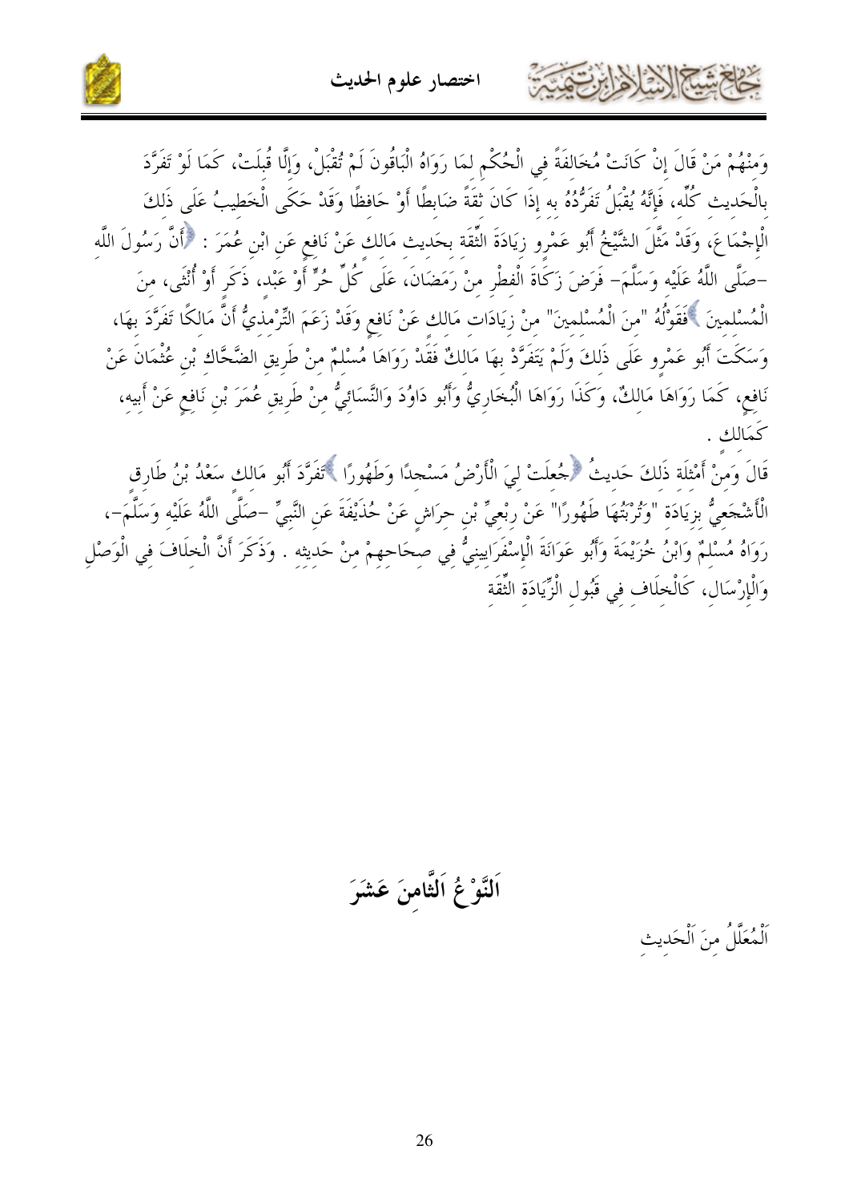وَمِنْهُمْ مَنْ قَالَ إِنْ كَانَتْ مُخَالِفَةً فِي الْحُكْمِ لِمَا رَوَاهُ الْبَاقُونَ لَمْ تُقْبَلْ، وَإِلَّا قُبِلَتْ، كَمَا لَوْ تَفَرَّدَ بِالْحَدِيثِ كُلِّهِ، فَإِنَّهُ يُقْبَلُ تَفَرُّدُهُ بِهِ إِذَا كَانَ ثِقَةً ضَابِطًا أَوْ حَافِظًا وَقَدْ حَكَى الْخَطِيبُ عَلَى ذَلِكَ الْإِجْمَاعَ، وَقَدْ مَثَّلَ الشَّيْخُ أَبُو عَمْرٍو زِيَادَةَ الثِّقَةِ بِحَدِيثِ مَالِكٍ عَنْ نَافِعٍ عَنِ ابْنِ عُمَرَ : ﴿أَنَّ رَسُولَ اللَّهِ -صَلَّى اللَّهُ عَلَيْهِ وَسَلَّمَ- فَرَضَ زَكَاةَ الْفِطْرِ مِنْ رَمَضَانَ، عَلَى كُلِّ حُرٍّ أَوْ عَبْدٍ، ذَكَرٍ أَوْ أُنْثَى، مِنَ الْمُسْلِمِينَ﴾ فَقَوْلُهُ "مِنَ الْمُسْلِمِينَ" مِنْ زِيَادَاتِ مَالِكٍ عَنْ نَافِعٍ وَقَدْ زَعَمَ التِّرْمِذِيُّ أَنَّ مَالِكًا تَفَرَّدَ بِهَا، وَسَكَتَ أَبُو عَمْرٍو عَلَى ذَلِكَ وَلَمْ يَتَفَرَّدْ بِهَا مَالِكٌ فَقَدْ رَوَاهَا مُسْلِمٌ مِنْ طَرِيقِ الضَّحَّاكِ بْنِ عُثْمَانَ عَنْ نَافِعٍ، كَمَا رَوَاهَا مَالِكٌ، وَكَذَا رَوَاهَا الْبُخَارِيُّ وَأَبُو دَاوُدَ وَالنَّسَائِيُّ مِنْ طَرِيقِ عُمَرَ بْنِ نَافِعٍ عَنْ أَبِيهِ، كَمَالِكٍ .

قَالَ وَمِنْ أَمْثِلَةِ ذَلِكَ حَدِيثُ ﴿جُعِلَتْ لِيَ الْأَرْضُ مَسْجِدًا وَطَهُورًا﴾ تَفَرَّدَ أَبُو مَالِكٍ سَعْدُ بْنُ طَارِقٍ الْأَشْجَعِيُّ بِزِيَادَةِ "وَتُرْبَتُهَا طَهُورًا" عَنْ رِبْعِيِّ بْنِ حِرَاشٍ عَنْ حُذَيْفَةَ عَنِ النَّبِيِّ -صَلَّى اللَّهُ عَلَيْهِ وَسَلَّمَ-، رَوَاهُ مُسْلِمٌ وَابْنُ خُزَيْمَةَ وَأَبُو عَوَانَةَ الْإِسْفَرَايِينِيُّ فِي صِحَاحِهِمْ مِنْ حَدِيثِهِ . وَذَكَرَ أَنَّ الْخِلَافَ فِي الْوَصْلِ وَالْإِرْسَالِ، كَالْخِلَافِ فِي قَبُولِ الزِّيَادَةِ الثِّقَةِ

## اَلنَّوْعُ اَلثَّامِنَ عَشَرَ

اَلْمُعَلَّلُ مِنَ اَلْحَدِيثِ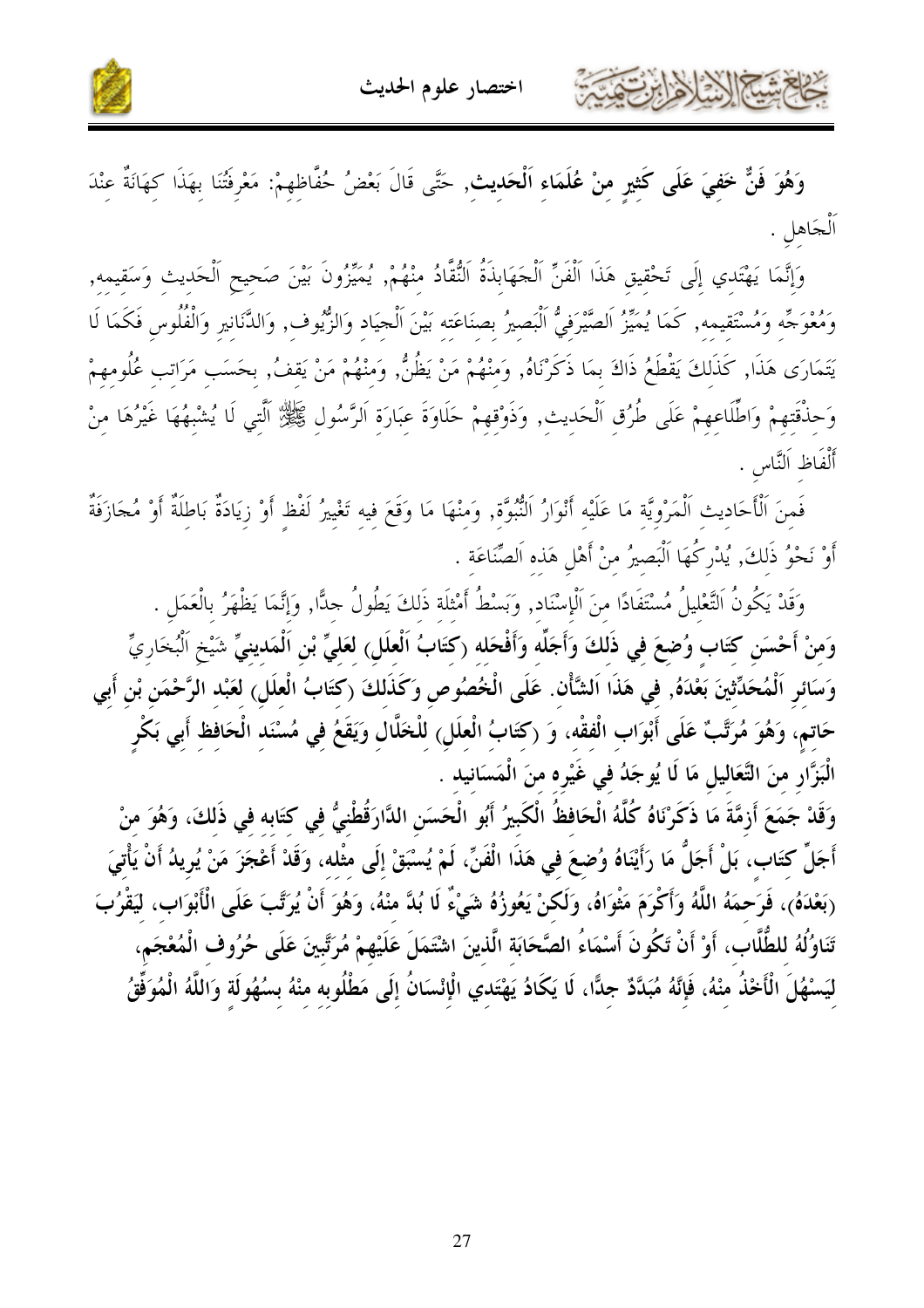**وَهُوَ فَنٌّ خَفِيَ عَلَى كَثِيرٍ مِنْ عُلَمَاءِ اَلْحَدِيثِ,** حَتَّى قَالَ بَعْضُ حُفَّاظِهِمْ: مَعْرِفَتُنَا بِهَذَا كِهَانَةٌ عِنْدَ اَلْجَاهِلِ .

وَإِنَّمَا يَهْتَدِي إِلَى تَحْقِيقِ هَذَا اَلْفَنِّ اَلْجَهَابِذَةُ اَلنُّقَّادُ مِنْهُمْ, يُمَيِّزُونَ بَيْنَ صَحِيحِ اَلْحَدِيث وَسَقِيمِهِ, وَمُعْوَجِّهِ وَمُسْتَقِيمِهِ, كَمَا يُمَيِّزُ اَلصَّيْرَفِيُّ اَلْبَصِيرُ بِصِنَاعَتِهِ بَيْنَ اَلْجِيَادِ وَالزُّيُوف, وَالدَّنَانِيرِ وَالْفُلُوسِ فَكَمَا لَا يَتَمَارَى هَذَا, كَذَلِكَ يَقْطَعُ ذَاكَ بِمَا ذَكَرْنَاهُ, وَمِنْهُمْ مَنْ يَظُنُّ, وَمِنْهُمْ مَنْ يَقِفُ, بِحَسَبِ مَرَاتِبِ عُلُومِهِمْ وَحِذْقَتِهِمْ وَاطِّلَاعِهِمْ عَلَى طُرُقِ اَلْحَدِيثِ, وَذَوْقِهِمْ حَلَاوَةَ عِبَارَةِ اَلرَّسُولِ ﷺ اَلَّتِي لَا يُشْبِهُهَا غَيْرُهَا مِنْ أَلْفَاظِ اَلنَّاسِ .

فَمِنَ اَلْأَحَادِيثِ اَلْمَرْوِيَّةِ مَا عَلَيْهِ أَنْوَارُ اَلنُّبُوَّةِ, وَمِنْهَا مَا وَقَعَ فِيهِ تَغْيِيرُ لَفْظٍ أَوْ زِيَادَةٌ بَاطِلَةٌ أَوْ مُجَازَفَةٌ أَوْ نَحْوُ ذَلِكَ, يُدْرِكُهَا اَلْبَصِيرُ مِنْ أَهْلِ هَذِهِ اَلصِّنَاعَةِ .

وَقَدْ يَكُونُ اَلتَّعْلِيلُ مُسْتَفَادًا مِنَ اَلْإِسْنَادِ, وَبَسْطُ أَمْثِلَةِ ذَلِكَ يَطُولُ جِدًّا, وَإِنَّمَا يَظْهَرُ بِالْعَمَلِ .

**وَمِنْ أَحْسَنِ كِتَابٍ وُضِعَ فِي ذَلِكَ وَأَجَلِّهِ وَأَفْحَلِهِ (كِتَابُ اَلْعِلَلِ) لِعَلِيِّ بْنِ اَلْمَدِينِيِّ شَيْخِ اَلْبُخَارِيِّ وَسَائِرِ اَلْمُحَدِّثِينَ بَعْدَهُ, فِي هَذَا اَلشَّأْنِ. عَلَى الْخُصُوصِ وَكَذَلِكَ (كِتَابُ الْعِلَلِ) لِعَبْدِ الرَّحْمَنِ بْنِ أَبِي حَاتِمٍ، وَهُوَ مُرَتَّبٌ عَلَى أَبْوَابِ الْفِقْهِ، وَ (كِتَابُ الْعِلَلِ) لِلْخَلَّالِ وَيَقَعُ فِي مُسْنَدِ الْحَافِظِ أَبِي بَكْرٍ الْبَزَّارِ مِنَ التَّعَالِيلِ مَا لَا يُوجَدُ فِي غَيْرِهِ مِنَ الْمَسَانِيدِ .**

**وَقَدْ جَمَعَ أَزِمَّةَ مَا ذَكَرْنَاهُ كُلَّهُ الْحَافِظُ الْكَبِيرُ أَبُو الْحَسَنِ الدَّارَقُطْنِيُّ فِي كِتَابِهِ فِي ذَلِكَ، وَهُوَ مِنْ أَجَلِّ كِتَابٍ، بَلْ أَجَلُّ مَا رَأَيْنَاهُ وُضِعَ فِي هَذَا الْفَنِّ، لَمْ يُسْبَقْ إِلَى مِثْلِهِ، وَقَدْ أَعْجَزَ مَنْ يُرِيدُ أَنْ يَأْتِيَ (بَعْدَهُ)، فَرَحِمَهُ اللَّهُ وَأَكْرَمَ مَثْوَاهُ، وَلَكِنْ يُعْوِزُهُ شَيْءٌ لَا بُدَّ مِنْهُ، وَهُوَ أَنْ يُرَتَّبَ عَلَى الْأَبْوَابِ، لِيَقْرُبَ تَنَاوُلُهُ لِلطُّلَّابِ، أَوْ أَنْ تَكُونَ أَسْمَاءُ الصَّحَابَةِ الَّذِينَ اشْتَمَلَ عَلَيْهِمْ مُرَتَّبِينَ عَلَى حُرُوفِ الْمُعْجَمِ، لِيَسْهُلَ الْأَخْذُ مِنْهُ، فَإِنَّهُ مُبَدَّدٌ جِدًّا، لَا يَكَادُ يَهْتَدِي الْإِنْسَانُ إِلَى مَطْلُوبِهِ مِنْهُ بِسُهُولَةٍ وَاللَّهُ الْمُوَفِّقُ**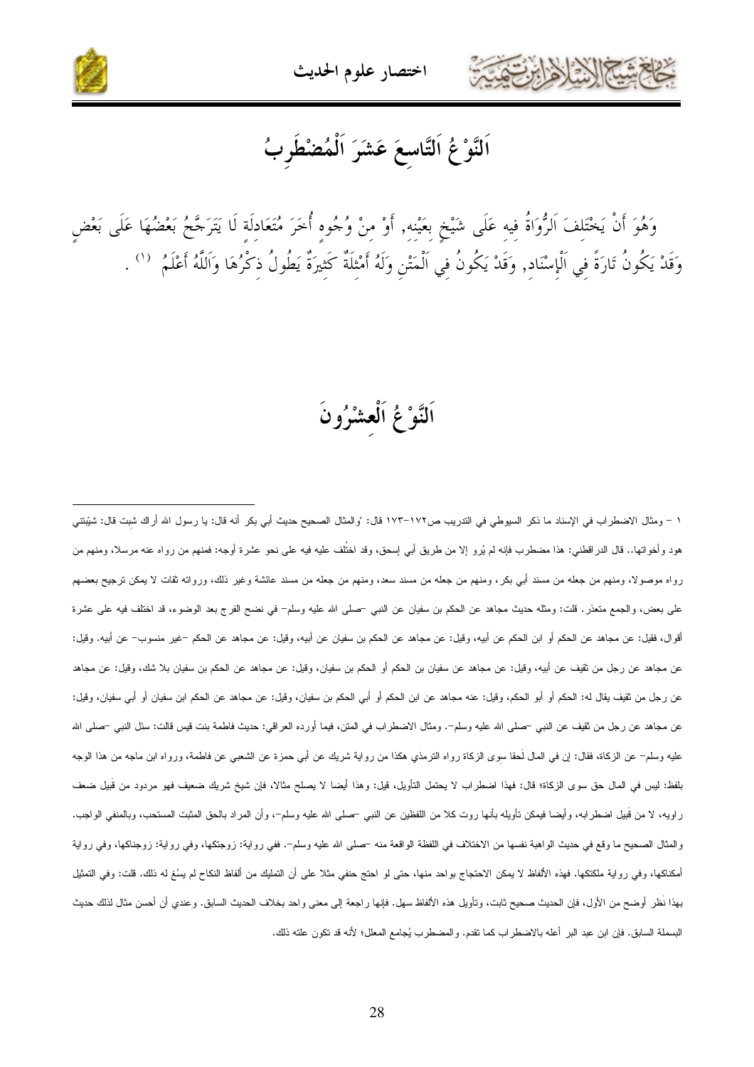## اَلنَّوْعُ اَلتَّاسِعَ عَشَرَ اَلْمُضْطَرِبُ

وَهُوَ أَنْ يَخْتَلِفَ اَلرُّوَاةُ فِيهِ عَلَى شَيْخٍ بِعَيْنِهِ, أَوْ مِنْ وُجُوهٍ أُخَرَ مُتَعَادِلَةٍ لَا يَتَرَجَّحُ بَعْضُهَا عَلَى بَعْضٍ وَقَدْ يَكُونُ تَارَةً فِي اَلْإِسْنَادِ, وَقَدْ يَكُونُ فِي اَلْمَتْنِ وَلَهُ أَمْثِلَةٌ كَثِيرَةٌ يَطُولُ ذِكْرُهَا وَاَللَّهُ أَعْلَمُ [1] .

## اَلنَّوْعُ اَلْعِشْرُونَ

---

[1] - ومثال الاضطراب في الإسناد ما ذكر السيوطي في التدريب ص١٧٢-١٧٣ قال: "والمثال الصحيح حديث أبي بكر أنه قال: يا رسول الله أراك شِبت قال: شيَّبتني هود وأخواتها.. قال الدارقطني: هذا مضطرب فإنه لم يُرو إلا من طريق أبي إسحق، وقد اختُلف عليه فيه على نحو عشرة أوجه: فمنهم من رواه عنه مرسلا، ومنهم من رواه موصولا، ومنهم من جعله من مسند أبي بكر، ومنهم من جعله من مسند سعد، ومنهم من جعله من مسند عائشة وغير ذلك، ورواته ثقات لا يمكن ترجيح بعضهم على بعض، والجمع متعذر. قلت: ومثله حديث مجاهد عن الحكم بن سفيان عن النبي -صلى الله عليه وسلم- في نضح الفرج بعد الوضوء، قد اختلف فيه على عشرة أقوال، فقيل: عن مجاهد عن الحكم أو ابن الحكم عن أبيه، وقيل: عن مجاهد عن الحكم بن سفيان عن أبيه، وقيل: عن مجاهد عن الحكم -غير منسوب- عن أبيه. وقيل: عن مجاهد عن رجل من ثقيف عن أبيه، وقيل: عن مجاهد عن سفيان بن الحكم أو الحكم بن سفيان، وقيل: عن مجاهد عن الحكم بن سفيان بلا شك، وقيل: عن مجاهد عن رجل من ثقيف يقال له: الحكم أو أبو الحكم، وقيل: عنه مجاهد عن ابن الحكم أو أبي الحكم بن سفيان، وقيل: عن مجاهد عن الحكم ابن سفيان أو أبي سفيان، وقيل: عن مجاهد عن رجل من ثقيف عن النبي -صلى الله عليه وسلم-. ومثال الاضطراب في المتن، فيما أورده العراقي: حديث فاطمة بنت قيس قالت: سئل النبي -صلى الله عليه وسلم- عن الزكاة، فقال: إن في المال لَحقا سوى الزكاة رواه الترمذي هكذا من رواية شريك عن أبي حمزة عن الشعبي عن فاطمة، ورواه ابن ماجه من هذا الوجه بلفظ: ليس في المال حق سوى الزكاة؛ قال: فهذا اضطراب لا يحتمل التأويل، قيل: وهذا أيضا لا يصلح مثالا، فإن شيخ شريك ضعيف فهو مردود من قَبِل ضعف راويه، لا من قَبِل اضطرابه، وأيضا فيمكن تأويله بأنها روت كلا من اللفظين عن النبي -صلى الله عليه وسلم-، وأن المراد بالحق المثبت المستحب، وبالمنفي الواجب. والمثال الصحيح ما وقع في حديث الواهبة نفسها من الاختلاف في اللفظة الواقعة منه -صلى الله عليه وسلم-. ففي رواية: زوجتكها، وفي رواية: زوجناكها، وفي رواية أمكناكها، وفي رواية ملكتكها. فهذه الألفاظ لا يمكن الاحتجاج بواحد منها، حتى لو احتج حنفي مثلا على أن التمليك من ألفاظ النكاح لم يسُغ له ذلك. قلت: وفي التمثيل بهذا نَظر أوضح من الأول، فإن الحديث صحيح ثابت، وتأويل هذه الألفاظ سهل. فإنها راجعة إلى معنى واحد بخلاف الحديث السابق. وعندي أن أحسن مثال لذلك حديث البسملة السابق. فإن ابن عبد البر أعله بالاضطراب كما تقدم. والمضطرب يُجامع المعلل؛ لأنه قد تكون علته ذلك.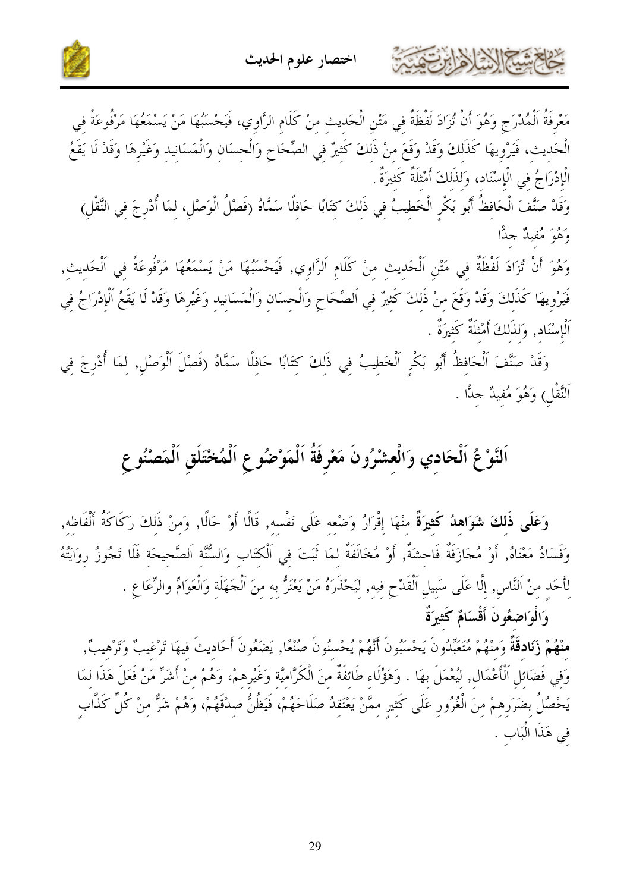مَعْرِفَةُ اَلْمُدْرَجِ وَهُوَ أَنْ تُزَادَ لَفْظَةٌ فِي مَتْنِ الْحَدِيثِ مِنْ كَلَامِ الرَّاوِي، فَيَحْسَبُهَا مَنْ يَسْمَعُهَا مَرْفُوعَةً فِي الْحَدِيثِ، فَيَرْوِيهَا كَذَلِكَ وَقَدْ وَقَعَ مِنْ ذَلِكَ كَثِيرٌ فِي الصِّحَاحِ وَالْحِسَانِ وَالْمَسَانِيدِ وَغَيْرِهَا وَقَدْ لَا يَقَعُ الْإِدْرَاجُ فِي الْإِسْنَادِ، وَلِذَلِكَ أَمْثِلَةٌ كَثِيرَةٌ.

وَقَدْ صَنَّفَ الْحَافِظُ أَبُو بَكْرٍ الْخَطِيبُ فِي ذَلِكَ كِتَابًا حَافِلًا سَمَّاهُ (فَصْلُ الْوَصْلِ، لِمَا أُدْرِجَ فِي النَّقْلِ) وَهُوَ مُفِيدٌ جِدًّا

وَهُوَ أَنْ تُزَادَ لَفْظَةٌ فِي مَتْنِ اَلْحَدِيثِ مِنْ كَلَامِ اَلرَّاوِي, فَيَحْسَبُهَا مَنْ يَسْمَعُهَا مَرْفُوعَةً فِي اَلْحَدِيثِ, فَيَرْوِيهَا كَذَلِكَ وَقَدْ وَقَعَ مِنْ ذَلِكَ كَثِيرٌ فِي اَلصِّحَاحِ وَالْحِسَانِ وَالْمَسَانِيدِ وَغَيْرِهَا وَقَدْ لَا يَقَعُ اَلْإِدْرَاجُ فِي اَلْإِسْنَادِ, وَلِذَلِكَ أَمْثِلَةٌ كَثِيرَةٌ .

وَقَدْ صَنَّفَ اَلْحَافِظُ أَبُو بَكْرٍ اَلْخَطِيبُ فِي ذَلِكَ كِتَابًا حَافِلًا سَمَّاهُ (فَصْلَ اَلْوَصْلِ, لِمَا أُدْرِجَ فِي اَلنَّقْلِ) وَهُوَ مُفِيدٌ جِدًّا .

## اَلنَّوْعُ اَلْحَادِي وَالْعِشْرُونَ مَعْرِفَةُ اَلْمَوْضُوعِ اَلْمُخْتَلَقِ اَلْمَصْنُوعِ

**وَعَلَى ذَلِكَ شَوَاهِدُ كَثِيرَةٌ** مِنْهَا إِقْرَارُ وَضْعِهِ عَلَى نَفْسِهِ, قَالًا أَوْ حَالًا, وَمِنْ ذَلِكَ رَكَاكَةُ أَلْفَاظِهِ, وَفَسَادُ مَعْنَاهُ, أَوْ مُجَازَفَةٌ فَاحِشَةٌ, أَوْ مُخَالَفَةٌ لِمَا ثَبَتَ فِي اَلْكِتَابِ وَالسُّنَّةِ اَلصَّحِيحَةِ فَلَا تَجُوزُ رِوَايَتُهُ لِأَحَدٍ مِنَ اَلنَّاسِ, إِلَّا عَلَى سَبِيلِ اَلْقَدْحِ فِيهِ, لِيَحْذَرَهُ مَنْ يَغْتَرُّ بِهِ مِنَ اَلْجَهَلَةِ وَالْعَوَامِّ وَالرِّعَاعِ .

**وَالْوَاضِعُونَ أَقْسَامٌ كَثِيرَةٌ**

**مِنْهُمْ زَنَادِقَةٌ** وَمِنْهُمْ مُتَعَبِّدُونَ يَحْسَبُونَ أَنَّهُمْ يُحْسِنُونَ صُنْعًا, يَضَعُونَ أَحَادِيثَ فِيهَا تَرْغِيبٌ وَتَرْهِيبٌ, وَفِي فَضَائِلِ اَلْأَعْمَالِ, لِيُعْمَلَ بِهَا . وَهَؤُلَاءِ طَائِفَةٌ مِنَ الْكَرَّامِيَّةِ وَغَيْرِهِمْ، وَهُمْ مِنْ أَشَرِّ مَنْ فَعَلَ هَذَا لِمَا يَحْصُلُ بِضَرَرِهِمْ مِنَ الْغُرُورِ عَلَى كَثِيرٍ مِمَّنْ يَعْتَقِدُ صَلَاحَهُمْ، فَيَظُنُّ صِدْقَهُمْ، وَهُمْ شَرٌّ مِنْ كُلِّ كَذَّابٍ فِي هَذَا الْبَابِ .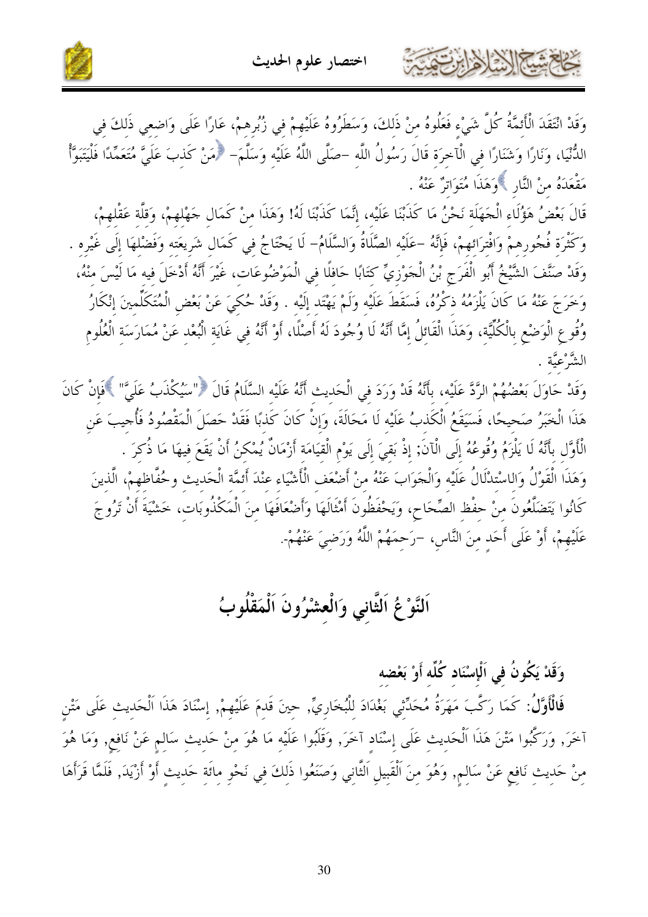وَقَدْ انْتَقَدَ الْأَئِمَّةُ كُلَّ شَيْءٍ فَعَلُوهُ مِنْ ذَلِكَ، وَسَطَرُوهُ عَلَيْهِمْ فِي زُبُرِهِمْ، عَارًا عَلَى وَاضِعِي ذَلِكَ فِي الدُّنْيَا، وَنَارًا وَشَنَارًا فِي الْآخِرَةِ قَالَ رَسُولُ اللَّهِ -صَلَّى اللَّهُ عَلَيْهِ وَسَلَّمَ- ﴿مَنْ كَذَبَ عَلَيَّ مُتَعَمِّدًا فَلْيَتَبَوَّأْ مَقْعَدَهُ مِنْ النَّارِ﴾ وَهَذَا مُتَوَاتِرٌ عَنْهُ .

قَالَ بَعْضُ هَؤُلَاءِ الْجَهَلَةِ نَحْنُ مَا كَذَبْنَا عَلَيْهِ، إِنَّمَا كَذَبْنَا لَهُ! وَهَذَا مِنْ كَمَالِ جَهْلِهِمْ، وَقِلَّةِ عَقْلِهِمْ، وَكَثْرَةِ فُجُورِهِمْ وَافْتِرَائِهِمْ، فَإِنَّهُ -عَلَيْهِ الصَّلَاةُ وَالسَّلَامُ- لَا يَحْتَاجُ فِي كَمَالِ شَرِيعَتِهِ وَفَضْلِهَا إِلَى غَيْرِهِ . وَقَدْ صَنَّفَ الشَّيْخُ أَبُو الْفَرَجِ بْنُ الْجَوْزِيِّ كِتَابًا حَافِلًا فِي الْمَوْضُوعَاتِ، غَيْرَ أَنَّهُ أَدْخَلَ فِيهِ مَا لَيْسَ مِنْهُ، وَخَرَجَ عَنْهُ مَا كَانَ يَلْزَمُهُ ذِكْرُهُ، فَسَقَطَ عَلَيْهِ وَلَمْ يَهْتَدِ إِلَيْهِ . وَقَدْ حُكِيَ عَنْ بَعْضِ الْمُتَكَلِّمِينَ إِنْكَارُ وُقُوعِ الْوَضْعِ بِالْكُلِّيَّةِ، وَهَذَا الْقَائِلُ إِمَّا أَنَّهُ لَا وُجُودَ لَهُ أَصْلًا، أَوْ أَنَّهُ فِي غَايَةِ الْبُعْدِ عَنْ مُمَارَسَةِ الْعُلُومِ الشَّرْعِيَّةِ .

وَقَدْ حَاوَلَ بَعْضُهُمْ الرَّدَّ عَلَيْهِ، بِأَنَّهُ قَدْ وَرَدَ فِي الْحَدِيثِ أَنَّهُ عَلَيْهِ السَّلَامُ قَالَ ﴿"سَيُكْذَبُ عَلَيَّ"﴾ فَإِنْ كَانَ هَذَا الْخَبَرُ صَحِيحًا، فَسَيَقَعُ الْكَذِبُ عَلَيْهِ لَا مَحَالَةَ، وَإِنْ كَانَ كَذِبًا فَقَدْ حَصَلَ الْمَقْصُودُ فَأُجِيبَ عَنِ الْأَوَّلِ بِأَنَّهُ لَا يَلْزَمُ وُقُوعُهُ إِلَى الْآنَ; إِذْ بَقِيَ إِلَى يَوْمِ الْقِيَامَةِ أَزْمَانٌ يُمْكِنُ أَنْ يَقَعَ فِيهَا مَا ذُكِرَ .

وَهَذَا الْقَوْلُ وَالِاسْتِدْلَالُ عَلَيْهِ وَالْجَوَابُ عَنْهُ مِنْ أَضْعَفِ الْأَشْيَاءِ عِنْدَ أَئِمَّةِ الْحَدِيثِ وَحُفَّاظِهِمْ، الَّذِينَ كَانُوا يَتَضَلَّعُونَ مِنْ حِفْظِ الصِّحَاحِ، وَيَحْفَظُونَ أَمْثَالَهَا وَأَضْعَافَهَا مِنَ الْمَكْذُوبَاتِ، خَشْيَةَ أَنْ تَرُوجَ عَلَيْهِمْ، أَوْ عَلَى أَحَدٍ مِنَ النَّاسِ، -رَحِمَهُمُ اللَّهُ وَرَضِيَ عَنْهُمْ-.

# اَلنَّوْعُ اَلثَّانِي وَالْعِشْرُونَ اَلْمَقْلُوبُ

### وَقَدْ يَكُونُ فِي اَلْإِسْنَادِ كُلِّهِ أَوْ بَعْضِهِ

**فَالْأَوَّلُ:** كَمَا رَكَّبَ مَهَرَةُ مُحَدِّثِي بَغْدَادَ لِلْبُخَارِيِّ, حِينَ قَدِمَ عَلَيْهِمْ, إِسْنَادَ هَذَا اَلْحَدِيثِ عَلَى مَتْنٍ آخَرَ, وَرَكَّبُوا مَتْنَ هَذَا اَلْحَدِيثِ عَلَى إِسْنَادٍ آخَرَ, وَقَلَبُوا عَلَيْهِ مَا هُوَ مِنْ حَدِيثِ سَالِمٍ عَنْ نَافِعٍ, وَمَا هُوَ مِنْ حَدِيثِ نَافِعٍ عَنْ سَالِمٍ, وَهُوَ مِنَ اَلْقَبِيلِ اَلثَّانِي وَصَنَعُوا ذَلِكَ فِي نَحْوِ مِائَةِ حَدِيثٍ أَوْ أَزْيَدَ, فَلَمَّا قَرَأَهَا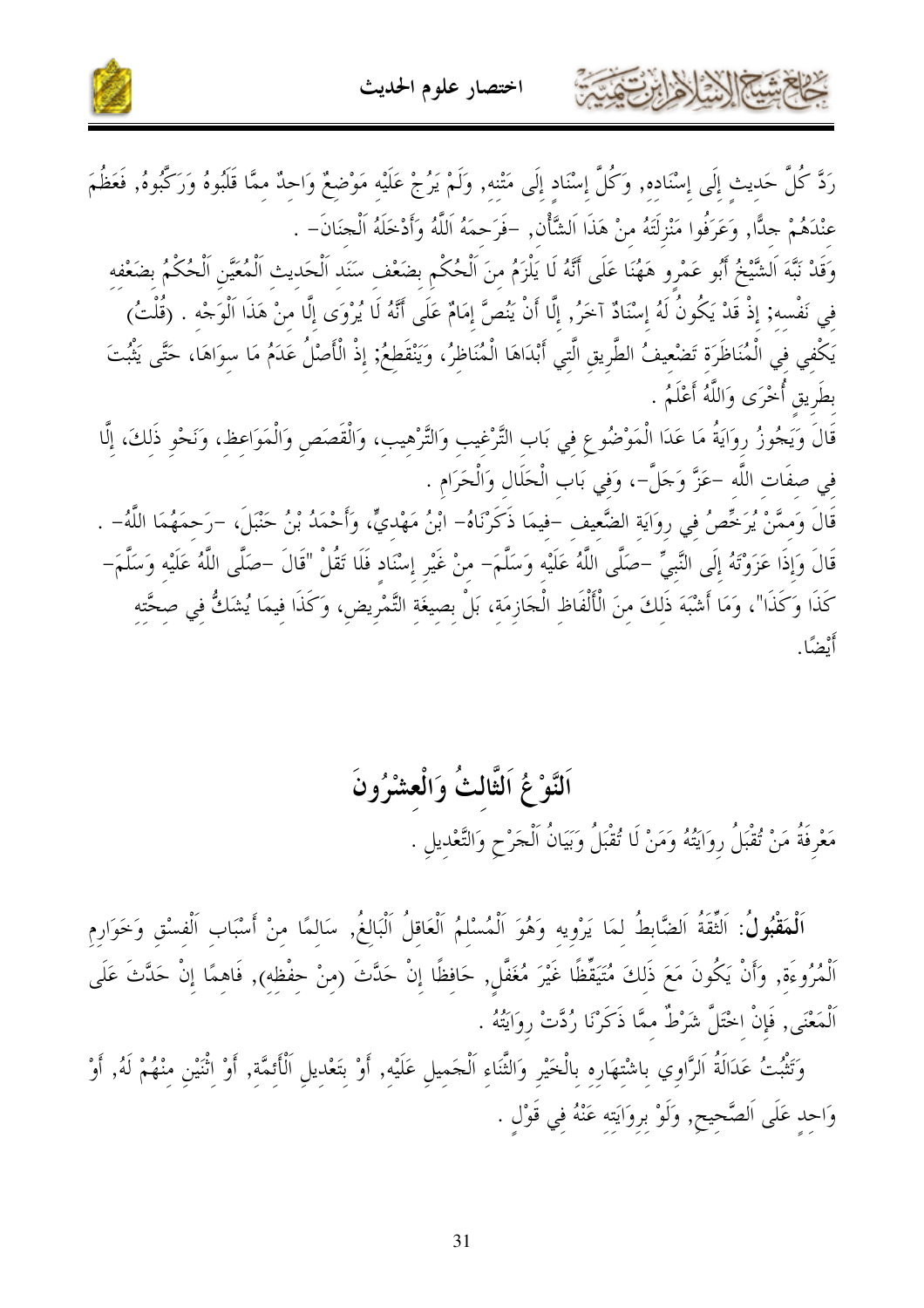رَدَّ كُلَّ حَدِيثٍ إِلَى إِسْنَادِهِ, وَكُلَّ إِسْنَادٍ إِلَى مَتْنِهِ, وَلَمْ يَرُجْ عَلَيْهِ مَوْضِعٌ وَاحِدٌ مِمَّا قَلَبُوهُ وَرَكَّبُوهُ, فَعَظُمَ عِنْدَهُمْ جِدًّا, وَعَرَفُوا مَنْزِلَتَهُ مِنْ هَذَا اَلشَّأْنِ, -فَرَحِمَهُ اَللَّهُ وَأَدْخَلَهُ اَلْجِنَانَ- .

وَقَدْ نَبَّهَ اَلشَّيْخُ أَبُو عَمْرٍو هَهُنَا عَلَى أَنَّهُ لَا يَلْزَمُ مِنَ اَلْحُكْمِ بِضَعْفِ سَنَدِ اَلْحَدِيثِ اَلْمُعَيَّنِ اَلْحُكْمُ بِضَعْفِهِ فِي نَفْسِهِ; إِذْ قَدْ يَكُونُ لَهُ إِسْنَادٌ آخَرُ, إِلَّا أَنْ يَنُصَّ إِمَامٌ عَلَى أَنَّهُ لَا يُرْوَى إِلَّا مِنْ هَذَا اَلْوَجْهِ . (قُلْتُ) يَكْفِي فِي الْمُنَاظَرَةِ تَضْعِيفُ الطَّرِيقِ الَّتِي أَبْدَاهَا الْمُنَاظِرُ، وَيَنْقَطِعُ; إِذْ الْأَصْلُ عَدَمُ مَا سِوَاهَا، حَتَّى يَثْبُتَ بِطَرِيقٍ أُخْرَى وَاللَّهُ أَعْلَمُ .

قَالَ وَيَجُوزُ رِوَايَةُ مَا عَدَا الْمَوْضُوعِ فِي بَابِ التَّرْغِيبِ وَالتَّرْهِيبِ، وَالْقَصَصِ وَالْمَوَاعِظِ، وَنَحْوِ ذَلِكَ، إِلَّا فِي صِفَاتِ اللَّهِ -عَزَّ وَجَلَّ-، وَفِي بَابِ الْحَلَالِ وَالْحَرَامِ .

قَالَ وَمِمَّنْ يُرَخِّصُ فِي رِوَايَةِ الضَّعِيفِ -فِيمَا ذَكَرْنَاهُ- ابْنُ مَهْدِيٍّ، وَأَحْمَدُ بْنُ حَنْبَلَ، -رَحِمَهُمَا اللَّهُ- .

قَالَ وَإِذَا عَزَوْتَهُ إِلَى النَّبِيِّ -صَلَّى اللَّهُ عَلَيْهِ وَسَلَّمَ- مِنْ غَيْرِ إِسْنَادٍ فَلَا تَقُلْ "قَالَ -صَلَّى اللَّهُ عَلَيْهِ وَسَلَّمَ- كَذَا وَكَذَا"، وَمَا أَشْبَهَ ذَلِكَ مِنَ الْأَلْفَاظِ الْجَازِمَةِ، بَلْ بِصِيغَةِ التَّمْرِيضِ، وَكَذَا فِيمَا يُشَكُّ فِي صِحَّتِهِ أَيْضًا.

## اَلنَّوْعُ اَلثَّالِثُ وَالْعِشْرُونَ

مَعْرِفَةُ مَنْ تُقْبَلُ رِوَايَتُهُ وَمَنْ لَا تُقْبَلُ وَبَيَانُ اَلْجَرْحِ وَالتَّعْدِيلِ .

**اَلْمَقْبُولُ**: اَلثِّقَةُ اَلضَّابِطُ لِمَا يَرْوِيهِ وَهُوَ اَلْمُسْلِمُ اَلْعَاقِلُ اَلْبَالِغُ, سَالِمًا مِنْ أَسْبَابِ اَلْفِسْقِ وَخَوَارِمِ اَلْمُرُوءَةِ, وَأَنْ يَكُونَ مَعَ ذَلِكَ مُتَيَقِّظًا غَيْرَ مُغَفَّلٍ, حَافِظًا إِنْ حَدَّثَ (مِنْ حِفْظِهِ), فَاهِمًا إِنْ حَدَّثَ عَلَى اَلْمَعْنَى, فَإِنْ اخْتَلَّ شَرْطٌ مِمَّا ذَكَرْنَا رُدَّتْ رِوَايَتُهُ .

وَتَثْبُتُ عَدَالَةُ اَلرَّاوِي بِاشْتِهَارِهِ بِالْخَيْرِ وَالثَّنَاءِ اَلْجَمِيلِ عَلَيْهِ, أَوْ بِتَعْدِيلِ اَلْأَئِمَّةِ, أَوْ اثْنَيْنِ مِنْهُمْ لَهُ, أَوْ وَاحِدٍ عَلَى اَلصَّحِيحِ, وَلَوْ بِرِوَايَتِهِ عَنْهُ فِي قَوْلٍ .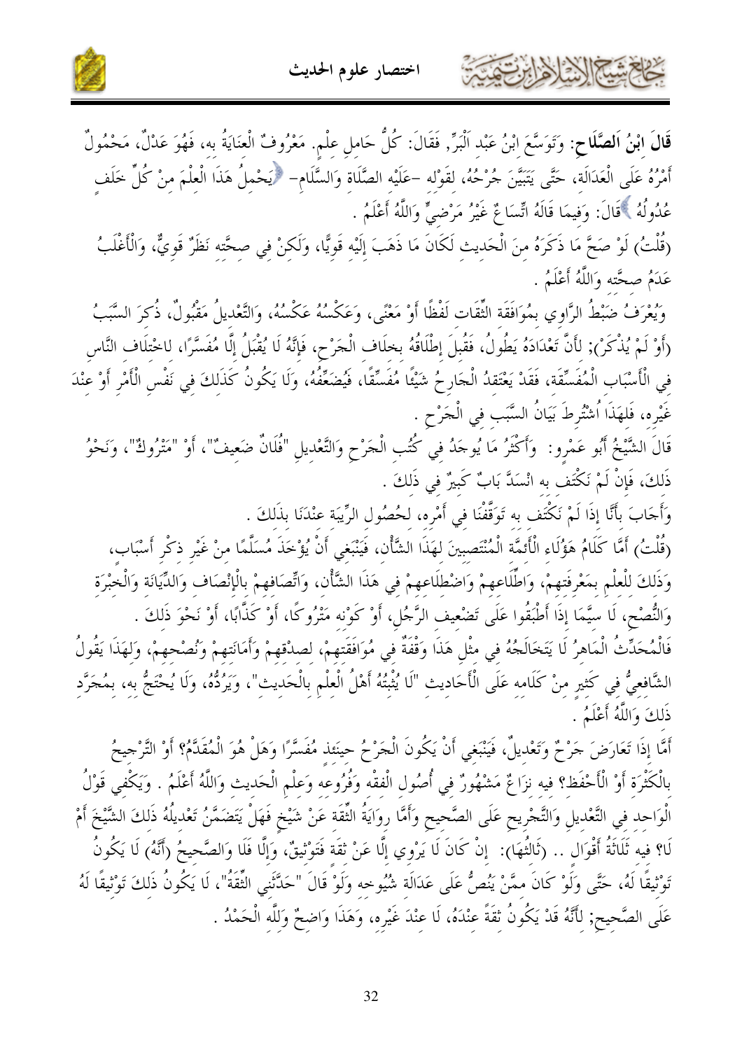**قَالَ ابْنُ الصَّلَاحِ:** وَتَوَسَّعَ ابْنُ عَبْدِ الْبَرِّ, فَقَالَ: كُلُّ حَامِلِ عِلْمٍ. مَعْرُوفُ الْعِنَايَةِ بِهِ، فَهُوَ عَدْلٌ، مَحْمُولٌ أَمْرُهُ عَلَى الْعَدَالَةِ، حَتَّى يَتَبَيَّنَ جُرْحُهُ، لِقَوْلِهِ -عَلَيْهِ الصَّلَاةُ وَالسَّلَامُ- ﴿يَحْمِلُ هَذَا الْعِلْمَ مِنْ كُلِّ خَلَفٍ عُدُولُهُ﴾ قَالَ: وَفِيمَا قَالَهُ اتِّسَاعٌ غَيْرُ مَرْضِيٍّ وَاللَّهُ أَعْلَمُ .

(قُلْتُ) لَوْ صَحَّ مَا ذَكَرَهُ مِنَ الْحَدِيثِ لَكَانَ مَا ذَهَبَ إِلَيْهِ قَوِيًّا، وَلَكِنْ فِي صِحَّتِهِ نَظَرٌ قَوِيٌّ، وَالْأَغْلَبُ عَدَمُ صِحَّتِهِ وَاللَّهُ أَعْلَمُ .

وَيُعْرَفُ ضَبْطُ الرَّاوِي بِمُوَافَقَةِ الثِّقَاتِ لَفْظًا أَوْ مَعْنًى، وَعَكْسُهُ عَكْسُهُ، وَالتَّعْدِيلُ مَقْبُولٌ، ذُكِرَ السَّبَبُ (أَوْ لَمْ يُذْكَرْ); لِأَنَّ تَعْدَادَهُ يَطُولُ، فَقُبِلَ إِطْلَاقُهُ بِخِلَافِ الْجَرْحِ، فَإِنَّهُ لَا يُقْبَلُ إِلَّا مُفَسَّرًا، لِاخْتِلَافِ النَّاسِ فِي الْأَسْبَابِ الْمُفَسِّقَةِ، فَقَدْ يَعْتَقِدُ الْجَارِحُ شَيْئًا مُفَسِّقًا، فَيُضَعِّفُهُ، وَلَا يَكُونُ كَذَلِكَ فِي نَفْسِ الْأَمْرِ أَوْ عِنْدَ غَيْرِهِ، فَلِهَذَا اُشْتُرِطَ بَيَانُ السَّبَبِ فِي الْجَرْحِ .

قَالَ الشَّيْخُ أَبُو عَمْرٍو: وَأَكْثَرُ مَا يُوجَدُ فِي كُتُبِ الْجَرْحِ وَالتَّعْدِيلِ "فُلَانٌ ضَعِيفٌ"، أَوْ "مَتْرُوكٌ"، وَنَحْوُ ذَلِكَ، فَإِنْ لَمْ نَكْتَفِ بِهِ انْسَدَّ بَابٌ كَبِيرٌ فِي ذَلِكَ .

وَأَجَابَ بِأَنَّا إِذَا لَمْ نَكْتَفِ بِهِ تَوَقَّفْنَا فِي أَمْرِهِ، لِحُصُولِ الرِّيبَةِ عِنْدَنَا بِذَلِكَ .

(قُلْتُ) أَمَّا كَلَامُ هَؤُلَاءِ الْأَئِمَّةِ الْمُنْتَصِبِينَ لِهَذَا الشَّأْنِ، فَيَنْبَغِي أَنْ يُؤْخَذَ مُسَلَّمًا مِنْ غَيْرِ ذِكْرِ أَسْبَابٍ، وَذَلِكَ لِلْعِلْمِ بِمَعْرِفَتِهِمْ، وَاطِّلَاعِهِمْ وَاضْطِلَاعِهِمْ فِي هَذَا الشَّأْنِ، وَاتِّصَافِهِمْ بِالْإِنْصَافِ وَالدِّيَانَةِ وَالْخِبْرَةِ وَالنُّصْحِ، لَا سِيَّمَا إِذَا أَطْبَقُوا عَلَى تَضْعِيفِ الرَّجُلِ، أَوْ كَوْنِهِ مَتْرُوكًا، أَوْ كَذَّابًا، أَوْ نَحْوَ ذَلِكَ .

فَالْمُحَدِّثُ الْمَاهِرُ لَا يَتَخَالَجُهُ فِي مِثْلِ هَذَا وَقْفَةٌ فِي مُوَافَقَتِهِمْ، لِصِدْقِهِمْ وَأَمَانَتِهِمْ وَنُصْحِهِمْ، وَلِهَذَا يَقُولُ الشَّافِعِيُّ فِي كَثِيرٍ مِنْ كَلَامِهِ عَلَى الْأَحَادِيثِ "لَا يُثْبِتُهُ أَهْلُ الْعِلْمِ بِالْحَدِيثِ"، وَيَرُدُّهُ، وَلَا يُحْتَجُّ بِهِ، بِمُجَرَّدِ ذَلِكَ وَاللَّهُ أَعْلَمُ .

أَمَّا إِذَا تَعَارَضَ جَرْحٌ وَتَعْدِيلٌ، فَيَنْبَغِي أَنْ يَكُونَ الْجَرْحُ حِينَئِذٍ مُفَسَّرًا وَهَلْ هُوَ الْمُقَدَّمُ؟ أَوْ التَّرْجِيحُ بِالْكَثْرَةِ أَوْ الْأَحْفَظِ؟ فِيهِ نِزَاعٌ مَشْهُورٌ فِي أُصُولِ الْفِقْهِ وَفُرُوعِهِ وَعِلْمِ الْحَدِيثِ وَاللَّهُ أَعْلَمُ . وَيَكْفِي قَوْلُ الْوَاحِدِ فِي التَّعْدِيلِ وَالتَّجْرِيحِ عَلَى الصَّحِيحِ وَأَمَّا رِوَايَةُ الثِّقَةِ عَنْ شَيْخٍ فَهَلْ يَتَضَمَّنُ تَعْدِيلُهُ ذَلِكَ الشَّيْخَ أَمْ لَا؟ فِيهِ ثَلَاثَةُ أَقْوَالٍ .. (ثَالِثُهَا): إِنْ كَانَ لَا يَرْوِي إِلَّا عَنْ ثِقَةٍ فَتَوْثِيقٌ، وَإِلَّا فَلَا وَالصَّحِيحُ (أَنَّهُ) لَا يَكُونُ تَوْثِيقًا لَهُ، حَتَّى وَلَوْ كَانَ مِمَّنْ يَنُصُّ عَلَى عَدَالَةِ شُيُوخِهِ وَلَوْ قَالَ "حَدَّثَنِي الثِّقَةُ"، لَا يَكُونُ ذَلِكَ تَوْثِيقًا لَهُ عَلَى الصَّحِيحِ; لِأَنَّهُ قَدْ يَكُونُ ثِقَةً عِنْدَهُ، لَا عِنْدَ غَيْرِهِ، وَهَذَا وَاضِحٌ وَلِلَّهِ الْحَمْدُ .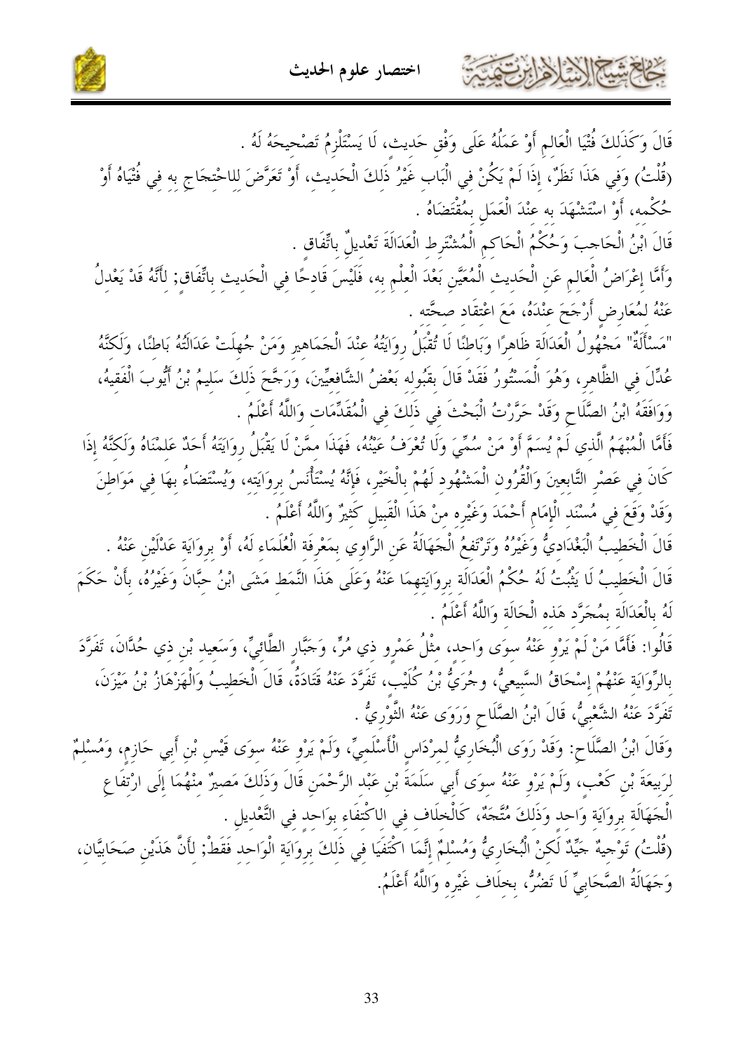قَالَ وَكَذَلِكَ فُتْيَا الْعَالِمِ أَوْ عَمَلُهُ عَلَى وَفْقِ حَدِيثٍ، لَا يَسْتَلْزِمُ تَصْحِيحَهُ لَهُ .

(قُلْتُ) وَفِي هَذَا نَظَرٌ، إِذَا لَمْ يَكُنْ فِي الْبَابِ غَيْرُ ذَلِكَ الْحَدِيثِ، أَوْ تَعَرَّضَ لِلِاحْتِجَاجِ بِهِ فِي فُتْيَاهُ أَوْ حُكْمِهِ، أَوْ اسْتَشْهَدَ بِهِ عِنْدَ الْعَمَلِ بِمُقْتَضَاهُ .

قَالَ ابْنُ الْحَاجِبِ وَحُكْمُ الْحَاكِمِ الْمُشْتَرِطِ الْعَدَالَةَ تَعْدِيلٌ بِاتِّفَاقٍ .

وَأَمَّا إِعْرَاضُ الْعَالِمِ عَنِ الْحَدِيثِ الْمُعَيَّنِ بَعْدَ الْعِلْمِ بِهِ، فَلَيْسَ قَادِحًا فِي الْحَدِيثِ بِاتِّفَاقٍ; لِأَنَّهُ قَدْ يَعْدِلُ عَنْهُ لِمُعَارِضٍ أَرْجَحَ عِنْدَهُ، مَعَ اعْتِقَادِ صِحَّتِهِ .

"مَسْأَلَةٌ" مَجْهُولُ الْعَدَالَةِ ظَاهِرًا وَبَاطِنًا لَا تُقْبَلُ رِوَايَتُهُ عِنْدَ الْجَمَاهِيرِ وَمَنْ جُهِلَتْ عَدَالَتُهُ بَاطِنًا، وَلَكِنَّهُ عُدِّلَ فِي الظَّاهِرِ، وَهُوَ الْمَسْتُورُ فَقَدْ قَالَ بِقَبُولِهِ بَعْضُ الشَّافِعِيِّينَ، وَرَجَّحَ ذَلِكَ سَلِيمُ بْنُ أَيُّوبَ الْفَقِيهُ، وَوَافَقَهُ ابْنُ الصَّلَاحِ وَقَدْ حَرَّرْتُ الْبَحْثَ فِي ذَلِكَ فِي الْمُقَدِّمَاتِ وَاللَّهُ أَعْلَمُ .

فَأَمَّا الْمُبْهَمُ الَّذِي لَمْ يُسَمَّ أَوْ مَنْ سُمِّيَ وَلَا تُعْرَفُ عَيْنُهُ، فَهَذَا مِمَّنْ لَا يَقْبَلُ رِوَايَتَهُ أَحَدٌ عَلِمْنَاهُ وَلَكِنَّهُ إِذَا كَانَ فِي عَصْرِ التَّابِعِينَ وَالْقُرُونِ الْمَشْهُودِ لَهُمْ بِالْخَيْرِ، فَإِنَّهُ يُسْتَأْنَسُ بِرِوَايَتِهِ، وَيُسْتَضَاءُ بِهَا فِي مَوَاطِنَ وَقَدْ وَقَعَ فِي مُسْنَدِ الْإِمَامِ أَحْمَدَ وَغَيْرِهِ مِنْ هَذَا الْقَبِيلِ كَثِيرٌ وَاللَّهُ أَعْلَمُ .

قَالَ الْخَطِيبُ الْبَغْدَادِيُّ وَغَيْرُهُ وَتَرْتَفِعُ الْجَهَالَةُ عَنِ الرَّاوِي بِمَعْرِفَةِ الْعُلَمَاءِ لَهُ، أَوْ بِرِوَايَةِ عَدْلَيْنِ عَنْهُ .

قَالَ الْخَطِيبُ لَا يَثْبُتُ لَهُ حُكْمُ الْعَدَالَةِ بِرِوَايَتِهِمَا عَنْهُ وَعَلَى هَذَا النَّمَطِ مَشَى ابْنُ حِبَّانَ وَغَيْرُهُ، بِأَنْ حَكَمَ لَهُ بِالْعَدَالَةِ بِمُجَرَّدِ هَذِهِ الْحَالَةِ وَاللَّهُ أَعْلَمُ .

قَالُوا: فَأَمَّا مَنْ لَمْ يَرْوِ عَنْهُ سِوَى وَاحِدٍ، مِثْلُ عَمْرٍو ذِي مُرٍّ، وَجَبَّارٍ الطَّائِيِّ، وَسَعِيدِ بْنِ ذِي حُدَّانَ، تَفَرَّدَ بِالرِّوَايَةِ عَنْهُمْ إِسْحَاقُ السَّبِيعِيُّ، وجُرَيُّ بْنُ كُلَيْبٍ، تَفَرَّدَ عَنْهُ قَتَادَةُ، قَالَ الْخَطِيبُ وَالْهَزْهَازُ بْنُ مَيْزَنَ، تَفَرَّدَ عَنْهُ الشَّعْبِيُّ، قَالَ ابْنُ الصَّلَاحِ وَرَوَى عَنْهُ الثَّوْرِيُّ .

وَقَالَ ابْنُ الصَّلَاحِ: وَقَدْ رَوَى الْبُخَارِيُّ لِمِرْدَاسٍ الْأَسْلَمِيِّ، وَلَمْ يَرْوِ عَنْهُ سِوَى قَيْسِ بْنِ أَبِي حَازِمٍ، وَمُسْلِمٌ لِرَبِيعَةَ بْنِ كَعْبٍ، وَلَمْ يَرْوِ عَنْهُ سِوَى أَبِي سَلَمَةَ بْنِ عَبْدِ الرَّحْمَنِ قَالَ وَذَلِكَ مَصِيرٌ مِنْهُمَا إِلَى ارْتِفَاعِ الْجَهَالَةِ بِرِوَايَةِ وَاحِدٍ وَذَلِكَ مُتَّجِهٌ، كَالْخِلَافِ فِي الِاكْتِفَاءِ بِوَاحِدٍ فِي التَّعْدِيلِ .

(قُلْتُ) تَوْجِيهٌ جَيِّدٌ لَكِنَّ الْبُخَارِيَّ وَمُسْلِمٌ إِنَّمَا اكْتَفَيَا فِي ذَلِكَ بِرِوَايَةِ الْوَاحِدِ فَقَطْ; لِأَنَّ هَذَيْنِ صَحَابِيَّانِ، وَجَهَالَةُ الصَّحَابِيِّ لَا تَضُرُّ، بِخِلَافِ غَيْرِهِ وَاللَّهُ أَعْلَمُ.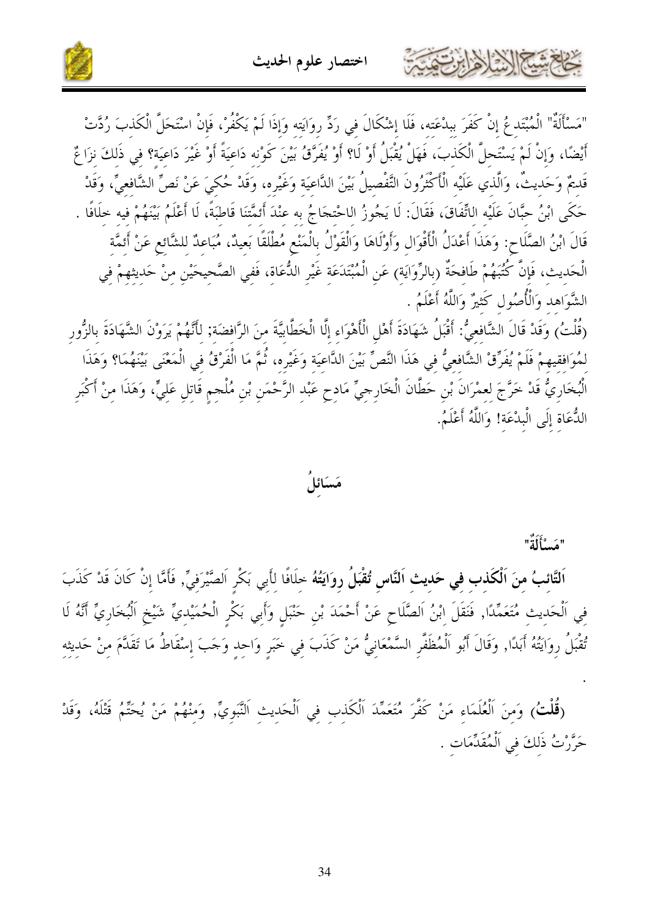"مَسْأَلَةٌ" الْمُبْتَدِعُ إِنْ كَفَرَ بِبِدْعَتِهِ، فَلَا إِشْكَالَ فِي رَدِّ رِوَايَتِهِ وَإِذَا لَمْ يَكْفُرْ، فَإِنْ اسْتَحَلَّ الْكَذِبَ رُدَّتْ أَيْضًا، وَإِنْ لَمْ يَسْتَحِلَّ الْكَذِبَ، فَهَلْ يُقْبَلُ أَوْ لَا؟ أَوْ يُفَرَّقُ بَيْنَ كَوْنِهِ دَاعِيَةً أَوْ غَيْرَ دَاعِيَةٍ؟ فِي ذَلِكَ نِزَاعٌ قَدِيمٌ وَحَدِيثٌ، وَالَّذِي عَلَيْهِ الْأَكْثَرُونَ التَّفْصِيلُ بَيْنَ الدَّاعِيَةِ وَغَيْرِهِ، وَقَدْ حُكِيَ عَنْ نَصِّ الشَّافِعِيِّ، وَقَدْ حَكَى ابْنُ حِبَّانَ عَلَيْهِ الاتِّفَاقَ، فَقَالَ: لَا يَجُوزُ الاحْتِجَاجُ بِهِ عِنْدَ أَئِمَّتِنَا قَاطِبَةً، لَا أَعْلَمُ بَيْنَهُمْ فِيهِ خِلَافًا .

قَالَ ابْنُ الصَّلَاحِ: وَهَذَا أَعْدَلُ الْأَقْوَالِ وَأَوْلَاهَا وَالْقَوْلُ بِالْمَنْعِ مُطْلَقًا بَعِيدٌ، مُبَاعِدٌ لِلشَّائِعِ عَنْ أَئِمَّةِ الْحَدِيثِ، فَإِنَّ كُتُبَهُمْ طَافِحَةٌ (بِالرِّوَايَةِ) عَنِ الْمُبْتَدَعَةِ غَيْرِ الدُّعَاةِ، فَفِي الصَّحِيحَيْنِ مِنْ حَدِيثِهِمْ فِي الشَّوَاهِدِ وَالْأُصُولِ كَثِيرٌ وَاللَّهُ أَعْلَمُ .

(قُلْتُ) وَقَدْ قَالَ الشَّافِعِيُّ: أَقْبَلُ شَهَادَةَ أَهْلِ الْأَهْوَاءِ إِلَّا الْخَطَّابِيَّةَ مِنَ الرَّافِضَةِ; لِأَنَّهُمْ يَرَوْنَ الشَّهَادَةَ بِالزُّورِ لِمُوَافِقِيهِمْ فَلَمْ يُفَرِّقْ الشَّافِعِيُّ فِي هَذَا النَّصِّ بَيْنَ الدَّاعِيَةِ وَغَيْرِهِ، ثُمَّ مَا الْفَرْقُ فِي الْمَعْنَى بَيْنَهُمَا؟ وَهَذَا الْبُخَارِيُّ قَدْ خَرَّجَ لِعِمْرَانَ بْنِ حَطَّانَ الْخَارِجِيِّ مَادِحِ عَبْدِ الرَّحْمَنِ بْنِ مُلْجِمٍ قَاتِلِ عَلِيٍّ، وَهَذَا مِنْ أَكْبَرِ الدُّعَاةِ إِلَى الْبِدْعَةِ! وَاللَّهُ أَعْلَمُ.

## مَسَائِلُ

**"مَسْأَلَةٌ"**

**اَلتَّائِبُ مِنَ اَلْكَذِبِ فِي حَدِيثِ اَلنَّاسِ تُقْبَلُ رِوَايَتُهُ** خِلَافًا لِأَبِي بَكْرٍ اَلصَّيْرَفِيِّ, فَأَمَّا إِنْ كَانَ قَدْ كَذَبَ فِي اَلْحَدِيثِ مُتَعَمِّدًا, فَنَقَلَ ابْنُ اَلصَّلَاحِ عَنْ أَحْمَدَ بْنِ حَنْبَلٍ وَأَبِي بَكْرٍ اَلْحُمَيْدِيِّ شَيْخِ اَلْبُخَارِيِّ أَنَّهُ لَا تُقْبَلُ رِوَايَتُهُ أَبَدًا, وَقَالَ أَبُو اَلْمُظَفَّرِ السَّمْعَانِيُّ مَنْ كَذَبَ فِي خَبَرٍ وَاحِدٍ وَجَبَ إِسْقَاطُ مَا تَقَدَّمَ مِنْ حَدِيثِهِ .

**(قُلْتُ)** وَمِنَ اَلْعُلَمَاءِ مَنْ كَفَّرَ مُتَعَمِّدَ اَلْكَذِبِ فِي اَلْحَدِيثِ اَلنَّبَوِيِّ, وَمِنْهُمْ مَنْ يُحَتِّمُ قَتْلَهُ، وَقَدْ حَرَّرْتُ ذَلِكَ فِي اَلْمُقَدِّمَاتِ .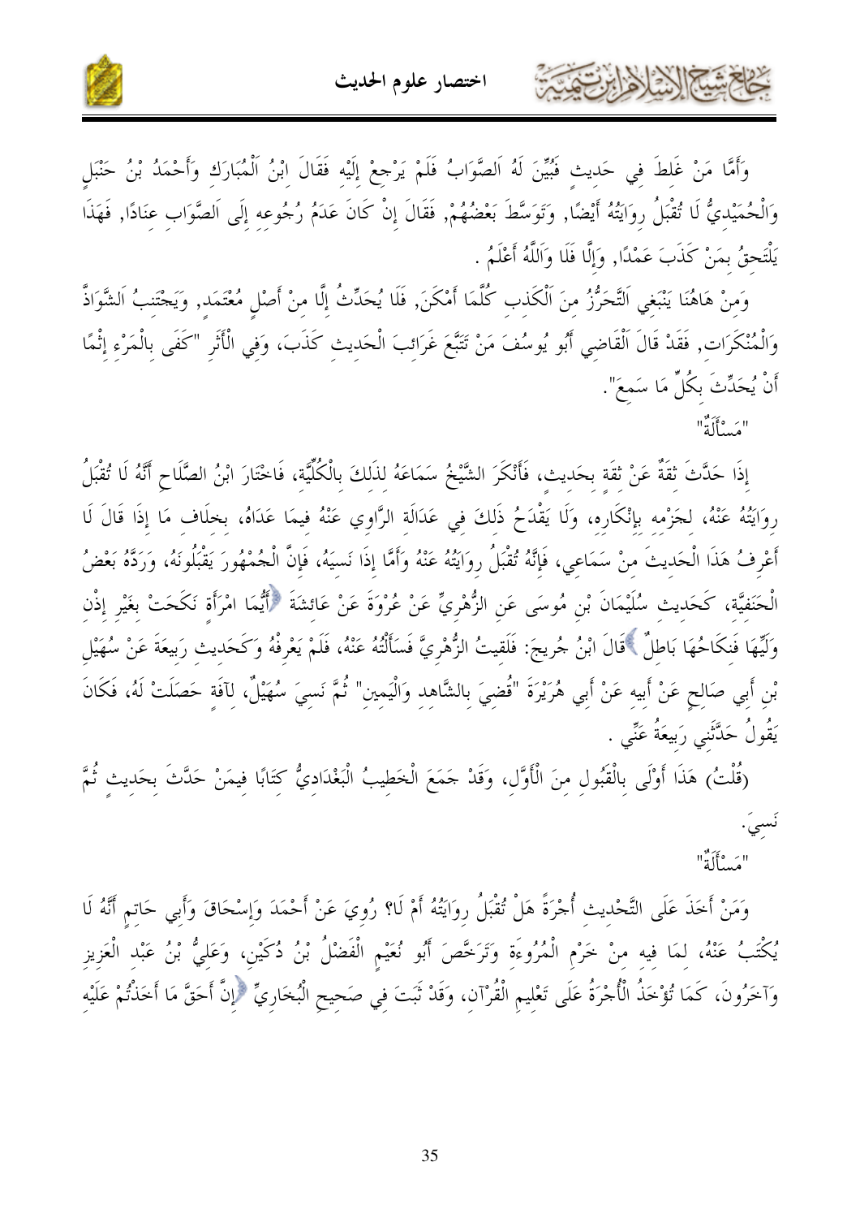وَأَمَّا مَنْ غَلِطَ فِي حَدِيثٍ فَبُيِّنَ لَهُ اَلصَّوَابُ فَلَمْ يَرْجِعْ إِلَيْهِ فَقَالَ ابْنُ اَلْمُبَارَكِ وَأَحْمَدُ بْنُ حَنْبَلٍ وَالْحُمَيْدِيُّ لَا تُقْبَلُ رِوَايَتُهُ أَيْضًا, وَتَوَسَّطَ بَعْضُهُمْ, فَقَالَ إِنْ كَانَ عَدَمُ رُجُوعِهِ إِلَى اَلصَّوَابِ عِنَادًا, فَهَذَا يَلْتَحِقُ بِمَنْ كَذَبَ عَمْدًا, وَإِلَّا فَلَا وَاَللَّهُ أَعْلَمُ .

وَمِنْ هَاهُنَا يَنْبَغِي اَلتَّحَرُّزُ مِنَ اَلْكَذِبِ كُلَّمَا أَمْكَنَ, فَلَا يُحَدِّثُ إِلَّا مِنْ أَصْلٍ مُعْتَمَدٍ, وَيَجْتَنِبُ اَلشَّوَاذَّ وَالْمُنْكَرَاتِ, فَقَدْ قَالَ اَلْقَاضِي أَبُو يُوسُفَ مَنْ تَتَبَّعَ غَرَائِبَ الْحَدِيثِ كَذَبَ، وَفِي الْأَثَرِ "كَفَى بِالْمَرْءِ إِثْمًا أَنْ يُحَدِّثَ بِكُلِّ مَا سَمِعَ".

"مَسْأَلَةٌ"

إِذَا حَدَّثَ ثِقَةٌ عَنْ ثِقَةٍ بِحَدِيثٍ، فَأَنْكَرَ الشَّيْخُ سَمَاعَهُ لِذَلِكَ بِالْكُلِّيَّةِ، فَاخْتَارَ ابْنُ الصَّلَاحِ أَنَّهُ لَا تُقْبَلُ رِوَايَتُهُ عَنْهُ، لِجَزْمِهِ بِإِنْكَارِهِ، وَلَا يَقْدَحُ ذَلِكَ فِي عَدَالَةِ الرَّاوِي عَنْهُ فِيمَا عَدَاهُ، بِخِلَافِ مَا إِذَا قَالَ لَا أَعْرِفُ هَذَا الْحَدِيثَ مِنْ سَمَاعِي، فَإِنَّهُ تُقْبَلُ رِوَايَتُهُ عَنْهُ وَأَمَّا إِذَا نَسِيَهُ، فَإِنَّ الْجُمْهُورَ يَقْبَلُونَهُ، وَرَدَّهُ بَعْضُ الْحَنَفِيَّةِ، كَحَدِيثِ سُلَيْمَانَ بْنِ مُوسَى عَنِ الزُّهْرِيِّ عَنْ عُرْوَةَ عَنْ عَائِشَةَ ﴿أَيُّمَا امْرَأَةٍ نَكَحَتْ بِغَيْرِ إِذْنِ وَلِيِّهَا فَنِكَاحُهَا بَاطِلٌ﴾ قَالَ ابْنُ جُرَيجَ: فَلَقِيتُ الزُّهْرِيَّ فَسَأَلْتُهُ عَنْهُ، فَلَمْ يَعْرِفْهُ وَكَحَدِيثِ رَبِيعَةَ عَنْ سُهَيْلِ بْنِ أَبِي صَالِحٍ عَنْ أَبِيهِ عَنْ أَبِي هُرَيْرَةَ "قُضِيَ بِالشَّاهِدِ وَالْيَمِينِ" ثُمَّ نَسِيَ سُهَيْلٌ، لِآفَةٍ حَصَلَتْ لَهُ، فَكَانَ يَقُولُ حَدَّثَنِي رَبِيعَةُ عَنِّي .

(قُلْتُ) هَذَا أَوْلَى بِالْقَبُولِ مِنَ الْأَوَّلِ، وَقَدْ جَمَعَ الْخَطِيبُ الْبَغْدَادِيُّ كِتَابًا فِيمَنْ حَدَّثَ بِحَدِيثٍ ثُمَّ نَسِيَ.

"مَسْأَلَةٌ"

وَمَنْ أَخَذَ عَلَى التَّحْدِيثِ أُجْرَةً هَلْ تُقْبَلُ رِوَايَتُهُ أَمْ لَا؟ رُوِيَ عَنْ أَحْمَدَ وَإِسْحَاقَ وَأَبِي حَاتِمٍ أَنَّهُ لَا يُكْتَبُ عَنْهُ، لِمَا فِيهِ مِنْ خَرْمِ الْمُرُوءَةِ وَتَرَخَّصَ أَبُو نُعَيْمٍ الْفَضْلُ بْنُ دُكَيْنٍ، وَعَلِيُّ بْنُ عَبْدِ الْعَزِيزِ وَآخَرُونَ، كَمَا تُؤْخَذُ الْأُجْرَةُ عَلَى تَعْلِيمِ الْقُرْآنِ، وَقَدْ ثَبَتَ فِي صَحِيحِ الْبُخَارِيِّ ﴿إِنَّ أَحَقَّ مَا أَخَذْتُمْ عَلَيْهِ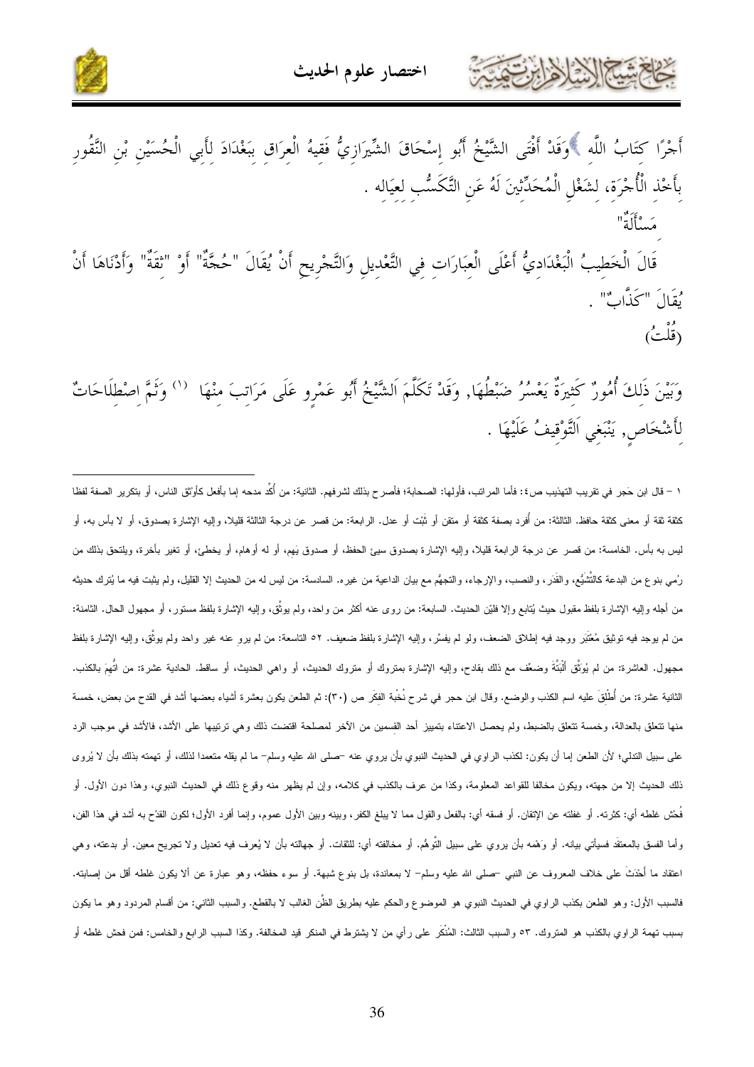أَجْرًا كِتَابُ اللَّهِ ﴾وَقَدْ أَفْتَى الشَّيْخُ أَبُو إِسْحَاقَ الشِّيرَازِيُّ فَقِيهُ الْعِرَاقِ بِبَغْدَادَ لِأَبِي الْحُسَيْنِ بْنِ النَّقُورِ بِأَخْذِ الْأُجْرَةِ، لِشَغْلِ الْمُحَدِّثِينَ لَهُ عَنِ التَّكَسُّبِ لِعِيَالِهِ .

"مَسْأَلَةٌ"

قَالَ الْخَطِيبُ الْبَغْدَادِيُّ أَعْلَى الْعِبَارَاتِ فِي التَّعْدِيلِ وَالتَّجْرِيحِ أَنْ يُقَالَ "حُجَّةٌ" أَوْ "ثِقَةٌ" وَأَدْنَاهَا أَنْ يُقَالَ "كَذَّابٌ" .

(قُلْتُ)

وَبَيْنَ ذَلِكَ أُمُورٌ كَثِيرَةٌ يَعْسُرُ ضَبْطُهَا, وَقَدْ تَكَلَّمَ اَلشَّيْخُ أَبُو عَمْرٍو عَلَى مَرَاتِبَ مِنْهَا [1] وَثَمَّ اِصْطِلَاحَاتٌ لِأَشْخَاصٍ, يَنْبَغِي اَلتَّوْقِيفُ عَلَيْهَا .

---

[1] – قال ابن حَجر في تقريب التهذيب ص٤: فأما المراتب، فأولها: الصحابة؛ فأصرح بذلك لشرفهم. الثانية: من أُكِّد مدحه إما بأفعل كأوثق الناس، أو بتكرير الصفة لفظا كثقة ثقة أو معنى كثقة حافظ. الثالثة: من أُفرد بصفة كثقة أو متقن أو ثَبْت أو عدل. الرابعة: من قصر عن درجة الثالثة قليلا، وإليه الإشارة بصدوق، أو لا بأس به، أو ليس به بأس. الخامسة: من قصر عن درجة الرابعة قليلا، وإليه الإشارة بصدوق سيئ الحفظ، أو صدوق يَهِم، أو له أوهام، أو يخطئ، أو تغير بأخرة، ويلتحق بذلك من رُمي بنوع من البدعة كالتَّشَيُّع، والقَدَر، والنصب، والإرجاء، والتجهُّم مع بيان الداعية من غيره. السادسة: من ليس له من الحديث إلا القليل، ولم يثبت فيه ما يُترك حديثه من أجله وإليه الإشارة بلفظ مقبول حيث يُتابع وإلا فليّن الحديث. السابعة: من روى عنه أكثر من واحد، ولم يوثَّق، وإليه الإشارة بلفظ مستور، أو مجهول الحال. الثامنة: من لم يوجد فيه توثيق مُعْتَبَر ووجد فيه إطلاق الضعف، ولو لم يفسَّر، وإليه الإشارة بلفظ ضعيف. ٥٢ التاسعة: من لم يرو عنه غير واحد ولم يوثَّق، وإليه الإشارة بلفظ مجهول. العاشرة: من لم يُوَثَّق أَلْبَتَّةَ وضعِّف مع ذلك بقادح، وإليه الإشارة بمتروك أو متروك الحديث، أو واهي الحديث، أو ساقط. الحادية عشرة: من اتُّهِمَ بالكذب. الثانية عشرة: من أُطلِقَ عليه اسم الكذب والوضع. وقال ابن حجر في شرح نُخْبة الفِكَر ص (٣٠): ثم الطعن يكون بعشرة أشياء بعضها أشد في القدح من بعض، خمسة منها تتعلق بالعدالة، وخمسة تتعلق بالضبط، ولم يحصل الاعتناء بتمييز أحد القسمين من الآخر لمصلحة اقتضت ذلك وهي ترتيبها على الأشد فالأشد في موجب الرد على سبيل التدلي؛ لأن الطعن إما أن يكون: لكذب الراوي في الحديث النبوي بأن يروي عنه –صلى الله عليه وسلم– ما لم يقله متعمدا لذلك، أو تهمته بذلك بأن لا يُروى ذلك الحديث إلا من جهته، ويكون مخالفا للقواعد المعلومة، وكذا من عرف بالكذب في كلامه، وإن لم يظهر منه وقوع ذلك في الحديث النبوي، وهذا دون الأول. أو فُحْش غلطه أي: كثرته. أو غفلته عن الإتقان. أو فسقه أي: بالفعل والقول مما لا يبلغ الكفر، وبينه وبين الأول عموم، وإنما أفرد الأول؛ لكون القدْح به أشد في هذا الفن، وأما الفسق بالمعتقَد فسيأتي بيانه. أو وَهْمه بأن يروي على سبيل التَّوَهُّم. أو مخالفته أي: للثقات. أو جهالته بأن لا يُعرف فيه تعديل ولا تجريح معين. أو بدعته، وهي اعتقاد ما أُحْدِثَ على خلاف المعروف عن النبي –صلى الله عليه وسلم– لا بمعاندة، بل بنوع شبهة. أو سوء حفظه، وهو عبارة عن ألا يكون غلطه أقل من إصابته. فالسبب الأول: وهو الطعن بكذب الراوي في الحديث النبوي هو الموضوع والحكم عليه بطريق الظَّن الغالب لا بالقطع. والسبب الثاني: من أقسام المردود وهو ما يكون بسبب تهمة الراوي بالكذب هو المتروك. ٥٣ والسبب الثالث: المُنْكَر على رأي من لا يشترط في المنكر قيد المخالفة. وكذا السبب الرابع والخامس: فمن فحش غلطه أو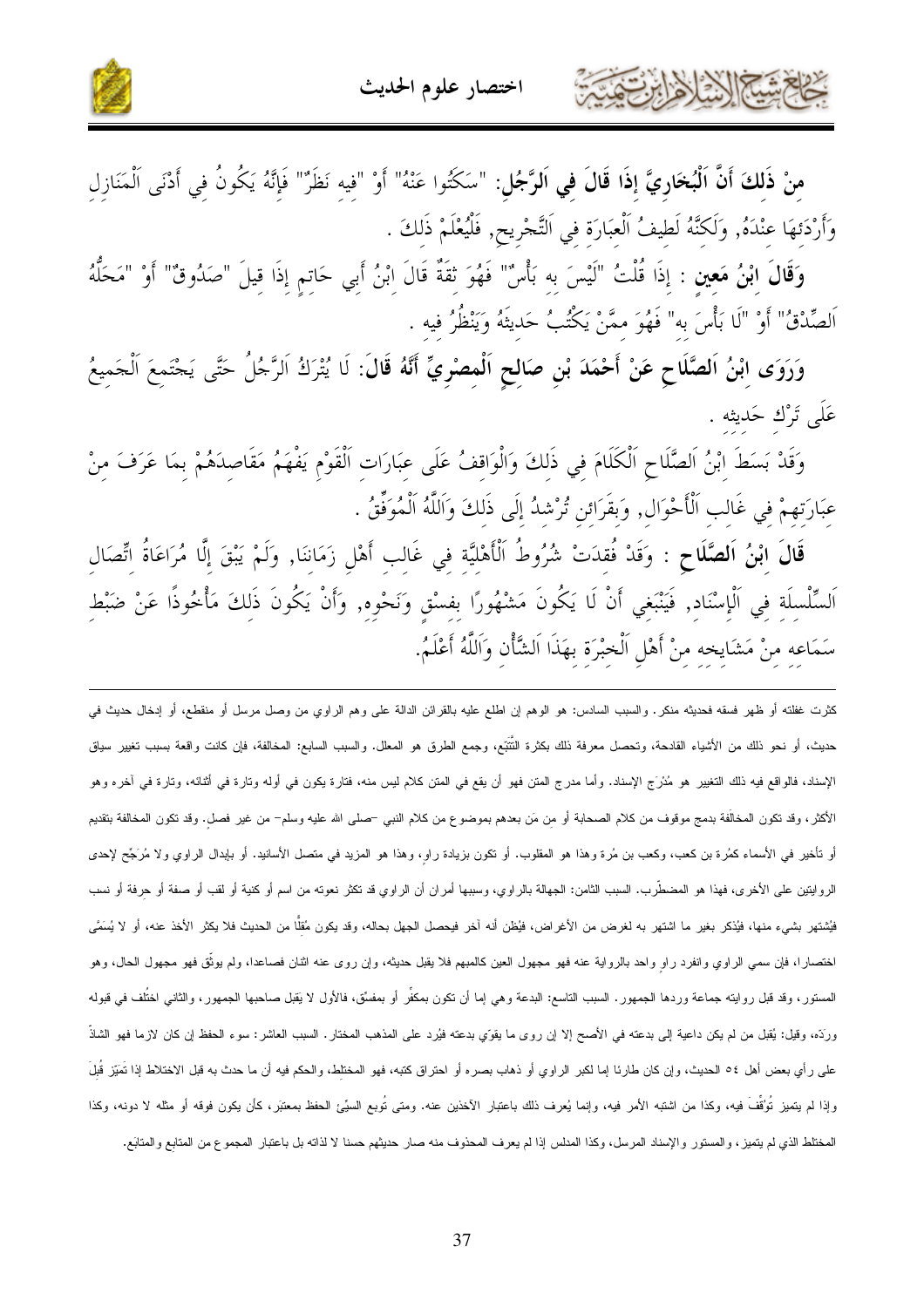**مِنْ ذَلِكَ أَنَّ اَلْبُخَارِيَّ إِذَا قَالَ فِي اَلرَّجُلِ**: "سَكَتُوا عَنْهُ" أَوْ "فِيهِ نَظَرٌ" فَإِنَّهُ يَكُونُ فِي أَدْنَى اَلْمَنَازِلِ وَأَرْدَئِهَا عِنْدَهُ, وَلَكِنَّهُ لَطِيفُ اَلْعِبَارَةِ فِي اَلتَّجْرِيحِ, فَلْيُعْلَمْ ذَلِكَ .

**وَقَالَ ابْنُ مَعِين** : إِذَا قُلْتُ "لَيْسَ بِهِ بَأْسٌ" فَهُوَ ثِقَةٌ قَالَ ابْنُ أَبِي حَاتِمٍ إِذَا قِيلَ "صَدُوقٌ" أَوْ "مَحَلُّهُ اَلصِّدْقُ" أَوْ "لَا بَأْسَ بِهِ" فَهُوَ مِمَّنْ يَكْتُبُ حَدِيثَهُ وَيَنْظُرُ فِيهِ .

**وَرَوَى ابْنُ اَلصَّلَاحِ عَنْ أَحْمَدَ بْنِ صَالِحٍ اَلْمِصْرِيِّ أَنَّهُ قَالَ**: لَا يُتْرَكُ اَلرَّجُلُ حَتَّى يَجْتَمِعَ اَلْجَمِيعُ عَلَى تَرْكِ حَدِيثِهِ .

وَقَدْ بَسَطَ ابْنُ اَلصَّلَاحِ اَلْكَلَامَ فِي ذَلِكَ وَالْوَاقِفُ عَلَى عِبَارَاتِ اَلْقَوْمِ يَفْهَمُ مَقَاصِدَهُمْ بِمَا عَرَفَ مِنْ عِبَارَتِهِمْ فِي غَالِبِ اَلْأَحْوَالِ, وَبِقَرَائِنَ تُرْشِدُ إِلَى ذَلِكَ وَاَللَّهُ اَلْمُوَفِّقُ .

**قَالَ ابْنُ اَلصَّلَاحِ** : وَقَدْ فُقِدَتْ شُرُوطُ اَلْأَهْلِيَّةِ فِي غَالِبِ أَهْلِ زَمَانِنَا, وَلَمْ يَبْقَ إِلَّا مُرَاعَاةُ اتِّصَالِ اَلسِّلْسِلَةِ فِي اَلْإِسْنَادِ, فَيَنْبَغِي أَنْ لَا يَكُونَ مَشْهُورًا بِفِسْقٍ وَنَحْوِهِ, وَأَنْ يَكُونَ ذَلِكَ مَأْخُوذًا عَنْ ضَبْطِ سَمَاعِهِ مِنْ مَشَايِخِهِ مِنْ أَهْلِ اَلْخِبْرَةِ بِهَذَا اَلشَّأْنِ وَاَللَّهُ أَعْلَمُ.

---

كثرت غفلته أو ظهر فسقه فحديثه منكر. والسبب السادس: هو الوهم إن اطلع عليه بالقرائن الدالة على وهم الراوي من وصل مرسل أو منقطع، أو إدخال حديث في حديث، أو نحو ذلك من الأشياء القادحة، وتحصل معرفة ذلك بكثرة التتبّع، وجمع الطرق هو المعلل. والسبب السابع: المخالفة، فإن كانت واقعة بسبب تغيير سياق الإسناد، فالواقع فيه ذلك التغيير هو مُدْرَج الإسناد. وأما مدرج المتن فهو أن يقع في المتن كلام ليس منه، فتارة يكون في أوله وتارة في أثنائه، وتارة في آخره وهو الأكثر، وقد تكون المخالفة بدمج موقوف من كلام الصحابة أو من مَن بعدهم بموضوع من كلام النبي -صلى الله عليه وسلم- من غير فصل. وقد تكون المخالفة بتقديم أو تأخير في الأسماء كمُرة بن كعب، وكعب بن مُرة وهذا هو المقلوب. أو تكون بزيادة راوٍ، وهذا هو المزيد في متصل الأسانيد. أو بإبدال الراوي ولا مُرَجّح لإحدى الروايتين على الأخرى، فهذا هو المضطرب. السبب الثامن: الجهالة بالراوي، وسببها أمران أن الراوي قد تكثر نعوته من اسم أو كنية أو لقب أو صفة أو حرفة أو نسب فيُشتهر بشيء منها، فيُذكر بغير ما اشتهر به لغرض من الأغراض، فيُظن أنه آخر فيحصل الجهل بحاله، وقد يكون مُقلًّا من الحديث فلا يكثر الأخذ عنه، أو لا يُسَمَّى اختصارا، فإن سمي الراوي وانفرد راوٍ واحد بالرواية عنه فهو مجهول العين كالمبهم فلا يقبل حديثه، وإن روى عنه اثنان فصاعدا، ولم يوثّق فهو مجهول الحال، وهو المستور، وقد قبل روايته جماعة وردها الجمهور. السبب التاسع: البدعة وهي إما أن تكون بمكفِّر أو بمفسّق، فالأول لا يَقبل صاحبها الجمهور، والثاني اختُلف في قبوله وردّه، وقيل: يُقبل من لم يكن داعية إلى بدعته في الأصح إلا إن روى ما يقوّي بدعته فيُرد على المذهب المختار. السبب العاشر: سوء الحفظ إن كان لازما فهو الشاذ على رأي بعض أهل ٥٤ الحديث، وإن كان طارئا إما لكبر الراوي أو ذهاب بصره أو احتراق كتبه، فهو المختلط، والحكم فيه أن ما حدث به قبل الاختلاط إذا تَمَيّز قُبِلَ وإذا لم يتميز تُوُقِّفَ فيه، وكذا من اشتبه الأمر فيه، وإنما يُعرف ذلك باعتبار الآخذين عنه. ومتى تُوبع السيّئ الحفظ بمعتبَر، كأن يكون فوقه أو مثله لا دونه، وكذا المختلط الذي لم يتميز، والمستور والإسناد المرسل، وكذا المدلس إذا لم يعرف المحذوف منه صار حديثهم حسنا لا لذاته بل باعتبار المجموع من المتابِع والمتابَع.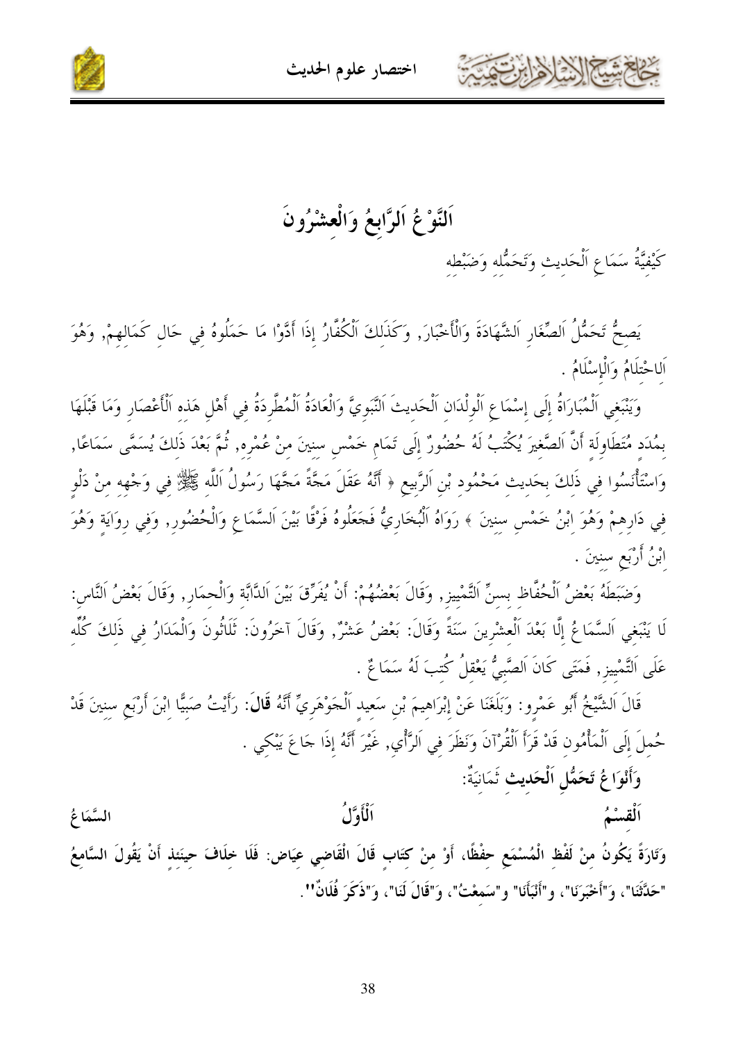# اَلنَّوْعُ اَلرَّابِعُ وَالْعِشْرُونَ

كَيْفِيَّةُ سَمَاعِ اَلْحَدِيثِ وَتَحَمُّلِهِ وَضَبْطِهِ

يَصِحُّ تَحَمُّلُ اَلصِّغَارِ اَلشَّهَادَةَ وَالْأَخْبَارَ, وَكَذَلِكَ اَلْكُفَّارُ إِذَا أَدَّوْا مَا حَمَلُوهُ فِي حَالِ كَمَالِهِمْ, وَهُوَ اَلاحْتِلَامُ وَالْإِسْلَامُ .

وَيَنْبَغِي اَلْمُبَادَرَةُ إِلَى إِسْمَاعِ اَلْوِلْدَانِ اَلْحَدِيثَ اَلنَّبَوِيَّ وَالْعَادَةُ اَلْمُطَّرِدَةُ فِي أَهْلِ هَذِهِ اَلْأَعْصَارِ وَمَا قَبْلَهَا بِمُدَدٍ مُتَطَاوِلَةٍ أَنَّ اَلصَّغِيرَ يُكْتَبُ لَهُ حُضُورٌ إِلَى تَمَامِ خَمْسِ سِنِينَ مِنْ عُمْرِهِ, ثُمَّ بَعْدَ ذَلِكَ يُسَمَّى سَمَاعًا, وَاسْتَأْنَسُوا فِي ذَلِكَ بِحَدِيثِ مَحْمُودِ بْنِ اَلرَّبِيعِ ﴿ أَنَّهُ عَقَلَ مَجَّةً مَجَّهَا رَسُولُ اَللَّهِ ﷺ فِي وَجْهِهِ مِنْ دَلْوٍ فِي دَارِهِمْ وَهُوَ اِبْنُ خَمْسِ سِنِينَ ﴾ رَوَاهُ اَلْبُخَارِيُّ فَجَعَلُوهُ فَرْقًا بَيْنَ اَلسَّمَاعِ وَالْحُضُورِ, وَفِي رِوَايَةٍ وَهُوَ اِبْنُ أَرْبَعِ سِنِينَ .

وَضَبَطَهُ بَعْضُ اَلْحُفَّاظِ بِسِنِّ اَلتَّمْيِيزِ, وَقَالَ بَعْضُهُمْ: أَنْ يُفَرِّقَ بَيْنَ اَلدَّابَّةِ وَالْحِمَارِ, وَقَالَ بَعْضُ اَلنَّاسِ: لَا يَنْبَغِي اَلسَّمَاعُ إِلَّا بَعْدَ اَلْعِشْرِينَ سَنَةً وَقَالَ: بَعْضُ عَشْرٌ, وَقَالَ آخَرُونَ: ثَلَاثُونَ وَالْمَدَارُ فِي ذَلِكَ كُلِّهِ عَلَى اَلتَّمْيِيزِ, فَمَتَى كَانَ اَلصَّبِيُّ يَعْقِلُ كُتِبَ لَهُ سَمَاعٌ .

قَالَ اَلشَّيْخُ أَبُو عَمْرٍو: وَبَلَغَنَا عَنْ إِبْرَاهِيمَ بْنِ سَعِيدٍ اَلْجَوْهَرِيِّ أَنَّهُ **قَالَ**: رَأَيْتُ صَبِيًّا اِبْنَ أَرْبَعِ سِنِينَ قَدْ حُمِلَ إِلَى اَلْمَأْمُونِ قَدْ قَرَأَ اَلْقُرْآنَ وَنَظَرَ فِي اَلرَّأْيِ, غَيْرَ أَنَّهُ إِذَا جَاعَ يَبْكِي .

**وَأَنْوَاعُ تَحَمُّلِ اَلْحَدِيثِ** ثَمَانِيَةٌ:

**اَلْقِسْمُ اَلْأَوَّلُ السَّمَاعُ**

**وَتَارَةً يَكُونُ مِنْ لَفْظِ الْمُسْمِعِ حِفْظًا، أَوْ مِنْ كِتَابٍ قَالَ الْقَاضِي عِيَاض: فَلَا خِلَافَ حِينَئِذٍ أَنْ يَقُولَ السَّامِعُ "حَدَّثَنَا"، وَ"أَخْبَرَنَا"، و"أَنْبَأَنَا" و"سَمِعْتُ"، وَ"قَالَ لَنَا"، وَ"ذَكَرَ فُلَانٌ"**.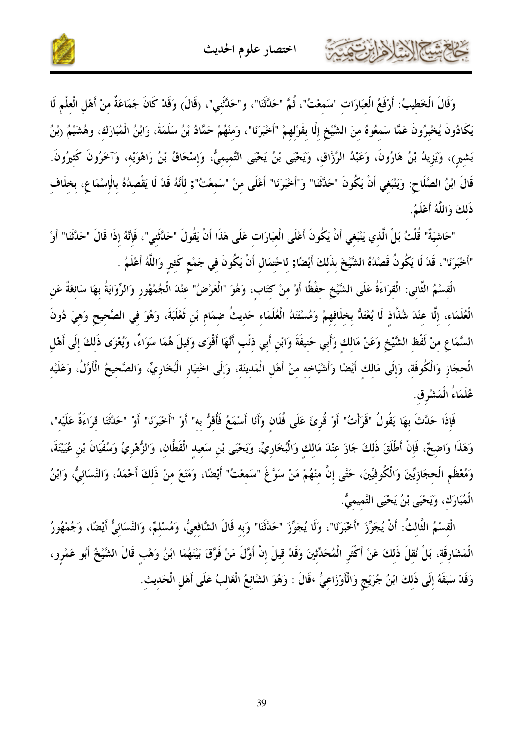وَقَالَ الْخَطِيبُ: أَرْفَعُ الْعِبَارَاتِ "سَمِعْتُ"، ثُمَّ "حَدَّثَنَا"، و"حَدَّثَنِي"، (قَالَ) وَقَدْ كَانَ جَمَاعَةٌ منْ أَهْلِ الْعِلْمِ لَا يَكَادُونَ يُخْبِرُونَ عَمَّا سَمِعُوهُ منَ الشَّيْخِ إِلَّا بِقَوْلِهِمْ "أَخْبَرَنَا"، وَمِنْهُمْ حَمَّادُ بْنُ سَلَمَةَ، وَابْنُ الْمُبَارَك، وهُشَيْمُ (بْنُ بَشيرٍ)، وَيَزِيدُ بْنُ هَارُونَ، وَعَبْدُ الرَّزَّاق، وَيَحْيَى بْنُ يَحْيَى التَّميميُّ، وَإِسْحَاقُ بْنُ رَاهْوَيْه، وَآخَرُونَ كَثيرُونَ. قَالَ ابْنُ الصَّلَاحِ: وَيَنْبَغِي أَنْ يَكُونَ "حَدَّثَنَا" وَ"أَخْبَرَنَا" أَعْلَى منْ "سَمِعْتُ"; لأَنَّهُ قَدْ لَا يَقْصدُهُ بالْإِسْمَاعِ، بخلَاف ذَلكَ وَاللَّهُ أَعْلَمُ.

"حَاشيَةٌ" قُلْتُ بَلْ الَّذي يَنْبَغي أَنْ يَكُونَ أَعْلَى الْعبَارَات عَلَى هَذَا أَنْ يَقُولَ "حَدَّثَني"، فَإِنَّهُ إذَا قَالَ "حَدَّثَنَا" أَوْ "أَخْبَرَنَا"، قَدْ لَا يَكُونُ قَصْدُهُ الشَّيْخَ بذَلكَ أَيْضًا; لاحْتمَال أَنْ يَكُونَ في جَمْعٍ كَثيرٍ وَاللَّهُ أَعْلَمُ .

الْقسْمُ الثَّاني: الْقرَاءَةُ عَلَى الشَّيْخ حفْظًا أَوْ منْ كتَابٍ، وَهُوَ "الْعَرْضُ" عنْدَ الْجُمْهُورِ وَالرِّوَايَةُ بهَا سَائغَةٌ عَن الْعُلَمَاء، إلَّا عنْدَ شُذَّاذ لَا يُعْتَدُّ بخلَافهمْ وَمُسْتَنَدُ الْعُلَمَاء حَديثُ ضمَام بْن ثَعْلَبَةَ، وَهُوَ في الصَّحيح وَهيَ دُونَ السَّمَاع منْ لَفْظ الشَّيْخ وَعَنْ مَالك وَأَبي حَنيفَةَ وَابْن أَبي ذئْبٍ أَنَّهَا أَقْوَى وَقيلَ هُمَا سَوَاءٌ، وَيُعْزَى ذَلكَ إلَى أَهْل الْحجَاز وَالْكُوفَة، وَإلَى مَالك أَيْضًا وَأَشْيَاخه منْ أَهْل الْمَدينَة، وَإلَى اخْتيَار الْبُخَاريِّ، وَالصَّحيحُ الْأَوَّلُ، وَعَلَيْه عُلَمَاءُ الْمَشْرق.

فَإذَا حَدَّثَ بهَا يَقُولُ "قَرَأْتُ" أَوْ قُرئَ عَلَى فُلَانٍ وَأَنَا أَسْمَعُ فَأَقَرُّ به" أَوْ "أَخْبَرَنَا" أَوْ "حَدَّثَنَا قرَاءَةً عَلَيْه"، وَهَذَا وَاضحٌ، فَإنْ أَطْلَقَ ذَلكَ جَازَ عنْدَ مَالك وَالْبُخَاريِّ، وَيَحْيَى بْن سَعيد الْقَطَّان، وَالزُّهْريِّ وَسُفْيَانَ بْن عُيَيْنَةَ، وَمُعْظَم الْحجَازيِّينَ وَالْكُوفيِّينَ، حَتَّى إنَّ منْهُمْ مَنْ سَوَّغَ "سَمعْتُ" أَيْضًا، وَمَنَعَ منْ ذَلكَ أَحْمَدُ، وَالنَّسَائيُّ، وَابْنُ الْمُبَارَك، وَيَحْيَى بْنُ يَحْيَى التَّميميُّ.

الْقسْمُ الثَّالثُ: أَنْ يُجَوِّزَ "أَخْبَرَنَا"، وَلَا يُجَوِّزَ "حَدَّثَنَا" وَبه قَالَ الشَّافعيُّ، وَمُسْلمٌ، وَالنَّسَائيُّ أَيْضًا، وَجُمْهُورُ الْمَشَارقَة، بَلْ نُقلَ ذَلكَ عَنْ أَكْثَر الْمُحَدِّثينَ وَقَدْ قيلَ إنَّ أَوَّلَ مَنْ فَرَّقَ بَيْنَهُمَا ابْنُ وَهْبٍ قَالَ الشَّيْخُ أَبُو عَمْرٍو، وَقَدْ سَبَقَهُ إلَى ذَلكَ ابْنُ جُرَيْجٍ وَالْأَوْزَاعيُّ ،قَالَ : وَهُوَ الشَّائعُ الْغَالبُ عَلَى أَهْل الْحَديث.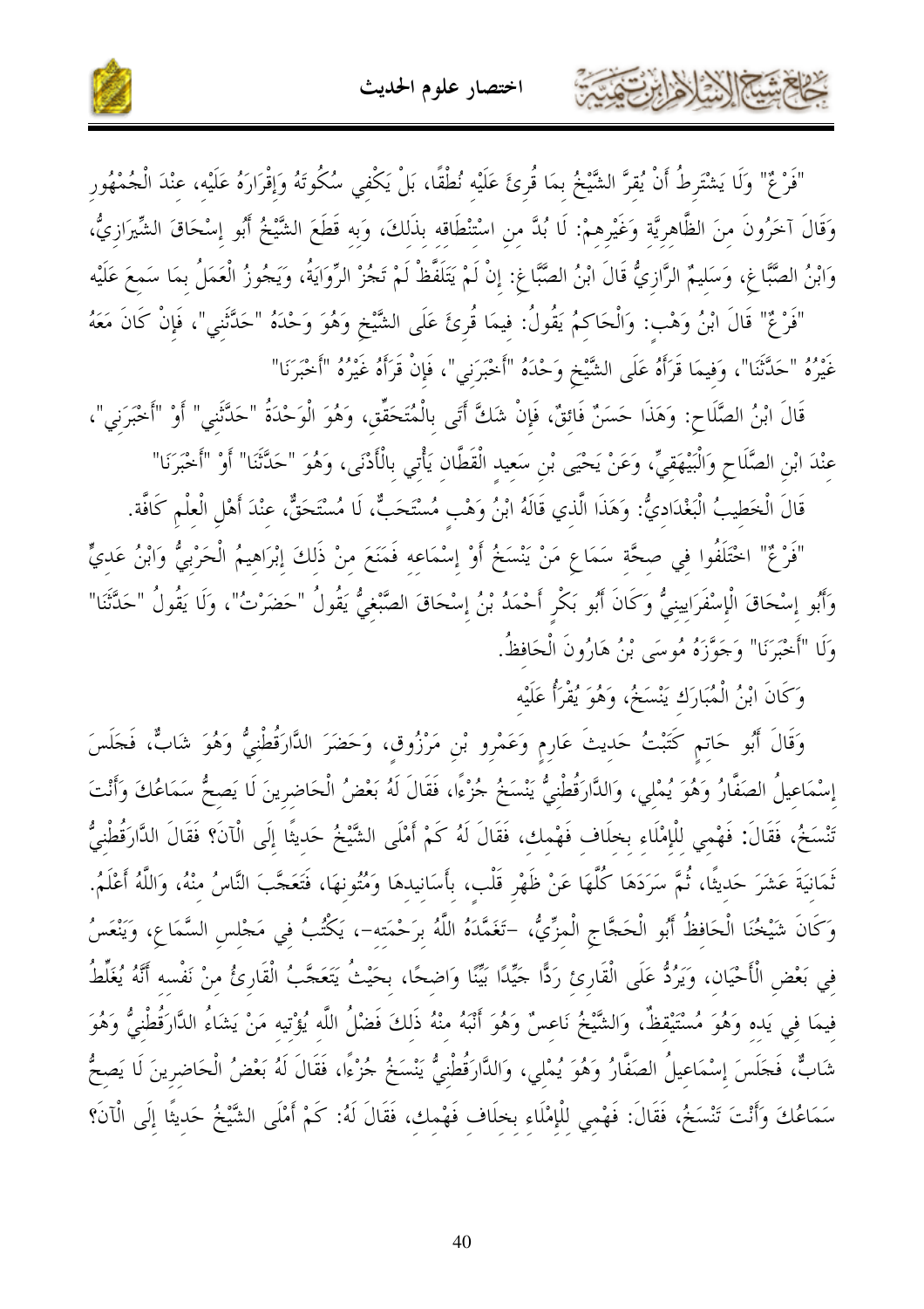"فَرْعٌ" وَلَا يَشْتَرِطُ أَنْ يُقِرَّ الشَّيْخُ بِمَا قُرِئَ عَلَيْهِ نُطْقًا، بَلْ يَكْفِي سُكُوتُهُ وَإِقْرَارُهُ عَلَيْهِ، عِنْدَ الْجُمْهُورِ وَقَالَ آخَرُونَ مِنَ الظَّاهِرِيَّةِ وَغَيْرِهِمْ: لَا بُدَّ مِن اسْتِنْطَاقِهِ بِذَلِكَ، وَبِهِ قَطَعَ الشَّيْخُ أَبُو إِسْحَاقَ الشِّيرَازِيُّ، وَابْنُ الصَّبَّاغِ، وَسَلِيمٌ الرَّازِيُّ قَالَ ابْنُ الصَّبَّاغِ: إِنْ لَمْ يَتَلَفَّظْ لَمْ تَجُزْ الرِّوَايَةُ، وَيَجُوزُ الْعَمَلُ بِمَا سَمِعَ عَلَيْهِ

"فَرْعٌ" قَالَ ابْنُ وَهْبٍ: وَالْحَاكِمُ يَقُولُ: فِيمَا قُرِئَ عَلَى الشَّيْخِ وَهُوَ وَحْدَهُ "حَدَّثَنِي"، فَإِنْ كَانَ مَعَهُ غَيْرُهُ "حَدَّثَنَا"، وَفِيمَا قَرَأَهُ عَلَى الشَّيْخِ وَحْدَهُ "أَخْبَرَنِي"، فَإِنْ قَرَأَهُ غَيْرُهُ "أَخْبَرَنَا"

قَالَ ابْنُ الصَّلَاحِ: وَهَذَا حَسَنٌ فَائِقٌ، فَإِنْ شَكَّ أَتَى بِالْمُتَحَقِّقِ، وَهُوَ الْوَحْدَةُ "حَدَّثَنِي" أَوْ "أَخْبَرَنِي"، عِنْدَ ابْنِ الصَّلَاحِ وَالْبَيْهَقِيِّ، وَعَنْ يَحْيَى بْنِ سَعِيدٍ الْقَطَّانِ يَأْتِي بِالْأَدْنَى، وَهُوَ "حَدَّثَنَا" أَوْ "أَخْبَرَنَا"

قَالَ الْخَطِيبُ الْبَغْدَادِيُّ: وَهَذَا الَّذِي قَالَهُ ابْنُ وَهْبٍ مُسْتَحَبٌّ، لَا مُسْتَحَقٌّ، عِنْدَ أَهْلِ الْعِلْمِ كَافَّةً.

"فَرْعٌ" اخْتَلَفُوا فِي صِحَّةِ سَمَاعِ مَنْ يَنْسَخُ أَوْ إِسْمَاعِهِ فَمَنَعَ مِنْ ذَلِكَ إِبْرَاهِيمُ الْحَرْبِيُّ وَابْنُ عَدِيٍّ وَأَبُو إِسْحَاقَ الْإِسْفَرَايِينِيُّ وَكَانَ أَبُو بَكْرٍ أَحْمَدُ بْنُ إِسْحَاقَ الصِّبْغِيُّ يَقُولُ "حَضَرْتُ"، وَلَا يَقُولُ "حَدَّثَنَا" وَلَا "أَخْبَرَنَا" وَجَوَّزَهُ مُوسَى بْنُ هَارُونَ الْحَافِظُ.

وَكَانَ ابْنُ الْمُبَارَكِ يَنْسَخُ، وَهُوَ يُقْرَأُ عَلَيْهِ

وَقَالَ أَبُو حَاتِمٍ كَتَبْتُ حَدِيثَ عَارِمٍ وَعَمْرِو بْنِ مَرْزُوقٍ، وَحَضَرَ الدَّارَقُطْنِيُّ وَهُوَ شَابٌّ، فَجَلَسَ إِسْمَاعِيلُ الصَفَّارُ وَهُوَ يُمْلِي، وَالدَّارَقُطْنِيُّ يَنْسَخُ جُزْءًا، فَقَالَ لَهُ بَعْضُ الْحَاضِرِينَ لَا يَصِحُّ سَمَاعُكَ وَأَنْتَ تَنْسَخُ، فَقَالَ: فَهْمِي لِلْإِمْلَاءِ بِخِلَافِ فَهْمِكَ، فَقَالَ لَهُ كَمْ أَمْلَى الشَّيْخُ حَدِيثًا إِلَى الْآنَ؟ فَقَالَ الدَّارَقُطْنِيُّ ثَمَانِيَةَ عَشَرَ حَدِيثًا، ثُمَّ سَرَدَهَا كُلَّهَا عَنْ ظَهْرِ قَلْبٍ، بِأَسَانِيدِهَا وَمُتُونِهَا، فَتَعَجَّبَ النَّاسُ مِنْهُ، وَاللَّهُ أَعْلَمُ. وَكَانَ شَيْخُنَا الْحَافِظُ أَبُو الْحَجَّاجِ الْمِزِّيُّ، -تَغَمَّدَهُ اللَّهُ بِرَحْمَتِهِ-، يَكْتُبُ فِي مَجْلِسِ السَّمَاعِ، وَيَنْعَسُ فِي بَعْضِ الْأَحْيَانِ، وَيَرُدُّ عَلَى الْقَارِئِ رَدًّا جَيِّدًا بَيِّنًا وَاضِحًا، بِحَيْثُ يَتَعَجَّبُ الْقَارِئُ مِنْ نَفْسِهِ أَنَّهُ يُغَلِّطُ فِيمَا فِي يَدِهِ وَهُوَ مُسْتَيْقِظٌ، وَالشَّيْخُ نَاعِسٌ وَهُوَ أَنْبَهُ مِنْهُ ذَلِكَ فَضْلُ اللَّهِ يُؤْتِيهِ مَنْ يَشَاءُ الدَّارَقُطْنِيُّ وَهُوَ شَابٌّ، فَجَلَسَ إِسْمَاعِيلُ الصَفَّارُ وَهُوَ يُمْلِي، وَالدَّارَقُطْنِيُّ يَنْسَخُ جُزْءًا، فَقَالَ لَهُ بَعْضُ الْحَاضِرِينَ لَا يَصِحُّ سَمَاعُكَ وَأَنْتَ تَنْسَخُ، فَقَالَ: فَهْمِي لِلْإِمْلَاءِ بِخِلَافِ فَهْمِكَ، فَقَالَ لَهُ: كَمْ أَمْلَى الشَّيْخُ حَدِيثًا إِلَى الْآنَ؟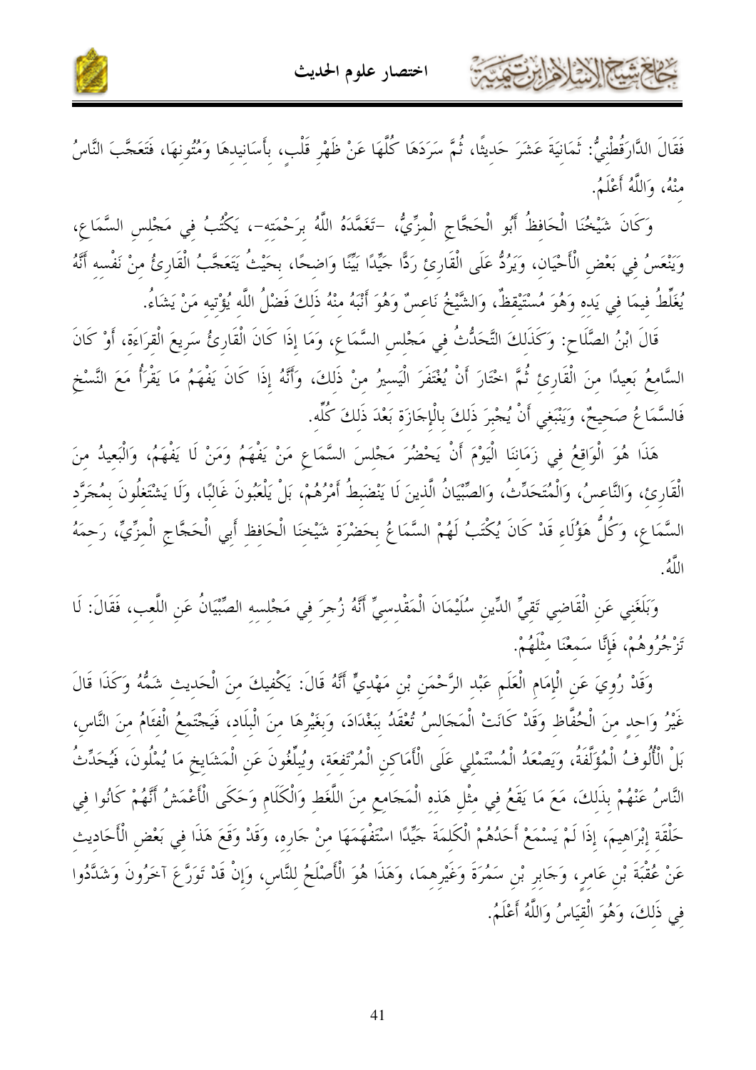فَقَالَ الدَّارَقُطْنِيُّ: ثَمَانِيَةَ عَشَرَ حَدِيثًا، ثُمَّ سَرَدَهَا كُلَّهَا عَنْ ظَهْرِ قَلْبٍ، بِأَسَانِيدِهَا وَمُتُونِهَا، فَتَعَجَّبَ النَّاسُ مِنْهُ، وَاللَّهُ أَعْلَمُ.

وَكَانَ شَيْخُنَا الْحَافِظُ أَبُو الْحَجَّاجِ الْمِزِّيُّ، -تَغَمَّدَهُ اللَّهُ بِرَحْمَتِهِ-، يَكْتُبُ فِي مَجْلِسِ السَّمَاعِ، وَيَنْعَسُ فِي بَعْضِ الْأَحْيَانِ، وَيَرُدُّ عَلَى الْقَارِئِ رَدًّا جَيِّدًا بَيِّنًا وَاضِحًا، بِحَيْثُ يَتَعَجَّبُ الْقَارِئُ مِنْ نَفْسِهِ أَنَّهُ يُغَلِّطُ فِيمَا فِي يَدِهِ وَهُوَ مُسْتَيْقِظٌ، وَالشَّيْخُ نَاعِسٌ وَهُوَ أَنْبَهُ مِنْهُ ذَلِكَ فَضْلُ اللَّهِ يُؤْتِيهِ مَنْ يَشَاءُ.

قَالَ ابْنُ الصَّلَاحِ: وَكَذَلِكَ التَّحَدُّثُ فِي مَجْلِسِ السَّمَاعِ، وَمَا إِذَا كَانَ الْقَارِئُ سَرِيعَ الْقِرَاءَةِ، أَوْ كَانَ السَّامِعُ بَعِيدًا مِنَ الْقَارِئِ ثُمَّ اخْتَارَ أَنْ يُغْتَفَرَ الْيَسِيرُ مِنْ ذَلِكَ، وَأَنَّهُ إِذَا كَانَ يَفْهَمُ مَا يَقْرَأُ مَعَ النَّسْخِ فَالسَّمَاعُ صَحِيحٌ، وَيَنْبَغِي أَنْ يُجْبَرَ ذَلِكَ بِالْإِجَازَةِ بَعْدَ ذَلِكَ كُلِّهِ.

هَذَا هُوَ الْوَاقِعُ فِي زَمَانِنَا الْيَوْمَ أَنْ يَحْضُرَ مَجْلِسَ السَّمَاعِ مَنْ يَفْهَمُ وَمَنْ لَا يَفْهَمُ، وَالْبَعِيدُ مِنَ الْقَارِئِ، وَالنَّاعِسُ، وَالْمُتَحَدِّثُ، وَالصِّبْيَانُ الَّذِينَ لَا يَنْضَبِطُ أَمْرُهُمْ، بَلْ يَلْعَبُونَ غَالِبًا، وَلَا يَشْتَغِلُونَ بِمُجَرَّدِ السَّمَاعِ، وَكُلُّ هَؤُلَاءِ قَدْ كَانَ يُكْتَبُ لَهُمُ السَّمَاعُ بِحَضْرَةِ شَيْخِنَا الْحَافِظِ أَبِي الْحَجَّاجِ الْمِزِّيِّ، رَحِمَهُ اللَّهُ.

وَبَلَغَنِي عَنِ الْقَاضِي تَقِيِّ الدِّينِ سُلَيْمَانَ الْمَقْدِسِيِّ أَنَّهُ زُجِرَ فِي مَجْلِسِهِ الصِّبْيَانُ عَنِ اللَّعِبِ، فَقَالَ: لَا تَزْجُرُوهُمْ، فَإِنَّا سَمِعْنَا مِثْلَهُمْ.

وَقَدْ رُوِيَ عَنِ الْإِمَامِ الْعَلَمِ عَبْدِ الرَّحْمَنِ بْنِ مَهْدِيٍّ أَنَّهُ قَالَ: يَكْفِيكَ مِنَ الْحَدِيثِ شَمُّهُ وَكَذَا قَالَ غَيْرُ وَاحِدٍ مِنَ الْحُفَّاظِ وَقَدْ كَانَتْ الْمَجَالِسُ تُعْقَدُ بِبَغْدَادَ، وَبِغَيْرِهَا مِنَ الْبِلَادِ، فَيَجْتَمِعُ الْفِئَامُ مِنَ النَّاسِ، بَلْ الْأُلُوفُ الْمُؤَلَّفَةُ، وَيَصْعَدُ الْمُسْتَمْلِي عَلَى الْأَمَاكِنِ الْمُرْتَفِعَةِ، وَيُبَلِّغُونَ عَنِ الْمَشَايِخِ مَا يُمْلُونَ، فَيُحَدِّثُ النَّاسُ عَنْهُمْ بِذَلِكَ، مَعَ مَا يَقَعُ فِي مِثْلِ هَذِهِ الْمَجَامِعِ مِنَ اللَّغَطِ وَالْكَلَامِ وَحَكَى الْأَعْمَشُ أَنَّهُمْ كَانُوا فِي حَلْقَةِ إِبْرَاهِيمَ، إِذَا لَمْ يَسْمَعْ أَحَدُهُمُ الْكَلِمَةَ جَيِّدًا اسْتَفْهَمَهَا مِنْ جَارِهِ، وَقَدْ وَقَعَ هَذَا فِي بَعْضِ الْأَحَادِيثِ عَنْ عُقْبَةَ بْنِ عَامِرٍ، وَجَابِرِ بْنِ سَمُرَةَ وَغَيْرِهِمَا، وَهَذَا هُوَ الْأَصْلَحُ لِلنَّاسِ، وَإِنْ قَدْ تَوَرَّعَ آخَرُونَ وَشَدَّدُوا فِي ذَلِكَ، وَهُوَ الْقِيَاسُ وَاللَّهُ أَعْلَمُ.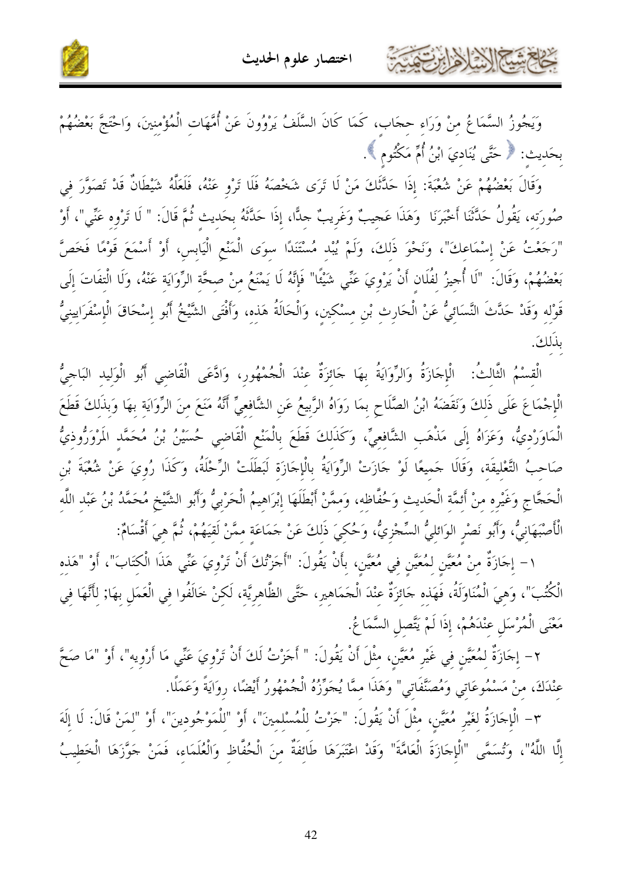وَيَجُوزُ السَّمَاعُ مِنْ وَرَاءِ حِجَابٍ، كَمَا كَانَ السَّلَفُ يَرْوُونَ عَنْ أُمَّهَاتِ الْمُؤْمِنِينَ، وَاحْتَجَّ بَعْضُهُمْ بِحَدِيثِ: ﴿ حَتَّى يُنَادِيَ ابْنُ أُمِّ مَكْتُومٍ ﴾.

وَقَالَ بَعْضُهُمْ عَنْ شُعْبَةَ: إِذَا حَدَّثَكَ مَنْ لَا تَرَى شَخْصَهُ فَلَا تَرْوِ عَنْهُ، فَلَعَلَّهُ شَيْطَانٌ قَدْ تَصَوَّرَ فِي صُورَتِهِ، يَقُولُ حَدَّثَنَا أَخْبَرَنَا وَهَذَا عَجِيبٌ وَغَرِيبٌ جِدًّا، إِذَا حَدَّثَهُ بِحَدِيثٍ ثُمَّ قَالَ: " لَا تَرْوِهِ عَنِّي"، أَوْ "رَجَعْتُ عَنْ إِسْمَاعِكَ"، وَنَحْوَ ذَلِكَ، وَلَمْ يُبْدِ مُسْتَنَدًا سِوَى الْمَنْعِ الْيَابِسِ، أَوْ أَسْمَعَ قَوْمًا فَخَصَّ بَعْضُهُمْ، وَقَالَ: "لَا أُجِيزُ لِفُلَانٍ أَنْ يَرْوِيَ عَنِّي شَيْئًا" فَإِنَّهُ لَا يَمْنَعُ مِنْ صِحَّةِ الرِّوَايَةِ عَنْهُ، وَلَا الْتِفَاتَ إِلَى قَوْلِهِ وَقَدْ حَدَّثَ النَّسَائِيُّ عَنِ الْحَارِثِ بْنِ مِسْكِينٍ، وَالْحَالَةُ هَذِهِ، وَأَفْتَى الشَّيْخُ أَبُو إِسْحَاقَ الْإِسْفَرَايِينِيُّ بِذَلِكَ.

الْقِسْمُ الثَّالِثُ: الْإِجَازَةُ وَالرِّوَايَةُ بِهَا جَائِزَةٌ عِنْدَ الْجُمْهُورِ، وَادَّعَى الْقَاضِي أَبُو الْوَلِيدِ البَاجِيُّ الْإِجْمَاعَ عَلَى ذَلِكَ وَنَقَضَهُ ابْنُ الصَّلَاحِ بِمَا رَوَاهُ الرَّبِيعُ عَنِ الشَّافِعِيِّ أَنَّهُ مَنَعَ مِنَ الرِّوَايَةِ بِهَا وَبِذَلِكَ قَطَعَ الْمَاوَرْدِيُّ، وَعَزَاهُ إِلَى مَذْهَبِ الشَّافِعِيِّ، وَكَذَلِكَ قَطَعَ بِالْمَنْعِ الْقَاضِي حُسَيْنُ بْنُ مُحَمَّدٍ الْمَرْوَرُّوذِيُّ صَاحِبُ التَّعْلِيقَةِ، وَقَالَا جَمِيعًا لَوْ جَازَتِ الرِّوَايَةُ بِالْإِجَازَةِ لَبَطَلَتِ الرِّحْلَةُ، وَكَذَا رُوِيَ عَنْ شُعْبَةَ بْنِ الْحَجَّاجِ وَغَيْرِهِ مِنْ أَئِمَّةِ الْحَدِيثِ وَحُفَّاظِهِ، وَمِمَّنْ أَبْطَلَهَا إِبْرَاهِيمُ الْحَرْبِيُّ وَأَبُو الشَّيْخِ مُحَمَّدُ بْنُ عَبْدِ اللَّهِ الْأَصْبَهَانِيُّ، وَأَبُو نَصْرٍ الوَائِلِيُّ السِّجْزِيُّ، وَحُكِيَ ذَلِكَ عَنْ جَمَاعَةٍ مِمَّنْ لَقِيَهُمْ، ثُمَّ هِيَ أَقْسَامٌ:

١- إِجَازَةٌ مِنْ مُعَيَّنٍ لِمُعَيَّنٍ فِي مُعَيَّنٍ، بِأَنْ يَقُولَ: "أَجَزْتُكَ أَنْ تَرْوِيَ عَنِّي هَذَا الْكِتَابَ"، أَوْ "هَذِهِ الْكُتُبَ"، وَهِيَ الْمُنَاوَلَةُ، فَهَذِهِ جَائِزَةٌ عِنْدَ الْجَمَاهِيرِ، حَتَّى الظَّاهِرِيَّةِ، لَكِنْ خَالَفُوا فِي الْعَمَلِ بِهَا; لِأَنَّهَا فِي مَعْنَى الْمُرْسَلِ عِنْدَهُمْ، إِذَا لَمْ يَتَّصِلِ السَّمَاعُ.

٢- إِجَازَةٌ لِمُعَيَّنٍ فِي غَيْرِ مُعَيَّنٍ، مِثْلَ أَنْ يَقُولَ: " أَجَزْتُ لَكَ أَنْ تَرْوِيَ عَنِّي مَا أَرْوِيهِ"، أَوْ "مَا صَحَّ عِنْدَكَ، مِنْ مَسْمُوعَاتِي وَمُصَنَّفَاتِي" وَهَذَا مِمَّا يُجَوِّزُهُ الْجُمْهُورُ أَيْضًا، رِوَايَةً وَعَمَلًا.

٣- الْإِجَازَةُ لِغَيْرِ مُعَيَّنٍ، مِثْلَ أَنْ يَقُولَ: "جزْتُ لِلْمُسْلِمِينَ"، أَوْ "لِلْمَوْجُودِينَ"، أَوْ "لِمَنْ قَالَ: لَا إِلَهَ إِلَّا اللَّهُ"، وَتُسَمَّى "الْإِجَازَةَ الْعَامَّةَ" وَقَدْ اعْتَبَرَهَا طَائِفَةٌ مِنَ الْحُفَّاظِ وَالْعُلَمَاءِ، فَمَنْ جَوَّزَهَا الْخَطِيبُ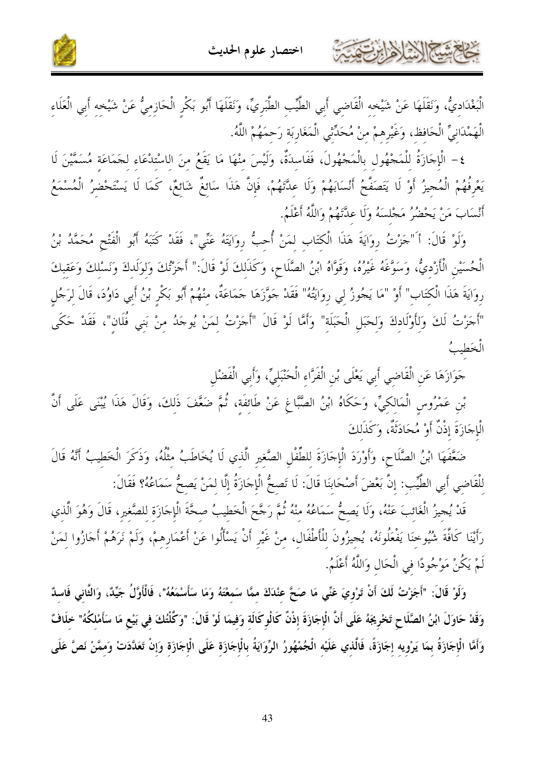الْبَغْدَادِيُّ، وَنَقَلَهَا عَنْ شَيْخِهِ الْقَاضِي أَبِي الطَّيِّبِ الطَّبَرِيِّ، وَنَقَلَهَا أَبُو بَكْرٍ الْحَازِمِيُّ عَنْ شَيْخِهِ أَبِي الْعَلَاءِ الْهَمْدَانِيِّ الْحَافِظِ، وَغَيْرِهِمْ مِنْ مُحَدِّثِي الْمَغَارِبَةِ رَحِمَهُمُ اللَّهُ.

٤- الْإِجَازَةُ لِلْمَجْهُولِ بِالْمَجْهُولِ، فَفَاسِدَةٌ، وَلَيْسَ مِنْهَا مَا يَقَعُ مِنَ الِاسْتِدْعَاءِ لِجَمَاعَةٍ مُسَمَّيْنَ لَا يَعْرِفُهُمُ الْمُجِيزُ أَوْ لَا يَتَصَفَّحُ أَنْسَابَهُمْ وَلَا عِدَّتَهُمْ، فَإِنَّ هَذَا سَائِغٌ شَائِعٌ، كَمَا لَا يَسْتَحْضِرُ الْمُسْمِعُ أَنْسَابَ مَنْ يَحْضُرُ مَجْلِسَهُ وَلَا عِدَّتَهُمْ وَاللَّهُ أَعْلَمُ.

وَلَوْ قَالَ: أَ"جَزْتُ رِوَايَةَ هَذَا الْكِتَابِ لِمَنْ أُحِبُّ رِوَايَتَهُ عَنِّي"، فَقَدْ كَتَبَهُ أَبُو الْفَتْحِ مُحَمَّدُ بْنُ الْحُسَيْنِ الْأَزْدِيُّ، وَسَوَّغَهُ غَيْرُهُ، وَقَوَّاهُ ابْنُ الصَّلَاحِ، وَكَذَلِكَ لَوْ قَالَ:" أَجَزْتُكَ وَلِوَلَدِكَ وَنَسْلِكَ وَعَقِبِكَ رِوَايَةَ هَذَا الْكِتَابِ" أَوْ "مَا يَجُوزُ لِي رِوَايَتُهُ" فَقَدْ جَوَّزَهَا جَمَاعَةٌ، مِنْهُمْ أَبُو بَكْرِ بْنُ أَبِي دَاوُدَ، قَالَ لِرَجُلٍ "أَجَزْتُ لَكَ وَلِأَوْلَادِكَ وَلِحَبَلِ الْحَبَلَةِ" وَأَمَّا لَوْ قَالَ "أَجَزْتُ لِمَنْ يُوجَدُ مِنْ بَنِي فُلَانٍ"، فَقَدْ حَكَى الْخَطِيبُ

جَوَازَهَا عَنِ الْقَاضِي أَبِي يَعْلَى بْنِ الْفَرَّاءِ الْحَنْبَلِيِّ، وَأَبِي الْفَضْلِ بْنِ عَمْرُوسٍ الْمَالِكِيِّ، وَحَكَاهُ ابْنُ الصَّبَّاغِ عَنْ طَائِفَةٍ، ثُمَّ ضَعَّفَ ذَلِكَ، وَقَالَ هَذَا يُبْنَى عَلَى أَنَّ الْإِجَازَةَ إِذْنٌ أَوْ مُحَادَثَةٌ، وَكَذَلِكَ

ضَعَّفَهَا ابْنُ الصَّلَاحِ، وَأَوْرَدَ الْإِجَازَةَ لِلطِّفْلِ الصَّغِيرِ الَّذِي لَا يُخَاطَبُ مِثْلُهُ، وَذَكَرَ الْخَطِيبُ أَنَّهُ قَالَ لِلْقَاضِي أَبِي الطَّيِّبِ: إِنَّ بَعْضَ أَصْحَابِنَا قَالَ: لَا تَصِحُّ الْإِجَازَةُ إِلَّا لِمَنْ يَصِحُّ سَمَاعُهُ؟ فَقَالَ: قَدْ يُجِيزُ الْغَائِبَ عَنْهُ، وَلَا يَصِحُّ سَمَاعُهُ مِنْهُ ثُمَّ رَجَّحَ الْخَطِيبُ صِحَّةَ الْإِجَازَةِ لِلصَّغِيرِ، قَالَ وَهُوَ الَّذِي رَأَيْنَا كَافَّةَ شُيُوخِنَا يَفْعَلُونَهُ، يُجِيزُونَ لِلْأَطْفَالِ، مِنْ غَيْرِ أَنْ يَسْأَلُوا عَنْ أَعْمَارِهِمْ، وَلَمْ نَرَهُمْ أَجَازُوا لِمَنْ لَمْ يَكُنْ مَوْجُودًا فِي الْحَالِ وَاللَّهُ أَعْلَمُ.

**وَلَوْ قَالَ: "أَجَزْتُ لَكَ أَنْ تَرْوِيَ عَنِّي مَا صَحَّ عِنْدَكَ مِمَّا سَمِعْتُهُ وَمَا سَأَسْمَعُهُ"، فَالْأَوَّلُ جَيِّدٌ، وَالثَّانِي فَاسِدٌ وَقَدْ حَاوَلَ ابْنُ الصَّلَاحِ تَخْرِيجَهُ عَلَى أَنَّ الْإِجَازَةَ إِذْنٌ كَالْوَكَالَةِ وَفِيمَا لَوْ قَالَ: "وَكَّلْتُكَ فِي بَيْعِ مَا سَأَمْلِكُهُ" خِلَافٌ وَأَمَّا الْإِجَازَةُ بِمَا يَرْوِيهِ إِجَازَةً، فَالَّذِي عَلَيْهِ الْجُمْهُورُ الرِّوَايَةُ بِالْإِجَازَةِ عَلَى الْإِجَازَةِ وَإِنْ تَعَدَّدَتْ وَمِمَّنْ نَصَّ عَلَى**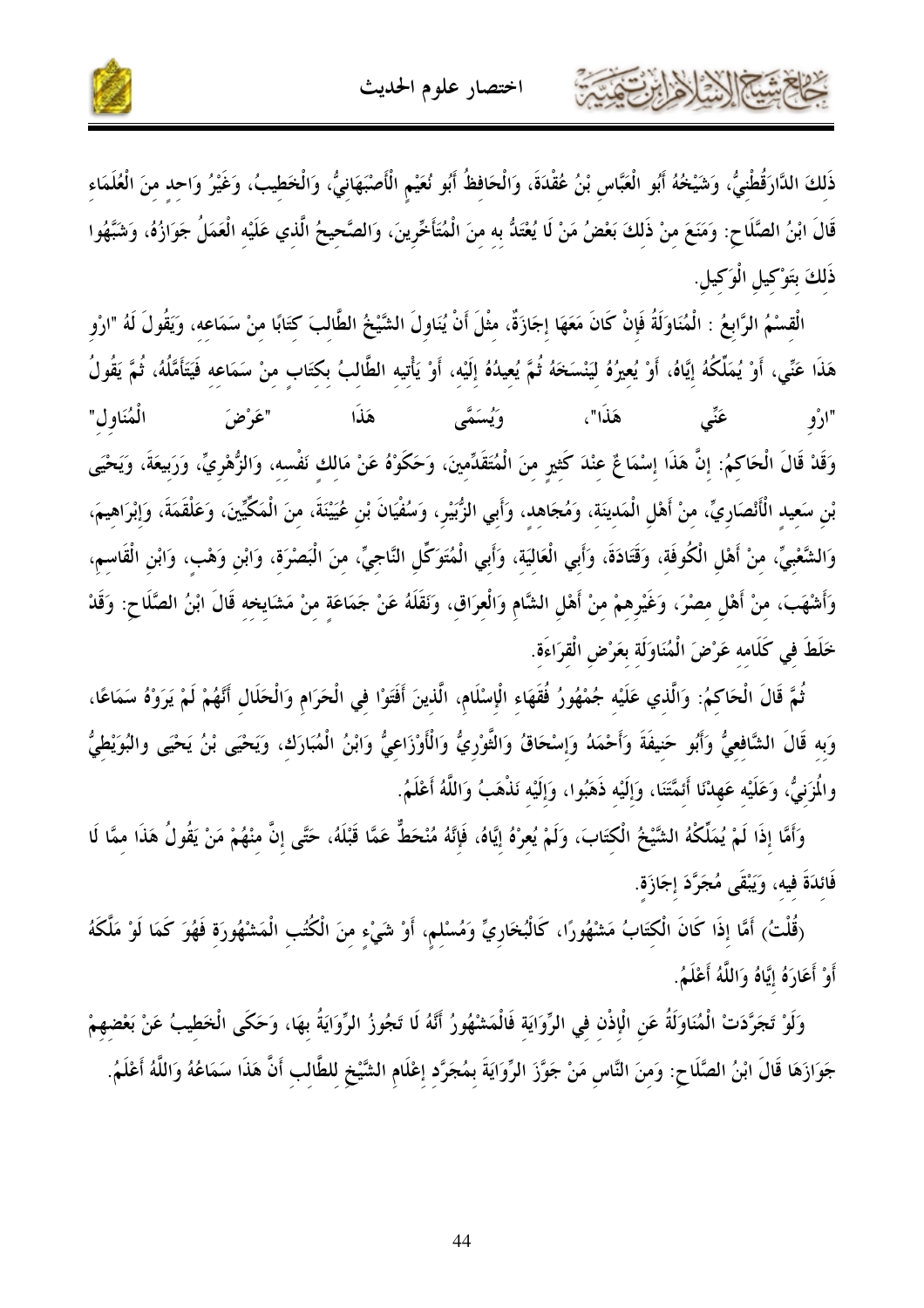ذَلِكَ الدَّارَقُطْنِيُّ، وَشَيْخُهُ أَبُو الْعَبَّاسِ بْنُ عُقْدَةَ، وَالْحَافِظُ أَبُو نُعَيْمٍ الْأَصْبَهَانِيُّ، وَالْخَطِيبُ، وَغَيْرُ وَاحِدٍ مِنَ الْعُلَمَاءِ قَالَ ابْنُ الصَّلَاحِ: وَمَنَعَ مِنْ ذَلِكَ بَعْضُ مَنْ لَا يُعْتَدُّ بِهِ مِنَ الْمُتَأَخِّرِينَ، وَالصَّحِيحُ الَّذِي عَلَيْهِ الْعَمَلُ جَوَازُهُ، وَشَبَّهُوا ذَلِكَ بِتَوْكِيلِ الْوَكِيلِ.

الْقِسْمُ الرَّابِعُ: الْمُنَاوَلَةُ فَإِنْ كَانَ مَعَهَا إِجَازَةٌ، مِثْلَ أَنْ يُنَاوِلَ الشَّيْخُ الطَّالِبَ كِتَابًا مِنْ سَمَاعِهِ، وَيَقُولَ لَهُ "ارْوِ هَذَا عَنِّي، أَوْ يُمَلِّكُهُ إِيَّاهُ، أَوْ يُعِيرُهُ لِيَنْسَخَهُ ثُمَّ يُعِيدُهُ إِلَيْهِ، أَوْ يَأْتِيهِ الطَّالِبُ بِكِتَابٍ مِنْ سَمَاعِهِ فَيَتَأَمَّلُهُ، ثُمَّ يَقُولُ "ارْوِ عَنِّي هَذَا"، وَيُسَمَّى هَذَا "عَرْضَ الْمُنَاوِلِ"

وَقَدْ قَالَ الْحَاكِمُ: إِنَّ هَذَا إِسْمَاعٌ عِنْدَ كَثِيرٍ مِنَ الْمُتَقَدِّمِينَ، وَحَكَوْهُ عَنْ مَالِكٍ نَفْسِهِ، وَالزُّهْرِيِّ، وَرَبِيعَةَ، وَيَحْيَى بْنِ سَعِيدٍ الْأَنْصَارِيِّ، مِنْ أَهْلِ الْمَدِينَةِ، وَمُجَاهِدٍ، وَأَبِي الزُّبَيْرِ، وَسُفْيَانَ بْنِ عُيَيْنَةَ، مِنَ الْمَكِّيِّينَ، وَعَلْقَمَةَ، وَإِبْرَاهِيمَ، وَالشَّعْبِيِّ، مِنْ أَهْلِ الْكُوفَةِ، وَقَتَادَةَ، وَأَبِي الْعَالِيَةِ، وَأَبِي الْمُتَوَكِّلِ النَّاجِيِّ، مِنَ الْبَصْرَةِ، وَابْنِ وَهْبٍ، وَابْنِ الْقَاسِمِ، وَأَشْهَبَ، مِنْ أَهْلِ مِصْرَ، وَغَيْرِهِمْ مِنْ أَهْلِ الشَّامِ وَالْعِرَاقِ، وَنَقَلَهُ عَنْ جَمَاعَةٍ مِنْ مَشَايِخِهِ قَالَ ابْنُ الصَّلَاحِ: وَقَدْ خَلَطَ فِي كَلَامِهِ عَرْضَ الْمُنَاوَلَةِ بِعَرْضِ الْقِرَاءَةِ.

ثُمَّ قَالَ الْحَاكِمُ: وَالَّذِي عَلَيْهِ جُمْهُورُ فُقَهَاءِ الْإِسْلَامِ، الَّذِينَ أَفْتَوْا فِي الْحَرَامِ وَالْحَلَالِ أَنَّهُمْ لَمْ يَرَوْهُ سَمَاعًا، وَبِهِ قَالَ الشَّافِعِيُّ وَأَبُو حَنِيفَةَ وَأَحْمَدُ وَإِسْحَاقُ وَالثَّوْرِيُّ وَالْأَوْزَاعِيُّ وَابْنُ الْمُبَارَكِ، وَيَحْيَى بْنُ يَحْيَى والبُوَيْطِيُّ والمُزَنِيُّ، وَعَلَيْهِ عَهِدْنَا أَئِمَّتَنَا، وَإِلَيْهِ ذَهَبُوا، وَإِلَيْهِ نَذْهَبُ وَاللَّهُ أَعْلَمُ.

وَأَمَّا إِذَا لَمْ يُمَلِّكْهُ الشَّيْخُ الْكِتَابَ، وَلَمْ يُعِرْهُ إِيَّاهُ، فَإِنَّهُ مُنْحَطٌّ عَمَّا قَبْلَهُ، حَتَّى إِنَّ مِنْهُمْ مَنْ يَقُولُ هَذَا مِمَّا لَا فَائِدَةَ فِيهِ، وَيَبْقَى مُجَرَّدَ إِجَازَةٍ.

(قُلْتُ) أَمَّا إِذَا كَانَ الْكِتَابُ مَشْهُورًا، كَالْبُخَارِيِّ وَمُسْلِمٍ، أَوْ شَيْءٍ مِنَ الْكُتُبِ الْمَشْهُورَةِ فَهُوَ كَمَا لَوْ مَلَّكَهُ أَوْ أَعَارَهُ إِيَّاهُ وَاللَّهُ أَعْلَمُ.

وَلَوْ تَجَرَّدَتْ الْمُنَاوَلَةُ عَنِ الْإِذْنِ فِي الرِّوَايَةِ فَالْمَشْهُورُ أَنَّهُ لَا تَجُوزُ الرِّوَايَةُ بِهَا، وَحَكَى الْخَطِيبُ عَنْ بَعْضِهِمْ جَوَازَهَا قَالَ ابْنُ الصَّلَاحِ: وَمِنَ النَّاسِ مَنْ جَوَّزَ الرِّوَايَةَ بِمُجَرَّدِ إِعْلَامِ الشَّيْخِ لِلطَّالِبِ أَنَّ هَذَا سَمَاعُهُ وَاللَّهُ أَعْلَمُ.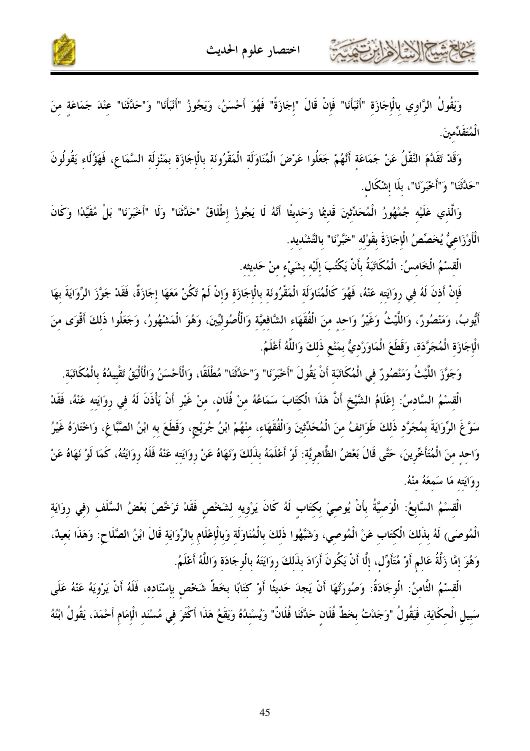وَيَقُولُ الرَّاوِي بِالْإِجَازَةِ "أَنْبَأَنَا" فَإِنْ قَالَ "إِجَازَةً" فَهُوَ أَحْسَنُ، وَيَجُوزُ "أَنْبَأَنَا" وَ"حَدَّثَنَا" عِنْدَ جَمَاعَةٍ مِنَ الْمُتَقَدِّمِينَ.

وَقَدْ تَقَدَّمَ النَّقْلُ عَنْ جَمَاعَةٍ أَنَّهُمْ جَعَلُوا عَرْضَ الْمُنَاوَلَةِ الْمَقْرُونَةِ بِالْإِجَازَةِ بِمَنْزِلَةِ السَّمَاعِ، فَهَؤُلَاءِ يَقُولُونَ "حَدَّثَنَا" وَ"أَخْبَرَنَا"، بِلَا إِشْكَالٍ.

وَالَّذِي عَلَيْهِ جُمْهُورُ الْمُحَدِّثِينَ قَدِيمًا وَحَدِيثًا أَنَّهُ لَا يَجُوزُ إِطْلَاقُ "حَدَّثَنَا" وَلَا "أَخْبَرَنَا" بَلْ مُقَيَّدًا وَكَانَ الْأَوْزَاعِيُّ يُخَصِّصُ الْإِجَازَةَ بِقَوْلِهِ "خَبَّرْنَا" بِالتَّشْدِيدِ.

الْقِسْمُ الْخَامِسُ: الْمُكَاتَبَةُ بِأَنْ يَكْتُبَ إِلَيْهِ بِشَيْءٍ مِنْ حَدِيثِهِ.

فَإِنْ أَذِنَ لَهُ فِي رِوَايَتِهِ عَنْهُ، فَهُوَ كَالْمُنَاوَلَةِ الْمَقْرُونَةِ بِالْإِجَازَةِ وَإِنْ لَمْ تَكُنْ مَعَهَا إِجَازَةٌ. فَقَدْ جَوَّزَ الرِّوَايَةَ بِهَا أَيُّوبُ، وَمَنْصُورٌ، وَاللَّيْثُ وَغَيْرُ وَاحِدٍ مِنَ الْفُقَهَاءِ الشَّافِعِيَّةِ وَالْأُصُولِيِّينَ، وَهُوَ الْمَشْهُورُ، وَجَعَلُوا ذَلِكَ أَقْوَى مِنَ الْإِجَازَةِ الْمُجَرَّدَةِ، وَقَطَعَ الْمَاوَرْدِيُّ بِمَنْعِ ذَلِكَ وَاللَّهُ أَعْلَمُ.

وَجَوَّزَ اللَّيْثُ وَمَنْصُورٌ فِي الْمُكَاتَبَةِ أَنْ يَقُولَ "أَخْبَرَنَا" وَ"حَدَّثَنَا" مُطْلَقًا، وَالْأَحْسَنُ وَالْأَلْيَقُ تَقْيِيدُهُ بِالْمُكَاتَبَةِ.

الْقِسْمُ السَّادِسُ: إِعْلَامُ الشَّيْخِ أَنَّ هَذَا الْكِتَابَ سَمَاعُهُ مِنْ فُلَانٍ، مِنْ غَيْرِ أَنْ يَأْذَنَ لَهُ فِي رِوَايَتِهِ عَنْهُ، فَقَدْ سَوَّغَ الرِّوَايَةَ بِمُجَرَّدِ ذَلِكَ طَوَائِفُ مِنَ الْمُحَدِّثِينَ وَالْفُقَهَاءِ، مِنْهُمْ ابْنُ جُرَيْجٍ، وَقَطَعَ بِهِ ابْنُ الصَّبَّاغِ، وَاخْتَارَهُ غَيْرُ وَاحِدٍ مِنَ الْمُتَأَخِّرِينَ، حَتَّى قَالَ بَعْضُ الظَّاهِرِيَّةِ: لَوْ أَعْلَمَهُ بِذَلِكَ وَنَهَاهُ عَنْ رِوَايَتِهِ عَنْهُ فَلَهُ رِوَايَتُهُ، كَمَا لَوْ نَهَاهُ عَنْ رِوَايَتِهِ مَا سَمِعَهُ مِنْهُ.

الْقِسْمُ السَّابِعُ: الْوَصِيَّةُ بِأَنْ يُوصِيَ بِكِتَابٍ لَهُ كَانَ يَرْوِيهِ لِشَخْصٍ فَقَدْ تَرَخَّصَ بَعْضُ السَّلَفِ (فِي رِوَايَةِ الْمُوصَى) لَهُ بِذَلِكَ الْكِتَابِ عَنِ الْمُوصِي، وَشَبَّهُوا ذَلِكَ بِالْمُنَاوَلَةِ وَبِالْإِعْلَامِ بِالرِّوَايَةِ قَالَ ابْنُ الصَّلَاحِ: وَهَذَا بَعِيدٌ، وَهُوَ إِمَّا زَلَّةُ عَالِمٍ أَوْ مُتَأَوِّلٍ، إِلَّا أَنْ يَكُونَ أَرَادَ بِذَلِكَ رِوَايَتَهُ بِالْوِجَادَةِ وَاللَّهُ أَعْلَمُ.

الْقِسْمُ الثَّامِنُ: الْوِجَادَةُ: وَصُورَتُهَا أَنْ يَجِدَ حَدِيثًا أَوْ كِتَابًا بِخَطِّ شَخْصٍ بِإِسْنَادِهِ، فَلَهُ أَنْ يَرْوِيَهُ عَنْهُ عَلَى سَبِيلِ الْحِكَايَةِ، فَيَقُولُ "وَجَدْتُ بِخَطِّ فُلَانٍ حَدَّثَنَا فُلَانٌ" وَيُسْنِدُهُ وَيَقَعُ هَذَا أَكْثَرَ فِي مُسْنَدِ الْإِمَامِ أَحْمَدَ، يَقُولُ ابْنُهُ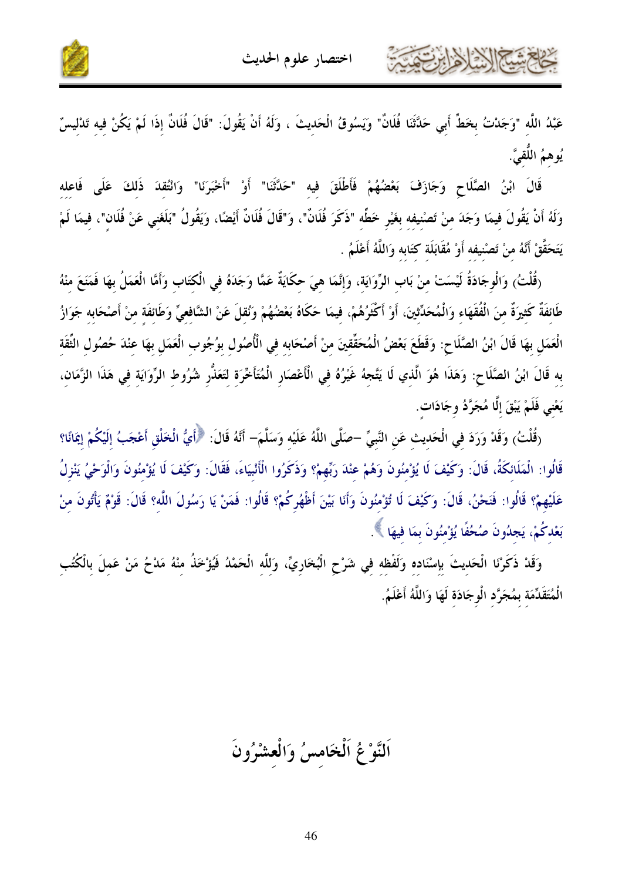عَبْدُ اللَّهِ "وَجَدْتُ بِخَطِّ أَبِي حَدَّثَنَا فُلَانٌ" وَيَسُوقُ الْحَدِيثَ ، وَلَهُ أَنْ يَقُولَ: "قَالَ فُلَانٌ إِذَا لَمْ يَكُنْ فِيهِ تَدْلِيسٌ يُوهِمُ اللُّقِيَّ.

قَالَ ابْنُ الصَّلَاحِ وَجَازَفَ بَعْضُهُمْ فَأَطْلَقَ فِيهِ "حَدَّثَنَا" أَوْ "أَخْبَرَنَا" وَانْتُقِدَ ذَلِكَ عَلَى فَاعِلِهِ وَلَهُ أَنْ يَقُولَ فِيمَا وَجَدَ مِنْ تَصْنِيفِهِ بِغَيْرِ خَطِّهِ "ذَكَرَ فُلَانٌ"، وَ"قَالَ فُلَانٌ أَيْضًا، وَيَقُولُ "بَلَغَنِي عَنْ فُلَانٍ"، فِيمَا لَمْ يَتَحَقَّقْ أَنَّهُ مِنْ تَصْنِيفِهِ أَوْ مُقَابَلَةِ كِتَابِهِ وَاللَّهُ أَعْلَمُ .

(قُلْتُ) وَالْوِجَادَةُ لَيْسَتْ مِنْ بَابِ الرِّوَايَةِ، وَإِنَّمَا هِيَ حِكَايَةٌ عَمَّا وَجَدَهُ فِي الْكِتَابِ وَأَمَّا الْعَمَلُ بِهَا فَمَنَعَ مِنْهُ طَائِفَةٌ كَثِيرَةٌ مِنَ الْفُقَهَاءِ وَالْمُحَدِّثِينَ، أَوْ أَكْثَرُهُمْ، فِيمَا حَكَاهُ بَعْضُهُمْ وَنُقِلَ عَنْ الشَّافِعِيِّ وَطَائِفَةٍ مِنْ أَصْحَابِهِ جَوَازُ الْعَمَلِ بِهَا قَالَ ابْنُ الصَّلَاحِ: وَقَطَعَ بَعْضُ الْمُحَقِّقِينَ مِنْ أَصْحَابِهِ فِي الْأُصُولِ بِوُجُوبِ الْعَمَلِ بِهَا عِنْدَ حُصُولِ الثِّقَةِ بِهِ قَالَ ابْنُ الصَّلَاحِ: وَهَذَا هُوَ الَّذِي لَا يَتَّجِهُ غَيْرُهُ فِي الْأَعْصَارِ الْمُتَأَخِّرَةِ لِتَعَذُّرِ شُرُوطِ الرِّوَايَةِ فِي هَذَا الزَّمَانِ، يَعْنِي فَلَمْ يَبْقَ إِلَّا مُجَرَّدُ وِجَادَاتٍ.

(قُلْتُ) وَقَدْ وَرَدَ فِي الْحَدِيثِ عَنِ النَّبِيِّ –صَلَّى اللَّهُ عَلَيْهِ وَسَلَّمَ– أَنَّهُ قَالَ: ﴿أَيُّ الْخَلْقِ أَعْجَبُ إِلَيْكُمْ إِيمَانًا؟ قَالُوا: الْمَلَائِكَةُ، قَالَ: وَكَيْفَ لَا يُؤْمِنُونَ وَهُمْ عِنْدَ رَبِّهِمْ؟ وَذَكَرُوا الْأَنْبِيَاءَ، فَقَالَ: وَكَيْفَ لَا يُؤْمِنُونَ وَالْوَحْيُ يَنْزِلُ عَلَيْهِمْ؟ قَالُوا: فَنَحْنُ، قَالَ: وَكَيْفَ لَا تُؤْمِنُونَ وَأَنَا بَيْنَ أَظْهُرِكُمْ؟ قَالُوا: فَمَنْ يَا رَسُولَ اللَّهِ؟ قَالَ: قَوْمٌ يَأْتُونَ مِنْ بَعْدِكُمْ، يَجِدُونَ صُحُفًا يُؤْمِنُونَ بِمَا فِيهَا﴾ .

وَقَدْ ذَكَرْنَا الْحَدِيثَ بِإِسْنَادِهِ وَلَفْظِهِ فِي شَرْحِ الْبُخَارِيِّ، وَلِلَّهِ الْحَمْدُ فَيُؤْخَذُ مِنْهُ مَدْحُ مَنْ عَمِلَ بِالْكُتُبِ الْمُتَقَدِّمَةِ بِمُجَرَّدِ الْوِجَادَةِ لَهَا وَاللَّهُ أَعْلَمُ.

# النَّوْعُ الْخَامِسُ وَالْعِشْرُونَ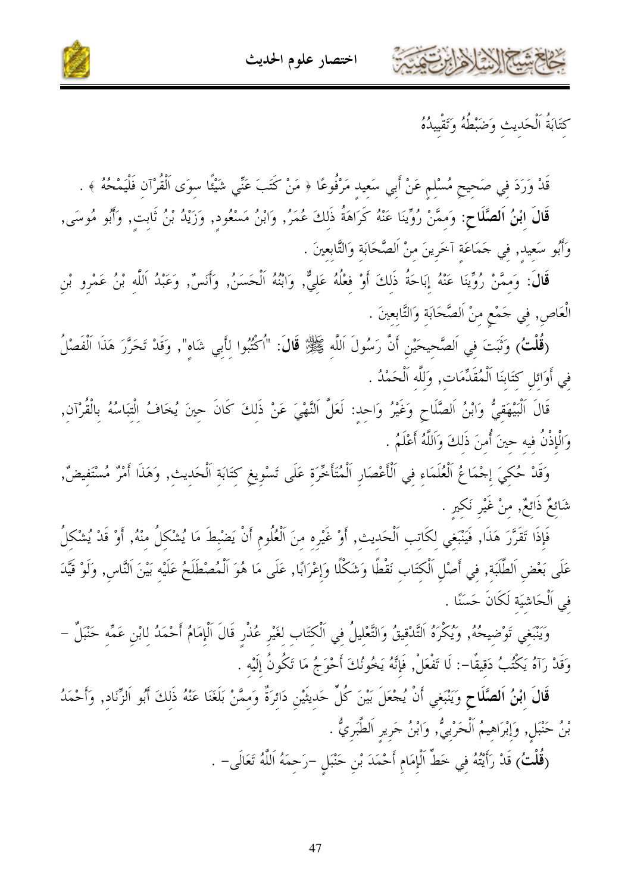## كِتَابَةُ اَلْحَدِيثِ وَضَبْطُهُ وَتَقْيِيدُهُ

قَدْ وَرَدَ فِي صَحِيحِ مُسْلِمٍ عَنْ أَبِي سَعِيدٍ مَرْفُوعًا ﴿ مَنْ كَتَبَ عَنِّي شَيْئًا سِوَى اَلْقُرْآنِ فَلْيَمْحُهُ ﴾ .

**قَالَ ابْنُ اَلصَّلَاحِ**: وَمِمَّنْ رُوِّينَا عَنْهُ كَرَاهَةُ ذَلِكَ عُمَرُ, وَابْنُ مَسْعُودٍ, وَزَيْدُ بْنُ ثَابِتٍ, وَأَبُو مُوسَى, وَأَبُو سَعِيدٍ, فِي جَمَاعَةٍ آخَرِينَ مِنْ اَلصَّحَابَةِ وَالتَّابِعِينَ .

**قَالَ**: وَمِمَّنْ رُوِّينَا عَنْهُ إِبَاحَةُ ذَلِكَ أَوْ فِعْلُهُ عَلِيٌّ, وَابْنُهُ اَلْحَسَنُ, وَأَنَسٌ, وَعَبْدُ اَللَّهِ بْنُ عَمْرِو بْنِ الْعَاصِ, فِي جَمْعٍ مِنْ اَلصَّحَابَةِ وَالتَّابِعِينَ .

**(قُلْتُ)** وَثَبَتَ فِي اَلصَّحِيحَيْنِ أَنَّ رَسُولَ اَللَّهِ ﷺ **قَالَ**: "اُكْتُبُوا لِأَبِي شَاهٍ", وَقَدْ تَحَرَّرَ هَذَا اَلْفَصْلُ فِي أَوَائِلِ كِتَابِنَا اَلْمُقَدِّمَاتِ, وَلِلَّهِ اَلْحَمْدُ .

قَالَ اَلْبَيْهَقِيُّ وَابْنُ اَلصَّلَاحِ وَغَيْرُ وَاحِدٍ: لَعَلَّ اَلنَّهْيَ عَنْ ذَلِكَ كَانَ حِينَ يُخَافُ اِلْتِبَاسُهُ بِالْقُرْآنِ, وَالْإِذْنُ فِيهِ حِينَ أُمِنَ ذَلِكَ وَاَللَّهُ أَعْلَمُ .

وَقَدْ حُكِيَ إِجْمَاعُ اَلْعُلَمَاءِ فِي اَلْأَعْصَارِ اَلْمُتَأَخِّرَةِ عَلَى تَسْوِيغِ كِتَابَةِ اَلْحَدِيثِ, وَهَذَا أَمْرٌ مُسْتَفِيضٌ, شَائِعٌ ذَائِعٌ, مِنْ غَيْرِ نَكِيرٍ .

فَإِذَا تَقَرَّرَ هَذَا, فَيَنْبَغِي لِكَاتِبِ اَلْحَدِيثِ, أَوْ غَيْرِهِ مِنَ اَلْعُلُومِ أَنْ يَضْبِطَ مَا يُشْكِلُ مِنْهُ, أَوْ قَدْ يُشْكِلُ عَلَى بَعْضِ اَلطَّلَبَةِ, فِي أَصْلِ اَلْكِتَابِ نَقْطًا وَشَكْلًا وَإِعْرَابًا, عَلَى مَا هُوَ اَلْمُصْطَلَحُ عَلَيْهِ بَيْنَ اَلنَّاسِ, وَلَوْ قَيَّدَ فِي اَلْحَاشِيَةِ لَكَانَ حَسَنًا .

وَيَنْبَغِي تَوْضِيحُهُ, وَيُكْرَهُ اَلتَّدْقِيقُ وَالتَّعْلِيلُ فِي اَلْكِتَابِ لِغَيْرِ عُذْرٍ قَالَ اَلْإِمَامُ أَحْمَدُ لِابْنِ عَمِّهِ حَنْبَلٌ – وَقَدْ رَآهُ يَكْتُبُ دَقِيقًا–: لَا تَفْعَلْ, فَإِنَّهُ يَخُونُكَ أَحْوَجُ مَا تَكُونُ إِلَيْهِ .

**قَالَ ابْنُ اَلصَّلَاحِ** وَيَنْبَغِي أَنْ يُجْعَلَ بَيْنَ كُلِّ حَدِيثَيْنِ دَائِرَةٌ وَمِمَّنْ بَلَغَنَا عَنْهُ ذَلِكَ أَبُو اَلزِّنَادِ, وَأَحْمَدُ بْنُ حَنْبَلٍ, وَإِبْرَاهِيمُ اَلْحَرْبِيُّ, وَابْنُ جَرِيرٍ اَلطَّبَرِيُّ .

**(قُلْتُ)** قَدْ رَأَيْتُهُ فِي خَطِّ اَلْإِمَامِ أَحْمَدَ بْنِ حَنْبَلٍ –رَحِمَهُ اَللَّهُ تَعَالَى– .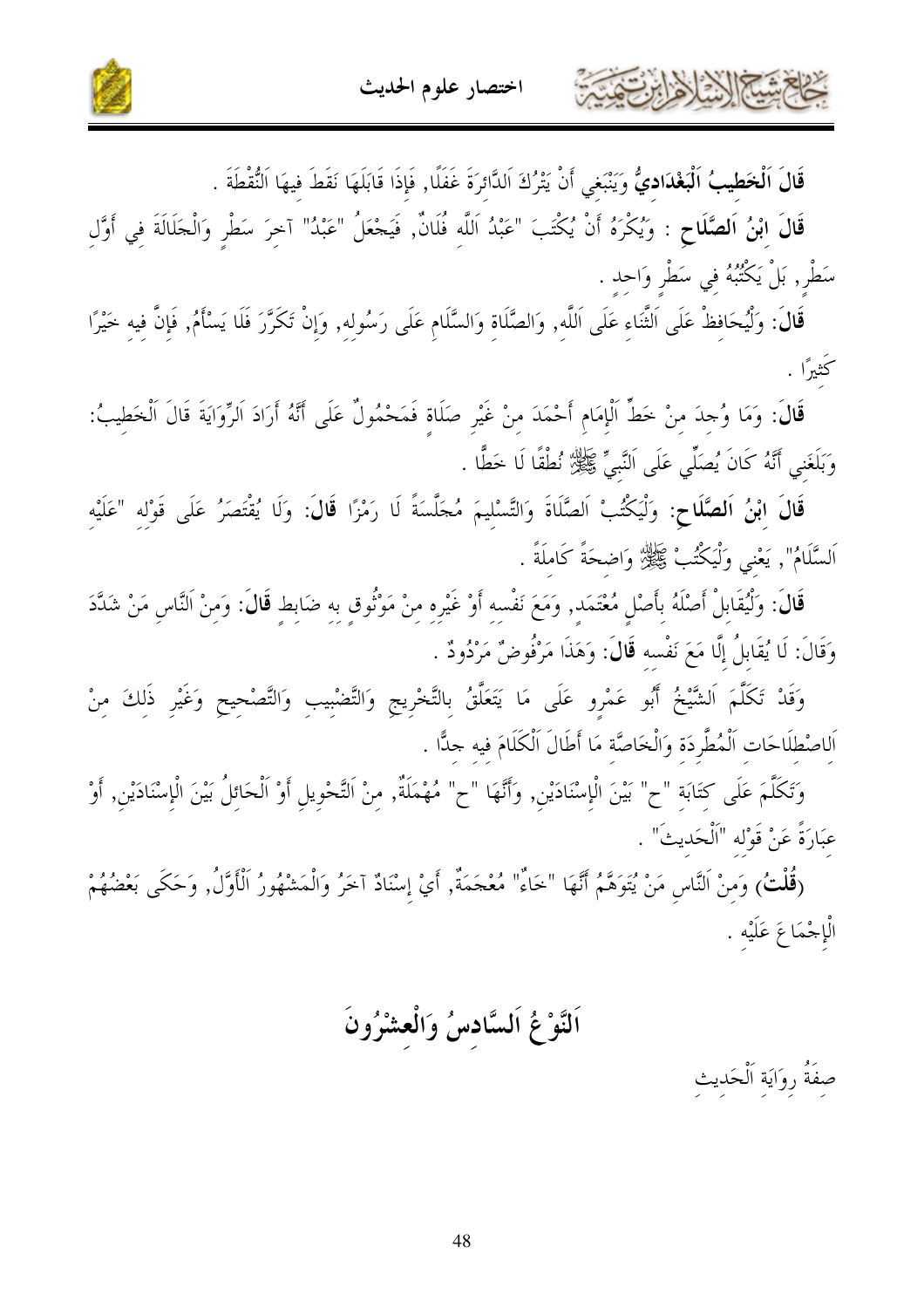**قَالَ اَلْخَطِيبُ اَلْبَغْدَادِيُّ** وَيَنْبَغِي أَنْ يَتْرُكَ اَلدَّائِرَةَ غَفَلًا, فَإِذَا قَابَلَهَا نَقَطَ فِيهَا اَلنُّقْطَةَ .

**قَالَ ابْنُ اَلصَّلَاحِ** : وَيُكْرَهُ أَنْ يُكْتَبَ "عَبْدُ اَللَّهِ فُلَانٌ, فَيَجْعَلُ "عَبْدُ" آخِرَ سَطْرٍ وَالْجَلَالَةَ فِي أَوَّلِ سَطْرٍ, بَلْ يَكْتُبُهُ فِي سَطْرٍ وَاحِدٍ .

**قَالَ**: وَلْيُحَافِظْ عَلَى اَلثَّنَاءِ عَلَى اَللَّهِ, وَالصَّلَاةِ وَالسَّلَامِ عَلَى رَسُولِهِ, وَإِنْ تَكَرَّرَ فَلَا يَسْأَمُ, فَإِنَّ فِيهِ خَيْرًا كَثِيرًا .

**قَالَ**: وَمَا وُجِدَ مِنْ خَطِّ اَلْإِمَامِ أَحْمَدَ مِنْ غَيْرِ صَلَاةٍ فَمَحْمُولٌ عَلَى أَنَّهُ أَرَادَ اَلرِّوَايَةَ قَالَ اَلْخَطِيبُ: وَبَلَغَنِي أَنَّهُ كَانَ يُصَلِّي عَلَى اَلنَّبِيِّ ﷺ نُطْقًا لَا خَطًّا .

**قَالَ ابْنُ اَلصَّلَاحِ**: وَلْيَكْتُبْ اَلصَّلَاةَ وَالتَّسْلِيمَ مُجَلَّسَةً لَا رَمْزًا **قَالَ**: وَلَا يُقْتَصَرُ عَلَى قَوْلِهِ "عَلَيْهِ اَلسَّلَامُ", يَعْنِي وَلْيَكْتُبْ ﷺ وَاضِحَةً كَامِلَةً .

**قَالَ**: وَلْيُقَابِلْ أَصْلَهُ بِأَصْلٍ مُعْتَمَدٍ, وَمَعَ نَفْسِهِ أَوْ غَيْرِهِ مِنْ مَوْثُوقٍ بِهِ ضَابِطٍ **قَالَ**: وَمِنْ اَلنَّاسِ مَنْ شَدَّدَ وَقَالَ: لَا يُقَابِلُ إِلَّا مَعَ نَفْسِهِ **قَالَ**: وَهَذَا مَرْفُوضٌ مَرْدُودٌ .

وَقَدْ تَكَلَّمَ اَلشَّيْخُ أَبُو عَمْرٍو عَلَى مَا يَتَعَلَّقُ بِالتَّخْرِيجِ وَالتَّضْبِيبِ وَالتَّصْحِيحِ وَغَيْرِ ذَلِكَ مِنْ اَلِاصْطِلَاحَاتِ اَلْمُطَّرِدَةِ وَالْخَاصَّةِ مَا أَطَالَ اَلْكَلَامَ فِيهِ جِدًّا .

وَتَكَلَّمَ عَلَى كِتَابَةِ "ح" بَيْنَ اَلْإِسْنَادَيْنِ, وَأَنَّهَا "ح" مُهْمَلَةٌ, مِنْ اَلتَّحْوِيلِ أَوْ اَلْحَائِلِ بَيْنَ اَلْإِسْنَادَيْنِ, أَوْ عِبَارَةً عَنْ قَوْلِهِ "اَلْحَدِيثَ" .

**(قُلْتُ)** وَمِنْ اَلنَّاسِ مَنْ يُتَوَهَّمُ أَنَّهَا "خَاءٌ" مُعْجَمَةٌ, أَيْ إِسْنَادٌ آخَرُ وَالْمَشْهُورُ اَلْأَوَّلُ, وَحَكَى بَعْضُهُمْ اَلْإِجْمَاعَ عَلَيْهِ .

## اَلنَّوْعُ اَلسَّادِسُ وَالْعِشْرُونَ

صِفَةُ رِوَايَةِ اَلْحَدِيثِ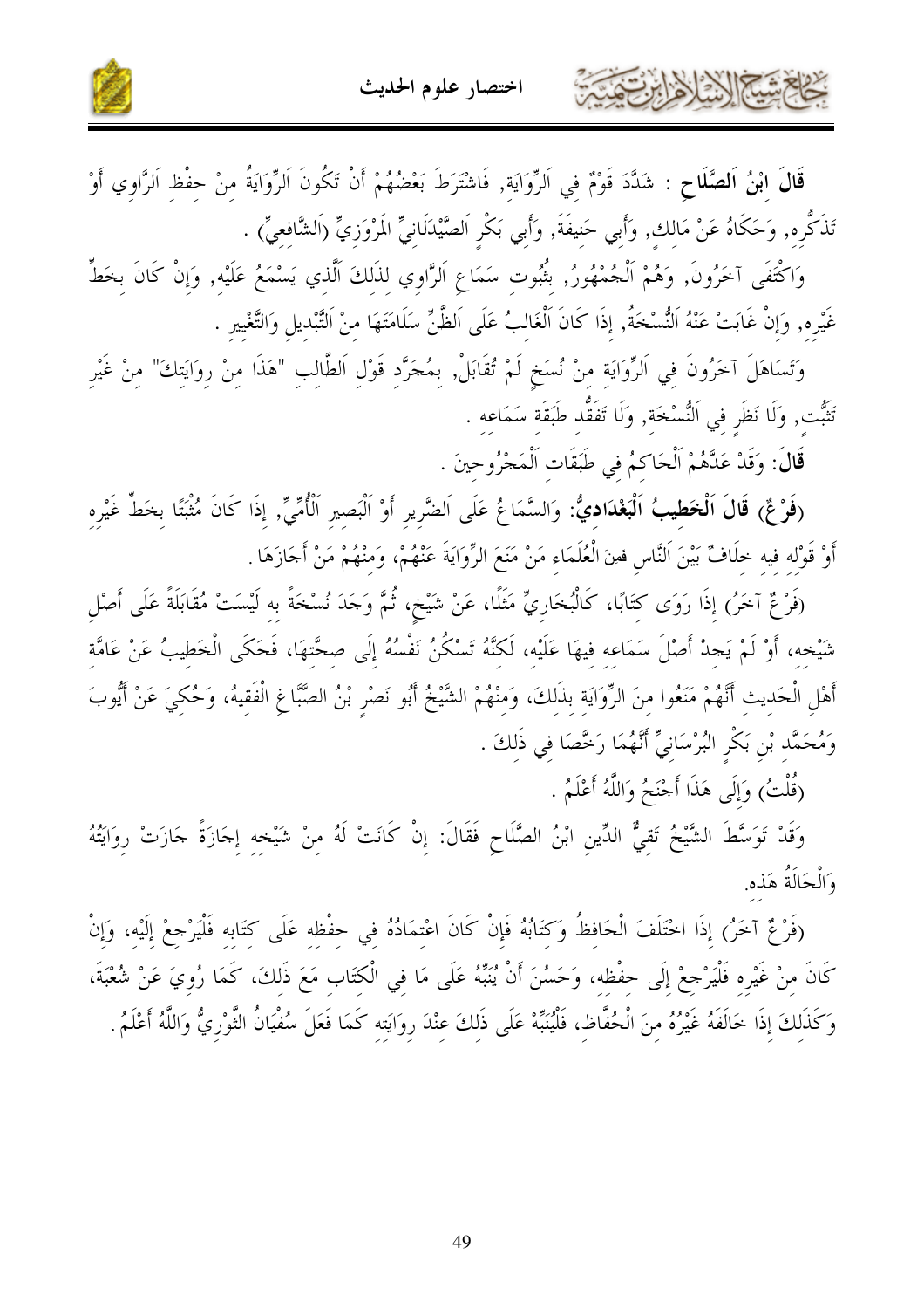**قَالَ اِبْنُ اَلصَّلَاحِ** : شَدَّدَ قَوْمٌ فِي اَلرِّوَايَةِ, فَاشْتَرَطَ بَعْضُهُمْ أَنْ تَكُونَ اَلرِّوَايَةُ مِنْ حِفْظِ اَلرَّاوِي أَوْ تَذَكُّرِهِ, وَحَكَاهُ عَنْ مَالِكٍ, وَأَبِي حَنِيفَةَ, وَأَبِي بَكْرٍ اَلصَّيْدَلَانِيِّ المَرْوَزِيِّ (اَلشَّافِعِيِّ) .

وَاكْتَفَى آخَرُونَ, وَهُمْ اَلْجُمْهُورُ, بِثُبُوتِ سَمَاعِ اَلرَّاوِي لِذَلِكَ اَلَّذِي يَسْمَعُ عَلَيْهِ, وَإِنْ كَانَ بِخَطِّ غَيْرِهِ, وَإِنْ غَابَتْ عَنْهُ اَلنُّسْخَةُ, إِذَا كَانَ اَلْغَالِبُ عَلَى اَلظَّنِّ سَلَامَتَهَا مِنْ اَلتَّبْدِيلِ وَالتَّغْيِيرِ .

وَتَسَاهَلَ آخَرُونَ فِي اَلرِّوَايَةِ مِنْ نُسَخٍ لَمْ تُقَابَلْ, بِمُجَرَّدِ قَوْلِ اَلطَّالِبِ "هَذَا مِنْ رِوَايَتِكَ" مِنْ غَيْرِ تَثَبُّتٍ, وَلَا نَظَرٍ فِي اَلنُّسْخَةِ, وَلَا تَفَقُّدِ طَبَقَةِ سَمَاعِهِ .

**قَالَ**: وَقَدْ عَدَّهُمْ اَلْحَاكِمُ فِي طَبَقَاتِ اَلْمَجْرُوحِينَ .

(**فَرْعٌ**) **قَالَ اَلْخَطِيبُ اَلْبَغْدَادِيُّ**: وَالسَّمَاعُ عَلَى اَلضَّرِيرِ أَوْ اَلْبَصِيرِ اَلْأُمِّيِّ, إِذَا كَانَ مُثْبَتًا بِخَطِّ غَيْرِهِ أَوْ قَوْلِهِ فِيهِ خِلَافٌ بَيْنَ اَلنَّاسِ فمِنَ اَلْعُلَمَاءِ مَنْ مَنَعَ الرِّوَايَةَ عَنْهُمْ، وَمِنْهُمْ مَنْ أَجَازَهَا .

(فَرْعٌ آخَرُ) إِذَا رَوَى كِتَابًا، كَالْبُخَارِيِّ مَثَلًا، عَنْ شَيْخٍ، ثُمَّ وَجَدَ نُسْخَةً بِهِ لَيْسَتْ مُقَابَلَةً عَلَى أَصْلِ شَيْخِهِ، أَوْ لَمْ يَجِدْ أَصْلَ سَمَاعِهِ فِيهَا عَلَيْهِ، لَكِنَّهُ تَسْكُنُ نَفْسُهُ إِلَى صِحَّتِهَا، فَحَكَى الْخَطِيبُ عَنْ عَامَّةِ أَهْلِ الْحَدِيثِ أَنَّهُمْ مَنَعُوا مِنَ الرِّوَايَةِ بِذَلِكَ، وَمِنْهُمُ الشَّيْخُ أَبُو نَصْرِ بْنُ الصَّبَّاغِ الْفَقِيهُ، وَحُكِيَ عَنْ أَيُّوبَ وَمُحَمَّدِ بْنِ بَكْرٍ البُرْسَانِيِّ أَنَّهُمَا رَخَّصَا فِي ذَلِكَ .

(قُلْتُ) وَإِلَى هَذَا أَجْنَحُ وَاللَّهُ أَعْلَمُ .

وَقَدْ تَوَسَّطَ الشَّيْخُ تَقِيُّ الدِّينِ ابْنُ الصَّلَاحِ فَقَالَ: إِنْ كَانَتْ لَهُ مِنْ شَيْخِهِ إِجَازَةٌ جَازَتْ رِوَايَتُهُ وَالْحَالَةُ هَذِهِ.

(فَرْعٌ آخَرُ) إِذَا اخْتَلَفَ الْحَافِظُ وَكِتَابُهُ فَإِنْ كَانَ اعْتِمَادُهُ فِي حِفْظِهِ عَلَى كِتَابِهِ فَلْيَرْجِعْ إِلَيْهِ، وَإِنْ كَانَ مِنْ غَيْرِهِ فَلْيَرْجِعْ إِلَى حِفْظِهِ، وَحَسُنَ أَنْ يُنَبِّهَ عَلَى مَا فِي الْكِتَابِ مَعَ ذَلِكَ، كَمَا رُوِيَ عَنْ شُعْبَةَ، وَكَذَلِكَ إِذَا خَالَفَهُ غَيْرُهُ مِنَ الْحُفَّاظِ، فَلْيُنَبِّهْ عَلَى ذَلِكَ عِنْدَ رِوَايَتِهِ كَمَا فَعَلَ سُفْيَانُ الثَّوْرِيُّ وَاللَّهُ أَعْلَمُ.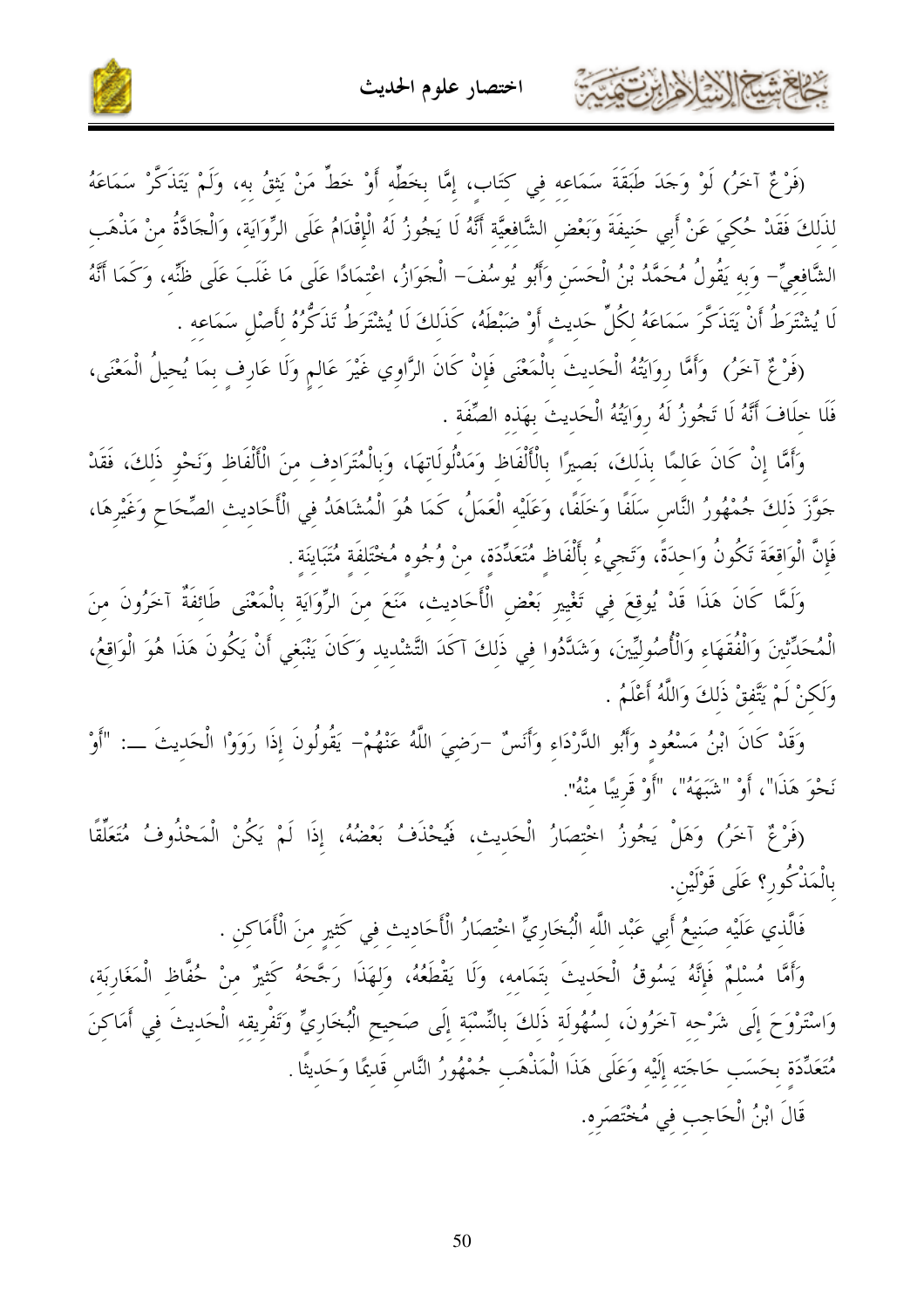(فَرْعٌ آخَرُ) لَوْ وَجَدَ طَبَقَةَ سَمَاعِهِ فِي كِتَابٍ، إِمَّا بِخَطِّهِ أَوْ خَطِّ مَنْ يَثِقُ بِهِ، وَلَمْ يَتَذَكَّرْ سَمَاعَهُ لِذَلِكَ فَقَدْ حُكِيَ عَنْ أَبِي حَنِيفَةَ وَبَعْضِ الشَّافِعِيَّةِ أَنَّهُ لَا يَجُوزُ لَهُ الْإِقْدَامُ عَلَى الرِّوَايَةِ، وَالْجَادَّةُ مِنْ مَذْهَبِ الشَّافِعِيِّ- وَبِهِ يَقُولُ مُحَمَّدُ بْنُ الْحَسَنِ وَأَبُو يُوسُفَ- الْجَوَازُ، اعْتِمَادًا عَلَى مَا غَلَبَ عَلَى ظَنِّهِ، وَكَمَا أَنَّهُ لَا يُشْتَرَطُ أَنْ يَتَذَكَّرَ سَمَاعَهُ لِكُلِّ حَدِيثٍ أَوْ ضَبْطَهُ، كَذَلِكَ لَا يُشْتَرَطُ تَذَكُّرُهُ لِأَصْلِ سَمَاعِهِ .

(فَرْعٌ آخَرُ) وَأَمَّا رِوَايَتُهُ الْحَدِيثَ بِالْمَعْنَى فَإِنْ كَانَ الرَّاوِي غَيْرَ عَالِمٍ وَلَا عَارِفٍ بِمَا يُحِيلُ الْمَعْنَى، فَلَا خِلَافَ أَنَّهُ لَا تَجُوزُ لَهُ رِوَايَتُهُ الْحَدِيثَ بِهَذِهِ الصِّفَةِ .

وَأَمَّا إِنْ كَانَ عَالِمًا بِذَلِكَ، بَصِيرًا بِالْأَلْفَاظِ وَمَدْلُولَاتِهَا، وَبِالْمُتَرَادِفِ مِنَ الْأَلْفَاظِ وَنَحْوِ ذَلِكَ، فَقَدْ جَوَّزَ ذَلِكَ جُمْهُورُ النَّاسِ سَلَفًا وَخَلَفًا، وَعَلَيْهِ الْعَمَلُ، كَمَا هُوَ الْمُشَاهَدُ فِي الْأَحَادِيثِ الصِّحَاحِ وَغَيْرِهَا، فَإِنَّ الْوَاقِعَةَ تَكُونُ وَاحِدَةً، وَتَجِيءُ بِأَلْفَاظٍ مُتَعَدِّدَةٍ، مِنْ وُجُوهٍ مُخْتَلِفَةٍ مُتَبَايِنَةٍ .

وَلَمَّا كَانَ هَذَا قَدْ يُوقِعُ فِي تَغْيِيرِ بَعْضِ الْأَحَادِيثِ، مَنَعَ مِنَ الرِّوَايَةِ بِالْمَعْنَى طَائِفَةٌ آخَرُونَ مِنَ الْمُحَدِّثِينَ وَالْفُقَهَاءِ وَالْأُصُولِيِّينَ، وَشَدَّدُوا فِي ذَلِكَ آكَدَ التَّشْدِيدِ وَكَانَ يَنْبَغِي أَنْ يَكُونَ هَذَا هُوَ الْوَاقِعُ، وَلَكِنْ لَمْ يَتَّفِقْ ذَلِكَ وَاللَّهُ أَعْلَمُ .

وَقَدْ كَانَ ابْنُ مَسْعُودٍ وَأَبُو الدَّرْدَاءِ وَأَنَسٌ -رَضِيَ اللَّهُ عَنْهُمْ- يَقُولُونَ إِذَا رَوَوْا الْحَدِيثَ ـــ: "أَوْ نَحْوَ هَذَا"، أَوْ "شَبَهَهُ"، "أَوْ قَرِيبًا مِنْهُ".

(فَرْعٌ آخَرُ) وَهَلْ يَجُوزُ اخْتِصَارُ الْحَدِيثِ، فَيُحْذَفُ بَعْضُهُ، إِذَا لَمْ يَكُنْ الْمَحْذُوفُ مُتَعَلِّقًا بِالْمَذْكُورِ؟ عَلَى قَوْلَيْنِ.

فَالَّذِي عَلَيْهِ صَنِيعُ أَبِي عَبْدِ اللَّهِ الْبُخَارِيِّ اخْتِصَارُ الْأَحَادِيثِ فِي كَثِيرٍ مِنَ الْأَمَاكِنِ .

وَأَمَّا مُسْلِمٌ فَإِنَّهُ يَسُوقُ الْحَدِيثَ بِتَمَامِهِ، وَلَا يَقْطَعُهُ، وَلِهَذَا رَجَّحَهُ كَثِيرٌ مِنْ حُفَّاظِ الْمَغَارِبَةِ، وَاسْتَرْوَحَ إِلَى شَرْحِهِ آخَرُونَ، لِسُهُولَةِ ذَلِكَ بِالنِّسْبَةِ إِلَى صَحِيحِ الْبُخَارِيِّ وَتَفْرِيقِهِ الْحَدِيثَ فِي أَمَاكِنَ مُتَعَدِّدَةٍ بِحَسَبِ حَاجَتِهِ إِلَيْهِ وَعَلَى هَذَا الْمَذْهَبِ جُمْهُورُ النَّاسِ قَدِيمًا وَحَدِيثًا .

قَالَ ابْنُ الْحَاجِبِ فِي مُخْتَصَرِهِ.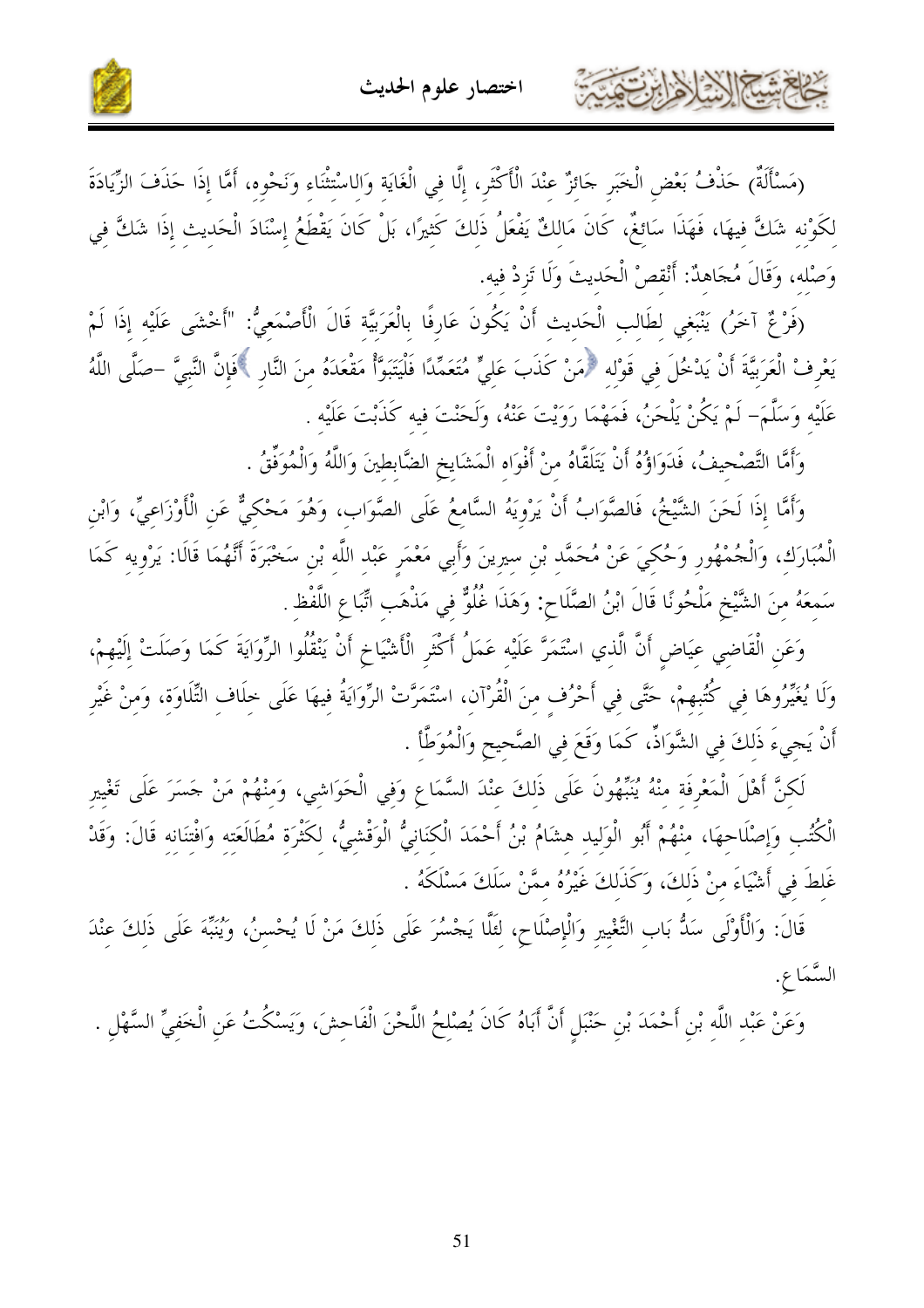(مَسْأَلَةٌ) حَذْفُ بَعْضِ الْخَبَرِ جَائِزٌ عِنْدَ الْأَكْثَرِ، إلَّا فِي الْغَايَةِ وَالِاسْتِثْنَاءِ وَنَحْوِهِ، أَمَّا إذَا حَذَفَ الزِّيَادَةَ لِكَوْنِهِ شَكَّ فِيهَا، فَهَذَا سَائِغٌ، كَانَ مَالِكٌ يَفْعَلُ ذَلِكَ كَثِيرًا، بَلْ كَانَ يَقْطَعُ إسْنَادَ الْحَدِيثِ إذَا شَكَّ فِي وَصْلِهِ، وَقَالَ مُجَاهِدٌ: أَنْقِصْ الْحَدِيثَ وَلَا تَزِدْ فِيهِ.

(فَرْعٌ آخَرُ) يَنْبَغِي لِطَالِبِ الْحَدِيثِ أَنْ يَكُونَ عَارِفًا بِالْعَرَبِيَّةِ قَالَ الْأَصْمَعِيُّ: "أَخْشَى عَلَيْهِ إذَا لَمْ يَعْرِفْ الْعَرَبِيَّةَ أَنْ يَدْخُلَ فِي قَوْلِهِ ﴿مَنْ كَذَبَ عَلَيَّ مُتَعَمِّدًا فَلْيَتَبَوَّأْ مَقْعَدَهُ مِنَ النَّارِ﴾فَإِنَّ النَّبِيَّ -صَلَّى اللَّهُ عَلَيْهِ وَسَلَّمَ- لَمْ يَكُنْ يَلْحَنُ، فَمَهْمَا رَوَيْتَ عَنْهُ، وَلَحَنْتَ فِيهِ كَذَبْتَ عَلَيْهِ.

وَأَمَّا التَّصْحِيفُ، فَدَوَاؤُهُ أَنْ يَتَلَقَّاهُ مِنْ أَفْوَاهِ الْمَشَايِخِ الضَّابِطِينَ وَاللَّهُ وَالْمُوَفِّقُ.

وَأَمَّا إذَا لَحَنَ الشَّيْخُ، فَالصَّوَابُ أَنْ يَرْوِيَهُ السَّامِعُ عَلَى الصَّوَابِ، وَهُوَ مَحْكِيٌّ عَنِ الْأَوْزَاعِيِّ، وَابْنِ الْمُبَارَكِ، وَالْجُمْهُورِ وَحُكِيَ عَنْ مُحَمَّدِ بْنِ سِيرِينَ وَأَبِي مَعْمَرٍ عَبْدِ اللَّهِ بْنِ سَخْبَرَةَ أَنَّهُمَا قَالَا: يَرْوِيهِ كَمَا سَمِعَهُ مِنَ الشَّيْخِ مَلْحُونًا قَالَ ابْنُ الصَّلَاحِ: وَهَذَا غُلُوٌّ فِي مَذْهَبِ اتِّبَاعِ اللَّفْظِ.

وَعَنِ الْقَاضِي عِيَاضٍ أَنَّ الَّذِي اسْتَمَرَّ عَلَيْهِ عَمَلُ أَكْثَرِ الْأَشْيَاخِ أَنْ يَنْقُلُوا الرِّوَايَةَ كَمَا وَصَلَتْ إلَيْهِمْ، وَلَا يُغَيِّرُوهَا فِي كُتُبِهِمْ، حَتَّى فِي أَحْرُفٍ مِنَ الْقُرْآنِ، اسْتَمَرَّتْ الرِّوَايَةُ فِيهَا عَلَى خِلَافِ التِّلَاوَةِ، وَمِنْ غَيْرِ أَنْ يَجِيءَ ذَلِكَ فِي الشَّوَاذِّ، كَمَا وَقَعَ فِي الصَّحِيحِ وَالْمُوَطَّأِ.

لَكِنَّ أَهْلَ الْمَعْرِفَةِ مِنْهُ يُنَبِّهُونَ عَلَى ذَلِكَ عِنْدَ السَّمَاعِ وَفِي الْحَوَاشِي، وَمِنْهُمْ مَنْ جَسَرَ عَلَى تَغْيِيرِ الْكُتُبِ وَإِصْلَاحِهَا، مِنْهُمْ أَبُو الْوَلِيدِ هِشَامُ بْنُ أَحْمَدَ الْكِنَانِيُّ الْوَقْشِيُّ، لِكَثْرَةِ مُطَالَعَتِهِ وَافْتِنَانِهِ قَالَ: وَقَدْ غَلِطَ فِي أَشْيَاءَ مِنْ ذَلِكَ، وَكَذَلِكَ غَيْرُهُ مِمَّنْ سَلَكَ مَسْلَكَهُ.

قَالَ: وَالْأَوْلَى سَدُّ بَابِ التَّغْيِيرِ وَالْإِصْلَاحِ، لِئَلَّا يَجْسُرَ عَلَى ذَلِكَ مَنْ لَا يُحْسِنُ، وَيُنَبِّهَ عَلَى ذَلِكَ عِنْدَ السَّمَاعِ.

وَعَنْ عَبْدِ اللَّهِ بْنِ أَحْمَدَ بْنِ حَنْبَلٍ أَنَّ أَبَاهُ كَانَ يُصْلِحُ اللَّحْنَ الْفَاحِشَ، وَيَسْكُتُ عَنِ الْخَفِيِّ السَّهْلِ.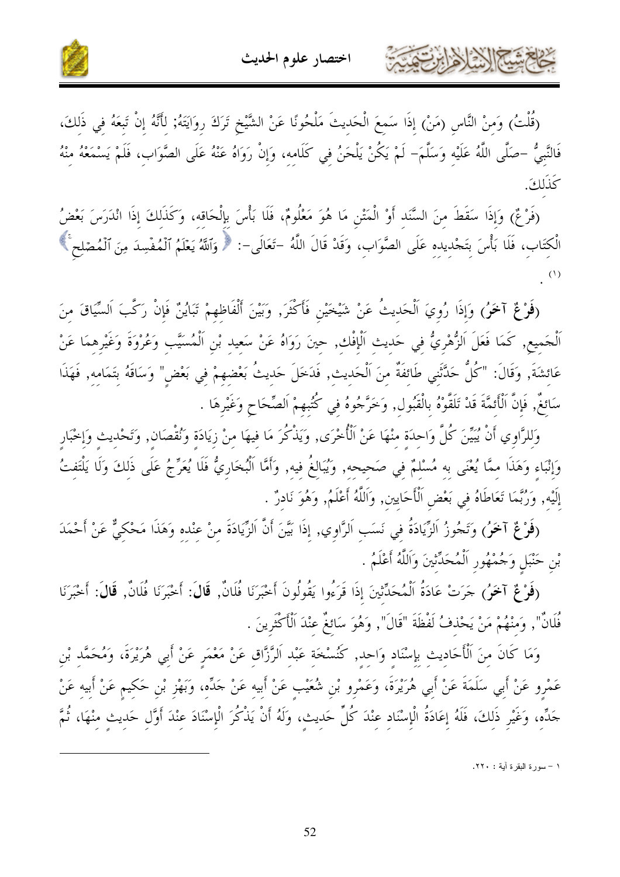(قُلْتُ) وَمِنْ النَّاسِ (مَنْ) إِذَا سَمِعَ الْحَدِيثَ مَلْحُونًا عَنْ الشَّيْخِ تَرَكَ رِوَايَتَهُ; لِأَنَّهُ إِنْ تَبِعَهُ فِي ذَلِكَ، فَالنَّبِيُّ -صَلَّى اللَّهُ عَلَيْهِ وَسَلَّمَ- لَمْ يَكُنْ يَلْحَنُ فِي كَلَامِهِ، وَإِنْ رَوَاهُ عَنْهُ عَلَى الصَّوَابِ، فَلَمْ يَسْمَعْهُ مِنْهُ كَذَلِكَ.

(فَرْعٌ) وَإِذَا سَقَطَ مِنَ السَّنَدِ أَوْ الْمَتْنِ مَا هُوَ مَعْلُومٌ، فَلَا بَأْسَ بِإِلْحَاقِهِ، وَكَذَلِكَ إِذَا انْدَرَسَ بَعْضُ الْكِتَابِ، فَلَا بَأْسَ بِتَجْدِيدِهِ عَلَى الصَّوَابِ، وَقَدْ قَالَ اللَّهُ -تَعَالَى-: ﴿ وَٱللَّهُ يَعْلَمُ ٱلْمُفْسِدَ مِنَ ٱلْمُصْلِحِ ﴾ [1].

**(فَرْعٌ آخَرُ)** وَإِذَا رُوِيَ اَلْحَدِيثُ عَنْ شَيْخَيْنِ فَأَكْثَرَ, وَبَيْنَ أَلْفَاظِهِمْ تَبَايُنٌ فَإِنْ رَكَّبَ اَلسِّيَاقَ مِنَ اَلْجَمِيعِ, كَمَا فَعَلَ اَلزُّهْرِيُّ فِي حَدِيثِ اَلْإِفْكِ, حِينَ رَوَاهُ عَنْ سَعِيدِ بْنِ اَلْمُسَيَّبِ وَعُرْوَةَ وَغَيْرِهِمَا عَنْ عَائِشَةَ, وَقَالَ: "كُلٌّ حَدَّثَنِي طَائِفَةً مِنَ اَلْحَدِيثِ, فَدَخَلَ حَدِيثُ بَعْضِهِمْ فِي بَعْضٍ" وَسَاقَهُ بِتَمَامِهِ, فَهَذَا سَائِغٌ, فَإِنَّ اَلْأَئِمَّةَ قَدْ تَلَقَّوْهُ بِالْقَبُولِ, وَخَرَّجُوهُ فِي كُتُبِهِمْ اَلصِّحَاحِ وَغَيْرِهَا .

وَلِلرَّاوِي أَنْ يُبَيِّنَ كُلَّ وَاحِدَةٍ مِنْهَا عَنْ اَلْأُخْرَى, وَيَذْكُرَ مَا فِيهَا مِنْ زِيَادَةٍ وَنُقْصَانٍ, وَتَحْدِيثٍ وَإِخْبَارٍ وَإِنْبَاءٍ وَهَذَا مِمَّا يُعْنَى بِهِ مُسْلِمٌ فِي صَحِيحِهِ, وَيُبَالِغُ فِيهِ, وَأَمَّا اَلْبُخَارِيُّ فَلَا يُعَرِّجُ عَلَى ذَلِكَ وَلَا يَلْتَفِتُ إِلَيْهِ, وَرُبَّمَا تَعَاطَاهُ فِي بَعْضِ اَلْأَحَايِينِ, وَاَللَّهُ أَعْلَمُ, وَهُوَ نَادِرٌ .

**(فَرْعٌ آخَرُ)** وَتَجُوزُ اَلزِّيَادَةُ فِي نَسَبِ اَلرَّاوِي, إِذَا بَيَّنَ أَنَّ اَلزِّيَادَةَ مِنْ عِنْدِهِ وَهَذَا مَحْكِيٌّ عَنْ أَحْمَدَ بْنِ حَنْبَلٍ وَجُمْهُورِ اَلْمُحَدِّثِينَ وَاَللَّهُ أَعْلَمُ .

**(فَرْعٌ آخَرُ)** جَرَتْ عَادَةُ اَلْمُحَدِّثِينَ إِذَا قَرَءُوا يَقُولُونَ أَخْبَرَنَا فُلَانٌ, **قَالَ**: أَخْبَرَنَا فُلَانٌ, **قَالَ**: أَخْبَرَنَا فُلَانٌ", وَمِنْهُمْ مَنْ يَحْذِفُ لَفْظَةَ "قَالَ", وَهُوَ سَائِغٌ عِنْدَ اَلْأَكْثَرِينَ .

وَمَا كَانَ مِنَ اَلْأَحَادِيثِ بِإِسْنَادٍ وَاحِدٍ, كَنُسْخَةِ عَبْدِ اَلرَّزَّاقِ عَنْ مَعْمَرٍ عَنْ أَبِي هُرَيْرَةَ، وَمُحَمَّدِ بْنِ عَمْرٍو عَنْ أَبِي سَلَمَةَ عَنْ أَبِي هُرَيْرَةَ، وَعَمْرِو بْنِ شُعَيْبٍ عَنْ أَبِيهِ عَنْ جَدِّهِ، وَبَهْزِ بْنِ حَكِيمٍ عَنْ أَبِيهِ عَنْ جَدِّهِ، وَغَيْرِ ذَلِكَ، فَلَهُ إِعَادَةُ الْإِسْنَادِ عِنْدَ كُلِّ حَدِيثٍ، وَلَهُ أَنْ يَذْكُرَ الْإِسْنَادَ عِنْدَ أَوَّلِ حَدِيثٍ مِنْهَا، ثُمَّ

---

1 - سورة البقرة آية : ٢٢٠.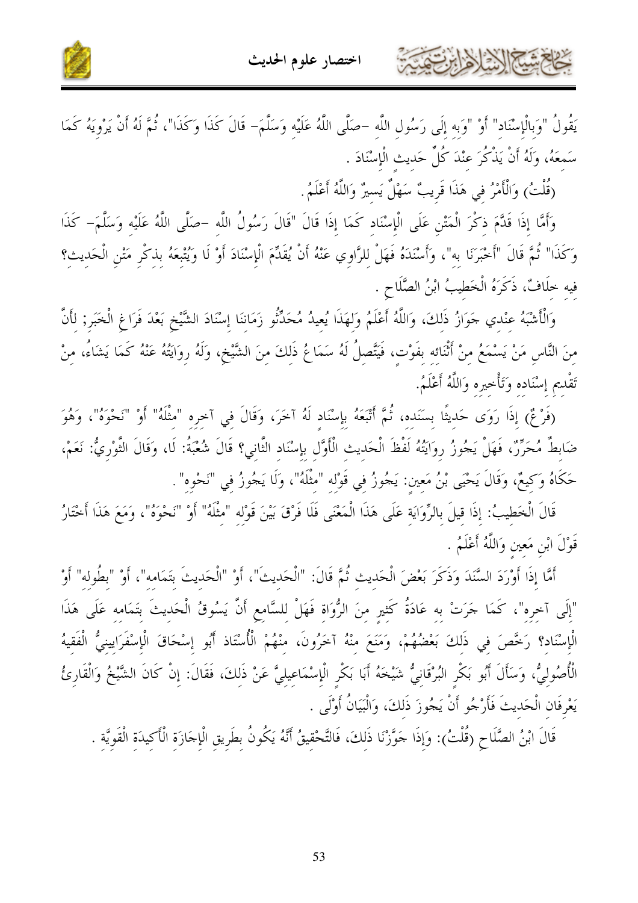يَقُولُ "وَبِالْإِسْنَادِ" أَوْ "وَبِهِ إِلَى رَسُولِ اللَّهِ -صَلَّى اللَّهُ عَلَيْهِ وَسَلَّمَ- قَالَ كَذَا وَكَذَا"، ثُمَّ لَهُ أَنْ يَرْوِيَهُ كَمَا سَمِعَهُ، وَلَهُ أَنْ يَذْكُرَ عِنْدَ كُلِّ حَدِيثٍ الْإِسْنَادَ .

(قُلْتُ) وَالْأَمْرُ فِي هَذَا قَرِيبٌ سَهْلٌ يَسِيرٌ وَاللَّهُ أَعْلَمُ.

وَأَمَّا إِذَا قَدَّمَ ذِكْرَ الْمَتْنِ عَلَى الْإِسْنَادِ كَمَا إِذَا قَالَ "قَالَ رَسُولُ اللَّهِ -صَلَّى اللَّهُ عَلَيْهِ وَسَلَّمَ- كَذَا وَكَذَا" ثُمَّ قَالَ "أَخْبَرَنَا بِهِ"، وَأَسْنَدَهُ فَهَلْ لِلرَّاوِي عَنْهُ أَنْ يُقَدِّمَ الْإِسْنَادَ أَوْ لَا وَيُتْبِعُهُ بِذِكْرِ مَتْنِ الْحَدِيثِ؟ فِيهِ خِلَافٌ، ذَكَرَهُ الْخَطِيبُ ابْنُ الصَّلَاحِ .

وَالْأَشْبَهُ عِنْدِي جَوَازُ ذَلِكَ، وَاللَّهُ أَعْلَمُ وَلِهَذَا يُعِيدُ مُحَدِّثُو زَمَانِنَا إِسْنَادَ الشَّيْخِ بَعْدَ فَرَاغِ الْخَبَرِ; لِأَنَّ مِنَ النَّاسِ مَنْ يَسْمَعُ مِنْ أَثْنَائِهِ بِفَوْتٍ، فَيَتَّصِلُ لَهُ سَمَاعُ ذَلِكَ مِنَ الشَّيْخِ، وَلَهُ رِوَايَتُهُ عَنْهُ كَمَا يَشَاءُ، مِنْ تَقْدِيمِ إِسْنَادِهِ وَتَأْخِيرِهِ وَاللَّهُ أَعْلَمُ.

(فَرْعٌ) إِذَا رَوَى حَدِيثًا بِسَنَدِهِ، ثُمَّ أَتْبَعَهُ بِإِسْنَادٍ لَهُ آخَرَ، وَقَالَ فِي آخِرِهِ "مِثْلَهُ" أَوْ "نَحْوَهُ"، وَهُوَ ضَابِطٌ مُحَرِّرٌ، فَهَلْ يَجُوزُ رِوَايَتُهُ لَفْظَ الْحَدِيثِ الْأَوَّلِ بِإِسْنَادِ الثَّانِي؟ قَالَ شُعْبَةُ: لَا، وَقَالَ الثَّوْرِيُّ: نَعَمْ، حَكَاهُ وَكِيعٌ، وَقَالَ يَحْيَى بْنُ مَعِينٍ: يَجُوزُ فِي قَوْلِهِ "مِثْلَهُ"، وَلَا يَجُوزُ فِي "نَحْوِهِ" .

قَالَ الْخَطِيبُ: إِذَا قِيلَ بِالرِّوَايَةِ عَلَى الْمَعْنَى فَلَا فَرْقَ بَيْنَ قَوْلِهِ "مِثْلَهُ" أَوْ "نَحْوَهُ"، وَمَعَ هَذَا أَخْتَارُ قَوْلَ ابْنِ مَعِينٍ وَاللَّهُ أَعْلَمُ .

أَمَّا إِذَا أَوْرَدَ السَّنَدَ وَذَكَرَ بَعْضَ الْحَدِيثِ ثُمَّ قَالَ: "الْحَدِيثَ"، أَوْ "الْحَدِيثَ بِتَمَامِهِ"، أَوْ "بِطُولِهِ" أَوْ "إِلَى آخِرِهِ"، كَمَا جَرَتْ بِهِ عَادَةُ كَثِيرٍ مِنَ الرُّوَاةِ فَهَلْ لِلسَّامِعِ أَنْ يَسُوقَ الْحَدِيثَ بِتَمَامِهِ عَلَى هَذَا الْإِسْنَادِ؟ رَخَّصَ فِي ذَلِكَ بَعْضُهُمْ، وَمَنَعَ مِنْهُ آخَرُونَ، مِنْهُمْ الْأُسْتَاذُ أَبُو إِسْحَاقَ الْإِسْفَرَايِينِيُّ الْفَقِيهُ الْأُصُولِيُّ، وَسَأَلَ أَبُو بَكْرٍ الْبُرْقَانِيُّ شَيْخَهُ أَبَا بَكْرٍ الْإِسْمَاعِيلِيَّ عَنْ ذَلِكَ، فَقَالَ: إِنْ كَانَ الشَّيْخُ وَالْقَارِئُ يَعْرِفَانِ الْحَدِيثَ فَأَرْجُو أَنْ يَجُوزَ ذَلِكَ، وَالْبَيَانُ أَوْلَى .

قَالَ ابْنُ الصَّلَاحِ (قُلْتُ): وَإِذَا جَوَّزْنَا ذَلِكَ، فَالتَّحْقِيقُ أَنَّهُ يَكُونُ بِطَرِيقِ الْإِجَازَةِ الْأَكِيدَةِ الْقَوِيَّةِ .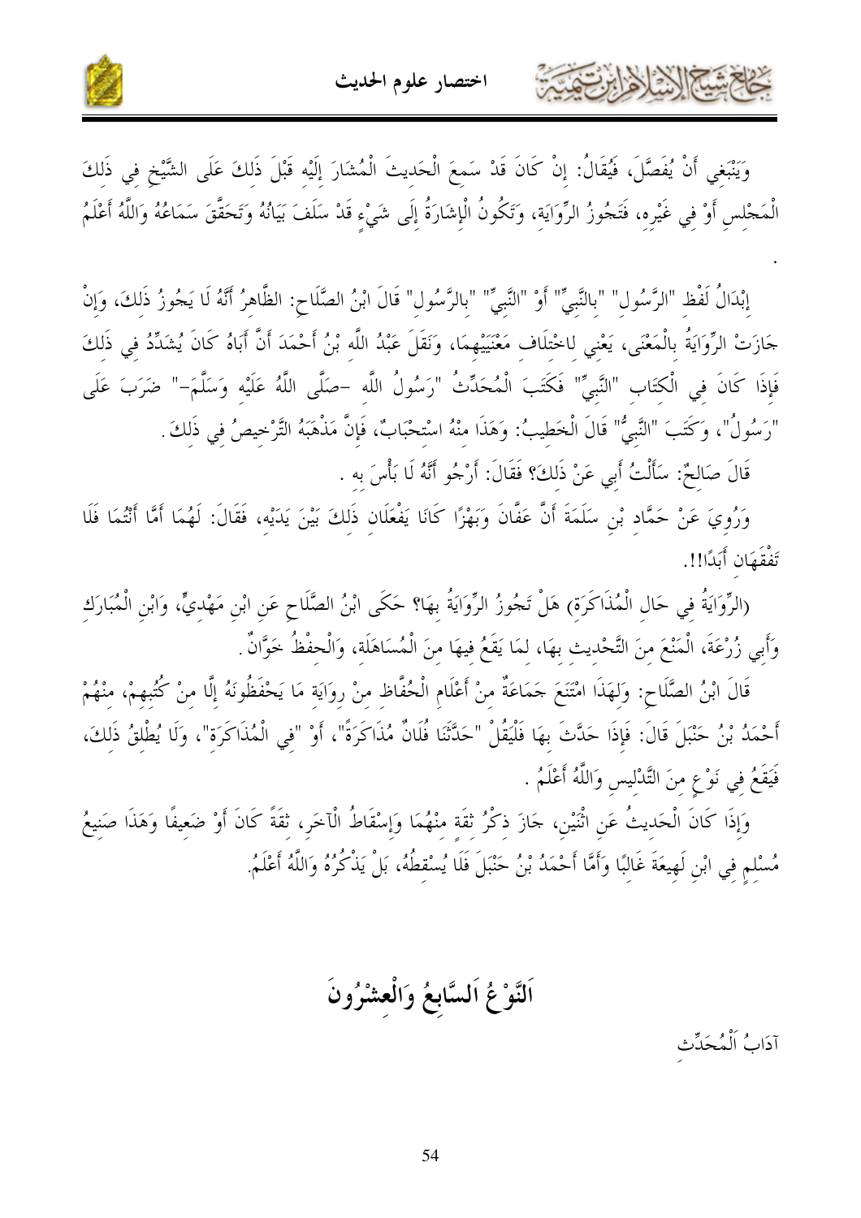وَيَنْبَغِي أَنْ يُفَصَّلَ، فَيُقَالُ: إِنْ كَانَ قَدْ سَمِعَ الْحَدِيثَ الْمُشَارَ إِلَيْهِ قَبْلَ ذَلِكَ عَلَى الشَّيْخِ فِي ذَلِكَ الْمَجْلِسِ أَوْ فِي غَيْرِهِ، فَتَجُوزُ الرِّوَايَةِ، وَتَكُونُ الْإِشَارَةُ إِلَى شَيْءٍ قَدْ سَلَفَ بَيَانُهُ وَتَحَقَّقَ سَمَاعُهُ وَاللَّهُ أَعْلَمُ .

إِبْدَالُ لَفْظِ "الرَّسُولِ" "بِالنَّبِيِّ" أَوْ "النَّبِيِّ" "بِالرَّسُولِ" قَالَ ابْنُ الصَّلَاحِ: الظَّاهِرُ أَنَّهُ لَا يَجُوزُ ذَلِكَ، وَإِنْ جَازَتْ الرِّوَايَةُ بِالْمَعْنَى، يَعْنِي لِاخْتِلَافِ مَعْنَيَيْهِمَا، وَنَقَلَ عَبْدُ اللَّهِ بْنُ أَحْمَدَ أَنَّ أَبَاهُ كَانَ يُشَدِّدُ فِي ذَلِكَ فَإِذَا كَانَ فِي الْكِتَابِ "النَّبِيِّ" فَكَتَبَ الْمُحَدِّثُ "رَسُولُ اللَّهِ -صَلَّى اللَّهُ عَلَيْهِ وَسَلَّمَ-" ضَرَبَ عَلَى "رَسُولُ"، وَكَتَبَ "النَّبِيُّ" قَالَ الْخَطِيبُ: وَهَذَا مِنْهُ اسْتِحْبَابٌ، فَإِنَّ مَذْهَبَهُ التَّرْخِيصُ فِي ذَلِكَ.

قَالَ صَالِحٌ: سَأَلْتُ أَبِي عَنْ ذَلِكَ؟ فَقَالَ: أَرْجُو أَنَّهُ لَا بَأْسَ بِهِ .

وَرُوِيَ عَنْ حَمَّادِ بْنِ سَلَمَةَ أَنَّ عَفَّانَ وَبَهْزًا كَانَا يَفْعَلَانِ ذَلِكَ بَيْنَ يَدَيْهِ، فَقَالَ: لَهُمَا أَمَّا أَنْتُمَا فَلَا تَفْقَهَانِ أَبَدًا!!.

(الرِّوَايَةُ فِي حَالِ الْمُذَاكَرَةِ) هَلْ تَجُوزُ الرِّوَايَةُ بِهَا؟ حَكَى ابْنُ الصَّلَاحِ عَنِ ابْنِ مَهْدِيٍّ، وَابْنِ الْمُبَارَكِ وَأَبِي زُرْعَةَ، الْمَنْعَ مِنَ التَّحْدِيثِ بِهَا، لِمَا يَقَعُ فِيهَا مِنَ الْمُسَاهَلَةِ، وَالْحِفْظُ خَوَّانٌ .

قَالَ ابْنُ الصَّلَاحِ: وَلِهَذَا امْتَنَعَ جَمَاعَةٌ مِنْ أَعْلَامِ الْحُفَّاظِ مِنْ رِوَايَةِ مَا يَحْفَظُونَهُ إِلَّا مِنْ كُتُبِهِمْ، مِنْهُمْ أَحْمَدُ بْنُ حَنْبَلَ قَالَ: فَإِذَا حَدَّثَ بِهَا فَلْيَقُلْ "حَدَّثَنَا فُلَانٌ مُذَاكَرَةً"، أَوْ "فِي الْمُذَاكَرَةِ"، وَلَا يُطْلِقُ ذَلِكَ، فَيَقَعُ فِي نَوْعٍ مِنَ التَّدْلِيسِ وَاللَّهُ أَعْلَمُ .

وَإِذَا كَانَ الْحَدِيثُ عَنِ اثْنَيْنِ، جَازَ ذِكْرُ ثِقَةٍ مِنْهُمَا وَإِسْقَاطُ الْآخَرِ، ثِقَةً كَانَ أَوْ ضَعِيفًا وَهَذَا صَنِيعُ مُسْلِمٍ فِي ابْنِ لَهِيعَةَ غَالِبًا وَأَمَّا أَحْمَدُ بْنُ حَنْبَلَ فَلَا يُسْقِطُهُ، بَلْ يَذْكُرُهُ وَاللَّهُ أَعْلَمُ.

## اَلنَّوْعُ اَلسَّابِعُ وَالْعِشْرُونَ

آدَابُ اَلْمُحَدِّثِ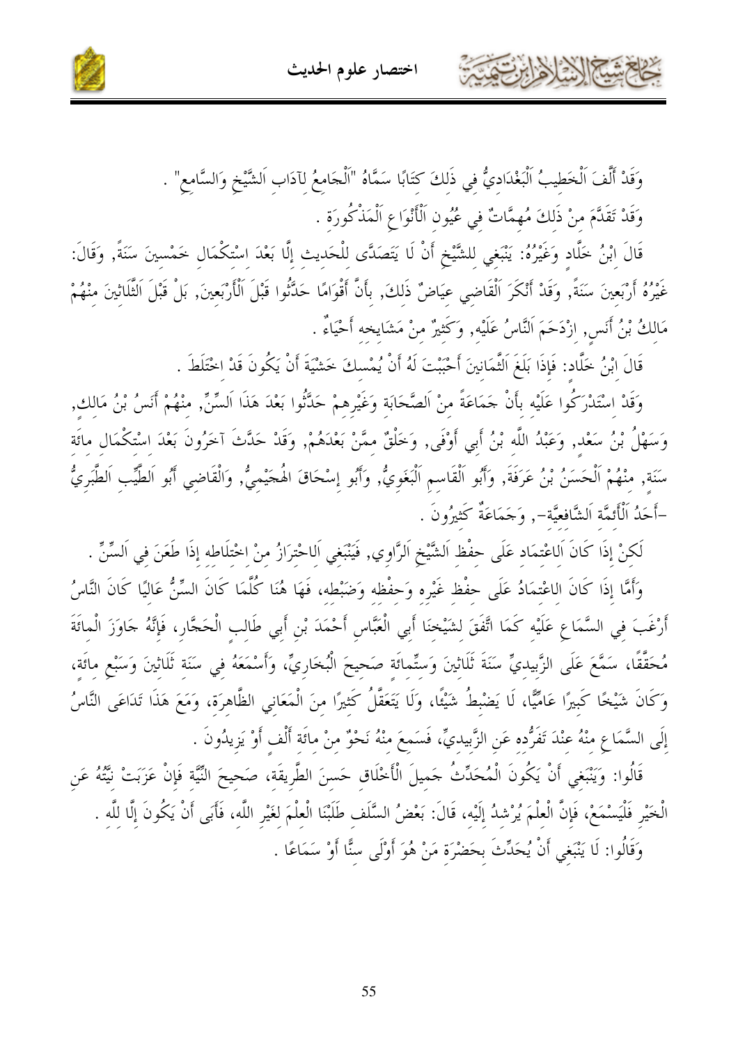وَقَدْ أَلَّفَ اَلْخَطِيبُ اَلْبَغْدَادِيُّ فِي ذَلِكَ كِتَابًا سَمَّاهُ "اَلْجَامِعُ لِآدَابِ اَلشَّيْخِ وَالسَّامِعِ" .

وَقَدْ تَقَدَّمَ مِنْ ذَلِكَ مُهِمَّاتٌ فِي عُيُونِ اَلْأَنْوَاعِ اَلْمَذْكُورَةِ .

قَالَ ابْنُ خَلَّادٍ وَغَيْرُهُ: يَنْبَغِي لِلشَّيْخِ أَنْ لَا يَتَصَدَّى لِلْحَدِيثِ إِلَّا بَعْدَ اسْتِكْمَالِ خَمْسِينَ سَنَةً, وَقَالَ: غَيْرُهُ أَرْبَعِينَ سَنَةً, وَقَدْ أَنْكَرَ اَلْقَاضِي عِيَاضٌ ذَلِكَ, بِأَنَّ أَقْوَامًا حَدَّثُوا قَبْلَ اَلْأَرْبَعِينَ, بَلْ قَبْلَ اَلثَّلَاثِينَ مِنْهُمْ مَالِكُ بْنُ أَنَسٍ, ازْدَحَمَ اَلنَّاسُ عَلَيْهِ, وَكَثِيرٌ مِنْ مَشَايِخِهِ أَحْيَاءٌ .

قَالَ ابْنُ خَلَّادٍ: فَإِذَا بَلَغَ اَلثَّمَانِينَ أَحْبَبْتَ لَهُ أَنْ يُمْسِكَ خَشْيَةَ أَنْ يَكُونَ قَدِ اخْتَلَطَ .

وَقَدِ اسْتَدْرَكُوا عَلَيْهِ بِأَنْ جَمَاعَةً مِنَ اَلصَّحَابَةِ وَغَيْرِهِمْ حَدَّثُوا بَعْدَ هَذَا اَلسِّنِّ, مِنْهُمْ أَنَسُ بْنُ مَالِكٍ, وَسَهْلُ بْنُ سَعْدٍ, وَعَبْدُ اللَّهِ بْنُ أَبِي أَوْفَى, وَخَلْقٌ مِمَّنْ بَعْدَهُمْ, وَقَدْ حَدَّثَ آخَرُونَ بَعْدَ اسْتِكْمَالِ مِائَةِ سَنَةٍ, مِنْهُمْ اَلْحَسَنُ بْنُ عَرَفَةَ, وَأَبُو اَلْقَاسِمِ اَلْبَغَوِيُّ, وَأَبُو إِسْحَاقَ الْهُجَيْمِيُّ, وَالْقَاضِي أَبُو اَلطَّيِّبِ اَلطَّبَرِيُّ -أَحَدُ اَلْأَئِمَّةِ اَلشَّافِعِيَّةِ-, وَجَمَاعَةٌ كَثِيرُونَ .

لَكِنْ إِذَا كَانَ اَلِاعْتِمَادُ عَلَى حِفْظِ اَلشَّيْخِ اَلرَّاوِي, فَيَنْبَغِي اَلِاحْتِرَازُ مِنِ اخْتِلَاطِهِ إِذَا طَعَنَ فِي اَلسِّنِّ .

وَأَمَّا إِذَا كَانَ الِاعْتِمَادُ عَلَى حِفْظِ غَيْرِهِ وَخَطِّهِ وَضَبْطِهِ، فَهَا هُنَا كُلَّمَا كَانَ السِّنُّ عَالِيًا كَانَ النَّاسُ أَرْغَبَ فِي السَّمَاعِ عَلَيْهِ كَمَا اتَّفَقَ لِشَيْخِنَا أَبِي الْعَبَّاسِ أَحْمَدَ بْنِ أَبِي طَالِبٍ الْحَجَّارِ، فَإِنَّهُ جَاوَزَ الْمِائَةَ مُحَقَّقًا، سَمَّعَ عَلَى الزَّبِيدِيِّ سَنَةَ ثَلَاثِينَ وَسِتِّمِائَةٍ صَحِيحَ الْبُخَارِيِّ، وَأَسْمَعَهُ فِي سَنَةِ ثَلَاثِينَ وَسَبْعِ مِائَةٍ، وَكَانَ شَيْخًا كَبِيرًا عَامِّيًّا، لَا يَضْبِطُ شَيْئًا، وَلَا يَتَعَقَّلُ كَثِيرًا مِنَ الْمَعَانِي الظَّاهِرَةِ، وَمَعَ هَذَا تَدَاعَى النَّاسُ إِلَى السَّمَاعِ مِنْهُ عِنْدَ تَفَرُّدِهِ عَنِ الزَّبِيدِيِّ، فَسَمِعَ مِنْهُ نَحْوٌ مِنْ مِائَةِ أَلْفٍ أَوْ يَزِيدُونَ .

قَالُوا: وَيَنْبَغِي أَنْ يَكُونَ الْمُحَدِّثُ جَمِيلَ الْأَخْلَاقِ حَسَنَ الطَّرِيقَةِ، صَحِيحَ النِّيَّةِ فَإِنْ عَزَبَتْ نِيَّتُهُ عَنِ الْخَيْرِ فَلْيَسْمَعْ، فَإِنَّ الْعِلْمَ يُرْشِدُ إِلَيْهِ، قَالَ: بَعْضُ السَّلَفِ طَلَبْنَا الْعِلْمَ لِغَيْرِ اللَّهِ، فَأَبَى أَنْ يَكُونَ إِلَّا لِلَّهِ .

وَقَالُوا: لَا يَنْبَغِي أَنْ يُحَدِّثَ بِحَضْرَةِ مَنْ هُوَ أَوْلَى سِنًّا أَوْ سَمَاعًا .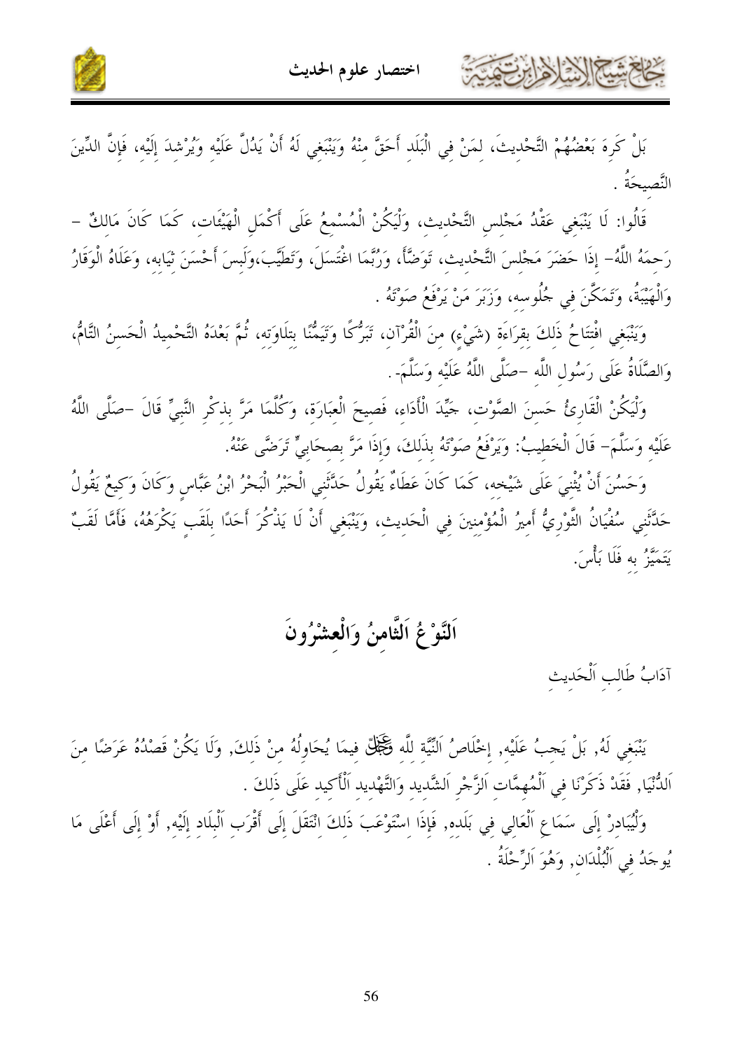بَلْ كَرِهَ بَعْضُهُمُ التَّحْدِيثَ، لِمَنْ فِي الْبَلَدِ أَحَقُّ مِنْهُ وَيَنْبَغِي لَهُ أَنْ يَدُلَّ عَلَيْهِ وَيُرْشِدَ إِلَيْهِ، فَإِنَّ الدِّينَ النَّصِيحَةُ .

قَالُوا: لَا يَنْبَغِي عَقْدُ مَجْلِسِ التَّحْدِيثِ، وَلْيَكُنْ الْمُسْمِعُ عَلَى أَكْمَلِ الْهَيْئَاتِ، كَمَا كَانَ مَالِكٌ – رَحِمَهُ اللَّهُ– إِذَا حَضَرَ مَجْلِسَ التَّحْدِيثِ، تَوَضَّأَ، وَرُبَّمَا اغْتَسَلَ، وَتَطَيَّبَ،وَلَبِسَ أَحْسَنَ ثِيَابِهِ، وَعَلَاهُ الْوَقَارُ وَالْهَيْبَةُ، وَتَمَكَّنَ فِي جُلُوسِهِ، وَزَبَرَ مَنْ يَرْفَعُ صَوْتَهُ .

وَيَنْبَغِي افْتِتَاحُ ذَلِكَ بِقِرَاءَةِ (شَيْءٍ) مِنَ الْقُرْآنِ، تَبَرُّكًا وَتَيَمُّنًا بِتِلَاوَتِهِ، ثُمَّ بَعْدَهُ التَّحْمِيدُ الْحَسَنُ التَّامُّ، وَالصَّلَاةُ عَلَى رَسُولِ اللَّهِ –صَلَّى اللَّهُ عَلَيْهِ وَسَلَّمَ- .

وَلْيَكُنْ الْقَارِئُ حَسَنَ الصَّوْتِ، جَيِّدَ الْأَدَاءِ، فَصِيحَ الْعِبَارَةِ، وَكُلَّمَا مَرَّ بِذِكْرِ النَّبِيِّ قَالَ –صَلَّى اللَّهُ عَلَيْهِ وَسَلَّمَ– قَالَ الْخَطِيبُ: وَيَرْفَعُ صَوْتَهُ بِذَلِكَ، وَإِذَا مَرَّ بِصَحَابِيٍّ تَرَضَّى عَنْهُ.

وَحَسُنَ أَنْ يُثْنِيَ عَلَى شَيْخِهِ، كَمَا كَانَ عَطَاءٌ يَقُولُ حَدَّثَنِي الْحَبْرُ الْبَحْرُ ابْنُ عَبَّاسٍ وَكَانَ وَكِيعٌ يَقُولُ حَدَّثَنِي سُفْيَانُ الثَّوْرِيُّ أَمِيرُ الْمُؤْمِنِينَ فِي الْحَدِيثِ، وَيَنْبَغِي أَنْ لَا يَذْكُرَ أَحَدًا بِلَقَبٍ يَكْرَهُهُ، فَأَمَّا لَقَبٌ يَتَمَيَّزُ بِهِ فَلَا بَأْسَ.

# اَلنَّوْعُ اَلثَّامِنُ وَالْعِشْرُونَ

آدَابُ طَالِبِ اَلْحَدِيثِ

يَنْبَغِي لَهُ, بَلْ يَجِبُ عَلَيْهِ, إِخْلَاصُ اَلنِّيَّةِ لِلَّهِ عز وجل فِيمَا يُحَاوِلُهُ مِنْ ذَلِكَ, وَلَا يَكُنْ قَصْدُهُ عَرَضًا مِنَ اَلدُّنْيَا, فَقَدْ ذَكَرْنَا فِي اَلْمُهِمَّاتِ اَلزَّجْرِ اَلشَّدِيدِ وَالتَّهْدِيدِ اَلْأَكِيدِ عَلَى ذَلِكَ .

وَلْيُبَادِرْ إِلَى سَمَاعِ اَلْعَالِي فِي بَلَدِهِ, فَإِذَا اِسْتَوْعَبَ ذَلِكَ اِنْتَقَلَ إِلَى أَقْرَبِ اَلْبِلَادِ إِلَيْهِ, أَوْ إِلَى أَعْلَى مَا يُوجَدُ فِي اَلْبُلْدَانِ, وَهُوَ اَلرِّحْلَةُ .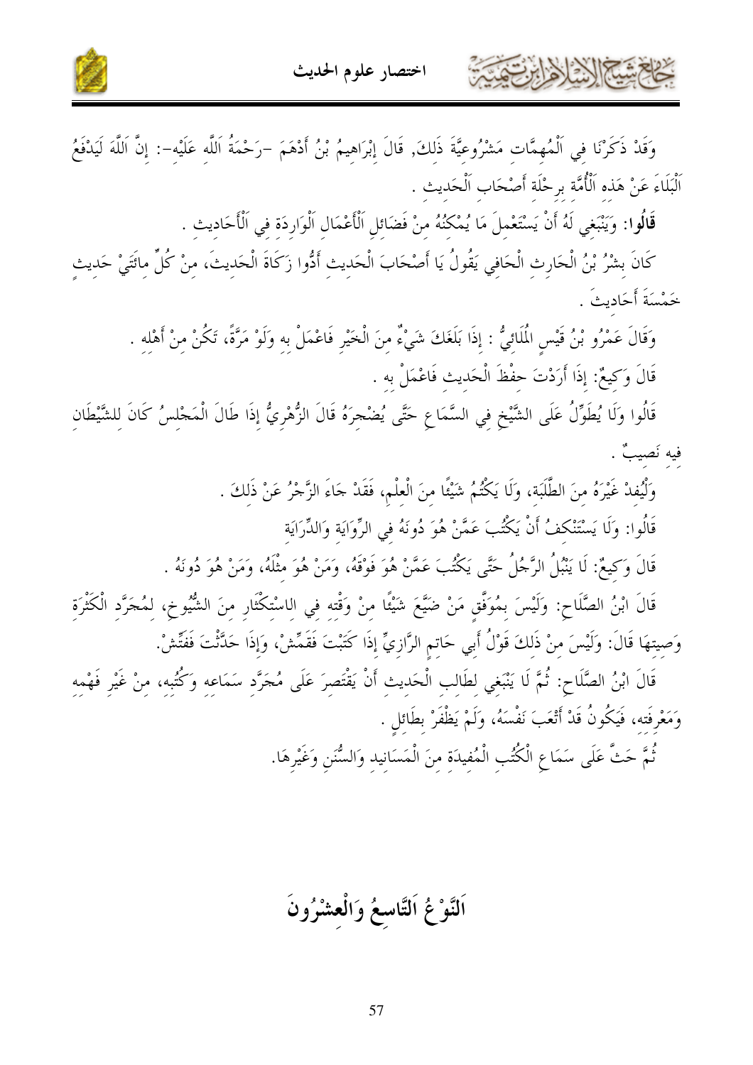وَقَدْ ذَكَرْنَا فِي اَلْمُهِمَّاتِ مَشْرُوعِيَّةَ ذَلِكَ, قَالَ إِبْرَاهِيمُ بْنُ أَدْهَمَ -رَحْمَةُ اَللَّهِ عَلَيْهِ-: إِنَّ اَللَّهَ لَيَدْفَعُ اَلْبَلَاءَ عَنْ هَذِهِ اَلْأُمَّةِ بِرِحْلَةِ أَصْحَابِ اَلْحَدِيثِ .

**قَالُوا**: وَيَنْبَغِي لَهُ أَنْ يَسْتَعْمِلَ مَا يُمْكِنُهُ مِنْ فَضَائِلِ اَلْأَعْمَالِ اَلْوَارِدَةِ فِي اَلْأَحَادِيثِ .

كَانَ بِشْرُ بْنُ الْحَارِثِ الْحَافِي يَقُولُ يَا أَصْحَابَ الْحَدِيثِ أَدُّوا زَكَاةَ الْحَدِيثَ، مِنْ كُلِّ مِائَتَيْ حَدِيثٍ خَمْسَةَ أَحَادِيثَ .

وَقَالَ عَمْرُو بْنُ قَيْسٍ الْمُلَائِيُّ : إِذَا بَلَغَكَ شَيْءٌ مِنَ الْخَيْرِ فَاعْمَلْ بِهِ وَلَوْ مَرَّةً، تَكُنْ مِنْ أَهْلِهِ .

قَالَ وَكِيعٌ: إِذَا أَرَدْتَ حِفْظَ الْحَدِيثِ فَاعْمَلْ بِهِ .

قَالُوا وَلَا يُطَوِّلُ عَلَى الشَّيْخِ فِي السَّمَاعِ حَتَّى يُضْجِرَهُ قَالَ الزُّهْرِيُّ إِذَا طَالَ الْمَجْلِسُ كَانَ لِلشَّيْطَانِ فِيهِ نَصِيبٌ .

وَلْيُفِدْ غَيْرَهُ مِنَ الطَّلَبَةِ، وَلَا يَكْتُمُ شَيْئًا مِنَ الْعِلْمِ، فَقَدْ جَاءَ الزَّجْرُ عَنْ ذَلِكَ .

قَالُوا: وَلَا يَسْتَنْكِفُ أَنْ يَكْتُبَ عَمَّنْ هُوَ دُونَهُ فِي الرِّوَايَةِ وَالدِّرَايَةِ

قَالَ وَكِيعٌ: لَا يَنْبُلُ الرَّجُلُ حَتَّى يَكْتُبَ عَمَّنْ هُوَ فَوْقَهُ، وَمَنْ هُوَ مِثْلَهُ، وَمَنْ هُوَ دُونَهُ .

قَالَ ابْنُ الصَّلَاحِ: وَلَيْسَ بِمُوَفَّقٍ مَنْ ضَيَّعَ شَيْئًا مِنْ وَقْتِهِ فِي الاِسْتِكْثَارِ مِنَ الشُّيُوخِ، لِمُجَرَّدِ الْكَثْرَةِ وَصِيتِهَا قَالَ: وَلَيْسَ مِنْ ذَلِكَ قَوْلُ أَبِي حَاتِمٍ الرَّازِيِّ إِذَا كَتَبْتَ فَقَمِّشْ، وَإِذَا حَدَّثْتَ فَفَتِّشْ.

قَالَ ابْنُ الصَّلَاحِ: ثُمَّ لَا يَنْبَغِي لِطَالِبِ الْحَدِيثِ أَنْ يَقْتَصِرَ عَلَى مُجَرَّدِ سَمَاعِهِ وَكُتُبِهِ، مِنْ غَيْرِ فَهْمِهِ وَمَعْرِفَتِهِ، فَيَكُونُ قَدْ أَتْعَبَ نَفْسَهُ، وَلَمْ يَظْفَرْ بِطَائِلٍ .

ثُمَّ حَثَّ عَلَى سَمَاعِ الْكُتُبِ الْمُفِيدَةِ مِنَ الْمَسَانِيدِ وَالسُّنَنِ وَغَيْرِهَا.

# اَلنَّوْعُ اَلتَّاسِعُ وَالْعِشْرُونَ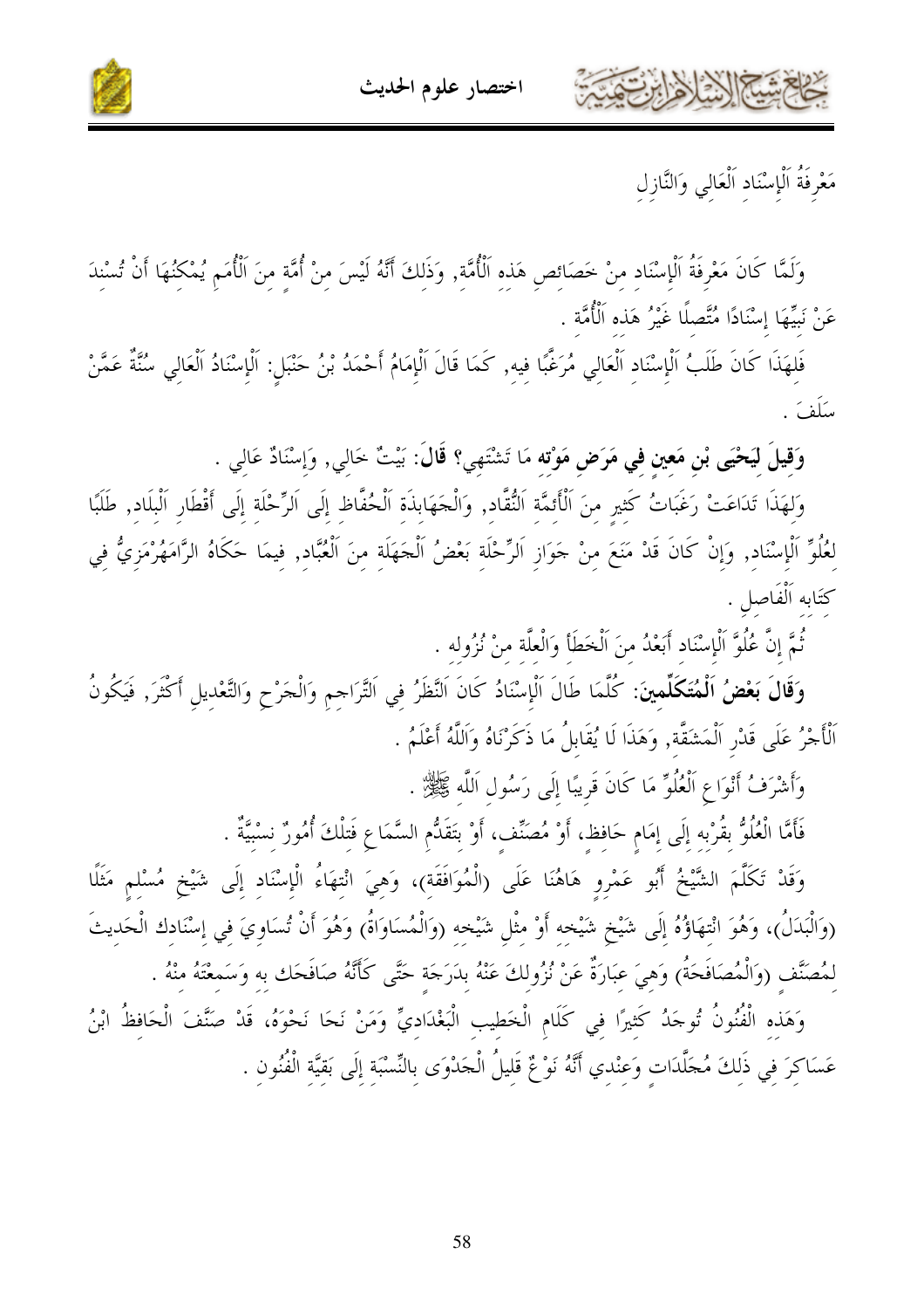## مَعْرِفَةُ اَلْإِسْنَادِ اَلْعَالِي وَالنَّازِلِ

وَلَمَّا كَانَ مَعْرِفَةُ اَلْإِسْنَادِ مِنْ خَصَائِصِ هَذِهِ اَلْأُمَّةِ, وَذَلِكَ أَنَّهُ لَيْسَ مِنْ أُمَّةٍ مِنَ اَلْأُمَمِ يُمْكِنُهَا أَنْ تُسْنِدَ عَنْ نَبِيِّهَا إِسْنَادًا مُتَّصِلًا غَيْرُ هَذِهِ اَلْأُمَّةِ .

فَلِهَذَا كَانَ طَلَبُ اَلْإِسْنَادِ اَلْعَالِي مُرَغَّبًا فِيهِ, كَمَا قَالَ اَلْإِمَامُ أَحْمَدُ بْنُ حَنْبَلٍ: اَلْإِسْنَادُ اَلْعَالِي سُنَّةٌ عَمَّنْ سَلَفَ .

**وَقِيلَ لِيَحْيَى بْنِ مَعِينٍ فِي مَرَضِ مَوْتِهِ** مَا تَشْتَهِي؟ **قَالَ**: بَيْتٌ خَالِي, وَإِسْنَادٌ عَالِي .

وَلِهَذَا تَدَاعَتْ رَغَبَاتُ كَثِيرٍ مِنَ اَلْأَئِمَّةِ اَلنُّقَّادِ, وَالْجَهَابِذَةِ اَلْحُفَّاظِ إِلَى اَلرِّحْلَةِ إِلَى أَقْطَارِ اَلْبِلَادِ, طَلَبًا لِعُلُوِّ اَلْإِسْنَادِ, وَإِنْ كَانَ قَدْ مَنَعَ مِنْ جَوَازِ اَلرِّحْلَةِ بَعْضُ اَلْجَهَلَةِ مِنَ اَلْعُبَّادِ, فِيمَا حَكَاهُ الرَّامَهُرْمُزِيُّ فِي كِتَابِهِ اَلْفَاصِلِ .

ثُمَّ إِنَّ عُلُوَّ اَلْإِسْنَادِ أَبْعَدُ مِنَ اَلْخَطَأِ وَالْعِلَّةِ مِنْ نُزُولِهِ .

**وَقَالَ بَعْضُ اَلْمُتَكَلِّمِينَ**: كُلَّمَا طَالَ اَلْإِسْنَادُ كَانَ اَلنَّظَرُ فِي اَلتَّرَاجِمِ وَالْجَرْحِ وَالتَّعْدِيلِ أَكْثَرَ, فَيَكُونُ اَلْأَجْرُ عَلَى قَدْرِ اَلْمَشَقَّةِ, وَهَذَا لَا يُقَابِلُ مَا ذَكَرْنَاهُ وَاَللَّهُ أَعْلَمُ .

وَأَشْرَفُ أَنْوَاعِ اَلْعُلُوِّ مَا كَانَ قَرِيبًا إِلَى رَسُولِ اَللَّهِ ﷺ .

فَأَمَّا الْعُلُوُّ بِقُرْبِهِ إِلَى إِمَامٍ حَافِظٍ، أَوْ مُصَنِّفٍ، أَوْ بِتَقَدُّمِ السَّمَاعِ فَتِلْكَ أُمُورٌ نِسْبِيَّةٌ .

وَقَدْ تَكَلَّمَ الشَّيْخُ أَبُو عَمْرٍو هَاهُنَا عَلَى (الْمُوَافَقَةِ)، وَهِيَ انْتِهَاءُ الْإِسْنَادِ إِلَى شَيْخِ مُسْلِمٍ مَثَلًا (وَالْبَدَلُ)، وَهُوَ انْتِهَاؤُهُ إِلَى شَيْخِ شَيْخِهِ أَوْ مِثْلِ شَيْخِهِ (وَالْمُسَاوَاةُ) وَهُوَ أَنْ تُسَاوِيَ فِي إِسْنَادِكَ الْحَدِيثَ لِمُصَنِّفٍ (وَالْمُصَافَحَةُ) وَهِيَ عِبَارَةٌ عَنْ نُزُولِكَ عَنْهُ بِدَرَجَةٍ حَتَّى كَأَنَّهُ صَافَحَكَ بِهِ وَسَمِعْتَهُ مِنْهُ .

وَهَذِهِ الْفُنُونُ تُوجَدُ كَثِيرًا فِي كَلَامِ الْخَطِيبِ الْبَغْدَادِيِّ وَمَنْ نَحَا نَحْوَهُ، قَدْ صَنَّفَ الْحَافِظُ ابْنُ عَسَاكِرَ فِي ذَلِكَ مُجَلَّدَاتٍ وَعِنْدِي أَنَّهُ نَوْعٌ قَلِيلُ الْجَدْوَى بِالنِّسْبَةِ إِلَى بَقِيَّةِ الْفُنُونِ .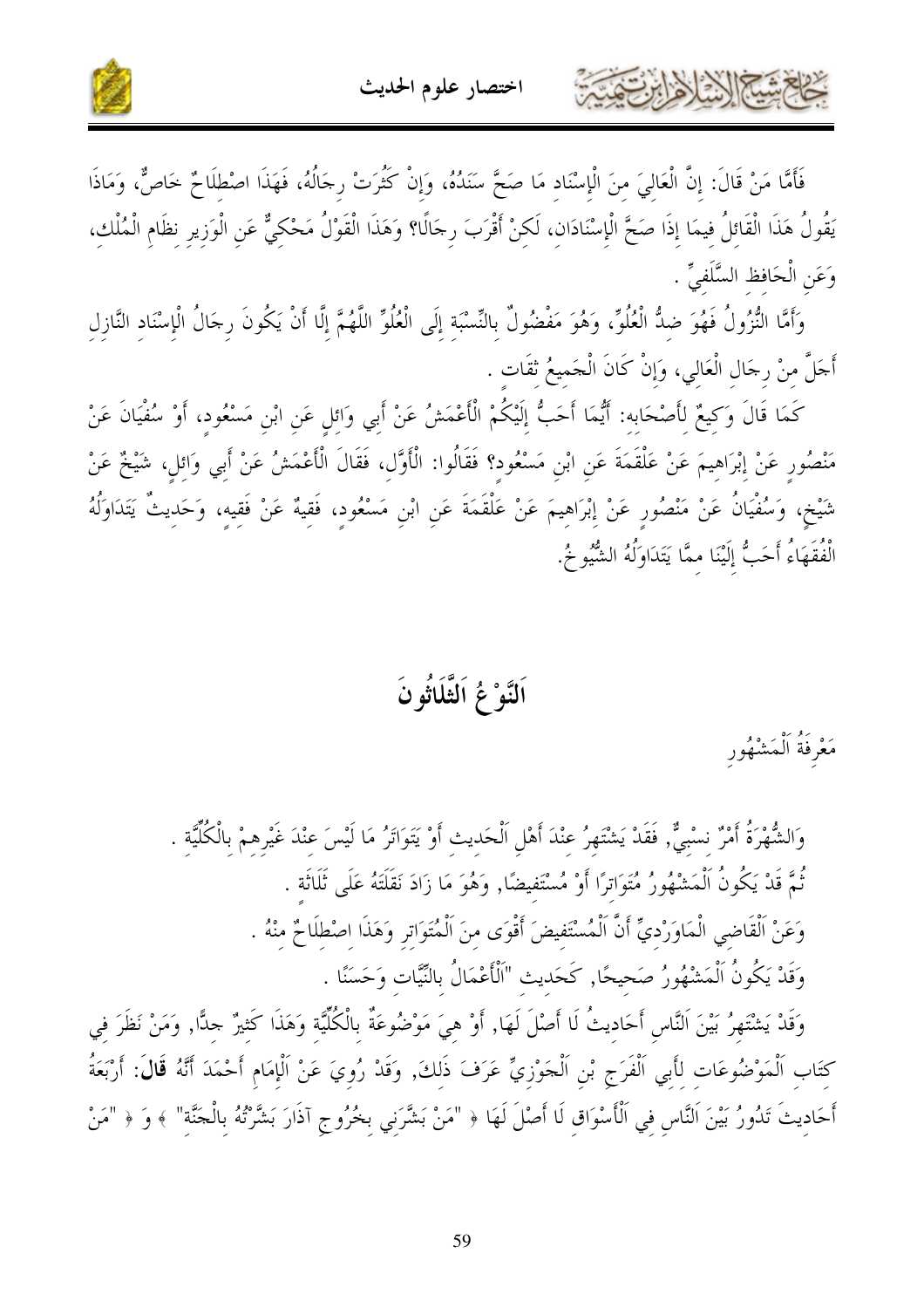فَأَمَّا مَنْ قَالَ: إِنَّ الْعَالِيَ مِنَ الْإِسْنَادِ مَا صَحَّ سَنَدُهُ، وَإِنْ كَثُرَتْ رِجَالُهُ، فَهَذَا اصْطِلَاحٌ خَاصٌّ، وَمَاذَا يَقُولُ هَذَا الْقَائِلُ فِيمَا إِذَا صَحَّ الْإِسْنَادَانِ، لَكِنْ أَقْرَبَ رِجَالًا؟ وَهَذَا الْقَوْلُ مَحْكِيٌّ عَنِ الْوَزِيرِ نِظَامِ الْمُلْكِ، وَعَنِ الْحَافِظِ السِّلَفِيِّ .

وَأَمَّا النُّزُولُ فَهُوَ ضِدُّ الْعُلُوِّ، وَهُوَ مَفْضُولٌ بِالنِّسْبَةِ إِلَى الْعُلُوِّ اللَّهُمَّ إِلَّا أَنْ يَكُونَ رِجَالُ الْإِسْنَادِ النَّازِلِ أَجَلَّ مِنْ رِجَالِ الْعَالِي، وَإِنْ كَانَ الْجَمِيعُ ثِقَات .

كَمَا قَالَ وَكِيعٌ لِأَصْحَابِهِ: أَيُّمَا أَحَبُّ إِلَيْكُمْ الْأَعْمَشُ عَنْ أَبِي وَائِلٍ عَنِ ابْنِ مَسْعُودٍ، أَوْ سُفْيَانَ عَنْ مَنْصُورٍ عَنْ إِبْرَاهِيمَ عَنْ عَلْقَمَةَ عَنِ ابْنِ مَسْعُودٍ؟ فَقَالُوا: الْأَوَّلُ، فَقَالَ الْأَعْمَشُ عَنْ أَبِي وَائِلٍ، شَيْخٌ عَنْ شَيْخٍ، وَسُفْيَانُ عَنْ مَنْصُورٍ عَنْ إِبْرَاهِيمَ عَنْ عَلْقَمَةَ عَنِ ابْنِ مَسْعُودٍ، فَقِيهٌ عَنْ فَقِيهٍ، وَحَدِيثٌ يَتَدَاوَلُهُ الْفُقَهَاءُ أَحَبُّ إِلَيْنَا مِمَّا يَتَدَاوَلُهُ الشُّيُوخُ.

## اَلنَّوْعُ اَلثَّلَاثُونَ

### مَعْرِفَةُ اَلْمَشْهُورِ

وَالشُّهْرَةُ أَمْرٌ نِسْبِيٌّ, فَقَدْ يَشْتَهِرُ عِنْدَ أَهْلِ اَلْحَدِيث أَوْ يَتَوَاتَرُ مَا لَيْسَ عِنْدَ غَيْرِهِمْ بِالْكُلِّيَّة .

ثُمَّ قَدْ يَكُونُ اَلْمَشْهُورُ مُتَوَاتِرًا أَوْ مُسْتَفِيضًا, وَهُوَ مَا زَادَ نَقَلَتُهُ عَلَى ثَلَاثَة .

وَعَنْ اَلْقَاضِي الْمَاوَرْدِيِّ أَنَّ اَلْمُسْتَفِيضَ أَقْوَى مِنَ اَلْمُتَوَاتِرِ وَهَذَا اِصْطِلَاحٌ مِنْهُ .

وَقَدْ يَكُونُ اَلْمَشْهُورُ صَحِيحًا, كَحَدِيث "اَلْأَعْمَالُ بِالنِّيَّات وَحَسَنًا .

وَقَدْ يَشْتَهِرُ بَيْنَ اَلنَّاسِ أَحَادِيثُ لَا أَصْلَ لَهَا, أَوْ هِيَ مَوْضُوعَةٌ بِالْكُلِّيَّةِ وَهَذَا كَثِيرٌ جِدًّا, وَمَنْ نَظَرَ فِي كِتَابِ اَلْمَوْضُوعَاتِ لِأَبِي اَلْفَرَجِ بْنِ اَلْجَوْزِيِّ عَرَفَ ذَلِكَ, وَقَدْ رُوِيَ عَنْ اَلْإِمَامِ أَحْمَدَ أَنَّهُ **قَالَ**: أَرْبَعَةُ أَحَادِيثَ تَدُورُ بَيْنَ اَلنَّاسِ فِي اَلْأَسْوَاقِ لَا أَصْلَ لَهَا ﴿ "مَنْ بَشَّرَنِي بِخُرُوجِ آذَارَ بَشَّرْتُهُ بِالْجَنَّة" ﴾ وَ ﴿ "مَنْ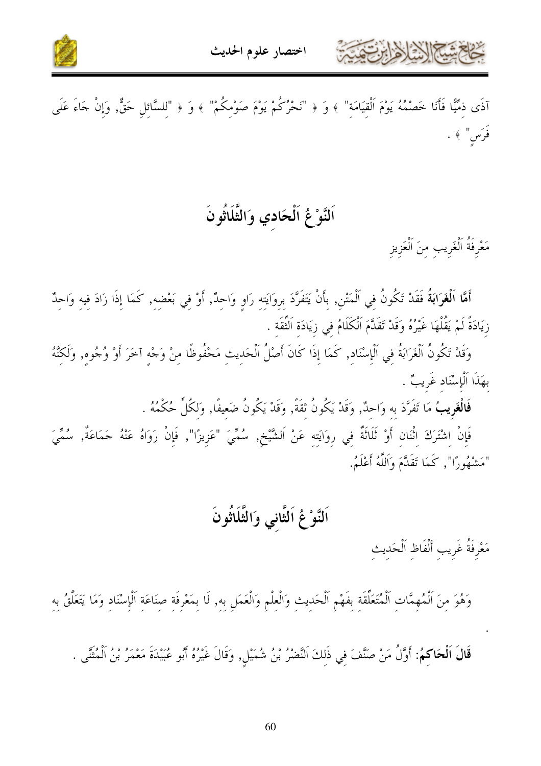آذَى ذِمِّيًّا فَأَنَا خَصْمُهُ يَوْمَ اَلْقِيَامَةِ" ﴾ وَ ﴿ "نَحْرُكُمْ يَوْمَ صَوْمِكُمْ" ﴾ وَ ﴿ "لِلسَّائِلِ حَقٌّ, وَإِنْ جَاءَ عَلَى فَرَسٍ" ﴾ .

## اَلنَّوْعُ اَلْحَادِي وَالثَّلَاثُونَ

مَعْرِفَةُ اَلْغَرِيبِ مِنَ اَلْعَزِيزِ

**أَمَّا اَلْغَرَابَةُ** فَقَدْ تَكُونُ فِي اَلْمَتْنِ, بِأَنْ يَتَفَرَّدَ بِرِوَايَتِهِ رَاوٍ وَاحِدٌ, أَوْ فِي بَعْضِهِ, كَمَا إِذَا زَادَ فِيهِ وَاحِدٌ زِيَادَةً لَمْ يَقُلْهَا غَيْرُهُ وَقَدْ تَقَدَّمَ اَلْكَلَامُ فِي زِيَادَةِ اَلثِّقَةِ .

وَقَدْ تَكُونُ اَلْغَرَابَةُ فِي اَلْإِسْنَادِ, كَمَا إِذَا كَانَ أَصْلُ اَلْحَدِيثِ مَحْفُوظًا مِنْ وَجْهٍ آخَرَ أَوْ وُجُوهٍ, وَلَكِنَّهُ بِهَذَا اَلْإِسْنَادِ غَرِيبٌ .

**فَالْغَرِيبُ** مَا تَفَرَّدَ بِهِ وَاحِدٌ, وَقَدْ يَكُونُ ثِقَةً, وَقَدْ يَكُونُ ضَعِيفًا, وَلِكُلٍّ حُكْمُهُ .

فَإِنْ اِشْتَرَكَ اِثْنَانِ أَوْ ثَلَاثَةٌ فِي رِوَايَتِهِ عَنْ اَلشَّيْخِ, سُمِّيَ "عَزِيزًا", فَإِنْ رَوَاهُ عَنْهُ جَمَاعَةٌ, سُمِّيَ "مَشْهُورًا", كَمَا تَقَدَّمَ وَاَللَّهُ أَعْلَمُ.

## اَلنَّوْعُ اَلثَّانِي وَالثَّلَاثُونَ

مَعْرِفَةُ غَرِيبِ أَلْفَاظِ اَلْحَدِيثِ

وَهُوَ مِنَ اَلْمُهِمَّاتِ اَلْمُتَعَلِّقَةِ بِفَهْمِ اَلْحَدِيثِ وَالْعِلْمِ وَالْعَمَلِ بِهِ, لَا بِمَعْرِفَةِ صِنَاعَةِ اَلْإِسْنَادِ وَمَا يَتَعَلَّقُ بِهِ .

**قَالَ اَلْحَاكِمُ:** أَوَّلُ مَنْ صَنَّفَ فِي ذَلِكَ اَلنَّضْرُ بْنُ شُمَيْلٍ, وَقَالَ غَيْرُهُ أَبُو عُبَيْدَةَ مَعْمَرُ بْنُ اَلْمُثَنَّى .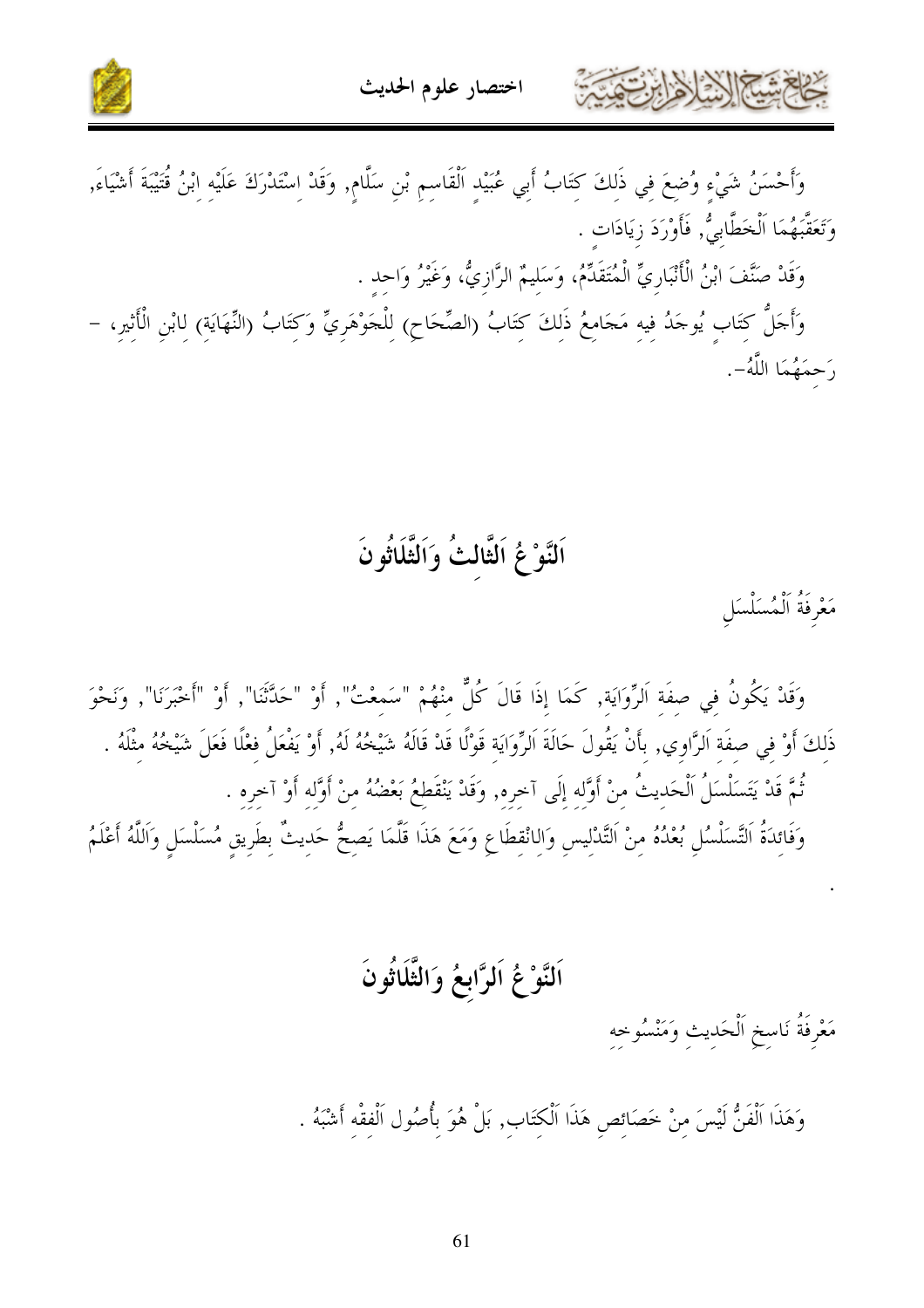وَأَحْسَنُ شَيْءٍ وُضِعَ فِي ذَلِكَ كِتَابُ أَبِي عُبَيْدٍ اَلْقَاسِمِ بْنِ سَلَّامٍ, وَقَدْ اِسْتَدْرَكَ عَلَيْهِ ابْنُ قُتَيْبَةَ أَشْيَاءَ, وَتَعَقَّبَهُمَا اَلْخَطَّابِيُّ, فَأَوْرَدَ زِيَادَاتٍ .

وَقَدْ صَنَّفَ ابْنُ الْأَنْبَارِيِّ الْمُتَقَدِّمُ، وَسَلِيمٌ الرَّازِيُّ، وَغَيْرُ وَاحِدٍ .

وَأَجَلُّ كِتَابٍ يُوجَدُ فِيهِ مَجَامِعُ ذَلِكَ كِتَابُ (الصِّحَاحِ) لِلْجَوْهَرِيِّ وَكِتَابُ (النِّهَايَةِ) لِابْنِ الْأَثِيرِ، -رَحِمَهُمَا اللَّهُ-.

## اَلنَّوْعُ اَلثَّالِثُ وَاَلثَّلَاثُونَ

مَعْرِفَةُ اَلْمُسَلْسَلِ

وَقَدْ يَكُونُ فِي صِفَةِ اَلرِّوَايَةِ, كَمَا إِذَا قَالَ كُلٌّ مِنْهُمْ "سَمِعْتُ", أَوْ "حَدَّثَنَا", أَوْ "أَخْبَرَنَا", وَنَحْوَ ذَلِكَ أَوْ فِي صِفَةِ اَلرَّاوِي, بِأَنْ يَقُولَ حَالَةَ اَلرِّوَايَةِ قَوْلًا قَدْ قَالَهُ شَيْخُهُ لَهُ, أَوْ يَفْعَلُ فِعْلًا فَعَلَ شَيْخُهُ مِثْلَهُ .

ثُمَّ قَدْ يَتَسَلْسَلُ اَلْحَدِيثُ مِنْ أَوَّلِهِ إِلَى آخِرِهِ, وَقَدْ يَنْقَطِعُ بَعْضُهُ مِنْ أَوَّلِهِ أَوْ آخِرِهِ .

وَفَائِدَةُ اَلتَّسَلْسُلِ بُعْدُهُ مِنْ اَلتَّدْلِيسِ وَالِانْقِطَاعِ وَمَعَ هَذَا قَلَّمَا يَصِحُّ حَدِيثٌ بِطَرِيقٍ مُسَلْسَلٍ وَاَللَّهُ أَعْلَمُ .

## اَلنَّوْعُ اَلرَّابِعُ وَاَلثَّلَاثُونَ

مَعْرِفَةُ نَاسِخِ اَلْحَدِيثِ وَمَنْسُوخِهِ

وَهَذَا اَلْفَنُّ لَيْسَ مِنْ خَصَائِصِ هَذَا اَلْكِتَابِ, بَلْ هُوَ بِأُصُولِ اَلْفِقْهِ أَشْبَهُ .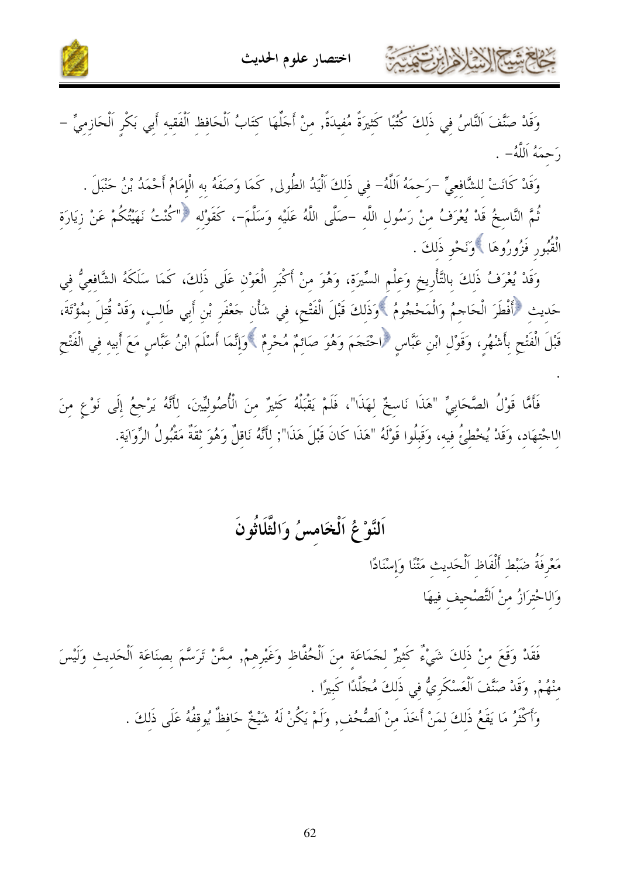وَقَدْ صَنَّفَ اَلنَّاسُ فِي ذَلِكَ كُتُبًا كَثِيرَةً مُفِيدَةً, مِنْ أَجَلِّهَا كِتَابُ اَلْحَافِظِ اَلْفَقِيهِ أَبِي بَكْرٍ اَلْحَازِمِيِّ –رَحِمَهُ اَللَّهُ– .

وَقَدْ كَانَتْ لِلشَّافِعِيِّ –رَحِمَهُ اَللَّهُ– فِي ذَلِكَ اَلْيَدُ الطُّولى, كَمَا وَصَفَهُ بِهِ الْإِمَامُ أَحْمَدُ بْنُ حَنْبَلَ .

ثُمَّ النَّاسِخُ قَدْ يُعْرَفُ مِنْ رَسُولِ اللَّهِ –صَلَّى اللَّهُ عَلَيْهِ وَسَلَّمَ–، كَقَوْلِهِ ﴿"كُنْتُ نَهَيْتُكُمْ عَنْ زِيَارَةِ الْقُبُورِ فَزُورُوهَا ﴾وَنَحْوِ ذَلِكَ .

وَقَدْ يُعْرَفُ ذَلِكَ بِالتَّأْرِيخِ وَعِلْمِ السِّيرَةِ، وَهُوَ مِنْ أَكْبَرِ الْعَوْنِ عَلَى ذَلِكَ، كَمَا سَلَكَهُ الشَّافِعِيُّ فِي حَدِيثِ ﴿أَفْطَرَ الْحَاجِمُ وَالْمَحْجُومُ ﴾وَذَلِكَ قَبْلَ الْفَتْحِ، فِي شَأْنِ جَعْفَرِ بْنِ أَبِي طَالِبٍ، وَقَدْ قُتِلَ بِمُؤْتَةَ، قَبْلَ الْفَتْحِ بِأَشْهُرٍ، وَقَوْلِ ابْنِ عَبَّاسٍ ﴿احْتَجَمَ وَهُوَ صَائِمٌ مُحْرِمٌ ﴾وَإِنَّمَا أَسْلَمَ ابْنُ عَبَّاسٍ مَعَ أَبِيهِ فِي الْفَتْحِ .

فَأَمَّا قَوْلُ الصَّحَابِيِّ "هَذَا نَاسِخٌ لِهَذَا"، فَلَمْ يَقْبَلْهُ كَثِيرٌ مِنَ الْأُصُولِيِّينَ، لِأَنَّهُ يَرْجِعُ إِلَى نَوْعٍ مِنَ الِاجْتِهَادِ، وَقَدْ يُخْطِئُ فِيهِ، وَقَبِلُوا قَوْلَهُ "هَذَا كَانَ قَبْلَ هَذَا"; لِأَنَّهُ نَاقِلٌ وَهُوَ ثِقَةٌ مَقْبُولُ الرِّوَايَةِ.

## اَلنَّوْعُ اَلْخَامِسُ وَالثَّلَاثُونَ

مَعْرِفَةُ ضَبْطِ أَلْفَاظِ اَلْحَدِيثِ مَتْنًا وَإِسْنَادًا
وَالِاحْتِرَازُ مِنْ اَلتَّصْحِيفِ فِيهَا

فَقَدْ وَقَعَ مِنْ ذَلِكَ شَيْءٌ كَثِيرٌ لِجَمَاعَةٍ مِنَ اَلْحُفَّاظِ وَغَيْرِهِمْ, مِمَّنْ تَرَسَّمَ بِصِنَاعَةِ اَلْحَدِيثِ وَلَيْسَ مِنْهُمْ, وَقَدْ صَنَّفَ اَلْعَسْكَرِيُّ فِي ذَلِكَ مُجَلَّدًا كَبِيرًا .

وَأَكْثَرُ مَا يَقَعُ ذَلِكَ لِمَنْ أَخَذَ مِنْ اَلصُّحُفِ, وَلَمْ يَكُنْ لَهُ شَيْخٌ حَافِظٌ يُوقِفُهُ عَلَى ذَلِكَ .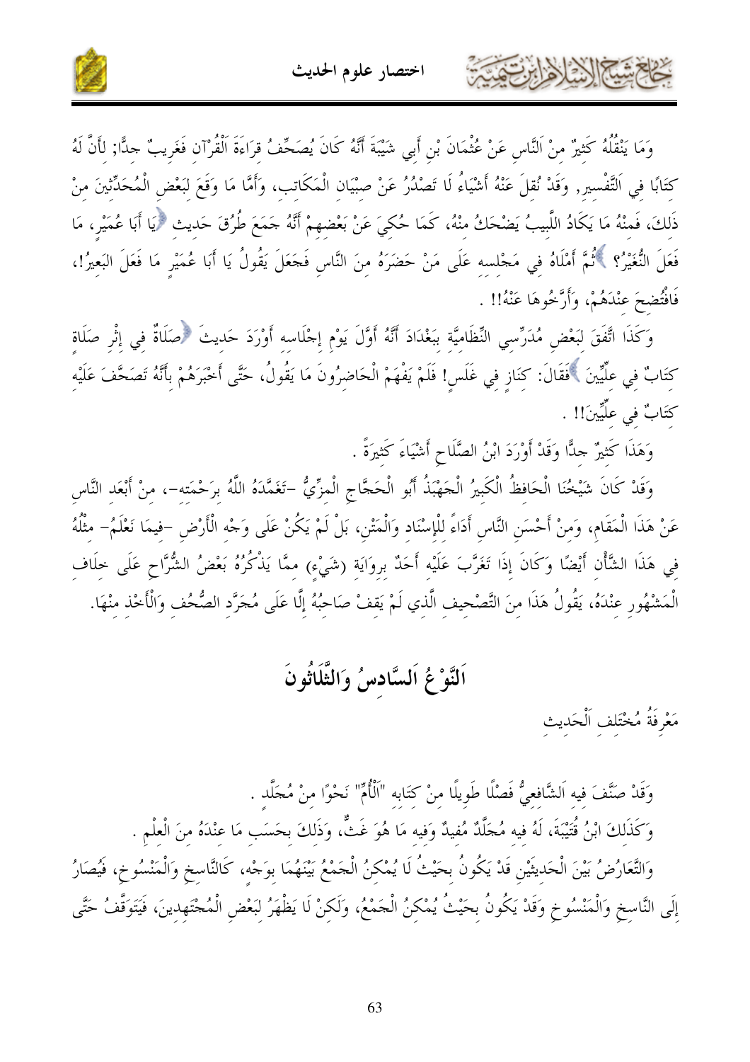وَمَا يَنْقُلُهُ كَثِيرٌ مِنْ اَلنَّاسِ عَنْ عُثْمَانَ بْنِ أَبِي شَيْبَةَ أَنَّهُ كَانَ يُصَحِّفُ قِرَاءَةَ اَلْقُرْآنِ فَغَرِيبٌ جِدًّا; لِأَنَّ لَهُ كِتَابًا فِي اَلتَّفْسِيرِ, وَقَدْ نُقِلَ عَنْهُ أَشْيَاءُ لَا تَصْدُرُ عَنْ صِبْيَانِ الْمَكَاتِبِ، وَأَمَّا مَا وَقَعَ لِبَعْضِ الْمُحَدِّثِينَ مِنْ ذَلِكَ، فَمِنْهُ مَا يَكَادُ اللَّبِيبُ يَضْحَكُ مِنْهُ، كَمَا حُكِيَ عَنْ بَعْضِهِمْ أَنَّهُ جَمَعَ طُرُقَ حَدِيثِ ﴿يَا أَبَا عُمَيْرٍ، مَا فَعَلَ النُّغَيْرُ؟ ﴾ثُمَّ أَمْلَاهُ فِي مَجْلِسِهِ عَلَى مَنْ حَضَرَهُ مِنَ النَّاسِ فَجَعَلَ يَقُولُ يَا أَبَا عُمَيْرٍ مَا فَعَلَ البَعِيرُ!، فَافْتُضِحَ عِنْدَهُمْ، وَأَرَّخُوهَا عَنْهُ!! .

وَكَذَا اتَّفَقَ لِبَعْضِ مُدَرِّسِي النِّظَامِيَّةِ بِبَغْدَادَ أَنَّهُ أَوَّلَ يَوْمِ إِجْلَاسِهِ أَوْرَدَ حَدِيثَ ﴿صَلَاةٌ فِي إِثْرِ صَلَاةٍ كِتَابٌ فِي عِلِّيِّينَ ﴾فَقَالَ: كَنَارٍ فِي غَلَسٍ! فَلَمْ يَفْهَمْ الْحَاضِرُونَ مَا يَقُولُ، حَتَّى أَخْبَرَهُمْ بِأَنَّهُ تَصَحَّفَ عَلَيْهِ كِتَابٌ فِي عِلِّيِّينَ!! .

وَهَذَا كَثِيرٌ جِدًّا وَقَدْ أَوْرَدَ ابْنُ الصَّلَاحِ أَشْيَاءَ كَثِيرَةً .

وَقَدْ كَانَ شَيْخُنَا الْحَافِظُ الْكَبِيرُ الْجَهْبَذُ أَبُو الْحَجَّاجِ الْمِزِّيُّ -تَغَمَّدَهُ اللَّهُ بِرَحْمَتِهِ-، مِنْ أَبْعَدِ النَّاسِ عَنْ هَذَا الْمَقَامِ، وَمِنْ أَحْسَنِ النَّاسِ أَدَاءً لِلْإِسْنَادِ وَالْمَتْنِ، بَلْ لَمْ يَكُنْ عَلَى وَجْهِ الْأَرْضِ -فِيمَا نَعْلَمُ- مِثْلُهُ فِي هَذَا الشَّأْنِ أَيْضًا وَكَانَ إِذَا تَغَرَّبَ عَلَيْهِ أَحَدٌ بِرِوَايَةٍ (شَيْءٍ) مِمَّا يَذْكُرُهُ بَعْضُ الشُّرَّاحِ عَلَى خِلَافِ الْمَشْهُورِ عِنْدَهُ، يَقُولُ هَذَا مِنَ التَّصْحِيفِ الَّذِي لَمْ يَقِفْ صَاحِبُهُ إِلَّا عَلَى مُجَرَّدِ الصُّحُفِ وَالْأَخْذِ مِنْهَا.

# اَلنَّوْعُ اَلسَّادِسُ وَالثَّلَاثُونَ

## مَعْرِفَةُ مُخْتَلِفِ اَلْحَدِيثِ

وَقَدْ صَنَّفَ فِيهِ اَلشَّافِعِيُّ فَصْلًا طَوِيلًا مِنْ كِتَابِهِ "اَلْأُمِّ" نَحْوًا مِنْ مُجَلَّدٍ .

وَكَذَلِكَ ابْنُ قُتَيْبَةَ، لَهُ فِيهِ مُجَلَّدٌ مُفِيدٌ وَفِيهِ مَا هُوَ غَثٌّ، وَذَلِكَ بِحَسَبِ مَا عِنْدَهُ مِنَ الْعِلْمِ .

وَالتَّعَارُضُ بَيْنَ الْحَدِيثَيْنِ قَدْ يَكُونُ بِحَيْثُ لَا يُمْكِنُ الْجَمْعُ بَيْنَهُمَا بِوَجْهٍ، كَالنَّاسِخِ وَالْمَنْسُوخِ، فَيُصَارُ إِلَى النَّاسِخِ وَالْمَنْسُوخِ وَقَدْ يَكُونُ بِحَيْثُ يُمْكِنُ الْجَمْعُ، وَلَكِنْ لَا يَظْهَرُ لِبَعْضِ الْمُجْتَهِدِينَ، فَيَتَوَقَّفُ حَتَّى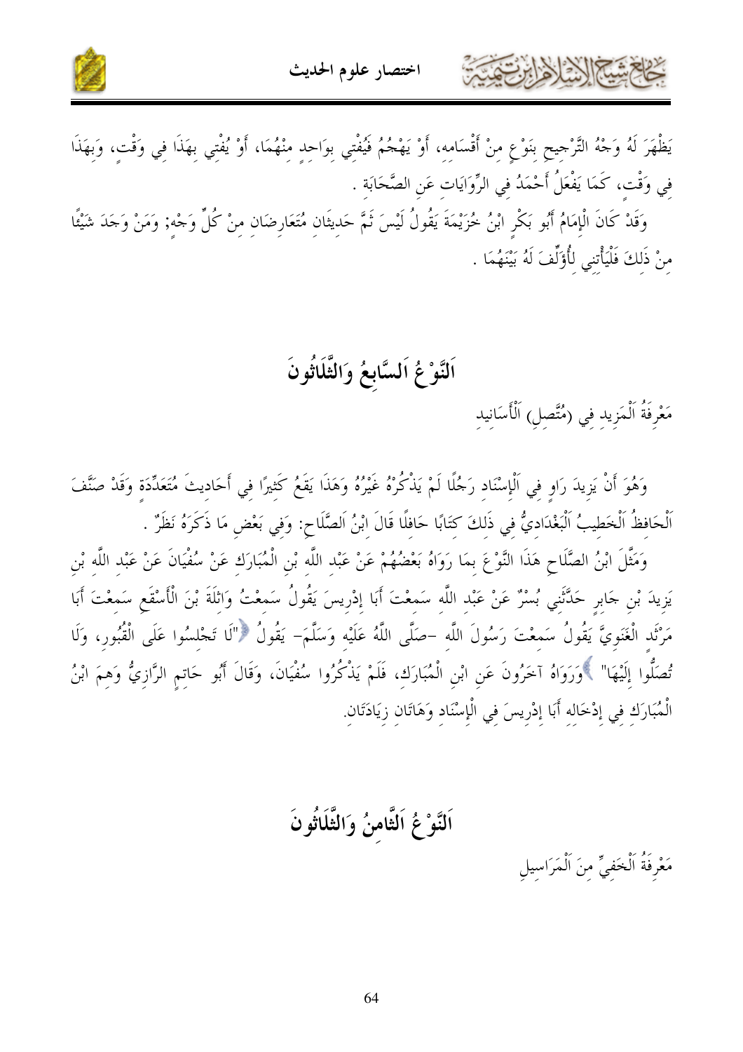يَظْهَرَ لَهُ وَجْهُ التَّرْجِيحِ بِنَوْعٍ مِنْ أَقْسَامِهِ، أَوْ يَهْجُمُ فَيُفْتِي بِوَاحِدٍ مِنْهُمَا، أَوْ يُفْتِي بِهَذَا فِي وَقْتٍ، وَبِهَذَا فِي وَقْتٍ، كَمَا يَفْعَلُ أَحْمَدُ فِي الرِّوَايَاتِ عَنِ الصَّحَابَةِ .

وَقَدْ كَانَ الْإِمَامُ أَبُو بَكْرٍ ابْنُ خُزَيْمَةَ يَقُولُ لَيْسَ ثَمَّ حَدِيثَانِ مُتَعَارِضَانِ مِنْ كُلِّ وَجْهٍ; وَمَنْ وَجَدَ شَيْئًا مِنْ ذَلِكَ فَلْيَأْتِنِي لِأُؤَلِّفَ لَهُ بَيْنَهُمَا .

## اَلنَّوْعُ اَلسَّابِعُ وَالثَّلَاثُونَ

مَعْرِفَةُ اَلْمَزِيدِ فِي (مُتَّصِلِ) اَلْأَسَانِيدِ

وَهُوَ أَنْ يَزِيدَ رَاوٍ فِي اَلْإِسْنَادِ رَجُلًا لَمْ يَذْكُرْهُ غَيْرُهُ وَهَذَا يَقَعُ كَثِيرًا فِي أَحَادِيثَ مُتَعَدِّدَةٍ وَقَدْ صَنَّفَ اَلْحَافِظُ اَلْخَطِيبُ اَلْبَغْدَادِيُّ فِي ذَلِكَ كِتَابًا حَافِلًا قَالَ ابْنُ اَلصَّلَاحِ: وَفِي بَعْضِ مَا ذَكَرَهُ نَظَرٌ .

وَمَثَّلَ ابْنُ الصَّلَاحِ هَذَا النَّوْعَ بِمَا رَوَاهُ بَعْضُهُمْ عَنْ عَبْدِ اللَّهِ بْنِ الْمُبَارَكِ عَنْ سُفْيَانَ عَنْ عَبْدِ اللَّهِ بْنِ يَزِيدَ بْنِ جَابِرٍ حَدَّثَنِي بُسْرٌ عَنْ عَبْدِ اللَّهِ سَمِعْتَ أَبَا إِدْرِيسَ يَقُولُ سَمِعْتُ وَاثِلَةَ بْنَ الْأَسْقَعِ سَمِعْتَ أَبَا مَرْثَدٍ الْغَنَوِيَّ يَقُولُ سَمِعْتَ رَسُولَ اللَّهِ -صَلَّى اللَّهُ عَلَيْهِ وَسَلَّمَ- يَقُولُ ﴿"لَا تَجْلِسُوا عَلَى الْقُبُورِ، وَلَا تُصَلُّوا إِلَيْهَا" ﴾وَرَوَاهُ آخَرُونَ عَنِ ابْنِ الْمُبَارَكِ، فَلَمْ يَذْكُرُوا سُفْيَانَ، وَقَالَ أَبُو حَاتِمٍ الرَّازِيُّ وَهِمَ ابْنُ الْمُبَارَكِ فِي إِدْخَالِهِ أَبَا إِدْرِيسَ فِي الْإِسْنَادِ وَهَاتَانِ زِيَادَتَانِ.

## اَلنَّوْعُ اَلثَّامِنُ وَالثَّلَاثُونَ

مَعْرِفَةُ اَلْخَفِيِّ مِنَ اَلْمَرَاسِيلِ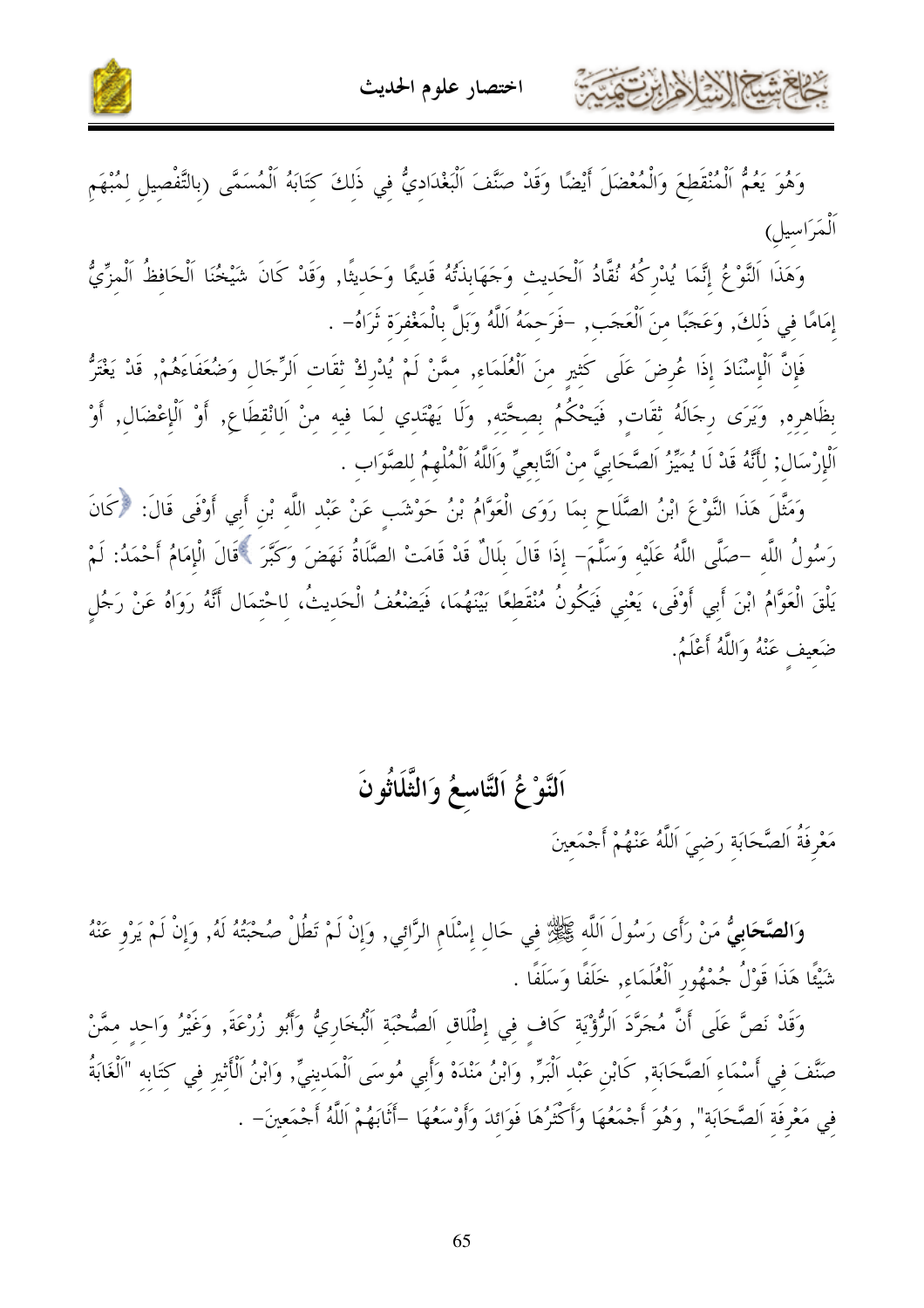وَهُوَ يَعُمُّ اَلْمُنْقَطِعَ وَالْمُعْضَلَ أَيْضًا وَقَدْ صَنَّفَ اَلْبَغْدَادِيُّ فِي ذَلِكَ كِتَابَهُ اَلْمُسَمَّى (بِالتَّفْصِيلِ لِمُبْهَمِ اَلْمَرَاسِيلِ)

وَهَذَا اَلنَّوْعُ إِنَّمَا يُدْرِكُهُ نُقَّادُ اَلْحَدِيثِ وَجَهَابِذَتُهُ قَدِيمًا وَحَدِيثًا, وَقَدْ كَانَ شَيْخُنَا اَلْحَافِظُ اَلْمِزِّيُّ إِمَامًا فِي ذَلِكَ, وَعَجَبًا مِنَ اَلْعَجَبِ, -فَرَحِمَهُ اَللَّهُ وَبَلَّ بِالْمَغْفِرَةِ ثَرَاهُ- .

فَإِنَّ اَلْإِسْنَادَ إِذَا عُرِضَ عَلَى كَثِيرٍ مِنَ اَلْعُلَمَاءِ, مِمَّنْ لَمْ يُدْرِكْ ثِقَاتِ اَلرِّجَالِ وَضُعَفَاءَهُمْ, قَدْ يَغْتَرُّ بِظَاهِرِهِ, وَيَرَى رِجَالَهُ ثِقَاتٍ, فَيَحْكُمُ بِصِحَّتِهِ, وَلَا يَهْتَدِي لِمَا فِيهِ مِنْ اَلِانْقِطَاعِ, أَوْ اَلْإِعْضَالِ, أَوْ اَلْإِرْسَالِ; لِأَنَّهُ قَدْ لَا يُمَيِّزُ اَلصَّحَابِيَّ مِنْ اَلتَّابِعِيِّ وَاَللَّهُ اَلْمُلْهِمُ لِلصَّوَابِ .

وَمَثَّلَ هَذَا النَّوْعَ ابْنُ الصَّلَاحِ بِمَا رَوَى الْعَوَّامُ بْنُ حَوْشَبٍ عَنْ عَبْدِ اللَّهِ بْنِ أَبِي أَوْفَى قَالَ: ﴿كَانَ رَسُولُ اللَّهِ -صَلَّى اللَّهُ عَلَيْهِ وَسَلَّمَ- إِذَا قَالَ بِلَالٌ قَدْ قَامَتْ الصَّلَاةُ نَهَضَ وَكَبَّرَ﴾قَالَ الْإِمَامُ أَحْمَدُ: لَمْ يَلْقَ الْعَوَّامُ ابْنَ أَبِي أَوْفَى، يَعْنِي فَيَكُونُ مُنْقَطِعًا بَيْنَهُمَا، فَيَضْعُفُ الْحَدِيثُ، لِاحْتِمَالِ أَنَّهُ رَوَاهُ عَنْ رَجُلٍ ضَعِيفٍ عَنْهُ وَاللَّهُ أَعْلَمُ.

# اَلنَّوْعُ اَلتَّاسِعُ وَالثَّلَاثُونَ

## مَعْرِفَةُ اَلصَّحَابَةِ رَضِيَ اَللَّهُ عَنْهُمْ أَجْمَعِينَ

**وَالصَّحَابِيُّ** مَنْ رَأَى رَسُولَ اَللَّهِ ﷺ فِي حَالِ إِسْلَامِ الرَّائِي, وَإِنْ لَمْ تَطُلْ صُحْبَتُهُ لَهُ, وَإِنْ لَمْ يَرْوِ عَنْهُ شَيْئًا هَذَا قَوْلُ جُمْهُورِ اَلْعُلَمَاءِ, خَلَفًا وَسَلَفًا .

وَقَدْ نَصَّ عَلَى أَنَّ مُجَرَّدَ اَلرُّؤْيَةِ كَافٍ فِي إِطْلَاقِ اَلصُّحْبَةِ اَلْبُخَارِيُّ وَأَبُو زُرْعَةَ, وَغَيْرُ وَاحِدٍ مِمَّنْ صَنَّفَ فِي أَسْمَاءِ اَلصَّحَابَةِ, كَابْنِ عَبْدِ اَلْبَرِّ, وَابْنُ مَنْدَهْ وَأَبِي مُوسَى اَلْمَدِينِيِّ, وَابْنُ اَلْأَثِيرِ فِي كِتَابِهِ "اَلْغَابَةُ فِي مَعْرِفَةِ اَلصَّحَابَةِ", وَهُوَ أَجْمَعُهَا وَأَكْثَرُهَا فَوَائِدَ وَأَوْسَعُهَا -أَثَابَهُمْ اَللَّهُ أَجْمَعِينَ- .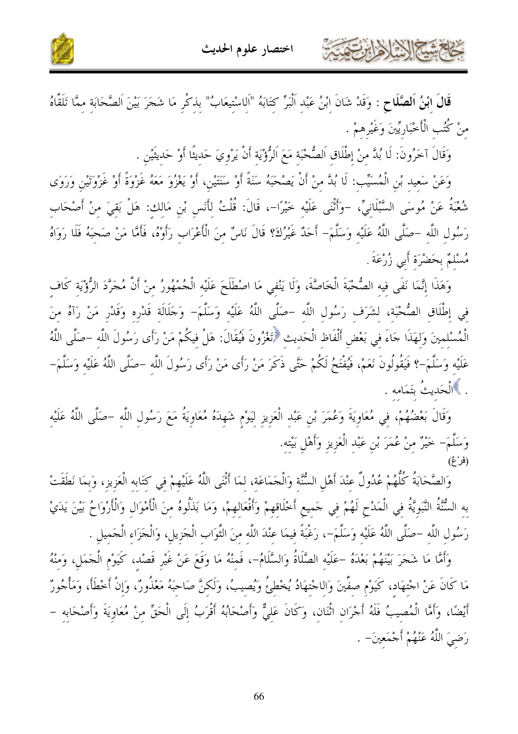**قَالَ ابْنُ الصَّلَاحِ** : وَقَدْ شَانَ ابْنُ عَبْدِ الْبَرِّ كِتَابَهُ "الِاسْتِيعَابُ" بِذِكْرِ مَا شَجَرَ بَيْنَ الصَّحَابَةِ مِمَّا تَلَقَّاهُ مِنْ كُتُبِ الْأَخْبَارِيِّينَ وَغَيْرِهِمْ .

وَقَالَ آخَرُونَ: لَا بُدَّ مِنْ إِطْلَاقِ الصُّحْبَةِ مَعَ الرُّؤْيَةِ أَنْ يَرْوِيَ حَدِيثًا أَوْ حَدِيثَيْنِ .

وَعَنْ سَعِيدِ بْنِ الْمُسَيِّبِ: لَا بُدَّ مِنْ أَنْ يَصْحَبَهُ سَنَةً أَوْ سَنَتَيْنِ، أَوْ يَغْزُوَ مَعَهُ غَزْوَةً أَوْ غَزْوَتَيْنِ وَرَوَى شُعْبَةُ عَنْ مُوسَى السَّبْلَانِيِّ، -وَأَثْنَى عَلَيْهِ خَيْرًا-، قَالَ: قُلْتُ لِأَنَسِ بْنِ مَالِكٍ: هَلْ بَقِيَ مِنْ أَصْحَابِ رَسُولِ اللَّهِ -صَلَّى اللَّهُ عَلَيْهِ وَسَلَّمَ- أَحَدٌ غَيْرُكَ؟ قَالَ نَاسٌ مِنَ الْأَعْرَابِ رَأَوْهُ، فَأَمَّا مَنْ صَحِبَهُ فَلَا رَوَاهُ مُسْلِمٌ بِحَضْرَةِ أَبِي زُرْعَةَ .

وَهَذَا إِنَّمَا نَفَى فِيهِ الصُّحْبَةَ الْخَاصَّةَ، وَلَا يَنْفِي مَا اصْطَلَحَ عَلَيْهِ الْجُمْهُورُ مِنْ أَنَّ مُجَرَّدَ الرُّؤْيَةِ كَافٍ فِي إِطْلَاقِ الصُّحْبَةِ، لِشَرَفِ رَسُولِ اللَّهِ -صَلَّى اللَّهُ عَلَيْهِ وَسَلَّمَ- وَجَلَالَةِ قَدْرِهِ وَقَدْرِ مَنْ رَآهُ مِنَ الْمُسْلِمِينَ وَلِهَذَا جَاءَ فِي بَعْضِ أَلْفَاظِ الْحَدِيثِ ﴿تَغْزُونَ فَيُقَالَ: هَلْ فِيكُمْ مَنْ رَأَى رَسُولَ اللَّهِ -صَلَّى اللَّهُ عَلَيْهِ وَسَلَّمَ-؟ فَيَقُولُونَ نَعَمْ، فَيُفْتَحُ لَكُمْ حَتَّى ذَكَرَ مَنْ رَأَى مَنْ رَأَى رَسُولَ اللَّهِ -صَلَّى اللَّهُ عَلَيْهِ وَسَلَّمَ- .﴾ الْحَدِيثُ بِتَمَامِهِ .

وَقَالَ بَعْضُهُمْ، فِي مُعَاوِيَةَ وَعُمَرَ بْنِ عَبْدِ الْعَزِيزِ لَيَوْمٌ شَهِدَهُ مُعَاوِيَةُ مَعَ رَسُولِ اللَّهِ -صَلَّى اللَّهُ عَلَيْهِ وَسَلَّمَ- خَيْرٌ مِنْ عُمَرَ بْنِ عَبْدِ الْعَزِيزِ وَأَهْلِ بَيْتِهِ.

(فَرْعٌ)

وَالصَّحَابَةُ كُلُّهُمْ عُدُولٌ عِنْدَ أَهْلِ السُّنَّةِ وَالْجَمَاعَةِ، لِمَا أَثْنَى اللَّهُ عَلَيْهِمْ فِي كِتَابِهِ الْعَزِيزِ، وَبِمَا نَطَقَتْ بِهِ السُّنَّةُ النَّبَوِيَّةُ فِي الْمَدْحِ لَهُمْ فِي جَمِيعِ أَخْلَاقِهِمْ وَأَفْعَالِهِمْ، وَمَا بَذَلُوهُ مِنَ الْأَمْوَالِ وَالْأَرْوَاحِ بَيْنَ يَدَيْ رَسُولِ اللَّهِ -صَلَّى اللَّهُ عَلَيْهِ وَسَلَّمَ-، رَغْبَةً فِيمَا عِنْدَ اللَّهِ مِنَ الثَّوَابِ الْجَزِيلِ، وَالْجَزَاءِ الْجَمِيلِ .

وَأَمَّا مَا شَجَرَ بَيْنَهُمْ بَعْدَهُ -عَلَيْهِ الصَّلَاةُ وَالسَّلَامُ-، فَمِنْهُ مَا وَقَعَ عَنْ غَيْرِ قَصْدٍ، كَيَوْمِ الْجَمَلِ، وَمِنْهُ مَا كَانَ عَنِ اجْتِهَادٍ، كَيَوْمِ صِفِّينَ وَالِاجْتِهَادُ يُخْطِئُ وَيُصِيبُ، وَلَكِنَّ صَاحِبَهُ مَعْذُورٌ، وَإِنْ أَخْطَأَ، وَمَأْجُورٌ أَيْضًا، وَأَمَّا الْمُصِيبُ فَلَهُ أَجْرَانِ اثْنَانِ، وَكَانَ عَلِيٌّ وَأَصْحَابُهُ أَقْرَبُ إِلَى الْحَقِّ مِنْ مُعَاوِيَةَ وَأَصْحَابِهِ -رَضِيَ اللَّهُ عَنْهُمْ أَجْمَعِينَ- .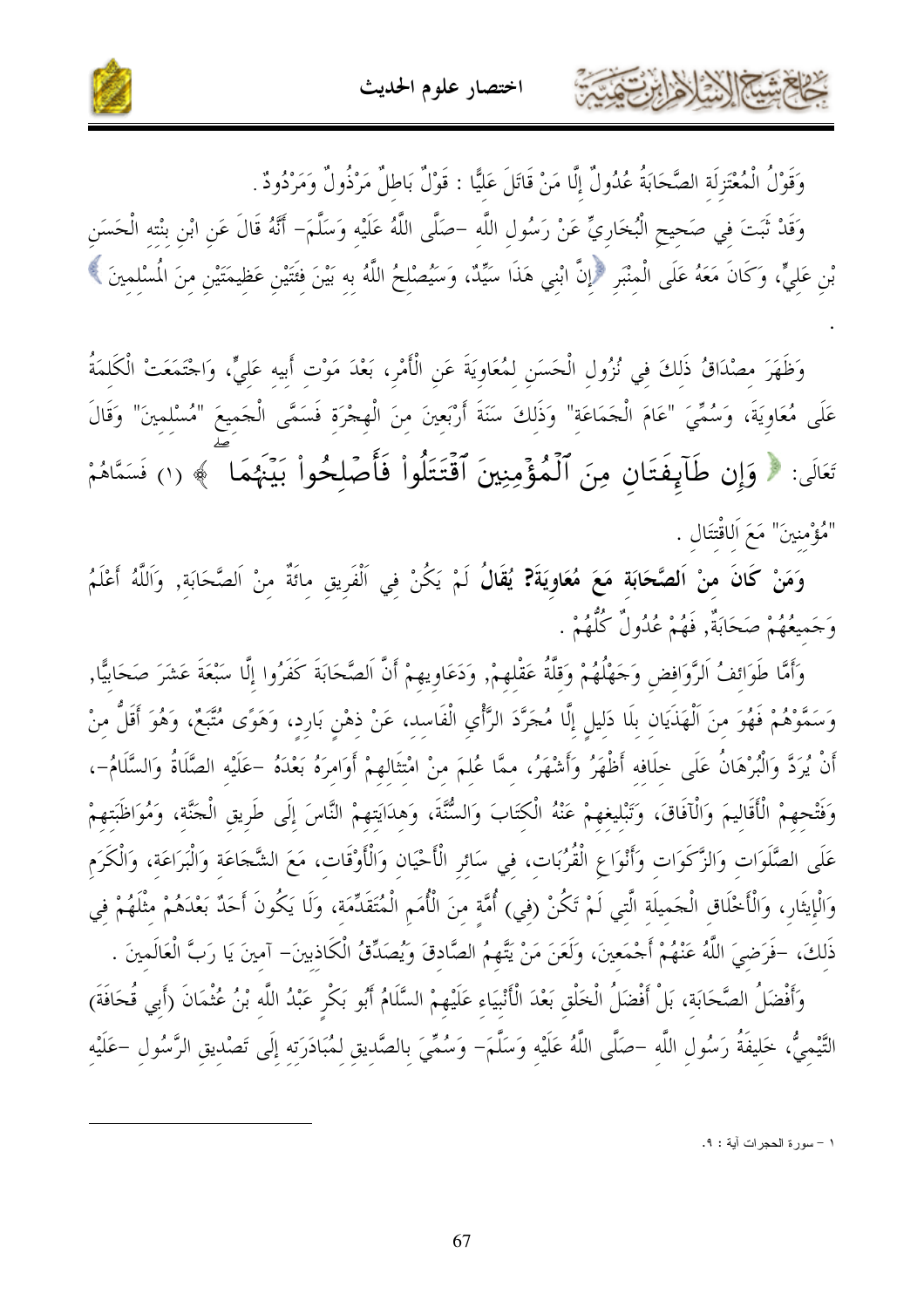وَقَوْلُ الْمُعْتَزِلَة الصَّحَابَةُ عُدُولٌ إِلَّا مَنْ قَاتَلَ عَلِيًّا : قَوْلٌ بَاطِلٌ مَرْذُولٌ وَمَرْدُودٌ .

وَقَدْ ثَبَتَ فِي صَحيحِ الْبُخَارِيِّ عَنْ رَسُولِ اللَّه -صَلَّى اللَّهُ عَلَيْه وَسَلَّمَ- أَنَّهُ قَالَ عَنِ ابْنِ بِنْته الْحَسَنِ بْنِ عَلِيٍّ، وَكَانَ مَعَهُ عَلَى الْمِنْبَرِ ﴿إِنَّ ابْنِي هَذَا سَيِّدٌ، وَسَيُصْلِحُ اللَّهُ به بَيْنَ فِئَتَيْنِ عَظِيمَتَيْنِ منَ الْمُسْلِمِينَ ﴾ .

وَظَهَرَ مِصْدَاقُ ذَلكَ فِي نُزُولِ الْحَسَنِ لِمُعَاوِيَةَ عَنِ الْأَمْرِ، بَعْدَ مَوْت أَبِيه عَلِيٍّ، وَاجْتَمَعَتْ الْكَلِمَةُ عَلَى مُعَاوِيَةَ، وَسُمِّيَ "عَامَ الْجَمَاعَةِ" وَذَلِكَ سَنَةَ أَرْبَعِينَ مِنَ الْهِجْرَة فَسَمَّى الْجَمِيعَ "مُسْلِمِينَ" وَقَالَ تَعَالَى: ﴿ وَإِن طَآئِفَتَانِ مِنَ ٱلْمُؤْمِنِينَ ٱقْتَتَلُواْ فَأَصْلِحُواْ بَيْنَهُمَا ﴾ (1) فَسَمَّاهُمْ "مُؤْمنينَ" مَعَ الِاقْتِتَال .

**وَمَنْ كَانَ مِنْ اَلصَّحَابَة مَعَ مُعَاوِيَةَ؟ يُقَالُ** لَمْ يَكُنْ فِي اَلْفَرِيقِ مِائَةٌ مِنْ اَلصَّحَابَة, وَاَللَّهُ أَعْلَمُ وَجَمِيعُهُمْ صَحَابَةٌ, فَهُمْ عُدُولٌ كُلُّهُمْ .

وَأَمَّا طَوَائِفُ اَلرَّوَافِضِ وَجَهْلُهُمْ وَقِلَّةُ عَقْلِهِمْ, وَدَعَاوِيهِمْ أَنَّ اَلصَّحَابَةَ كَفَرُوا إِلَّا سَبْعَةَ عَشَرَ صَحَابِيًّا, وَسَمَّوْهُمْ فَهُوَ مِنَ اَلْهَذَيَانِ بِلَا دَلِيلٍ إِلَّا مُجَرَّدَ الرَّأْيِ الْفَاسِد، عَنْ ذهْنٍ بَارِدٍ، وَهَوًى مُتَّبَعٍ، وَهُوَ أَقَلُّ مِنْ أَنْ يُرَدَّ وَالْبُرْهَانُ عَلَى خِلَافِهِ أَظْهَرُ وَأَشْهَرُ، ممَّا عُلِمَ مِنْ امْتِثَالِهِمْ أَوَامِرَهُ بَعْدَهُ -عَلَيْه الصَّلَاةُ وَالسَّلَامُ-، وَفَتْحِهِمْ الْأَقَالِيمَ وَالْآفَاقَ، وَتَبْلِيغِهِمْ عَنْهُ الْكِتَابَ وَالسُّنَّةَ، وَهِدَايَتِهِمْ النَّاسَ إِلَى طَرِيقِ الْجَنَّة، وَمُوَاظَبَتِهِمْ عَلَى الصَّلَوَاتِ وَالزَّكَوَاتِ وَأَنْوَاعِ الْقُرُبَاتِ، فِي سَائِرِ الْأَحْيَانِ وَالْأَوْقَاتِ، مَعَ الشَّجَاعَةِ وَالْبَرَاعَةِ، وَالْكَرَمِ وَالْإِيثَارِ، وَالْأَخْلَاقِ الْجَمِيلَة الَّتِي لَمْ تَكُنْ (فِي) أُمَّةٍ منَ الْأُمَمِ الْمُتَقَدِّمَة، وَلَا يَكُونَ أَحَدٌ بَعْدَهُمْ مِثْلَهُمْ فِي ذَلِكَ، -فَرَضِيَ اللَّهُ عَنْهُمْ أَجْمَعِينَ، وَلَعَنَ مَنْ يَتَّهِمُ الصَّادِقَ وَيُصَدِّقُ الْكَاذِبِينَ- آمينَ يَا رَبَّ الْعَالَمِينَ .

وَأَفْضَلُ الصَّحَابَة، بَلْ أَفْضَلُ الْخَلْقِ بَعْدَ الْأَنْبِيَاءِ عَلَيْهِمُ السَّلَامُ أَبُو بَكْرٍ عَبْدُ اللَّه بْنُ عُثْمَانَ (أَبِي قُحَافَةَ) التَّيْمِيُّ، خَلِيفَةُ رَسُولِ اللَّه -صَلَّى اللَّهُ عَلَيْه وَسَلَّمَ- وَسُمِّيَ بِالصِّدِّيقِ لِمُبَادَرَتِه إِلَى تَصْدِيقِ الرَّسُولِ -عَلَيْه

---

1 - سورة الحجرات آية : 9.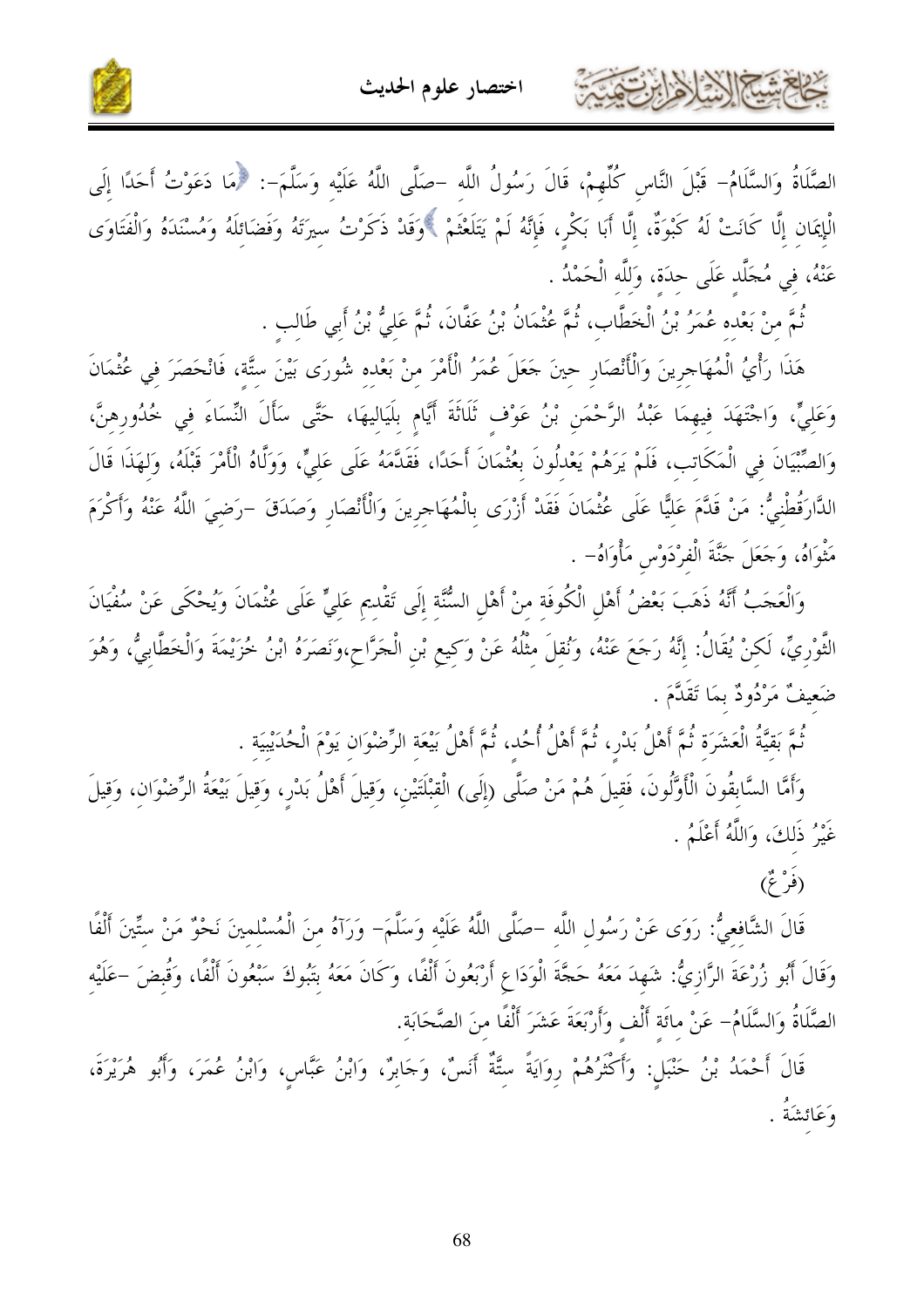الصَّلَاةُ وَالسَّلَامُ- قَبْلَ النَّاسِ كُلِّهِمْ، قَالَ رَسُولُ اللَّهِ -صَلَّى اللَّهُ عَلَيْهِ وَسَلَّمَ-: ﴿مَا دَعَوْتُ أَحَدًا إِلَى الْإِيمَانِ إِلَّا كَانَتْ لَهُ كَبْوَةٌ، إِلَّا أَبَا بَكْرٍ، فَإِنَّهُ لَمْ يَتَلَعْثَمْ ﴾وَقَدْ ذَكَرْتُ سِيرَتَهُ وَفَضَائِلَهُ وَمُسْنَدَهُ وَالْفَتَاوَى عَنْهُ، فِي مُجَلَّدٍ عَلَى حِدَةٍ، وَلِلَّهِ الْحَمْدُ .

ثُمَّ مِنْ بَعْدِهِ عُمَرُ بْنُ الْخَطَّابِ، ثُمَّ عُثْمَانُ بْنُ عَفَّانَ، ثُمَّ عَلِيُّ بْنُ أَبِي طَالِبٍ .

هَذَا رَأْيُ الْمُهَاجِرِينَ وَالْأَنْصَارِ حِينَ جَعَلَ عُمَرُ الْأَمْرَ مِنْ بَعْدِهِ شُورَى بَيْنَ سِتَّةٍ، فَانْحَصَرَ فِي عُثْمَانَ وَعَلِيٍّ، وَاجْتَهَدَ فِيهِمَا عَبْدُ الرَّحْمَنِ بْنُ عَوْفٍ ثَلَاثَةَ أَيَّامٍ بِلَيَالِيهَا، حَتَّى سَأَلَ النِّسَاءَ فِي خُدُورِهِنَّ، وَالصِّبْيَانَ فِي الْمَكَاتِبِ، فَلَمْ يَرَهُمْ يَعْدِلُونَ بِعُثْمَانَ أَحَدًا، فَقَدَّمَهُ عَلَى عَلِيٍّ، وَوَلَّاهُ الْأَمْرَ قَبْلَهُ، وَلِهَذَا قَالَ الدَّارَقُطْنِيُّ: مَنْ قَدَّمَ عَلِيًّا عَلَى عُثْمَانَ فَقَدْ أَزْرَى بِالْمُهَاجِرِينَ وَالْأَنْصَارِ وَصَدَقَ -رَضِيَ اللَّهُ عَنْهُ وَأَكْرَمَ مَثْوَاهُ، وَجَعَلَ جَنَّةَ الْفِرْدَوْسِ مَأْوَاهُ- .

وَالْعَجَبُ أَنَّهُ ذَهَبَ بَعْضُ أَهْلِ الْكُوفَةِ مِنْ أَهْلِ السُّنَّةِ إِلَى تَقْدِيمِ عَلِيٍّ عَلَى عُثْمَانَ وَيُحْكَى عَنْ سُفْيَانَ الثَّوْرِيِّ، لَكِنْ يُقَالُ: إِنَّهُ رَجَعَ عَنْهُ، وَنُقِلَ مِثْلُهُ عَنْ وَكِيعِ بْنِ الْجَرَّاحِ،وَنَصَرَهُ ابْنُ خُزَيْمَةَ وَالْخَطَّابِيُّ، وَهُوَ ضَعِيفٌ مَرْدُودٌ بِمَا تَقَدَّمَ .

ثُمَّ بَقِيَّةُ الْعَشَرَةِ ثُمَّ أَهْلُ بَدْرٍ، ثُمَّ أَهْلُ أُحُدٍ، ثُمَّ أَهْلُ بَيْعَةِ الرِّضْوَانِ يَوْمَ الْحُدَيْبِيَةِ .

وَأَمَّا السَّابِقُونَ الْأَوَّلُونَ، فَقِيلَ هُمْ مَنْ صَلَّى (إِلَى) الْقِبْلَتَيْنِ، وَقِيلَ أَهْلُ بَدْرٍ، وَقِيلَ بَيْعَةُ الرِّضْوَانِ، وَقِيلَ غَيْرُ ذَلِكَ، وَاللَّهُ أَعْلَمُ .

(فَرْعٌ)

قَالَ الشَّافِعِيُّ: رَوَى عَنْ رَسُولِ اللَّهِ -صَلَّى اللَّهُ عَلَيْهِ وَسَلَّمَ- وَرَآهُ مِنَ الْمُسْلِمِينَ نَحْوٌ مِنْ سِتِّينَ أَلْفًا وَقَالَ أَبُو زُرْعَةَ الرَّازِيُّ: شَهِدَ مَعَهُ حَجَّةَ الْوَدَاعِ أَرْبَعُونَ أَلْفًا، وَكَانَ مَعَهُ بِتَبُوكَ سَبْعُونَ أَلْفًا، وَقُبِضَ -عَلَيْهِ الصَّلَاةُ وَالسَّلَامُ- عَنْ مِائَةِ أَلْفٍ وَأَرْبَعَةَ عَشَرَ أَلْفًا مِنَ الصَّحَابَةِ.

قَالَ أَحْمَدُ بْنُ حَنْبَلٍ: وَأَكْثَرُهُمْ رِوَايَةً سِتَّةٌ أَنَسٌ، وَجَابِرٌ، وَابْنُ عَبَّاسٍ، وَابْنُ عُمَرَ، وَأَبُو هُرَيْرَةَ، وَعَائِشَةُ .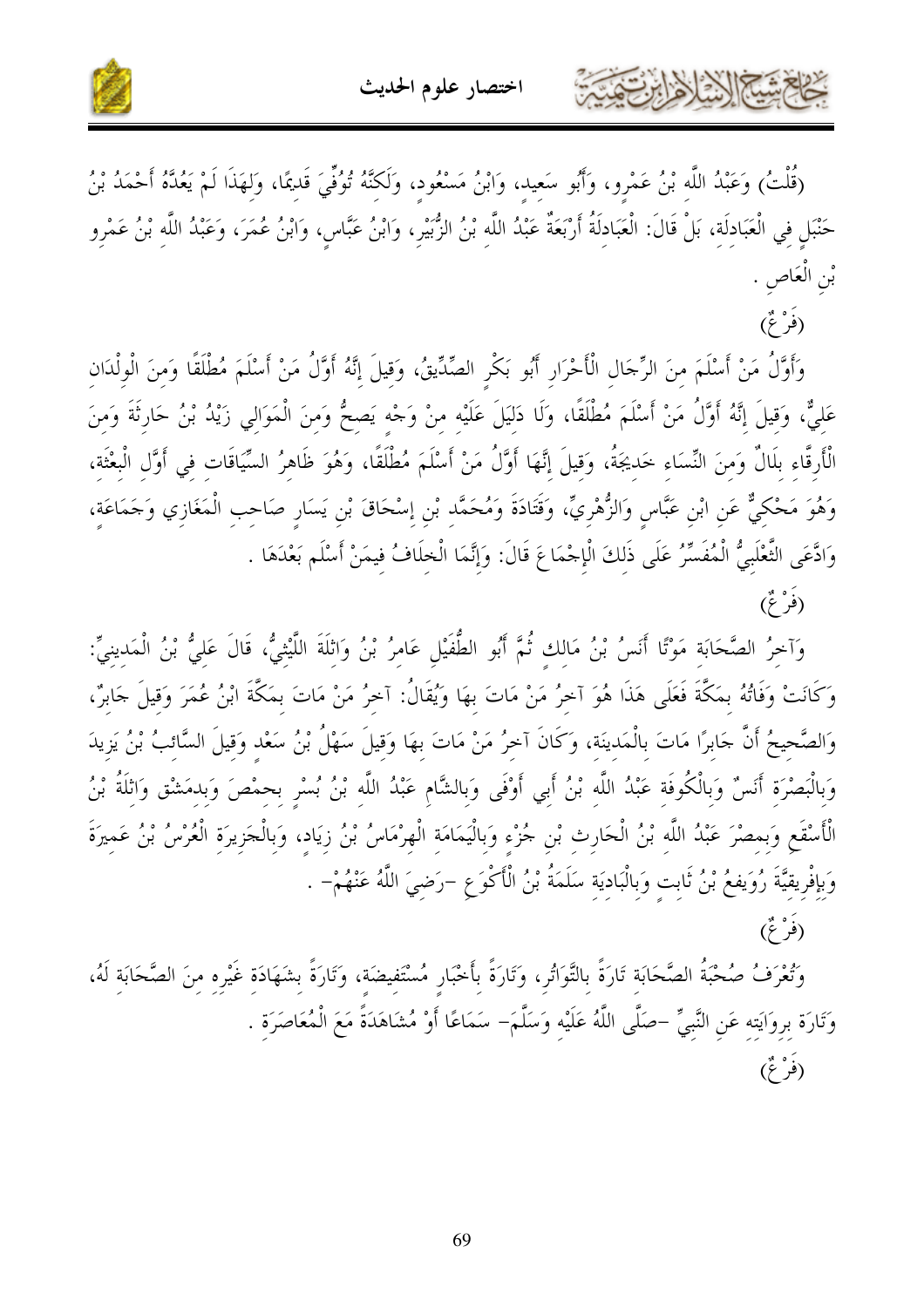(قُلْتُ) وَعَبْدُ اللَّهِ بْنُ عَمْرٍو، وَأَبُو سَعِيدٍ، وَابْنُ مَسْعُودٍ، وَلَكِنَّهُ تُوُفِّيَ قَدِيمًا، وَلِهَذَا لَمْ يَعُدَّهُ أَحْمَدُ بْنُ حَنْبَلٍ فِي الْعَبَادِلَةِ، بَلْ قَالَ: الْعَبَادِلَةُ أَرْبَعَةٌ عَبْدُ اللَّهِ بْنُ الزُّبَيْرِ، وَابْنُ عَبَّاسٍ، وَابْنُ عُمَرَ، وَعَبْدُ اللَّهِ بْنُ عَمْرِو بْنِ الْعَاصِ .

(فَرْعٌ)

وَأَوَّلُ مَنْ أَسْلَمَ مِنَ الرِّجَالِ الْأَحْرَارِ أَبُو بَكْرٍ الصِّدِّيقُ، وَقِيلَ إِنَّهُ أَوَّلُ مَنْ أَسْلَمَ مُطْلَقًا وَمِنَ الْوِلْدَانِ عَلِيٌّ، وَقِيلَ إِنَّهُ أَوَّلُ مَنْ أَسْلَمَ مُطْلَقًا، وَلَا دَلِيلَ عَلَيْهِ مِنْ وَجْهٍ يَصِحُّ وَمِنَ الْمَوَالِي زَيْدُ بْنُ حَارِثَةَ وَمِنَ الْأَرِقَّاءِ بِلَالٌ وَمِنَ النِّسَاءِ خَدِيجَةُ، وَقِيلَ إِنَّهَا أَوَّلُ مَنْ أَسْلَمَ مُطْلَقًا، وَهُوَ ظَاهِرُ السِّيَاقَاتِ فِي أَوَّلِ الْبِعْثَةِ، وَهُوَ مَحْكِيٌّ عَنِ ابْنِ عَبَّاسٍ وَالزُّهْرِيِّ، وَقَتَادَةَ وَمُحَمَّدِ بْنِ إِسْحَاقَ بْنِ يَسَارٍ صَاحِبِ الْمَغَازِي وَجَمَاعَةٍ، وَادَّعَى الثَّعْلَبِيُّ الْمُفَسِّرُ عَلَى ذَلِكَ الْإِجْمَاعَ قَالَ: وَإِنَّمَا الْخِلَافُ فِيمَنْ أَسْلَمَ بَعْدَهَا .

(فَرْعٌ)

وَآخِرُ الصَّحَابَةِ مَوْتًا أَنَسُ بْنُ مَالِكٍ ثُمَّ أَبُو الطُّفَيْلِ عَامِرُ بْنُ وَاثِلَةَ اللَّيْثِيُّ، قَالَ عَلِيُّ بْنُ الْمَدِينِيِّ: وَكَانَتْ وَفَاتُهُ بِمَكَّةَ فَعَلَى هَذَا هُوَ آخِرُ مَنْ مَاتَ بِهَا وَيُقَالُ: آخِرُ مَنْ مَاتَ بِمَكَّةَ ابْنُ عُمَرَ وَقِيلَ جَابِرٌ، وَالصَّحِيحُ أَنَّ جَابِرًا مَاتَ بِالْمَدِينَةِ، وَكَانَ آخِرُ مَنْ مَاتَ بِهَا وَقِيلَ سَهْلُ بْنُ سَعْدٍ وَقِيلَ السَّائِبُ بْنُ يَزِيدَ وَبِالْبَصْرَةِ أَنَسٌ وَبِالْكُوفَةِ عَبْدُ اللَّهِ بْنُ أَبِي أَوْفَى وَبِالشَّامِ عَبْدُ اللَّهِ بْنُ بُسْرٍ بِحِمْصَ وَبِدِمَشْقَ وَاثِلَةُ بْنُ الْأَسْقَعِ وَبِمِصْرَ عَبْدُ اللَّهِ بْنُ الْحَارِثِ بْنِ جُزْءٍ وَبِالْيَمَامَةِ الْهِرْمَاسُ بْنُ زِيَادٍ، وَبِالْجَزِيرَةِ الْعُرْسُ بْنُ عَمِيرَةَ وَبِإِفْرِيقِيَّةَ رُوَيفِعُ بْنُ ثَابِتٍ وَبِالْبَادِيَةِ سَلَمَةُ بْنُ الْأَكْوَعِ –رَضِيَ اللَّهُ عَنْهُمْ– .

(فَرْعٌ)

وَتُعْرَفُ صُحْبَةُ الصَّحَابَةِ تَارَةً بِالتَّوَاتُرِ، وَتَارَةً بِأَخْبَارٍ مُسْتَفِيضَةٍ، وَتَارَةً بِشَهَادَةِ غَيْرِهِ مِنَ الصَّحَابَةِ لَهُ، وَتَارَةً بِرِوَايَتِهِ عَنِ النَّبِيِّ –صَلَّى اللَّهُ عَلَيْهِ وَسَلَّمَ– سَمَاعًا أَوْ مُشَاهَدَةً مَعَ الْمُعَاصَرَةِ .

(فَرْعٌ)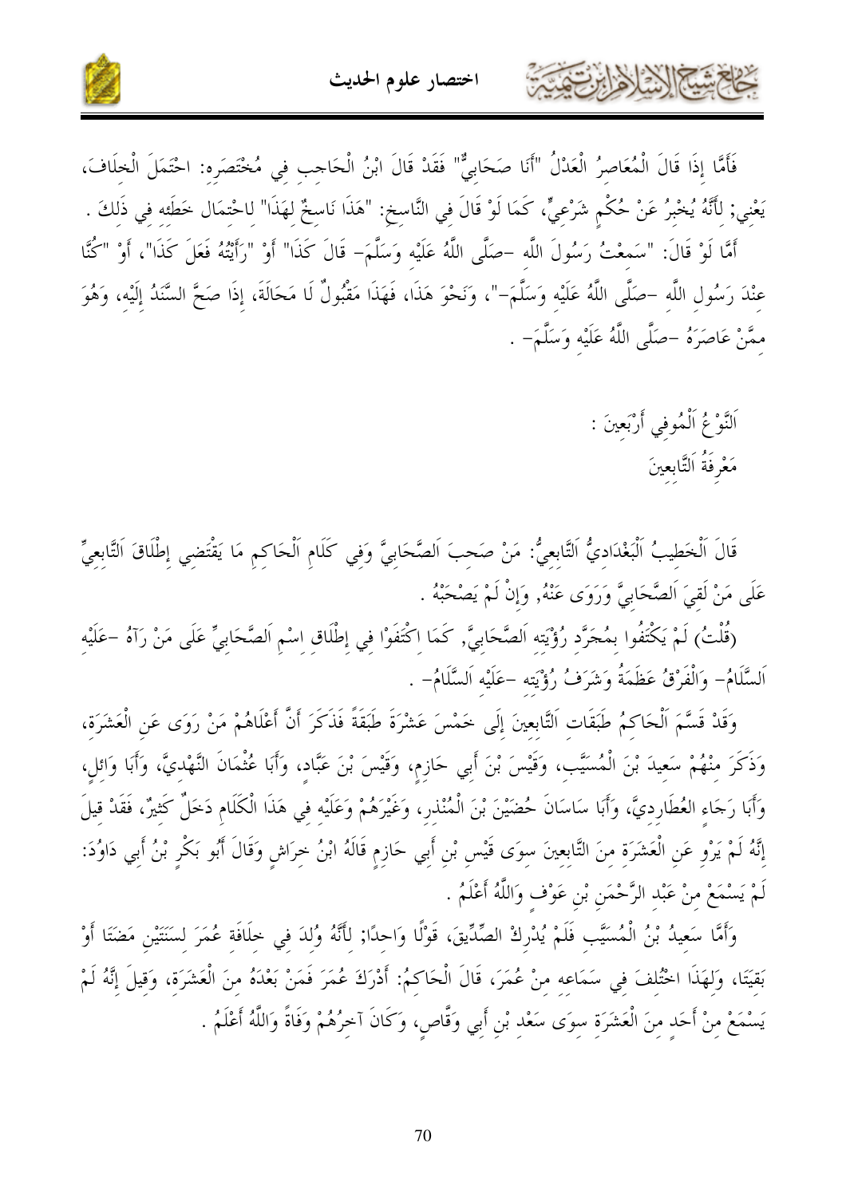فَأَمَّا إِذَا قَالَ الْمُعَاصِرُ الْعَدْلُ "أَنَا صَحَابِيٌّ" فَقَدْ قَالَ ابْنُ الْحَاجِبِ فِي مُخْتَصَرِه: احْتَمَلَ الْخِلَافَ، يَعْنِي; لِأَنَّهُ يُخْبِرُ عَنْ حُكْمٍ شَرْعِيٍّ، كَمَا لَوْ قَالَ فِي النَّاسِخِ: "هَذَا نَاسِخٌ لِهَذَا" لِاحْتِمَال خَطَئِه فِي ذَلِكَ .

أَمَّا لَوْ قَالَ: "سَمِعْتُ رَسُولَ اللَّه -صَلَّى اللَّهُ عَلَيْه وَسَلَّمَ- قَالَ كَذَا" أَوْ "رَأَيْتُهُ فَعَلَ كَذَا"، أَوْ "كُنَّا عِنْدَ رَسُولِ اللَّه -صَلَّى اللَّهُ عَلَيْه وَسَلَّمَ-"، وَنَحْوَ هَذَا، فَهَذَا مَقْبُولٌ لَا مَحَالَةَ، إِذَا صَحَّ السَّنَدُ إِلَيْه، وَهُوَ مِمَّنْ عَاصَرَهُ -صَلَّى اللَّهُ عَلَيْه وَسَلَّمَ- .

## اَلنَّوْعُ اَلْمُوفِي أَرْبَعِينَ :
## مَعْرِفَةُ اَلتَّابِعِينَ

قَالَ اَلْخَطِيبُ اَلْبَغْدَادِيُّ اَلتَّابِعِيُّ: مَنْ صَحِبَ اَلصَّحَابِيَّ وَفِي كَلَامِ اَلْحَاكِمِ مَا يَقْتَضِي إِطْلَاقَ اَلتَّابِعِيِّ عَلَى مَنْ لَقِيَ اَلصَّحَابِيَّ وَرَوَى عَنْهُ, وَإِنْ لَمْ يَصْحَبْهُ .

(قُلْتُ) لَمْ يَكْتَفُوا بِمُجَرَّدِ رُؤْيَتِه اَلصَّحَابِيَّ, كَمَا اِكْتَفَوْا فِي إِطْلَاقِ اسْمِ اَلصَّحَابِيِّ عَلَى مَنْ رَآهُ -عَلَيْهِ اَلسَّلَامُ- وَالْفَرْقُ عَظَمَةُ وَشَرَفُ رُؤْيَتِه -عَلَيْهِ اَلسَّلَامُ- .

وَقَدْ قَسَّمَ اَلْحَاكِمُ طَبَقَاتِ اَلتَّابِعِينَ إِلَى خَمْسَ عَشْرَةَ طَبَقَةً فَذَكَرَ أَنَّ أَعْلَاهُمْ مَنْ رَوَى عَنِ الْعَشَرَة، وَذَكَرَ مِنْهُمْ سَعِيدَ بْنَ الْمُسَيَّبِ، وَقَيْسَ بْنَ أَبِي حَازِمٍ، وَقَيْسَ بْنَ عَبَّادٍ، وَأَبَا عُثْمَانَ النَّهْدِيَّ، وَأَبَا وَائِلٍ، وَأَبَا رَجَاءٍ العُطَارِدِيَّ، وَأَبَا سَاسَانَ حُضَيْنَ بْنَ الْمُنْذِرِ، وَغَيْرَهُمْ وَعَلَيْه فِي هَذَا الْكَلَامِ دَخَلٌ كَثِيرٌ، فَقَدْ قِيلَ إِنَّهُ لَمْ يَرْوِ عَنِ الْعَشَرَةِ مِنَ التَّابِعِينَ سِوَى قَيْسِ بْنِ أَبِي حَازِمٍ قَالَهُ ابْنُ خِرَاشٍ وَقَالَ أَبُو بَكْرِ بْنُ أَبِي دَاوُدَ: لَمْ يَسْمَعْ مِنْ عَبْدِ الرَّحْمَنِ بْنِ عَوْفٍ وَاللَّهُ أَعْلَمُ .

وَأَمَّا سَعِيدُ بْنُ الْمُسَيَّبِ فَلَمْ يُدْرِكْ الصِّدِّيقَ، قَوْلًا وَاحِدًا; لِأَنَّهُ وُلِدَ فِي خِلَافَةِ عُمَرَ لِسَنَتَيْنِ مَضَتَا أَوْ بَقِيَتَا، وَلِهَذَا اخْتُلِفَ فِي سَمَاعِه مِنْ عُمَرَ، قَالَ الْحَاكِمُ: أَدْرَكَ عُمَرَ فَمَنْ بَعْدَهُ مِنَ الْعَشَرَة، وَقِيلَ إِنَّهُ لَمْ يَسْمَعْ مِنْ أَحَدٍ مِنَ الْعَشَرَةِ سِوَى سَعْدِ بْنِ أَبِي وَقَّاصٍ، وَكَانَ آخِرُهُمْ وَفَاةً وَاللَّهُ أَعْلَمُ .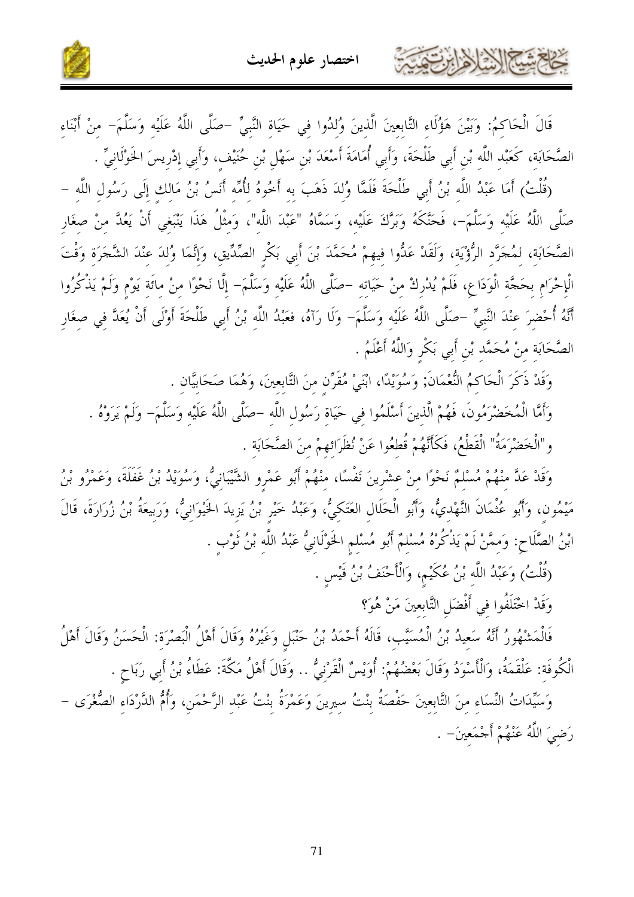قَالَ الْحَاكِمُ: وَبَيْنَ هَؤُلَاءِ التَّابِعِينَ الَّذِينَ وُلِدُوا فِي حَيَاةِ النَّبِيِّ -صَلَّى اللَّهُ عَلَيْهِ وَسَلَّمَ- مِنْ أَبْنَاءِ الصَّحَابَةِ، كَعَبْدِ اللَّهِ بْنِ أَبِي طَلْحَةَ، وَأَبِي أُمَامَةَ أَسْعَدَ بْنِ سَهْلِ بْنِ حُنَيْفٍ، وَأَبِي إِدْرِيسَ الخَوْلَانِيِّ .

(قُلْتُ) أَمَا عَبْدُ اللَّهِ بْنُ أَبِي طَلْحَةَ فَلَمَّا وُلِدَ ذَهَبَ به أَخُوهُ لِأُمِّهِ أَنَسُ بْنُ مَالِكٍ إِلَى رَسُولِ اللَّهِ -صَلَّى اللَّهُ عَلَيْهِ وَسَلَّمَ-، فَحَنَّكَهُ وَبَرَّكَ عَلَيْهِ، وَسَمَّاهُ "عَبْدَ اللَّهِ"، وَمِثْلُ هَذَا يَنْبَغِي أَنْ يُعَدَّ مِنْ صِغَارِ الصَّحَابَةِ، لِمُجَرَّدِ الرُّؤْيَةِ، وَلَقَدْ عَدُّوا فِيهِمْ مُحَمَّدَ بْنَ أَبِي بَكْرٍ الصِّدِّيقِ، وَإِنَّمَا وُلِدَ عِنْدَ الشَّجَرَةِ وَقْتَ الْإِحْرَامِ بِحَجَّةِ الْوَدَاعِ، فَلَمْ يُدْرِكْ مِنْ حَيَاتِهِ -صَلَّى اللَّهُ عَلَيْهِ وَسَلَّمَ- إِلَّا نَحْوًا مِنْ مِائَةِ يَوْمٍ وَلَمْ يَذْكُرُوا أَنَّهُ أُحْضِرَ عِنْدَ النَّبِيِّ -صَلَّى اللَّهُ عَلَيْهِ وَسَلَّمَ- وَلَا رَآهُ، فَعَبْدُ اللَّهِ بْنُ أَبِي طَلْحَةَ أَوْلَى أَنْ يُعَدَّ فِي صِغَارِ الصَّحَابَةِ مِنْ مُحَمَّدِ بْنِ أَبِي بَكْرٍ وَاللَّهُ أَعْلَمُ .

وَقَدْ ذَكَرَ الْحَاكِمُ النُّعْمَانَ; وَسُوَيْدًا، ابْنَيْ مُقَرِّنٍ مِنَ التَّابِعِينَ، وَهُمَا صَحَابِيَّانِ .

وَأَمَّا الْمُخَضْرَمُونَ، فَهُمُ الَّذِينَ أَسْلَمُوا فِي حَيَاةِ رَسُولِ اللَّهِ -صَلَّى اللَّهُ عَلَيْهِ وَسَلَّمَ- وَلَمْ يَرَوْهُ .

و"الْخَضْرَمَةُ" الْقَطْعُ، فَكَأَنَّهُمْ قُطِعُوا عَنْ نُظَرَائِهِمْ مِنَ الصَّحَابَةِ .

وَقَدْ عَدَّ مِنْهُمْ مُسْلِمٌ نَحْوًا مِنْ عِشْرِينَ نَفْسًا، مِنْهُمْ أَبُو عَمْرٍو الشَّيْبَانِيُّ، وَسُوَيْدُ بْنُ غَفَلَةَ، وَعَمْرُو بْنُ مَيْمُونٍ، وَأَبُو عُثْمَانَ النَّهْدِيُّ، وَأَبُو الْحَلَالِ العَتَكِيُّ، وَعَبْدُ خَيْرِ بْنُ يَزِيدَ الخَيْوَانِيُّ، وَرَبِيعَةُ بْنُ زُرَارَةَ، قَالَ ابْنُ الصَّلَاحِ: وَمِمَّنْ لَمْ يَذْكُرْهُ مُسْلِمٌ أَبُو مُسْلِمٍ الخَوْلَانِيُّ عَبْدُ اللَّهِ بْنُ ثَوْبٍ .

(قُلْتُ) وَعَبْدُ اللَّهِ بْنُ عُكَيْمٍ، وَالْأَحْنَفُ بْنُ قَيْسٍ .

وَقَدِ اخْتَلَفُوا فِي أَفْضَلِ التَّابِعِينَ مَنْ هُوَ؟

فَالْمَشْهُورُ أَنَّهُ سَعِيدُ بْنُ الْمُسَيَّبِ، قَالَهُ أَحْمَدُ بْنُ حَنْبَلٍ وَغَيْرُهُ وَقَالَ أَهْلُ الْبَصْرَةِ: الْحَسَنُ وَقَالَ أَهْلُ الْكُوفَةِ: عَلْقَمَةُ، وَالْأَسْوَدُ وَقَالَ بَعْضُهُمْ: أُوَيْسٌ الْقَرَنِيُّ .. وَقَالَ أَهْلُ مَكَّةَ: عَطَاءُ بْنُ أَبِي رَبَاحٍ .

وَسَيِّدَاتُ النِّسَاءِ مِنَ التَّابِعِينَ حَفْصَةُ بِنْتُ سِيرِينَ وَعَمْرَةُ بِنْتُ عَبْدِ الرَّحْمَنِ، وَأُمُّ الدَّرْدَاءِ الصُّغْرَى -رَضِيَ اللَّهُ عَنْهُمْ أَجْمَعِينَ- .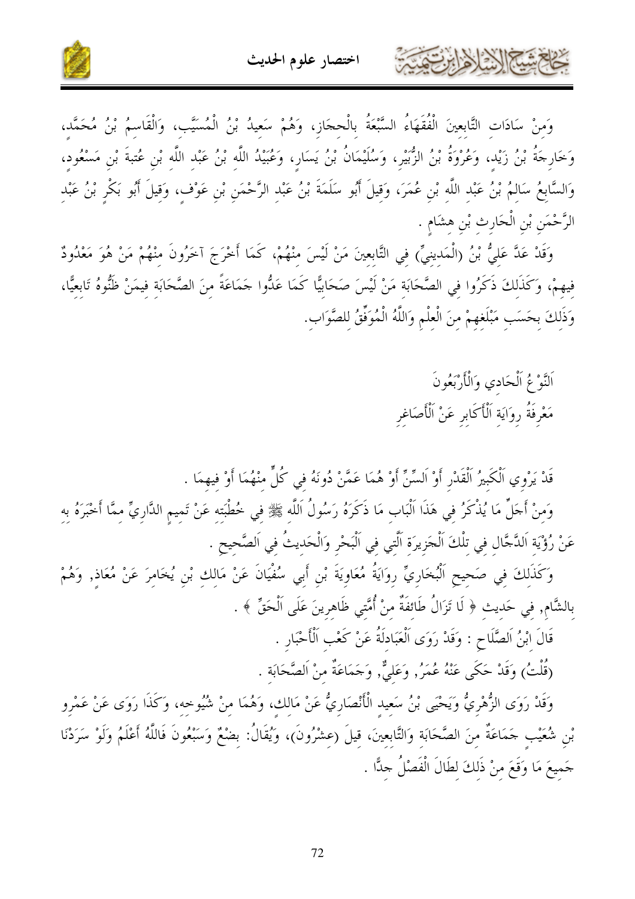وَمِنْ سَادَاتِ التَّابِعِينَ الْفُقَهَاءُ السَّبْعَةُ بِالْحِجَازِ، وَهُمْ سَعِيدُ بْنُ الْمُسَيَّبِ، وَالْقَاسِمُ بْنُ مُحَمَّدٍ، وَخَارِجَةُ بْنُ زَيْدٍ، وَعُرْوَةُ بْنُ الزُّبَيْرِ، وَسُلَيْمَانُ بْنُ يَسَارٍ، وَعُبَيْدُ اللَّهِ بْنُ عَبْدِ اللَّهِ بْنِ عُتْبَةَ بْنِ مَسْعُودٍ، وَالسَّابِعُ سَالِمُ بْنُ عَبْدِ اللَّهِ بْنِ عُمَرَ، وَقِيلَ أَبُو سَلَمَةَ بْنُ عَبْدِ الرَّحْمَنِ بْنِ عَوْفٍ، وَقِيلَ أَبُو بَكْرِ بْنُ عَبْدِ الرَّحْمَنِ بْنِ الْحَارِثِ بْنِ هِشَامٍ .

وَقَدْ عَدَّ عَلِيُّ بْنُ (الْمَدِينِيِّ) فِي التَّابِعِينَ مَنْ لَيْسَ مِنْهُمْ، كَمَا أَخْرَجَ آخَرُونَ مِنْهُمْ مَنْ هُوَ مَعْدُودٌ فِيهِمْ، وَكَذَلِكَ ذَكَرُوا فِي الصَّحَابَةِ مَنْ لَيْسَ صَحَابِيًّا كَمَا عَدُّوا جَمَاعَةً مِنَ الصَّحَابَةِ فِيمَنْ ظَنُّوهُ تَابِعِيًّا، وَذَلِكَ بِحَسَبِ مَبْلَغِهِمْ مِنَ الْعِلْمِ وَاللَّهُ الْمُوَفِّقُ لِلصَّوَابِ.

## اَلنَّوْعُ اَلْحَادِي وَالْأَرْبَعُونَ
## مَعْرِفَةُ رِوَايَةِ اَلْأَكَابِرِ عَنْ اَلْأَصَاغِرِ

قَدْ يَرْوِي اَلْكَبِيرُ اَلْقَدْرِ أَوْ اَلسِّنِّ أَوْ هُمَا عَمَّنْ دُونَهُ فِي كُلٍّ مِنْهُمَا أَوْ فِيهِمَا .

وَمِنْ أَجَلِّ مَا يُذْكَرُ فِي هَذَا اَلْبَابِ مَا ذَكَرَهُ رَسُولُ اَللَّهِ ﷺ فِي خُطْبَتِهِ عَنْ تَمِيمٍ الدَّارِيِّ مِمَّا أَخْبَرَهُ بِهِ عَنْ رُؤْيَةِ اَلدَّجَّالِ فِي تِلْكَ اَلْجَزِيرَةِ اَلَّتِي فِي اَلْبَحْرِ وَالْحَدِيثُ فِي اَلصَّحِيحِ .

وَكَذَلِكَ فِي صَحِيحِ اَلْبُخَارِيِّ رِوَايَةُ مُعَاوِيَةَ بْنِ أَبِي سُفْيَانَ عَنْ مَالِكِ بْنِ يُخَامِرَ عَنْ مُعَاذٍ, وَهُمْ بِالشَّامِ, فِي حَدِيثِ ﴿ لَا تَزَالُ طَائِفَةٌ مِنْ أُمَّتِي ظَاهِرِينَ عَلَى اَلْحَقِّ ﴾ .

قَالَ ابْنُ اَلصَّلَاحِ : وَقَدْ رَوَى اَلْعَبَادِلَةُ عَنْ كَعْبِ اَلْأَحْبَارِ .

(قُلْتُ) وَقَدْ حَكَى عَنْهُ عُمَرُ, وَعَلِيٌّ, وَجَمَاعَةٌ مِنْ اَلصَّحَابَةِ .

وَقَدْ رَوَى الزُّهْرِيُّ وَيَحْيَى بْنُ سَعِيدٍ الْأَنْصَارِيُّ عَنْ مَالِكٍ، وَهُمَا مِنْ شُيُوخِهِ، وَكَذَا رَوَى عَنْ عَمْرِو بْنِ شُعَيْبٍ جَمَاعَةٌ مِنَ الصَّحَابَةِ وَالتَّابِعِينَ، قِيلَ (عِشْرُونَ)، وَيُقَالُ: بِضْعٌ وَسَبْعُونَ فَاللَّهُ أَعْلَمُ وَلَوْ سَرَدْنَا جَمِيعَ مَا وَقَعَ مِنْ ذَلِكَ لَطَالَ الْفَصْلُ جِدًّا .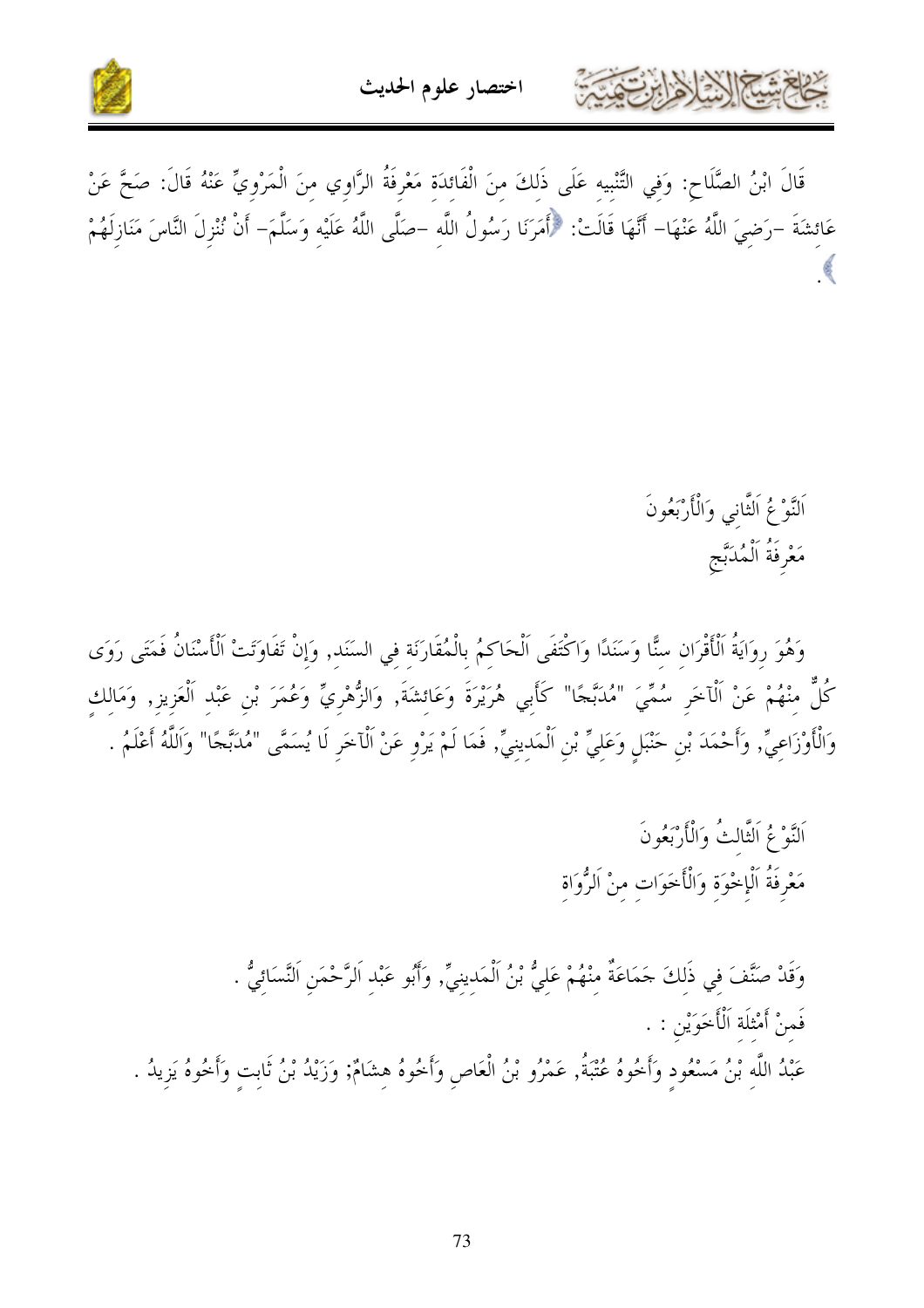قَالَ ابْنُ الصَّلَاحِ: وَفِي التَّنْبِيهِ عَلَى ذَلِكَ مِنَ الْفَائِدَةِ مَعْرِفَةُ الرَّاوِي مِنَ الْمَرْوِيِّ عَنْهُ قَالَ: صَحَّ عَنْ عَائِشَةَ -رَضِيَ اللَّهُ عَنْهَا- أَنَّهَا قَالَتْ: ﴿أَمَرَنَا رَسُولُ اللَّهِ -صَلَّى اللَّهُ عَلَيْهِ وَسَلَّمَ- أَنْ نُنْزِلَ النَّاسَ مَنَازِلَهُمْ﴾.

## اَلنَّوْعُ اَلثَّانِي وَالْأَرْبَعُونَ
## مَعْرِفَةُ اَلْمُدَبَّجِ

وَهُوَ رِوَايَةُ اَلْأَقْرَانِ سِنًّا وَسَنَدًا وَاكْتَفَى اَلْحَاكِمُ بِالْمُقَارَنَةِ فِي السَنَد, وَإِنْ تَفَاوَتَتْ اَلْأَسْنَانُ فَمَتَى رَوَى كُلٌّ مِنْهُمْ عَنْ اَلْآخَرِ سُمِّيَ "مُدَبَّجًا" كَأَبِي هُرَيْرَةَ وَعَائِشَةَ, وَالزُّهْرِيِّ وَعُمَرَ بْنِ عَبْدِ اَلْعَزِيزِ, وَمَالِكٍ وَالْأَوْزَاعِيِّ, وَأَحْمَدَ بْنِ حَنْبَلٍ وَعَلِيِّ بْنِ اَلْمَدِينِيِّ, فَمَا لَمْ يَرْوِ عَنْ اَلْآخَرِ لَا يُسَمَّى "مُدَبَّجًا" وَاَللَّهُ أَعْلَمُ .

## اَلنَّوْعُ اَلثَّالِثُ وَالْأَرْبَعُونَ
## مَعْرِفَةُ اَلْإِخْوَةِ وَالْأَخَوَاتِ مِنْ اَلرُّوَاةِ

وَقَدْ صَنَّفَ فِي ذَلِكَ جَمَاعَةٌ مِنْهُمْ عَلِيُّ بْنُ اَلْمَدِينِيِّ, وَأَبُو عَبْدِ اَلرَّحْمَنِ اَلنَّسَائِيُّ .

فَمِنْ أَمْثِلَةِ اَلْأَخَوَيْنِ : .

عَبْدُ اللَّهِ بْنُ مَسْعُودٍ وَأَخُوهُ عُتْبَةُ, عَمْرُو بْنُ الْعَاصِ وَأَخُوهُ هِشَامٌ; وَزَيْدُ بْنُ ثَابِتٍ وَأَخُوهُ يَزِيدُ .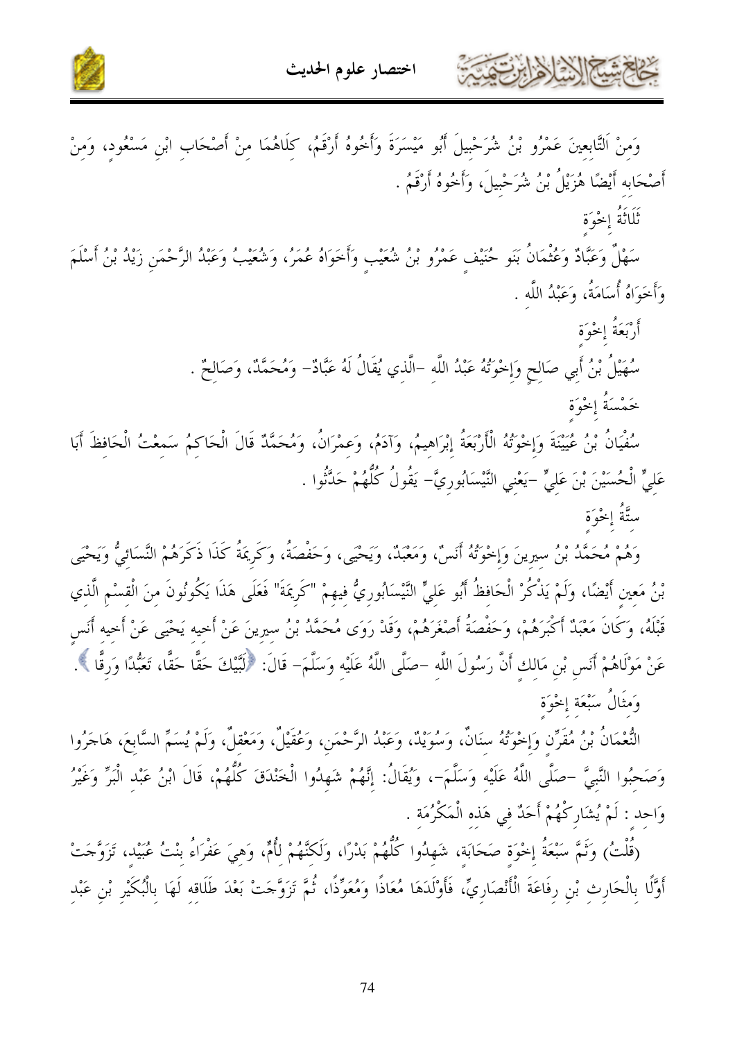وَمِنْ اَلتَّابِعِينَ عَمْرُو بْنُ شُرَحْبِيلَ أَبُو مَيْسَرَةَ وَأَخُوهُ أَرْقَمُ، كِلَاهُمَا مِنْ أَصْحَابِ ابْنِ مَسْعُودٍ، وَمِنْ أَصْحَابِه أَيْضًا هُزَيْلُ بْنُ شُرَحْبِيلَ، وَأَخُوهُ أَرْقَمُ .

ثَلَاثَةُ إِخْوَةٍ

سَهْلٌ وَعَبَّادٌ وَعُثْمَانُ بَنَو حُنَيْفِ عَمْرُو بْنُ شُعَيْبٍ وَأَخَوَاهُ عُمَرُ، وَشُعَيْبُ وَعَبْدُ الرَّحْمَنِ زَيْدُ بْنُ أَسْلَمَ وَأَخَوَاهُ أُسَامَةُ، وَعَبْدُ اللَّهِ .

أَرْبَعَةُ إِخْوَةٍ

سُهَيْلُ بْنُ أَبِي صَالِحٍ وَإِخْوَتُهُ عَبْدُ اللَّهِ –الَّذِي يُقَالُ لَهُ عَبَّادٌ– وَمُحَمَّدٌ، وَصَالِحٌ .

خَمْسَةُ إِخْوَةٍ

سُفْيَانُ بْنُ عُيَيْنَةَ وَإِخْوَتُهُ الْأَرْبَعَةُ إِبْرَاهِيمُ، وَآدَمُ، وَعِمْرَانُ، وَمُحَمَّدٌ قَالَ الْحَاكِمُ سَمِعْتُ الْحَافِظَ أَبَا عَلِيٍّ الْحُسَيْنَ بْنَ عَلِيٍّ –يَعْنِي النَّيْسَابُورِيَّ– يَقُولُ كُلُّهُمْ حَدَّثُوا .

سِتَّةُ إِخْوَةٍ

وَهُمْ مُحَمَّدُ بْنُ سِيرِينَ وَإِخْوَتُهُ أَنَسٌ، وَمَعْبَدٌ، وَيَحْيَى، وَحَفْصَةُ، وَكَرِيمَةُ كَذَا ذَكَرَهُمْ النَّسَائِيُّ وَيَحْيَى بْنُ مَعِينٍ أَيْضًا، وَلَمْ يَذْكُرْ الْحَافِظُ أَبُو عَلِيٍّ النَّيْسَابُورِيُّ فِيهِمْ "كَرِيمَةَ" فَعَلَى هَذَا يَكُونُونَ مِنَ الْقِسْمِ الَّذِي قَبْلَهُ، وَكَانَ مَعْبَدٌ أَكْبَرَهُمْ، وَحَفْصَةُ أَصْغَرَهُمْ، وَقَدْ رَوَى مُحَمَّدُ بْنُ سِيرِينَ عَنْ أَخِيهِ يَحْيَى عَنْ أَخِيهِ أَنَسٍ عَنْ مَوْلَاهُمْ أَنَسِ بْنِ مَالِكٍ أَنَّ رَسُولَ اللَّهِ –صَلَّى اللَّهُ عَلَيْهِ وَسَلَّمَ– قَالَ: ﴿لَبَّيْكَ حَقًّا حَقًّا، تَعَبُّدًا وَرِقًّا﴾ .

وَمِثَالُ سَبْعَةِ إِخْوَةٍ

النُّعْمَانُ بْنُ مُقَرِّنٍ وَإِخْوَتُهُ سِنَانٌ، وَسُوَيْدٌ، وَعَبْدُ الرَّحْمَنِ، وَعُقَيْلٌ، وَمَعْقِلٌ، وَلَمْ يُسَمِّ السَّابِعَ، هَاجَرُوا وَصَحِبُوا النَّبِيَّ –صَلَّى اللَّهُ عَلَيْهِ وَسَلَّمَ–، وَيُقَالُ: إِنَّهُمْ شَهِدُوا الْخَنْدَقَ كُلُّهُمْ، قَالَ ابْنُ عَبْدِ الْبَرِّ وَغَيْرُ وَاحِدٍ : لَمْ يُشَارِكْهُمْ أَحَدٌ فِي هَذِهِ الْمَكْرُمَةِ .

(قُلْتُ) وَثَمَّ سَبْعَةُ إِخْوَةٍ صَحَابَةٍ، شَهِدُوا كُلُّهُمْ بَدْرًا، وَلَكِنَّهُمْ لِأُمٍّ، وَهِيَ عَفْرَاءُ بِنْتُ عُبَيْدٍ، تَزَوَّجَتْ أَوَّلًا بِالْحَارِثِ بْنِ رِفَاعَةَ الْأَنْصَارِيِّ، فَأَوْلَدَهَا مُعَاذًا وَمُعَوِّذًا، ثُمَّ تَزَوَّجَتْ بَعْدَ طَلَاقِهِ لَهَا بِالْبُكَيْرِ بْنِ عَبْدِ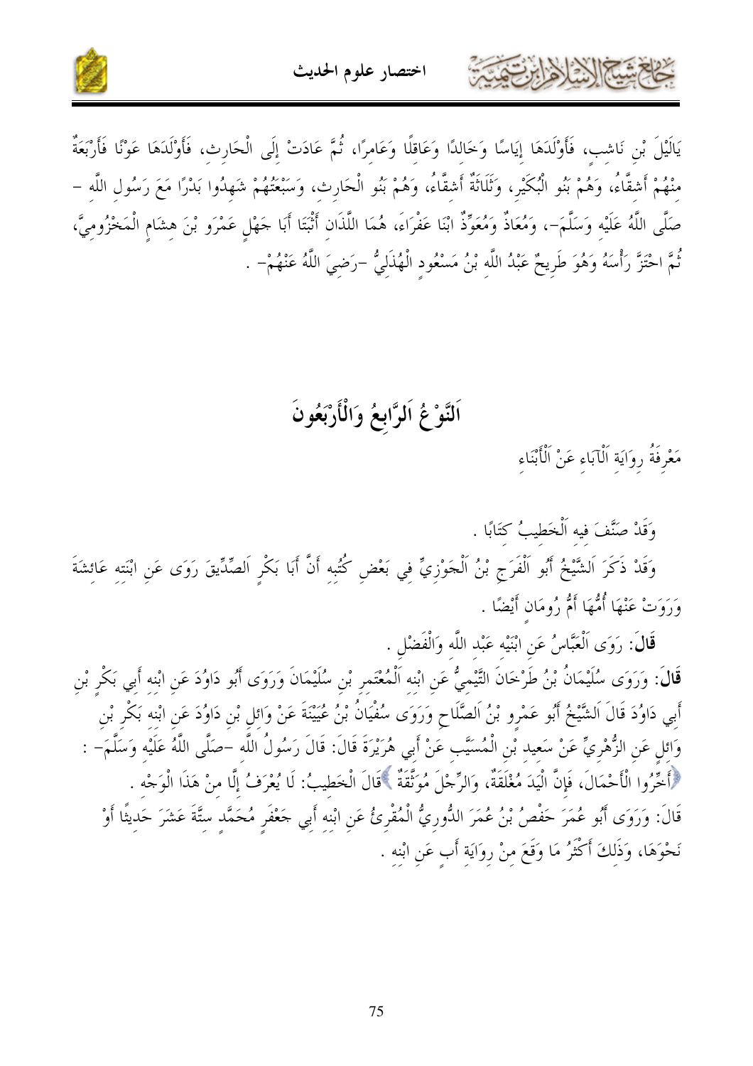يَالَيْلَ بْنِ نَاشِبٍ، فَأَوْلَدَهَا إِيَاسًا وَخَالِدًا وَعَاقِلًا وَعَامِرًا، ثُمَّ عَادَتْ إِلَى الْحَارِثِ، فَأَوْلَدَهَا عَوْنًا فَأَرْبَعَةٌ مِنْهُمْ أَشِقَّاءُ، وَهُمْ بَنُو الْبُكَيْرِ، وَثَلَاثَةٌ أَشِقَّاءُ، وَهُمْ بَنُو الْحَارِثِ، وَسَبْعَتُهُمْ شَهِدُوا بَدْرًا مَعَ رَسُولِ اللَّهِ –صَلَّى اللَّهُ عَلَيْهِ وَسَلَّمَ–، وَمُعَاذٌ وَمُعَوِّذٌ ابْنَا عَفْرَاءَ، هُمَا اللَّذَانِ أَثْبَتَا أَبَا جَهْلٍ عَمْرَو بْنَ هِشَامٍ الْمَخْزُومِيَّ، ثُمَّ احْتَزَّ رَأْسَهُ وَهُوَ طَرِيحٌ عَبْدُ اللَّهِ بْنُ مَسْعُودٍ الْهُذَلِيُّ –رَضِيَ اللَّهُ عَنْهُمْ– .

## اَلنَّوْعُ اَلرَّابِعُ وَالْأَرْبَعُونَ

مَعْرِفَةُ رِوَايَةِ اَلْآبَاءِ عَنْ اَلْأَبْنَاءِ

وَقَدْ صَنَّفَ فِيهِ اَلْخَطِيبُ كِتَابًا .

وَقَدْ ذَكَرَ اَلشَّيْخُ أَبُو اَلْفَرَجِ بْنُ اَلْجَوْزِيِّ فِي بَعْضِ كُتُبِهِ أَنَّ أَبَا بَكْرٍ اَلصِّدِّيقَ رَوَى عَنِ ابْنَتِهِ عَائِشَةَ وَرَوَتْ عَنْهَا أُمُّهَا أُمُّ رُومَانَ أَيْضًا .

**قَالَ**: رَوَى اَلْعَبَّاسُ عَنِ ابْنَيْهِ عَبْدِ اللَّهِ وَالْفَضْلِ .

**قَالَ**: وَرَوَى سُلَيْمَانُ بْنُ طَرْخَانَ التَّيْمِيُّ عَنِ ابْنِهِ اَلْمُعْتَمِرِ بْنِ سُلَيْمَانَ وَرَوَى أَبُو دَاوُدَ عَنِ ابْنِهِ أَبِي بَكْرِ بْنِ أَبِي دَاوُدَ قَالَ اَلشَّيْخُ أَبُو عَمْرِو بْنُ اَلصَّلَاحِ وَرَوَى سُفْيَانُ بْنُ عُيَيْنَةَ عَنْ وَائِلِ بْنِ دَاوُدَ عَنِ ابْنِهِ بَكْرِ بْنِ وَائِلٍ عَنِ الزُّهْرِيِّ عَنْ سَعِيدِ بْنِ الْمُسَيَّبِ عَنْ أَبِي هُرَيْرَةَ قَالَ: قَالَ رَسُولُ اللَّهِ –صَلَّى اللَّهُ عَلَيْهِ وَسَلَّمَ– : ﴿أَخِّرُوا الْأَحْمَالَ، فَإِنَّ الْيَدَ مُغْلَقَةٌ، وَالرِّجْلَ مُوَثَّقَةٌ﴾ قَالَ الْخَطِيبُ: لَا يُعْرَفُ إِلَّا مِنْ هَذَا الْوَجْهِ .

قَالَ: وَرَوَى أَبُو عُمَرَ حَفْصُ بْنُ عُمَرَ الدُّورِيُّ الْمُقْرِئُ عَنِ ابْنِهِ أَبِي جَعْفَرٍ مُحَمَّدٍ سِتَّةَ عَشَرَ حَدِيثًا أَوْ نَحْوَهَا، وَذَلِكَ أَكْثَرُ مَا وَقَعَ مِنْ رِوَايَةِ أَبٍ عَنِ ابْنِهِ .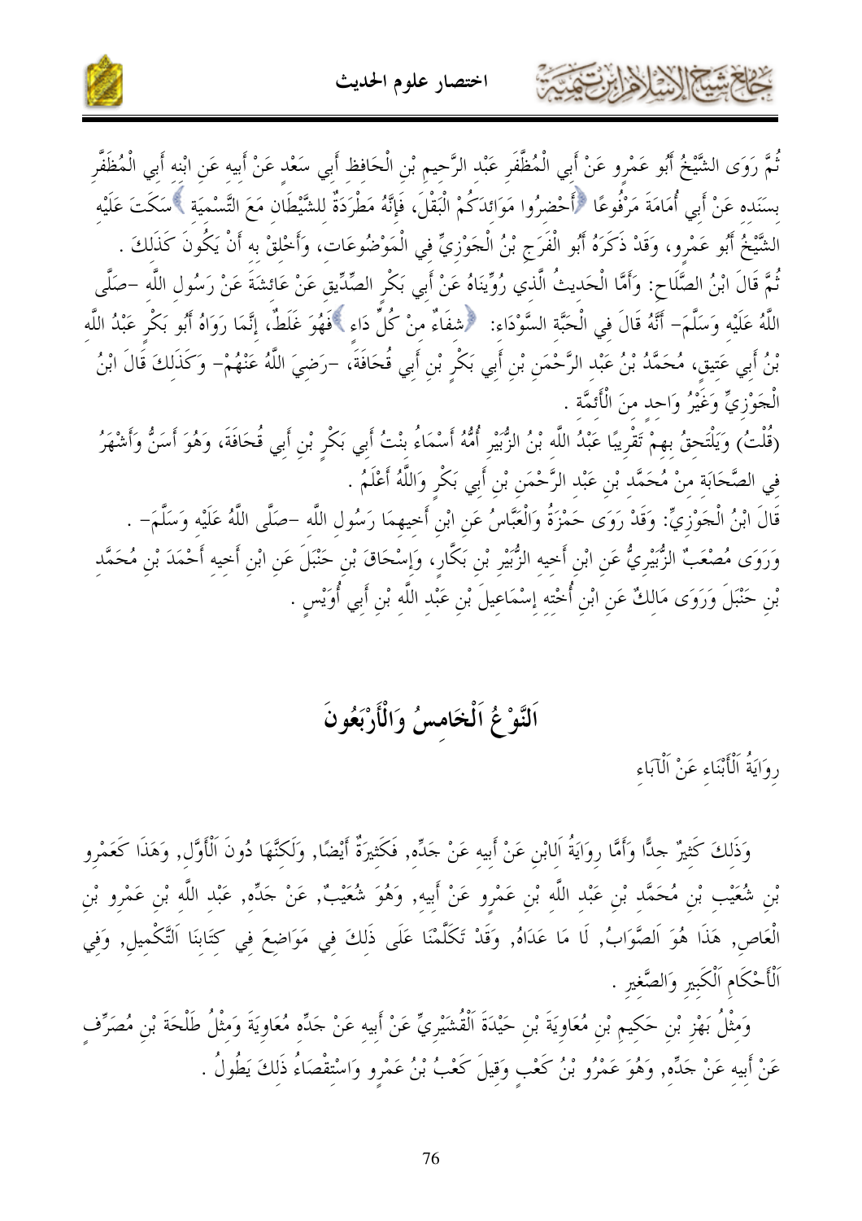ثُمَّ رَوَى الشَّيْخُ أَبُو عَمْرٍو عَنْ أَبِي الْمُظَفَّرِ عَبْدِ الرَّحِيمِ بْنِ الْحَافِظِ أَبِي سَعْدٍ عَنْ أَبِيهِ عَنِ ابْنِهِ أَبِي الْمُظَفَّرِ بِسَنَدِهِ عَنْ أَبِي أُمَامَةَ مَرْفُوعًا ﴿أَحْضِرُوا مَوَائِدَكُمْ الْبَقْلَ، فَإِنَّهُ مَطْرَدَةٌ لِلشَّيْطَانِ مَعَ التَّسْمِيَةِ﴾ سَكَتَ عَلَيْهِ الشَّيْخُ أَبُو عَمْرٍو، وَقَدْ ذَكَرَهُ أَبُو الْفَرَجِ بْنُ الْجَوْزِيِّ فِي الْمَوْضُوعَاتِ، وَأَخْلِقْ بِهِ أَنْ يَكُونَ كَذَلِكَ .

ثُمَّ قَالَ ابْنُ الصَّلَاحِ: وَأَمَّا الْحَدِيثُ الَّذِي رُوِّينَاهُ عَنْ أَبِي بَكْرٍ الصِّدِّيقِ عَنْ عَائِشَةَ عَنْ رَسُولِ اللَّهِ -صَلَّى اللَّهُ عَلَيْهِ وَسَلَّمَ- أَنَّهُ قَالَ فِي الْحَبَّةِ السَّوْدَاءِ: ﴿شِفَاءٌ مِنْ كُلِّ دَاءٍ﴾ فَهُوَ غَلَطٌ، إِنَّمَا رَوَاهُ أَبُو بَكْرٍ عَبْدُ اللَّهِ بْنُ أَبِي عَتِيقٍ، مُحَمَّدُ بْنُ عَبْدِ الرَّحْمَنِ بْنِ أَبِي بَكْرِ بْنِ أَبِي قُحَافَةَ، -رَضِيَ اللَّهُ عَنْهُمْ- وَكَذَلِكَ قَالَ ابْنُ الْجَوْزِيِّ وَغَيْرُ وَاحِدٍ مِنَ الْأَئِمَّةِ .

(قُلْتُ) وَيَلْتَحِقُ بِهِمْ تَقْرِيبًا عَبْدُ اللَّهِ بْنُ الزُّبَيْرِ أُمُّهُ أَسْمَاءُ بِنْتُ أَبِي بَكْرِ بْنِ أَبِي قُحَافَةَ، وَهُوَ أَسَنُّ وَأَشْهَرُ فِي الصَّحَابَةِ مِنْ مُحَمَّدِ بْنِ عَبْدِ الرَّحْمَنِ بْنِ أَبِي بَكْرٍ وَاللَّهُ أَعْلَمُ .

قَالَ ابْنُ الْجَوْزِيِّ: وَقَدْ رَوَى حَمْزَةُ وَالْعَبَّاسُ عَنِ ابْنِ أَخِيهِمَا رَسُولِ اللَّهِ -صَلَّى اللَّهُ عَلَيْهِ وَسَلَّمَ- . وَرَوَى مُصْعَبٌ الزُّبَيْرِيُّ عَنِ ابْنِ أَخِيهِ الزُّبَيْرِ بْنِ بَكَّارٍ، وَإِسْحَاقُ بْنُ حَنْبَلٍ عَنِ ابْنِ أَخِيهِ أَحْمَدَ بْنِ مُحَمَّدِ بْنِ حَنْبَلٍ وَرَوَى مَالِكٌ عَنِ ابْنِ أُخْتِهِ إِسْمَاعِيلَ بْنِ عَبْدِ اللَّهِ بْنِ أَبِي أُوَيْسٍ .

## اَلنَّوْعُ اَلْخَامِسُ وَالْأَرْبَعُونَ

رِوَايَةُ اَلْأَبْنَاءِ عَنْ اَلْآبَاءِ

وَذَلِكَ كَثِيرٌ جِدًّا وَأَمَّا رِوَايَةُ اَلِابْنِ عَنْ أَبِيهِ عَنْ جَدِّهِ, فَكَثِيرَةٌ أَيْضًا, وَلَكِنَّهَا دُونَ اَلْأَوَّلِ, وَهَذَا كَعَمْرِو بْنِ شُعَيْبِ بْنِ مُحَمَّدِ بْنِ عَبْدِ اللَّهِ بْنِ عَمْرٍو عَنْ أَبِيهِ, وَهُوَ شُعَيْبٌ, عَنْ جَدِّهِ, عَبْدِ اللَّهِ بْنِ عَمْرِو بْنِ الْعَاصِ, هَذَا هُوَ اَلصَّوَابُ, لَا مَا عَدَاهُ, وَقَدْ تَكَلَّمْنَا عَلَى ذَلِكَ فِي مَوَاضِعَ فِي كِتَابِنَا اَلتَّكْمِيلِ, وَفِي اَلْأَحْكَامِ اَلْكَبِيرِ وَالصَّغِيرِ .

وَمِثْلُ بَهْزِ بْنِ حَكِيمِ بْنِ مُعَاوِيَةَ بْنِ حَيْدَةَ اَلْقُشَيْرِيِّ عَنْ أَبِيهِ عَنْ جَدِّهِ مُعَاوِيَةَ وَمِثْلُ طَلْحَةَ بْنِ مُصَرِّفٍ عَنْ أَبِيهِ عَنْ جَدِّهِ, وَهُوَ عَمْرُو بْنُ كَعْبٍ وَقِيلَ كَعْبُ بْنُ عَمْرٍو وَاسْتِقْصَاءُ ذَلِكَ يَطُولُ .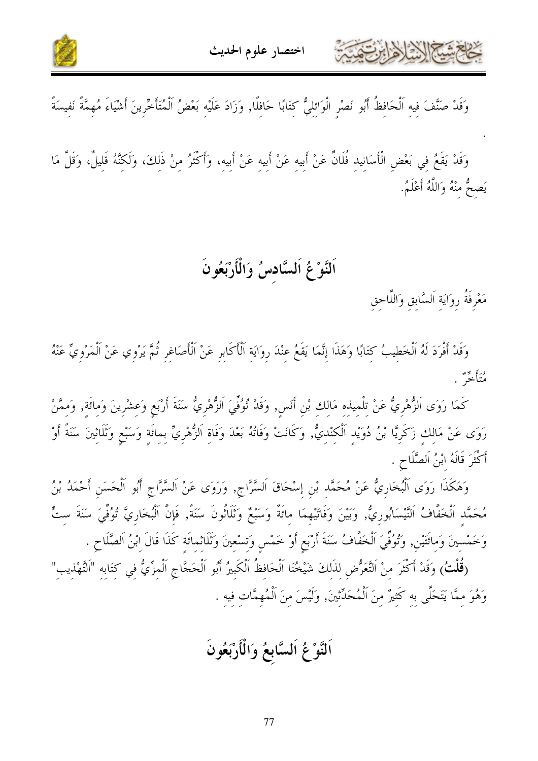وَقَدْ صَنَّفَ فِيهِ اَلْحَافِظُ أَبُو نَصْرٍ الْوَائِلِيُّ كِتَابًا حَافِلًا, وَزَادَ عَلَيْهِ بَعْضُ اَلْمُتَأَخِّرِينَ أَشْيَاءَ مُهِمَّةً نَفِيسَةً

.

وَقَدْ يَقَعُ فِي بَعْضِ الْأَسَانِيدِ فُلَانٌ عَنْ أَبِيهِ عَنْ أَبِيهِ عَنْ أَبِيهِ، وَأَكْثَرُ مِنْ ذَلِكَ، وَلَكِنَّهُ قَلِيلٌ، وَقَلَّ مَا يَصِحُّ مِنْهُ وَاللَّهُ أَعْلَمُ.

## اَلنَّوْعُ اَلسَّادِسُ وَالْأَرْبَعُونَ

مَعْرِفَةُ رِوَايَةِ اَلسَّابِقِ وَاللَّاحِقِ

وَقَدْ أَفْرَدَ لَهُ اَلْخَطِيبُ كِتَابًا وَهَذَا إِنَّمَا يَقَعُ عِنْدَ رِوَايَةِ اَلْأَكَابِرِ عَنْ اَلْأَصَاغِرِ ثُمَّ يَرْوِي عَنْ اَلْمَرْوِيِّ عَنْهُ مُتَأَخِّرٌ .

كَمَا رَوَى اَلزُّهْرِيُّ عَنْ تِلْمِيذِهِ مَالِكِ بْنِ أَنَسٍ, وَقَدْ تُوُفِّيَ اَلزُّهْرِيُّ سَنَةَ أَرْبَعٍ وَعِشْرِينَ وَمِائَةٍ, وَمِمَّنْ رَوَى عَنْ مَالِكٍ زَكَرِيَّا بْنُ دُوَيْدٍ اَلْكِنْدِيُّ, وَكَانَتْ وَفَاتُهُ بَعْدَ وَفَاةِ اَلزُّهْرِيِّ بِمِائَةٍ وَسَبْعٍ وَثَلَاثِينَ سَنَةً أَوْ أَكْثَرَ قَالَهُ اِبْنُ اَلصَّلَاحِ .

وَهَكَذَا رَوَى اَلْبُخَارِيُّ عَنْ مُحَمَّدِ بْنِ إِسْحَاقَ اَلسَّرَّاجِ, وَرَوَى عَنْ اَلسَّرَّاجِ أَبُو اَلْحَسَنِ أَحْمَدُ بْنُ مُحَمَّدٍ اَلْخَفَّافُ اَلنَّيْسَابُورِيُّ, وَبَيْنَ وَفَاتَيْهِمَا مِائَةٌ وَسَبْعٌ وَثَلَاثُونَ سَنَةً, فَإِنَّ اَلْبُخَارِيَّ تُوُفِّيَ سَنَةَ سِتٍّ وَخَمْسِينَ وَمِائَتَيْنِ, وَتُوُفِّيَ اَلْخَفَّافُ سَنَةَ أَرْبَعٍ أَوْ خَمْسٍ وَتِسْعِينَ وَثَلَاثِمِائَةٍ كَذَا قَالَ اِبْنُ اَلصَّلَاحِ .

(**قُلْتُ**) وَقَدْ أَكْثَرَ مِنْ اَلتَّعَرُّضِ لِذَلِكَ شَيْخُنَا اَلْحَافِظُ اَلْكَبِيرُ أَبُو اَلْحَجَّاجِ اَلْمِزِّيُّ فِي كِتَابِهِ "اَلتَّهْذِيبِ" وَهُوَ مِمَّا يَتَحَلَّى بِهِ كَثِيرٌ مِنَ اَلْمُحَدِّثِينَ, وَلَيْسَ مِنَ اَلْمُهِمَّاتِ فِيهِ .

## اَلنَّوْعُ اَلسَّابِعُ وَالْأَرْبَعُونَ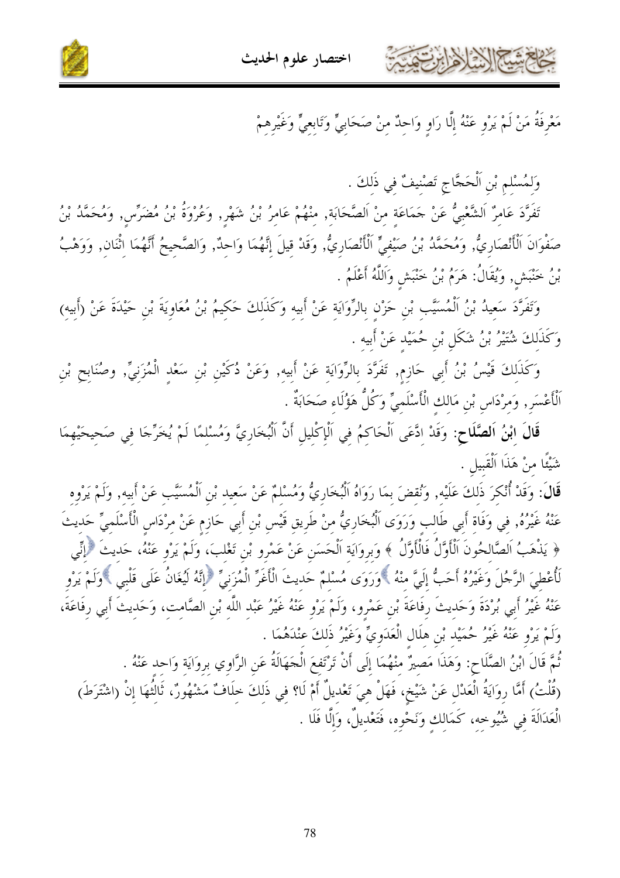مَعْرِفَةُ مَنْ لَمْ يَرْوِ عَنْهُ إِلَّا رَاوٍ وَاحِدٌ مِنْ صَحَابِيٍّ وَتَابِعِيٍّ وَغَيْرِهِمْ

وَلِمُسْلِمِ بْنِ اَلْحَجَّاجِ تَصْنِيفٌ فِي ذَلِكَ .

تَفَرَّدَ عَامِرٌ اَلشَّعْبِيُّ عَنْ جَمَاعَةٍ مِنْ اَلصَّحَابَةِ, مِنْهُمْ عَامِرُ بْنُ شَهْرٍ, وَعُرْوَةُ بْنُ مُضَرِّسٍ, وَمُحَمَّدُ بْنُ صَفْوَانَ اَلْأَنْصَارِيُّ, وَمُحَمَّدُ بْنُ صَيْفِيٍّ اَلْأَنْصَارِيُّ, وَقَدْ قِيلَ إِنَّهُمَا وَاحِدٌ, وَالصَّحِيحُ أَنَّهُمَا اِثْنَانِ, وَوَهْبُ بْنُ خَنْبَشٍ, وَيُقَالُ: هَرِمُ بْنُ خَنْبَشٍ وَاَللَّهُ أَعْلَمُ .

وَتَفَرَّدَ سَعِيدُ بْنُ اَلْمُسَيَّبِ بْنِ حَزْنٍ بِالرِّوَايَةِ عَنْ أَبِيهِ وَكَذَلِكَ حَكِيمُ بْنُ مُعَاوِيَةَ بْنِ حَيْدَةَ عَنْ (أَبِيهِ) وَكَذَلِكَ شُتَيْرُ بْنُ شَكَلِ بْنِ حُمَيْدٍ عَنْ أَبِيهِ .

وَكَذَلِكَ قَيْسُ بْنُ أَبِي حَازِمٍ, تَفَرَّدَ بِالرِّوَايَةِ عَنْ أَبِيهِ, وَعَنْ دُكَيْنِ بْنِ سَعْدٍ الْمُزَنِيِّ, وصُنَابِحِ بْنِ اَلْأَعْسَرِ, وَمِرْدَاسِ بْنِ مَالِكٍ الْأَسْلَمِيِّ وَكُلُّ هَؤُلَاءِ صَحَابَةٌ .

**قَالَ اِبْنُ اَلصَّلَاحِ:** وَقَدْ ادَّعَى اَلْحَاكِمُ فِي اَلْإِكْلِيلِ أَنَّ اَلْبُخَارِيَّ وَمُسْلِمًا لَمْ يُخَرِّجَا فِي صَحِيحَيْهِمَا شَيْئًا مِنْ هَذَا اَلْقَبِيلِ .

**قَالَ:** وَقَدْ أُنْكِرَ ذَلِكَ عَلَيْهِ, وَنُقِضَ بِمَا رَوَاهُ اَلْبُخَارِيُّ وَمُسْلِمٌ عَنْ سَعِيدِ بْنِ اَلْمُسَيَّبِ عَنْ أَبِيهِ, وَلَمْ يَرْوِهِ عَنْهُ غَيْرُهُ, فِي وَفَاةِ أَبِي طَالِبٍ وَرَوَى اَلْبُخَارِيُّ مِنْ طَرِيقِ قَيْسِ بْنِ أَبِي حَازِمٍ عَنْ مِرْدَاسٍ الْأَسْلَمِيِّ حَدِيثَ ﴿ يَذْهَبُ اَلصَّالِحُونَ اَلْأَوَّلُ فَالْأَوَّلُ ﴾ وَبِرِوَايَةِ اَلْحَسَنِ عَنْ عَمْرِو بْنِ تَغْلِبَ، وَلَمْ يَرْوِ عَنْهُ، حَدِيثَ ﴿إِنِّي لَأُعْطِي الرَّجُلَ وَغَيْرُهُ أَحَبُّ إِلَيَّ مِنْهُ ﴾وَرَوَى مُسْلِمٌ حَدِيثَ الْأَغَرِّ الْمُزَنِيِّ ﴿إِنَّهُ لَيُغَانُ عَلَى قَلْبِي ﴾وَلَمْ يَرْوِ عَنْهُ غَيْرُ أَبِي بُرْدَةَ وَحَدِيثَ رِفَاعَةَ بْنِ عَمْرٍو، وَلَمْ يَرْوِ عَنْهُ غَيْرُ عَبْدِ اللَّهِ بْنِ الصَّامِتِ، وَحَدِيثَ أَبِي رِفَاعَةَ، وَلَمْ يَرْوِ عَنْهُ غَيْرُ حُمَيْدِ بْنِ هِلَالٍ الْعَدَوِيِّ وَغَيْرُ ذَلِكَ عِنْدَهُمَا .

ثُمَّ قَالَ ابْنُ الصَّلَاحِ: وَهَذَا مَصِيرٌ مِنْهُمَا إِلَى أَنْ تَرْتَفِعَ الْجَهَالَةُ عَنِ الرَّاوِي بِرِوَايَةِ وَاحِدٍ عَنْهُ .

(قُلْتُ) أَمَّا رِوَايَةُ الْعَدْلِ عَنْ شَيْخٍ، فَهَلْ هِيَ تَعْدِيلٌ أَمْ لَا؟ فِي ذَلِكَ خِلَافٌ مَشْهُورٌ، ثَالِثُهَا إِنْ (اشْتَرَطَ) الْعَدَالَةَ فِي شُيُوخِهِ، كَمَالِكٍ وَنَحْوِهِ، فَتَعْدِيلٌ، وَإِلَّا فَلَا .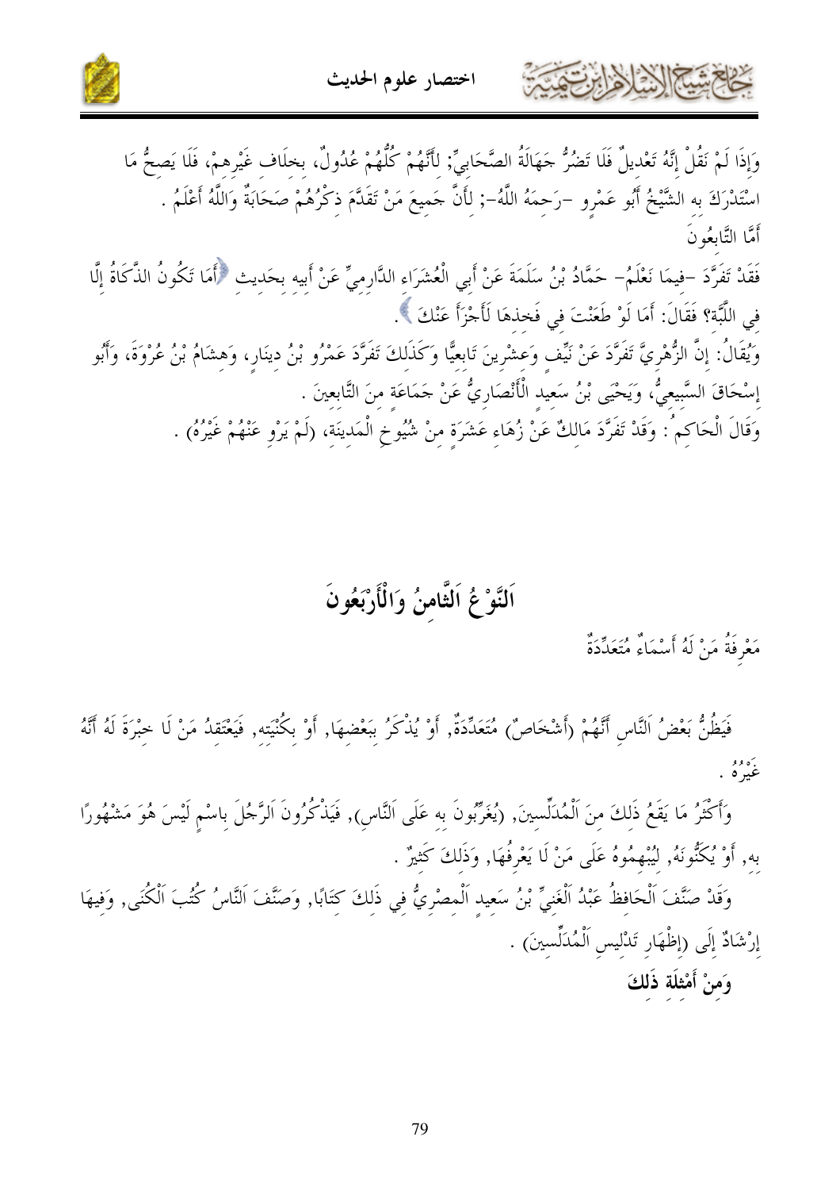وَإِذَا لَمْ نَقُلْ إِنَّهُ تَعْدِيلٌ فَلَا تَضُرُّ جَهَالَةُ الصَّحَابِيِّ; لِأَنَّهُمْ كُلُّهُمْ عُدُولٌ، بِخِلَافِ غَيْرِهِمْ، فَلَا يَصِحُّ مَا اسْتَدْرَكَ بِهِ الشَّيْخُ أَبُو عَمْرٍو -رَحِمَهُ اللَّهُ-; لِأَنَّ جَمِيعَ مَنْ تَقَدَّمَ ذِكْرُهُمْ صَحَابَةٌ وَاللَّهُ أَعْلَمُ .

أَمَّا التَّابِعُونَ

فَقَدْ تَفَرَّدَ -فِيمَا نَعْلَمُ- حَمَّادُ بْنُ سَلَمَةَ عَنْ أَبِي الْعُشَرَاءِ الدَّارِمِيِّ عَنْ أَبِيهِ بِحَدِيثِ ﴿أَمَا تَكُونُ الذَّكَاةُ إِلَّا فِي اللَّبَّةِ؟ فَقَالَ: أَمَا لَوْ طَعَنْتَ فِي فَخِذِهَا لَأَجْزَأَ عَنْكَ﴾ .

وَيُقَالُ: إِنَّ الزُّهْرِيَّ تَفَرَّدَ عَنْ نَيِّفٍ وَعِشْرِينَ تَابِعِيًّا وَكَذَلِكَ تَفَرَّدَ عَمْرُو بْنُ دِينَارٍ، وَهِشَامُ بْنُ عُرْوَةَ، وَأَبُو إِسْحَاقَ السَّبِيعِيُّ، وَيَحْيَى بْنُ سَعِيدٍ الْأَنْصَارِيُّ عَنْ جَمَاعَةٍ مِنَ التَّابِعِينَ .

وَقَالَ الْحَاكِمُ: وَقَدْ تَفَرَّدَ مَالِكٌ عَنْ زُهَاءِ عَشَرَةٍ مِنْ شُيُوخِ الْمَدِينَةِ، (لَمْ يَرْوِ عَنْهُمْ غَيْرُهُ) .

## اَلنَّوْعُ اَلثَّامِنُ وَالْأَرْبَعُونَ

مَعْرِفَةُ مَنْ لَهُ أَسْمَاءٌ مُتَعَدِّدَةٌ

فَيَظُنُّ بَعْضُ اَلنَّاسِ أَنَّهُمْ (أَشْخَاصٌ) مُتَعَدِّدَةٌ, أَوْ يُذْكَرُ بِبَعْضِهَا, أَوْ بِكُنْيَتِهِ, فَيَعْتَقِدُ مَنْ لَا خِبْرَةَ لَهُ أَنَّهُ غَيْرُهُ .

وَأَكْثَرُ مَا يَقَعُ ذَلِكَ مِنَ اَلْمُدَلِّسِينَ, (يُغَرِّبُونَ بِهِ عَلَى اَلنَّاسِ), فَيَذْكُرُونَ اَلرَّجُلَ بِاسْمٍ لَيْسَ هُوَ مَشْهُورًا بِهِ, أَوْ يُكَنُّونَهُ, لِيُبْهِمُوهُ عَلَى مَنْ لَا يَعْرِفُهَا, وَذَلِكَ كَثِيرٌ .

وَقَدْ صَنَّفَ اَلْحَافِظُ عَبْدُ اَلْغَنِيِّ بْنُ سَعِيدٍ اَلْمِصْرِيُّ فِي ذَلِكَ كِتَابًا, وَصَنَّفَ اَلنَّاسُ كُتُبَ اَلْكُنَى, وَفِيهَا إِرْشَادٌ إِلَى (إِظْهَارِ تَدْلِيسِ اَلْمُدَلِّسِينَ) .

**وَمِنْ أَمْثِلَةِ ذَلِكَ**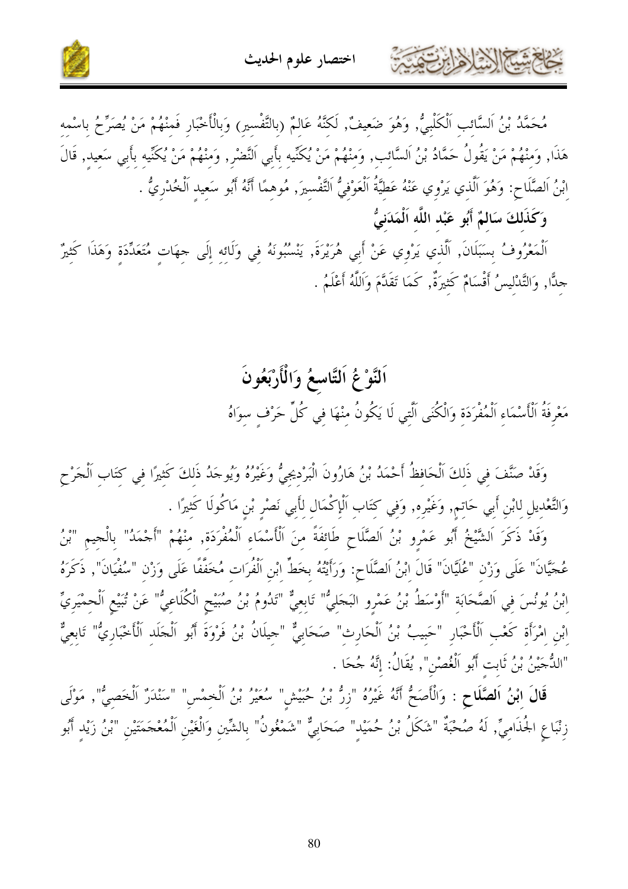مُحَمَّدُ بْنُ اَلسَّائِبِ اَلْكَلْبِيُّ, وَهُوَ ضَعِيفٌ, لَكِنَّهُ عَالِمٌ (بِالتَّفْسِيرِ) وَبِالْأَخْبَارِ فَمِنْهُمْ مَنْ يُصَرِّحُ بِاسْمِهِ هَذَا, وَمِنْهُمْ مَنْ يَقُولُ حَمَّادُ بْنُ اَلسَّائِبِ, وَمِنْهُمْ مَنْ يُكَنِّيهِ بِأَبِي اَلنَّضْرِ, وَمِنْهُمْ مَنْ يُكَنِّيهِ بِأَبِي سَعِيدٍ, قَالَ اِبْنُ اَلصَّلَاحِ: وَهُوَ اَلَّذِي يَرْوِي عَنْهُ عَطِيَّةُ اَلْعَوْفِيُّ اَلتَّفْسِيرَ, مُوهِمًا أَنَّهُ أَبُو سَعِيدٍ اَلْخُدْرِيُّ .

**وَكَذَلِكَ سَالِمٌ أَبُو عَبْدِ اللَّهِ اَلْمَدَنِيُّ**

اَلْمَعْرُوفُ بِسَبَلَانَ, اَلَّذِي يَرْوِي عَنْ أَبِي هُرَيْرَةَ, يَنْسُبُونَهُ فِي وَلَائِهِ إِلَى جِهَاتٍ مُتَعَدِّدَةٍ وَهَذَا كَثِيرٌ جِدًّا, وَالتَّدْلِيسُ أَقْسَامٌ كَثِيرَةٌ, كَمَا تَقَدَّمَ وَاَللَّهُ أَعْلَمُ .

## اَلنَّوْعُ اَلتَّاسِعُ وَالْأَرْبَعُونَ

مَعْرِفَةُ اَلْأَسْمَاءِ اَلْمُفْرَدَةِ وَالْكُنَى اَلَّتِي لَا يَكُونُ مِنْهَا فِي كُلِّ حَرْفٍ سِوَاهُ

وَقَدْ صَنَّفَ فِي ذَلِكَ اَلْحَافِظُ أَحْمَدُ بْنُ هَارُونَ الْبَرْدِيجِيُّ وَغَيْرُهُ وَيُوجَدُ ذَلِكَ كَثِيرًا فِي كِتَابِ اَلْجَرْحِ وَالتَّعْدِيلِ لِابْنِ أَبِي حَاتِمٍ, وَغَيْرِهِ, وَفِي كِتَابِ اَلْإِكْمَالِ لِأَبِي نَصْرِ بْنِ مَاكُولَا كَثِيرًا .

وَقَدْ ذَكَرَ اَلشَّيْخُ أَبُو عَمْرِو بْنُ اَلصَّلَاحِ طَائِفَةً مِنَ اَلْأَسْمَاءِ اَلْمُفْرَدَةِ, مِنْهُمْ "أَجْمَدُ" بِالْجِيمِ "بْنُ عُجَيَّانَ" عَلَى وَزْنِ "عُلَيَّانَ" قَالَ ابْنُ اَلصَّلَاحِ: وَرَأَيْتُهُ بِخَطِّ ابْنِ اَلْفُرَاتِ مُخَفَّفًا عَلَى وَزْنِ "سُفْيَانَ", ذَكَرَهُ اِبْنُ يُونُسَ فِي اَلصَّحَابَةِ "أَوْسَطُ بْنُ عَمْرٍو البَجَلِيُّ" تَابِعِيٌّ "تَدُومُ بْنُ صُبَيْحٍ الْكُلَاعِيُّ" عَنْ تُبَيْعٍ اَلْحِمْيَرِيِّ ابْنِ امْرَأَةِ كَعْبِ اَلْأَحْبَارِ "حَبِيبُ بْنُ اَلْحَارِثِ" صَحَابِيٌّ "جِيلَانُ بْنُ فَرْوَةَ أَبُو اَلْجَلَدِ اَلْأَخْبَارِيُّ" تَابِعِيٌّ "الدُّجَيْنُ بْنُ ثَابِتٍ أَبُو اَلْغُصْنِ", يُقَالُ: إِنَّهُ جُحَا .

**قَالَ ابْنُ اَلصَّلَاحِ** : وَالْأَصَحُّ أَنَّهُ غَيْرُهُ "زِرُّ بْنُ حُبَيْشٍ" سُعَيْرُ بْنُ اَلْخِمْسِ" "سَنْدَرٌ اَلْخَصِيُّ", مَوْلَى زِنْبَاعٍ الجُذَامِيِّ, لَهُ صُحْبَةٌ "شَكَلُ بْنُ حُمَيْدٍ" صَحَابِيٌّ "شَمْغُونُ" بِالشِّينِ وَالْغَيْنِ اَلْمُعْجَمَتَيْنِ "بْنُ زَيْدٍ أَبُو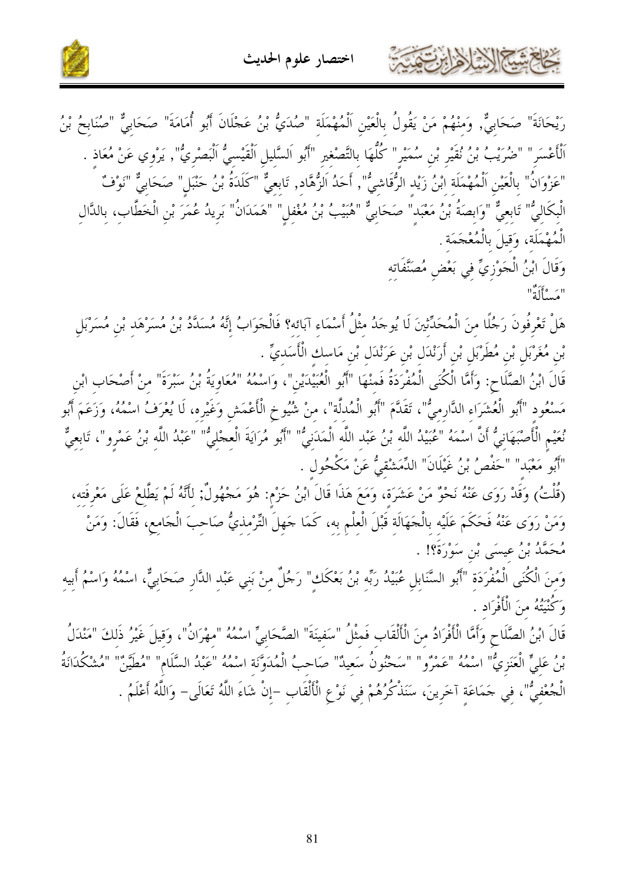رَيْحَانَةَ" صَحَابِيٌّ, وَمِنْهُمْ مَنْ يَقُولُ بِالْعَيْنِ اَلْمُهْمَلَة "صُدَيُّ بْنُ عَجْلَانَ أَبُو أُمَامَةَ" صَحَابِيٌّ "صُنَابِحُ بْنُ اَلْأَعْسَرِ" "ضُرَيْبُ بْنُ نُقَيْرِ بْنِ سُمَيْرٍ" كُلُّهَا بِالتَّصْغِيرِ "أَبُو اَلسَّلِيلِ اَلْقَيْسِيُّ اَلْبَصْرِيُّ", يَرْوِي عَنْ مُعَاذٍ . "عَزْوَانُ" بِالْعَيْنِ اَلْمُهْمَلَة ابْنُ زَيْدٍ الرُّقَاشِيُّ", أَحَدُ اَلزُّهَّاد, تَابِعِيٌّ "كَلَدَةُ بْنُ حَنْبَلٍ" صَحَابِيٌّ "نَوْفٌ الْبِكَالِيُّ" تَابِعِيٌّ "وَابِصَةُ بْنُ مَعْبَدٍ" صَحَابِيٌّ "هُبَيْبُ بْنُ مُغْفِلٍ" "هَمَدَانُ" بَرِيدُ عُمَرَ بْنِ الْخَطَّابِ، بِالدَّالِ الْمُهْمَلَة، وَقِيلَ بِالْمُعْجَمَة .

وَقَالَ ابْنُ الْجَوْزِيِّ فِي بَعْضِ مُصَنَّفَاته

"مَسْأَلَةٌ"

هَلْ تَعْرِفُونَ رَجُلًا منَ الْمُحَدِّثِينَ لَا يُوجَدُ مثْلُ أَسْمَاءِ آبَائه؟ فَالْجَوَابُ إِنَّهُ مُسَدَّدُ بْنُ مُسَرْهَدِ بْنِ مُسَرْبَلِ بْنِ مُغَرْبَلِ بْنِ مُطَرْبَلِ بْنِ أَرَنْدَلِ بْنِ عَرَنْدَلِ بْنِ مَاسك الْأَسَديِّ .

قَالَ ابْنُ الصَّلَاحِ: وَأَمَّا الْكُنَى الْمُفْرَدَةُ فَمنْهَا "أَبُو الْعُبَيْدَيْنِ"، وَاسْمُهُ "مُعَاوِيَةُ بْنُ سَبْرَةَ" منْ أَصْحَابِ ابْنِ مَسْعُودٍ "أَبُو الْعُشَرَاءِ الدَّارِميُّ"، تَقَدَّمَ "أَبُو الْمُدلَّة"، منْ شُيُوخِ الْأَعْمَشِ وَغَيْرِه، لَا يُعْرَفُ اسْمُهُ، وَزَعَمَ أَبُو نُعَيْمٍ الْأَصْبَهَانِيُّ أَنَّ اسْمَهُ "عُبَيْدُ اللَّه بْنُ عَبْد اللَّه الْمَدَنِيُّ" "أَبُو مُرَايَةَ الْعِجْلِيُّ" "عَبْدُ اللَّه بْنُ عَمْرٍو"، تَابِعِيٌّ "أَبُو مَعْبَد" "حَفْصُ بْنُ غَيْلَانَ" الدِّمَشْقِيُّ عَنْ مَكْحُولٍ .

(قُلْتُ) وَقَدْ رَوَى عَنْهُ نَحْوٌ مَنْ عَشَرَة، وَمَعَ هَذَا قَالَ ابْنُ حَزْمٍ: هُوَ مَجْهُولٌ; لِأَنَّهُ لَمْ يَطَّلِعْ عَلَى مَعْرِفَته، وَمَنْ رَوَى عَنْهُ فَحَكَمَ عَلَيْه بِالْجَهَالَة قَبْلَ الْعِلْمِ بِه، كَمَا جَهِلَ التِّرْمِذِيُّ صَاحِبَ الْجَامعِ، فَقَالَ: وَمَنْ مُحَمَّدُ بْنُ عيسَى بْنِ سَوْرَةَ؟! .

وَمنَ الْكُنَى الْمُفْرَدَة "أَبُو السَّنَابِلِ عُبَيْدُ رَبِّه بْنُ بَعْكَكٍ" رَجُلٌ منْ بَنِي عَبْد الدَّارِ صَحَابِيٌّ، اسْمُهُ وَاسْمُ أَبِيه وَكُنْيَتُهُ منَ الْأَفْرَاد .

قَالَ ابْنُ الصَّلَاحِ وَأَمَّا الْأَفْرَادُ منَ الْأَلْقَاب فَمثْلُ "سَفِينَةَ" الصَّحَابِيِّ اسْمُهُ "مهْرَانُ"، وَقيلَ غَيْرُ ذَلكَ "مَنْدَلُ بْنُ عَلِيٍّ الْعَنَزِيُّ" اسْمُهُ "عَمْرٌو" "سَحْنُونُ سَعيدٌ" صَاحبُ الْمُدَوَّنَة اسْمُهُ "عَبْدُ السَّلَام" "مُطَيَّنٌ" "مُشْكُدَانَةُ الْجُعْفِيُّ"، فِي جَمَاعَةٍ آخَرِينَ، سَنَذْكُرُهُمْ فِي نَوْعِ الْأَلْقَابِ -إِنْ شَاءَ اللَّهُ تَعَالَى- وَاللَّهُ أَعْلَمُ .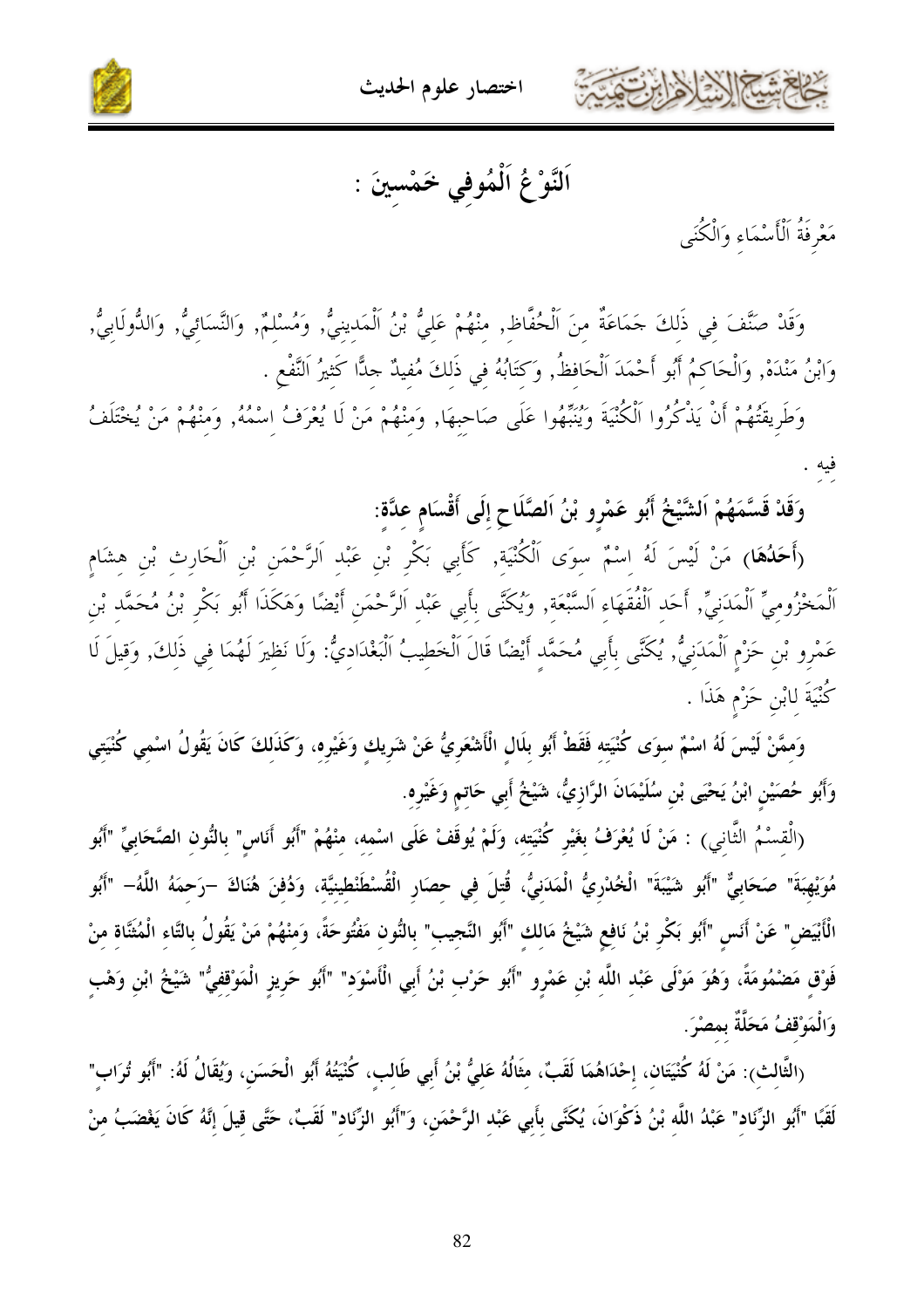## اَلنَّوْعُ اَلْمُوفِي خَمْسِينَ :

مَعْرِفَةُ اَلْأَسْمَاءِ وَالْكُنَى

وَقَدْ صَنَّفَ فِي ذَلِكَ جَمَاعَةٌ مِنَ اَلْحُفَّاظِ, مِنْهُمْ عَلِيُّ بْنُ اَلْمَدِينِيُّ, وَمُسْلِمٌ, وَالنَّسَائِيُّ, وَالدُّولَابِيُّ, وَابْنُ مَنْدَهْ, وَالْحَاكِمُ أَبُو أَحْمَدَ اَلْحَافِظُ, وَكِتَابُهُ فِي ذَلِكَ مُفِيدٌ جِدًّا كَثِيرُ اَلنَّفْعِ .

وَطَرِيقَتُهُمْ أَنْ يَذْكُرُوا اَلْكُنْيَةَ وَيُنَبِّهُوا عَلَى صَاحِبِهَا, وَمِنْهُمْ مَنْ لَا يُعْرَفُ اِسْمُهُ, وَمِنْهُمْ مَنْ يُخْتَلَفُ فِيهِ .

**وَقَدْ قَسَّمَهُمْ اَلشَّيْخُ أَبُو عَمْرٍو بْنُ اَلصَّلَاحِ إِلَى أَقْسَامٍ عِدَّةٍ:**

**(أَحَدُهَا)** مَنْ لَيْسَ لَهُ اِسْمٌ سِوَى اَلْكُنْيَةِ, كَأَبِي بَكْرِ بْنِ عَبْدِ اَلرَّحْمَنِ بْنِ اَلْحَارِثِ بْنِ هِشَامٍ اَلْمَخْزُومِيِّ اَلْمَدَنِيِّ, أَحَدِ اَلْفُقَهَاءِ اَلسَّبْعَةِ, وَيُكَنَّى بِأَبِي عَبْدِ اَلرَّحْمَنِ أَيْضًا وَهَكَذَا أَبُو بَكْرِ بْنُ مُحَمَّدِ بْنِ عَمْرِو بْنِ حَزْمٍ اَلْمَدَنِيُّ, يُكَنَّى بِأَبِي مُحَمَّدٍ أَيْضًا قَالَ اَلْخَطِيبُ اَلْبَغْدَادِيُّ: وَلَا نَظِيرَ لَهُمَا فِي ذَلِكَ, وَقِيلَ لَا كُنْيَةَ لِابْنِ حَزْمٍ هَذَا .

**وَمِمَّنْ لَيْسَ لَهُ اسْمٌ سِوَى كُنْيَتِهِ فَقَطْ أَبُو بِلَالٍ الْأَشْعَرِيُّ عَنْ شَرِيكٍ وَغَيْرِهِ، وَكَذَلِكَ كَانَ يَقُولُ اسْمِي كُنْيَتِي وَأَبُو حُصَيْنٍ ابْنُ يَحْيَى بْنِ سُلَيْمَانَ الرَّازِيُّ، شَيْخُ أَبِي حَاتِمٍ وَغَيْرِهِ.**

(الْقِسْمُ الثَّانِي) : **مَنْ لَا يُعْرَفُ بِغَيْرِ كُنْيَتِهِ، وَلَمْ يُوقَفْ عَلَى اسْمِهِ، مِنْهُمْ "أَبُو أُنَاسٍ" بِالنُّونِ الصَّحَابِيِّ "أَبُو مُوَيْهِبَةَ" صَحَابِيٌّ "أَبُو شَيْبَةَ" الْخُدْرِيُّ الْمَدَنِيُّ، قُتِلَ فِي حِصَارِ الْقُسْطَنْطِينِيَّةِ، وَدُفِنَ هُنَاكَ –رَحِمَهُ اللَّهُ– "أَبُو الْأَبْيَضِ" عَنْ أَنَسٍ "أَبُو بَكْرِ بْنُ نَافِعٍ شَيْخُ مَالِكٍ "أَبُو النَّجِيبِ" بِالنُّونِ مَفْتُوحَةً، وَمِنْهُمْ مَنْ يَقُولُ بِالتَّاءِ الْمُثَنَّاةِ مِنْ فَوْقٍ مَضْمُومَةً، وَهُوَ مَوْلَى عَبْدِ اللَّهِ بْنِ عَمْرٍو "أَبُو حَرْبِ بْنُ أَبِي الْأَسْوَدِ" "أَبُو حَرِيزٍ الْمَوْقِفِيُّ" شَيْخُ ابْنِ وَهْبٍ وَالْمَوْقِفُ مَحَلَّةٌ بِمِصْرَ.**

(الثَّالِثُ): **مَنْ لَهُ كُنْيَتَانِ، إِحْدَاهُمَا لَقَبٌ، مِثَالُهُ عَلِيُّ بْنُ أَبِي طَالِبٍ، كُنْيَتُهُ أَبُو الْحَسَنِ، وَيُقَالُ لَهُ: "أَبُو تُرَابٍ" لَقَبًا "أَبُو الزِّنَادِ" عَبْدُ اللَّهِ بْنُ ذَكْوَانَ، يُكَنَّى بِأَبِي عَبْدِ الرَّحْمَنِ، وَ"أَبُو الزِّنَادِ" لَقَبٌ، حَتَّى قِيلَ إِنَّهُ كَانَ يَغْضَبُ مِنْ**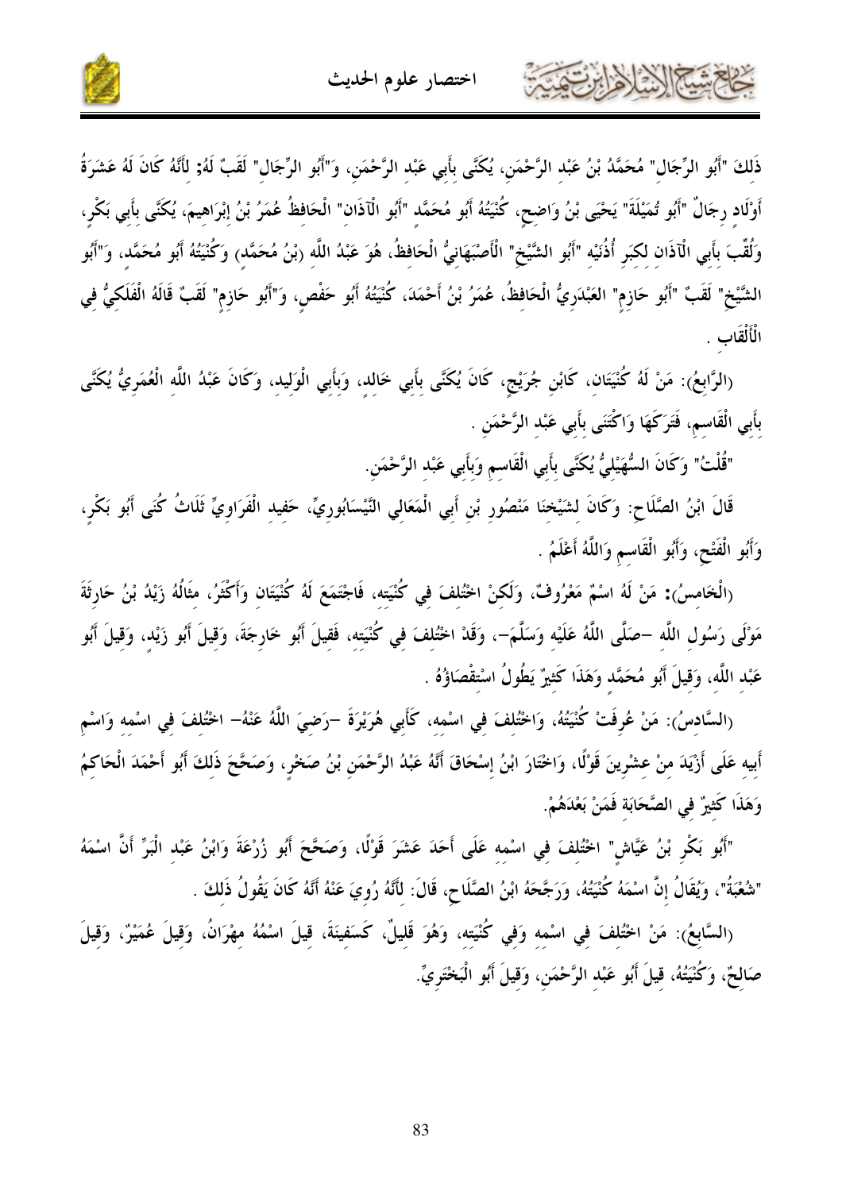ذَلِكَ "أَبُو الرِّجَالِ" مُحَمَّدُ بْنُ عَبْدِ الرَّحْمَنِ، يُكَنَّى بِأَبِي عَبْدِ الرَّحْمَنِ، وَ"أَبُو الرِّجَالِ" لَقَبٌ لَهُ؛ لِأَنَّهُ كَانَ لَهُ عَشَرَةُ أَوْلَادٍ رِجَالٌ "أَبُو تُمَيْلَةَ" يَحْيَى بْنُ وَاضِحٍ، كُنْيَتُهُ أَبُو مُحَمَّدٍ "أَبُو الْآذَانِ" الْحَافِظُ عُمَرُ بْنُ إِبْرَاهِيمَ، يُكَنَّى بِأَبِي بَكْرٍ، وَلُقِّبَ بِأَبِي الْآذَانِ لِكِبَرِ أُذُنَيْهِ "أَبُو الشَّيْخِ" الْأَصْبَهَانِيُّ الْحَافِظُ، هُوَ عَبْدُ اللَّهِ (بْنُ مُحَمَّدٍ) وَكُنْيَتُهُ أَبُو مُحَمَّدٍ، وَ"أَبُو الشَّيْخِ" لَقَبٌ "أَبُو حَازِمٍ" العَبْدَرِيُّ الْحَافِظُ، عُمَرُ بْنُ أَحْمَدَ، كُنْيَتُهُ أَبُو حَفْصٍ، وَ"أَبُو حَازِمٍ" لَقَبٌ قَالَهُ الْفَلَكِيُّ فِي الْأَلْقَابِ .

(الرَّابِعُ): مَنْ لَهُ كُنْيَتَانِ، كَابْنِ جُرَيْجٍ، كَانَ يُكَنَّى بِأَبِي خَالِدٍ، وَبِأَبِي الْوَلِيدِ، وَكَانَ عَبْدُ اللَّهِ الْعُمَرِيُّ يُكَنَّى بِأَبِي الْقَاسِمِ، فَتَرَكَهَا وَاكْتَنَى بِأَبِي عَبْدِ الرَّحْمَنِ .

"قُلْتُ" وَكَانَ السُّهَيْلِيُّ يُكَنَّى بِأَبِي الْقَاسِمِ وَبِأَبِي عَبْدِ الرَّحْمَنِ.

قَالَ ابْنُ الصَّلَاحِ: وَكَانَ لِشَيْخِنَا مَنْصُورِ بْنِ أَبِي الْمَعَالِي النَّيْسَابُورِيِّ، حَفِيدِ الْفَرَاوِيِّ ثَلَاثُ كُنًى أَبُو بَكْرٍ، وَأَبُو الْفَتْحِ، وَأَبُو الْقَاسِمِ وَاللَّهُ أَعْلَمُ .

(الْخَامِسُ): مَنْ لَهُ اسْمٌ مَعْرُوفٌ، وَلَكِنْ اخْتُلِفَ فِي كُنْيَتِهِ، فَاجْتَمَعَ لَهُ كُنْيَتَانِ وَأَكْثَرُ، مِثَالُهُ زَيْدُ بْنُ حَارِثَةَ مَوْلَى رَسُولِ اللَّهِ –صَلَّى اللَّهُ عَلَيْهِ وَسَلَّمَ–، وَقَدْ اخْتُلِفَ فِي كُنْيَتِهِ، فَقِيلَ أَبُو خَارِجَةَ، وَقِيلَ أَبُو زَيْدٍ، وَقِيلَ أَبُو عَبْدِ اللَّهِ، وَقِيلَ أَبُو مُحَمَّدٍ وَهَذَا كَثِيرٌ يَطُولُ اسْتِقْصَاؤُهُ .

(السَّادِسُ): مَنْ عُرِفَتْ كُنْيَتُهُ، وَاخْتُلِفَ فِي اسْمِهِ، كَأَبِي هُرَيْرَةَ –رَضِيَ اللَّهُ عَنْهُ– اخْتُلِفَ فِي اسْمِهِ وَاسْمِ أَبِيهِ عَلَى أَزْيَدَ مِنْ عِشْرِينَ قَوْلًا، وَاخْتَارَ ابْنُ إِسْحَاقَ أَنَّهُ عَبْدُ الرَّحْمَنِ بْنُ صَخْرٍ، وَصَحَّحَ ذَلِكَ أَبُو أَحْمَدَ الْحَاكِمُ وَهَذَا كَثِيرٌ فِي الصَّحَابَةِ فَمَنْ بَعْدَهُمْ.

"أَبُو بَكْرِ بْنُ عَيَّاشٍ" اخْتُلِفَ فِي اسْمِهِ عَلَى أَحَدَ عَشَرَ قَوْلًا، وَصَحَّحَ أَبُو زُرْعَةَ وَابْنُ عَبْدِ الْبَرِّ أَنَّ اسْمَهُ "شُعْبَةُ"، وَيُقَالُ إِنَّ اسْمَهُ كُنْيَتُهُ، وَرَجَّحَهُ ابْنُ الصَّلَاحِ، قَالَ: لِأَنَّهُ رُوِيَ عَنْهُ أَنَّهُ كَانَ يَقُولُ ذَلِكَ .

(السَّابِعُ): مَنْ اخْتُلِفَ فِي اسْمِهِ وَفِي كُنْيَتِهِ، وَهُوَ قَلِيلٌ، كَسَفِينَةَ، قِيلَ اسْمُهُ مِهْرَانُ، وَقِيلَ عُمَيْرٌ، وَقِيلَ صَالِحٌ، وَكُنْيَتُهُ، قِيلَ أَبُو عَبْدِ الرَّحْمَنِ، وَقِيلَ أَبُو الْبَخْتَرِيِّ.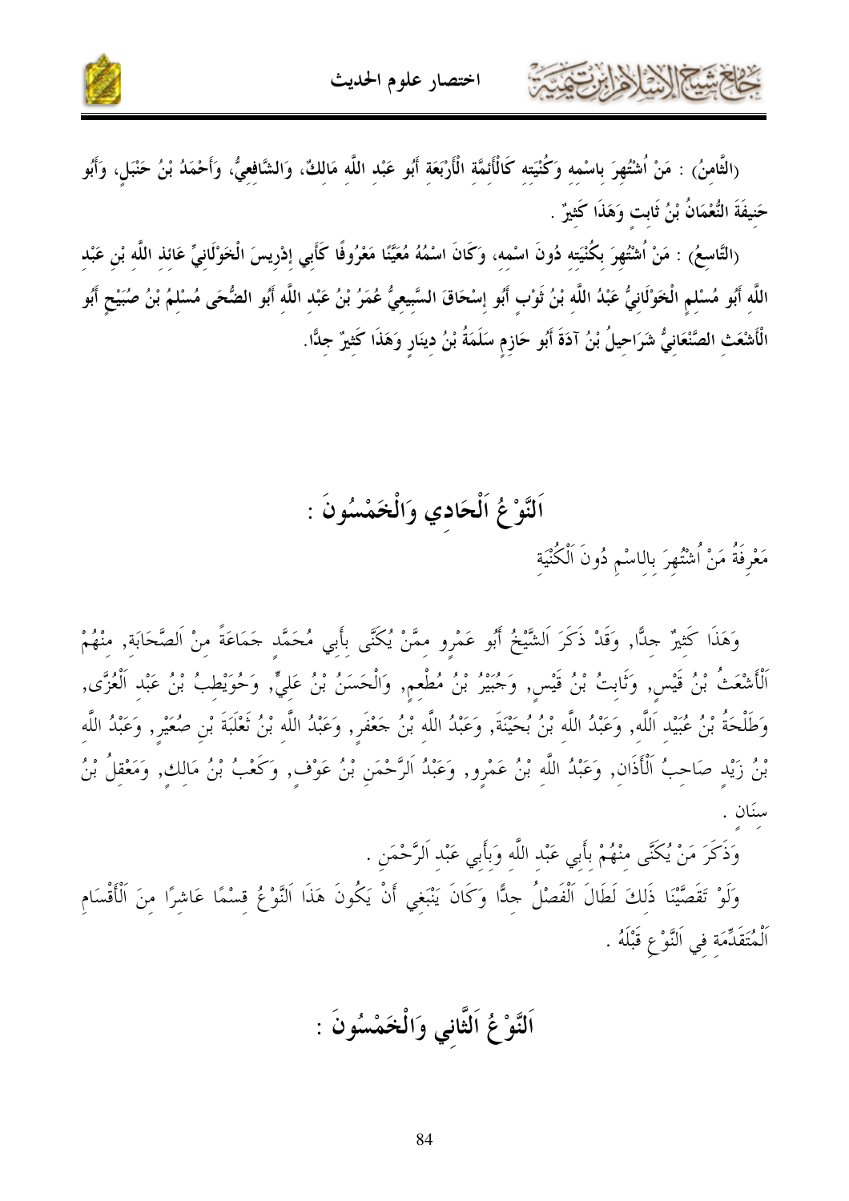(الثَّامِنُ) : مَنْ اُشْتُهِرَ بِاسْمِهِ وَكُنْيَتِهِ كَالْأَئِمَّةِ الْأَرْبَعَةِ أَبُو عَبْدِ اللَّهِ مَالِكٌ، وَالشَّافِعِيُّ، وَأَحْمَدُ بْنُ حَنْبَلٍ، وَأَبُو حَنِيفَةَ النُّعْمَانُ بْنُ ثَابِتٍ وَهَذَا كَثِيرٌ .

(التَّاسِعُ) : مَنْ اُشْتُهِرَ بِكُنْيَتِهِ دُونَ اسْمِهِ، وَكَانَ اسْمُهُ مُعَيَّنًا مَعْرُوفًا كَأَبِي إِدْرِيسَ الْخَوْلَانِيِّ عَائِذِ اللَّهِ بْنِ عَبْدِ اللَّهِ أَبُو مُسْلِمٍ الْخَوْلَانِيُّ عَبْدُ اللَّهِ بْنُ ثَوْبٍ أَبُو إِسْحَاقَ السَّبِيعِيُّ عُمَرُ بْنُ عَبْدِ اللَّهِ أَبُو الضُّحَى مُسْلِمُ بْنُ صُبَيْحٍ أَبُو الْأَشْعَثِ الصَّنْعَانِيُّ شَرَاحِيلُ بْنُ آدَةَ أَبُو حَازِمٍ سَلَمَةُ بْنُ دِينَارٍ وَهَذَا كَثِيرٌ جِدًّا.

## اَلنَّوْعُ اَلْحَادِي وَالْخَمْسُونَ :

مَعْرِفَةُ مَنْ اُشْتُهِرَ بِالِاسْمِ دُونَ اَلْكُنْيَةِ

وَهَذَا كَثِيرٌ جِدًّا, وَقَدْ ذَكَرَ اَلشَّيْخُ أَبُو عَمْرٍو مِمَّنْ يُكَنَّى بِأَبِي مُحَمَّدٍ جَمَاعَةً مِنْ اَلصَّحَابَةِ, مِنْهُمْ اَلْأَشْعَثُ بْنُ قَيْسٍ, وَثَابِتُ بْنُ قَيْسٍ, وَجُبَيْرُ بْنُ مُطْعِمٍ, وَالْحَسَنُ بْنُ عَلِيٍّ, وَحُوَيْطِبُ بْنُ عَبْدِ اَلْعُزَّى, وَطَلْحَةُ بْنُ عُبَيْدِ اَللَّهِ, وَعَبْدُ اللَّهِ بْنُ بُحَيْنَةَ, وَعَبْدُ اللَّهِ بْنُ جَعْفَرٍ, وَعَبْدُ اللَّهِ بْنُ ثَعْلَبَةَ بْنِ صُعَيْرٍ, وَعَبْدُ اللَّهِ بْنُ زَيْدٍ صَاحِبُ اَلْأَذَانِ, وَعَبْدُ اللَّهِ بْنُ عَمْرٍو, وَعَبْدُ اَلرَّحْمَنِ بْنُ عَوْفٍ, وَكَعْبُ بْنُ مَالِكٍ, وَمَعْقِلُ بْنُ سِنَانٍ .

وَذَكَرَ مَنْ يُكَنَّى مِنْهُمْ بِأَبِي عَبْدِ اللَّهِ وَبِأَبِي عَبْدِ اَلرَّحْمَنِ .

وَلَوْ تَقَصَّيْنَا ذَلِكَ لَطَالَ اَلْفَصْلُ جِدًّا وَكَانَ يَنْبَغِي أَنْ يَكُونَ هَذَا اَلنَّوْعُ قِسْمًا عَاشِرًا مِنَ اَلْأَقْسَامِ اَلْمُتَقَدِّمَةِ فِي اَلنَّوْعِ قَبْلَهُ .

## اَلنَّوْعُ اَلثَّانِي وَالْخَمْسُونَ :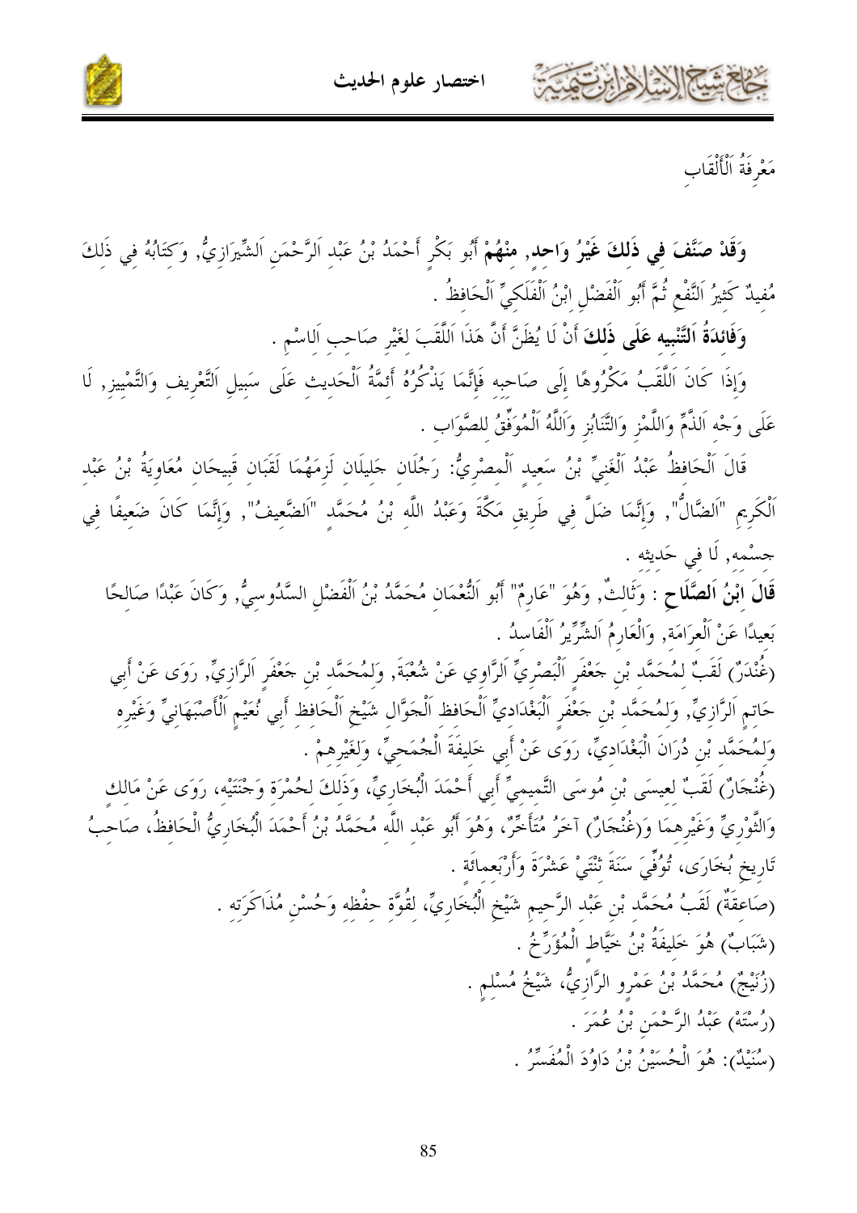مَعْرِفَةُ اَلْأَلْقَابِ

**وَقَدْ صَنَّفَ فِي ذَلِكَ غَيْرُ وَاحِد, مِنْهُمْ** أَبُو بَكْرٍ أَحْمَدُ بْنُ عَبْدِ اَلرَّحْمَنِ اَلشِّيرَازِيُّ, وَكِتَابُهُ فِي ذَلِكَ مُفِيدٌ كَثِيرُ اَلنَّفْعِ ثُمَّ أَبُو اَلْفَضْلِ اِبْنُ اَلْفَلَكِيِّ اَلْحَافِظُ .

**وَفَائِدَةُ اَلتَّنْبِيهِ عَلَى ذَلِكَ** أَنْ لَا يُظَنَّ أَنَّ هَذَا اَللَّقَبَ لِغَيْرِ صَاحِبِ اَلِاسْمِ .

وَإِذَا كَانَ اَللَّقَبُ مَكْرُوهًا إِلَى صَاحِبِهِ فَإِنَّمَا يَذْكُرُهُ أَئِمَّةُ اَلْحَدِيثِ عَلَى سَبِيلِ اَلتَّعْرِيفِ وَالتَّمْيِيزِ, لَا عَلَى وَجْهِ اَلذَّمِّ وَاللَّمْزِ وَالتَّنَابُزِ وَاَللَّهُ اَلْمُوَفِّقُ لِلصَّوَابِ .

قَالَ اَلْحَافِظُ عَبْدُ اَلْغَنِيِّ بْنُ سَعِيدٍ اَلْمِصْرِيُّ: رَجُلَانِ جَلِيلَانِ لَزِمَهُمَا لَقَبَانِ قَبِيحَانِ مُعَاوِيَةُ بْنُ عَبْدِ اَلْكَرِيمِ "اَلضَّالُّ", وَإِنَّمَا ضَلَّ فِي طَرِيقِ مَكَّةَ وَعَبْدُ اللَّهِ بْنُ مُحَمَّدٍ "اَلضَّعِيفُ", وَإِنَّمَا كَانَ ضَعِيفًا فِي جِسْمِهِ, لَا فِي حَدِيثِهِ .

**قَالَ اِبْنُ اَلصَّلَاحِ** : وَثَالِثٌ, وَهُوَ "عَارِمٌ" أَبُو اَلنُّعْمَانِ مُحَمَّدُ بْنُ اَلْفَضْلِ السَّدُوسِيُّ, وَكَانَ عَبْدًا صَالِحًا بَعِيدًا عَنْ اَلْعَرَامَةِ, وَالْعَارِمُ اَلشِّرِّيرُ اَلْفَاسِدُ .

(غُنْدَرٌ) لَقَبٌ لِمُحَمَّد بْنِ جَعْفَرٍ اَلْبَصْرِيِّ اَلرَّاوِي عَنْ شُعْبَةَ, وَلِمُحَمَّد بْنِ جَعْفَرٍ اَلرَّازِيِّ, رَوَى عَنْ أَبِي حَاتِمٍ اَلرَّازِيِّ, وَلِمُحَمَّد بْنِ جَعْفَرٍ اَلْبَغْدَادِيِّ اَلْحَافِظِ اَلْجَوَّالِ شَيْخِ اَلْحَافِظِ أَبِي نُعَيْمٍ اَلْأَصْبَهَانِيِّ وَغَيْرِهِ وَلِمُحَمَّد بْنِ دُرَانَ الْبَغْدَادِيِّ، رَوَى عَنْ أَبِي خَلِيفَةَ الْجُمَحِيِّ، وَلِغَيْرِهِمْ .

(غُنْجَارٌ) لَقَبٌ لِعِيسَى بْنِ مُوسَى التَّيْمِيِّ أَبِي أَحْمَدَ الْبُخَارِيِّ، وَذَلِكَ لِحُمْرَةِ وَجْنَتَيْهِ، رَوَى عَنْ مَالِكٍ وَالثَّوْرِيِّ وَغَيْرِهِمَا وَ(غُنْجَارٌ) آخَرُ مُتَأَخِّرٌ، وَهُوَ أَبُو عَبْدِ اللَّهِ مُحَمَّدُ بْنُ أَحْمَدَ الْبُخَارِيُّ الْحَافِظُ، صَاحِبُ تَارِيخِ بُخَارَى، تُوُفِّيَ سَنَةَ ثِنْتَيْ عَشْرَةَ وَأَرْبَعمائَة .

(صَاعِقَةٌ) لَقَبُ مُحَمَّدِ بْنِ عَبْدِ الرَّحِيمِ شَيْخِ الْبُخَارِيِّ، لِقُوَّةِ حِفْظِهِ وَحُسْنِ مُذَاكَرَتِهِ .

(شَبَابٌ) هُوَ خَلِيفَةُ بْنُ خَيَّاطٍ الْمُؤَرِّخُ .

(زُنَيْجٌ) مُحَمَّدُ بْنُ عَمْرٍو الرَّازِيُّ، شَيْخُ مُسْلِمٍ .

(رُسْتَهْ) عَبْدُ الرَّحْمَنِ بْنُ عُمَرَ .

(سُنَيْدٌ): هُوَ الْحُسَيْنُ بْنُ دَاوُدَ الْمُفَسِّرُ .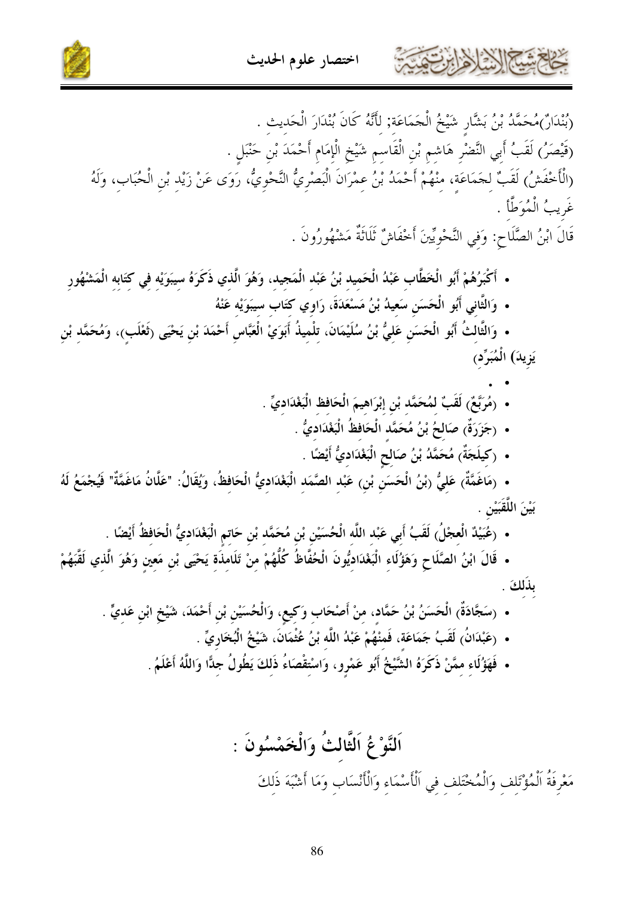(بُنْدَارٌ)مُحَمَّدُ بْنُ بَشَّارٍ شَيْخُ الْجَمَاعَةِ; لِأَنَّهُ كَانَ بُنْدَارَ الْحَديث .

(قَيْصَرُ) لَقَبُ أَبِي النَّضْرِ هَاشِمِ بْنِ الْقَاسِمِ شَيْخِ الْإِمَامِ أَحْمَدَ بْنِ حَنْبَلٍ .

(الْأَخْفَشُ) لَقَبٌ لجَمَاعَةٍ، منْهُمْ أَحْمَدُ بْنُ عِمْرَانَ الْبَصْرِيُّ النَّحْوِيُّ، رَوَى عَنْ زَيْدِ بْنِ الْحُبَابِ، وَلَهُ غَرِيبُ الْمُوَطَّأ .

قَالَ ابْنُ الصَّلَاحِ: وَفِي النَّحْوِيِّينَ أَخْفَاشٌ ثَلَاثَةٌ مَشْهُورُونَ .

- **أَكْبَرُهُمْ أَبُو الْخَطَّابِ عَبْدُ الْحَمِيدِ بْنُ عَبْدِ الْمَجِيدِ، وَهُوَ الَّذِي ذَكَرَهُ سِيبَوَيْهِ فِي كِتَابِهِ الْمَشْهُورِ**
- **وَالثَّانِي أَبُو الْحَسَنِ سَعِيدُ بْنُ مَسْعَدَةَ، رَاوِي كِتَابِ سِيبَوَيْهِ عَنْهُ**
- **وَالثَّالِثُ أَبُو الْحَسَنِ عَلِيُّ بْنُ سُلَيْمَانَ، تِلْمِيذُ أَبَوَيْ الْعَبَّاسِ أَحْمَدَ بْنِ يَحْيَى (ثَعْلَبٍ)، وَمُحَمَّدِ بْنِ يَزِيدَ) الْمُبَرِّدِ)**
- .
- **(مُرَبَّعٌ) لَقَبٌ لِمُحَمَّدِ بْنِ إِبْرَاهِيمَ الْحَافِظِ الْبَغْدَادِيِّ .**
- **(جَزَرَةٌ) صَالِحُ بْنُ مُحَمَّدٍ الْحَافِظُ الْبَغْدَادِيُّ .**
- **(كِيلَجَةٌ) مُحَمَّدُ بْنُ صَالِحٍ الْبَغْدَادِيُّ أَيْضًا .**
- **(مَاغَمَّةٌ) عَلِيُّ (بْنُ الْحَسَنِ بْنِ) عَبْدِ الصَّمَدِ الْبَغْدَادِيُّ الْحَافِظُ، وَيُقَالُ: "عَلَّانُ مَاغَمَّةٌ" فَيُجْمَعُ لَهُ بَيْنَ اللَّقَبَيْنِ .**
- **(عُبَيْدٌ الْعِجْلُ) لَقَبُ أَبِي عَبْدِ اللَّهِ الْحُسَيْنِ بْنِ مُحَمَّدِ بْنِ حَاتِمٍ الْبَغْدَادِيُّ الْحَافِظُ أَيْضًا .**
- **قَالَ ابْنُ الصَّلَاحِ وَهَؤُلَاءِ الْبَغْدَادِيُّونَ الْحُفَّاظُ كُلُّهُمْ مِنْ تَلَامِذَةِ يَحْيَى بْنِ مَعِينٍ وَهُوَ الَّذِي لَقَّبَهُمْ بِذَلِكَ .**
- **(سَجَّادَةٌ) الْحَسَنُ بْنُ حَمَّادٍ، مِنْ أَصْحَابِ وَكِيعٍ، وَالْحُسَيْنُ بْنُ أَحْمَدَ، شَيْخُ ابْنِ عَدِيٍّ .**
- **(عَبْدَانُ) لَقَبُ جَمَاعَةٍ، فَمِنْهُمْ عَبْدُ اللَّهِ بْنُ عُثْمَانَ، شَيْخُ الْبُخَارِيِّ .**
- **فَهَؤُلَاءِ مِمَّنْ ذَكَرَهُ الشَّيْخُ أَبُو عَمْرٍو، وَاسْتِقْصَاءُ ذَلِكَ يَطُولُ جِدًّا وَاللَّهُ أَعْلَمُ .**

## اَلنَّوْعُ اَلثَّالِثُ وَالْخَمْسُونَ :

مَعْرِفَةُ اَلْمُؤْتَلِفِ وَالْمُخْتَلِفِ فِي اَلْأَسْمَاءِ وَالْأَنْسَابِ وَمَا أَشْبَهَ ذَلِكَ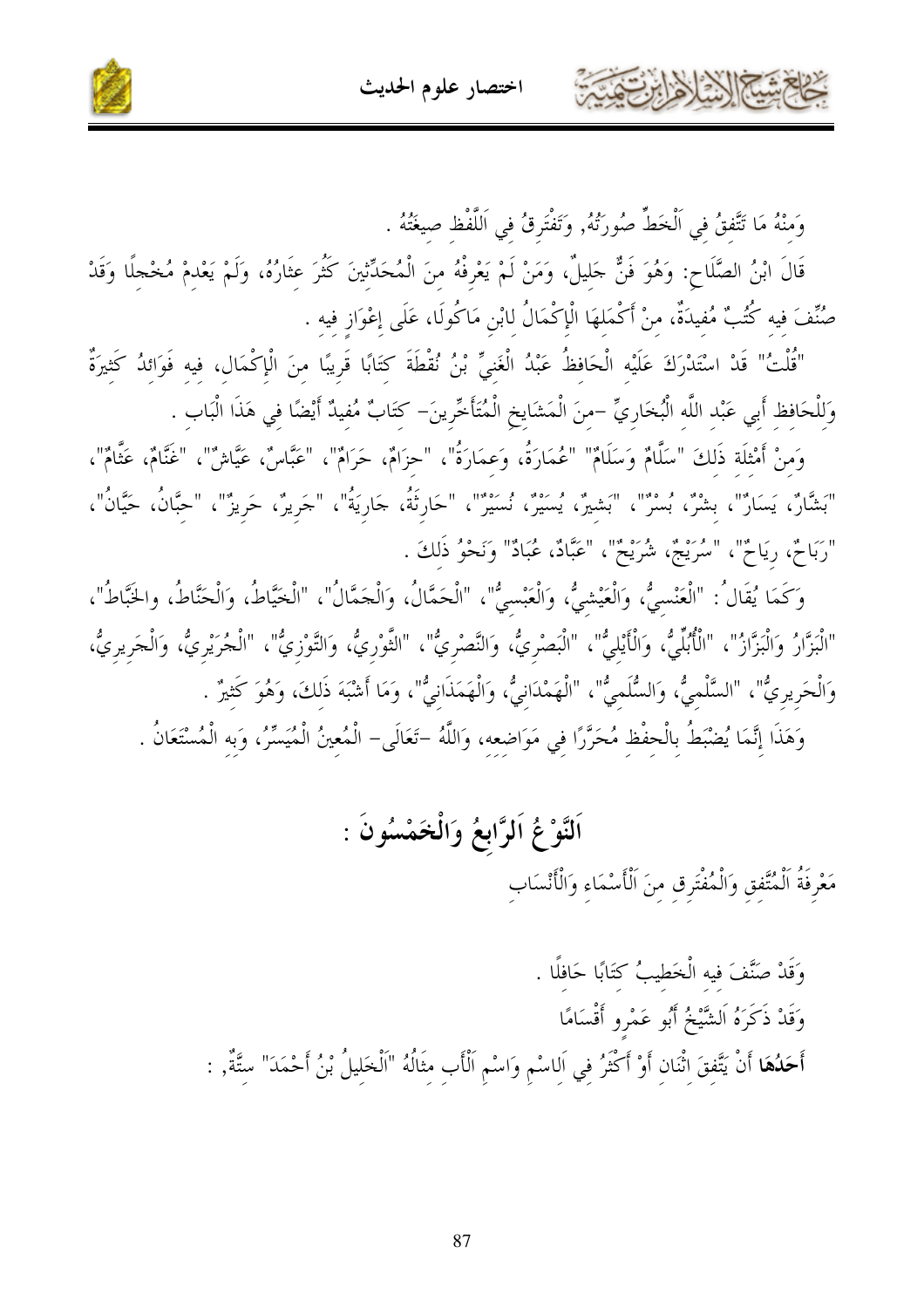وَمِنْهُ مَا تَتَّفِقُ فِي اَلْخَطِّ صُورَتُهُ, وَتَفْتَرِقُ فِي اَللَّفْظِ صِيغَتُهُ .

قَالَ ابْنُ الصَّلَاحِ: وَهُوَ فَنٌّ جَلِيلٌ، وَمَنْ لَمْ يَعْرِفْهُ مِنَ الْمُحَدِّثِينَ كَثُرَ عِثَارُهُ، وَلَمْ يَعْدِمْ مُخْجِلًا وَقَدْ صُنِّفَ فِيهِ كُتُبٌ مُفِيدَةٌ، مِنْ أَكْمَلِهَا الْإِكْمَالُ لِابْنِ مَاكُولَا، عَلَى إِعْوَازٍ فِيهِ .

"قُلْتُ" قَدْ اسْتَدْرَكَ عَلَيْهِ الْحَافِظُ عَبْدُ الْغَنِيِّ بْنُ نُقْطَةَ كِتَابًا قَرِيبًا مِنَ الْإِكْمَالِ, فِيهِ فَوَائِدُ كَثِيرَةٌ وَلِلْحَافِظِ أَبِي عَبْدِ اللَّهِ الْبُخَارِيِّ -مِنَ الْمَشَايِخِ الْمُتَأَخِّرِينَ- كِتَابٌ مُفِيدٌ أَيْضًا فِي هَذَا الْبَابِ .

وَمِنْ أَمْثِلَةِ ذَلِكَ "سَلَّامٌ وَسَلَامٌ"، "عُمَارَةُ، وعِمَارَةُ"، "حِزَامٌ، حَرَامٌ"، "عَبَّاسٌ، عَيَّاشٌ"، "غَنَّامٌ، عَثَّامٌ"، "بَشَّارٌ، يَسَارٌ"، بِشْرٌ، بُسْرٌ"، "بَشِيرٌ، يُسَيْرٌ، نُسَيْرٌ"، "حَارِثَةُ، جَارِيَةُ"، "جَرِيرٌ، حَرِيزٌ"، "حِبَّانُ، حَيَّانُ"، "رَبَاحٌ، رِيَاحٌ"، "سُرَيْجٌ، شُرَيْحٌ"، "عَبَّادٌ، عُبَادٌ" وَنَحْوُ ذَلِكَ .

وَكَمَا يُقَالُ: "الْعَنْسِيُّ، وَالْعَيْشِيُّ، وَالْعَبْسِيُّ"، "الْحَمَّالُ، وَالْجَمَّالُ"، "الْخَيَّاطُ، وَالْحَنَّاطُ، والخَبَّاطُ"، "الْبَزَّارُ وَالْبَزَّازُ"، "الْأُبُلِّيُّ، وَالْأَيْلِيُّ"، "الْبَصْرِيُّ، وَالنَّصْرِيُّ"، "الثَّوْرِيُّ، وَالتَّوْزِيُّ"، "الْجُرَيْرِيُّ، وَالْجَرِيرِيُّ، وَالْحَرِيرِيُّ"، "السَّلْمِيُّ، وَالسُّلَمِيُّ"، "الْهَمْدَانِيُّ، وَالْهَمَذَانِيُّ"، وَمَا أَشْبَهَ ذَلِكَ، وَهُوَ كَثِيرٌ .

وَهَذَا إِنَّمَا يُضْبَطُ بِالْحِفْظِ مُحَرَّرًا فِي مَوَاضِعِهِ، وَاللَّهُ -تَعَالَى- الْمُعِينُ الْمُيَسِّرُ، وَبِهِ الْمُسْتَعَانُ .

## اَلنَّوْعُ اَلرَّابِعُ وَالْخَمْسُونَ :

مَعْرِفَةُ اَلْمُتَّفِقِ وَالْمُفْتَرِقِ مِنَ اَلْأَسْمَاءِ وَالْأَنْسَابِ

وَقَدْ صَنَّفَ فِيهِ الْخَطِيبُ كِتَابًا حَافِلًا .

وَقَدْ ذَكَرَهُ اَلشَّيْخُ أَبُو عَمْرٍو أَقْسَامًا

**أَحَدُهَا** أَنْ يَتَّفِقَ اثْنَانِ أَوْ أَكْثَرُ فِي اَلِاسْمِ وَاسْمِ اَلْأَبِ مِثَالُهُ "اَلْخَلِيلُ بْنُ أَحْمَدَ" سِتَّةٌ, :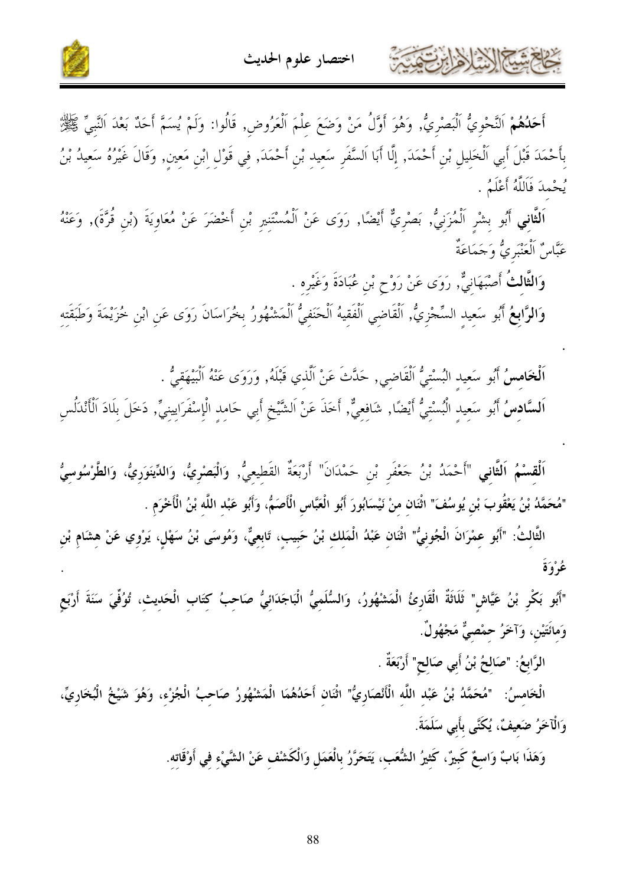**أَحَدُهُمْ** اَلنَّحْوِيُّ اَلْبَصْرِيُّ, وَهُوَ أَوَّلُ مَنْ وَضَعَ عِلْمَ اَلْعَرُوضِ, قَالُوا: وَلَمْ يُسَمَّ أَحَدٌ بَعْدَ اَلنَّبِيِّ ﷺ بِأَحْمَدَ قَبْلَ أَبِي اَلْخَلِيلِ بْنِ أَحْمَدَ, إِلَّا أَبَا اَلسَّفَرِ سَعِيدِ بْنِ أَحْمَدَ, فِي قَوْلِ اِبْنِ مَعِينٍ, وَقَالَ غَيْرُهُ سَعِيدُ بْنُ يُحْمِدَ فَاَللَّهُ أَعْلَمُ .

**اَلثَّانِي** أَبُو بِشْرٍ اَلْمُزَنِيُّ, بَصْرِيٌّ أَيْضًا, رَوَى عَنْ اَلْمُسْتَنِيرِ بْنِ أَخْضَرَ عَنْ مُعَاوِيَةَ (بْنِ قُرَّةَ), وَعَنْهُ عَبَّاسٌ اَلْعَنْبَرِيُّ وَجَمَاعَةٌ

**وَالثَّالِثُ** أَصْبَهَانِيٌّ, رَوَى عَنْ رَوْحِ بْنِ عُبَادَةَ وَغَيْرِهِ .

**وَالرَّابِعُ** أَبُو سَعِيدٍ السِّجْزِيُّ, اَلْقَاضِي اَلْفَقِيهُ اَلْحَنَفِيُّ اَلْمَشْهُورُ بِخُرَاسَانَ رَوَى عَنِ ابْنِ خُزَيْمَةَ وَطَبَقَتِهِ

.

**اَلْخَامِسُ** أَبُو سَعِيدٍ الْبُسْتِيُّ اَلْقَاضِي, حَدَّثَ عَنْ اَلَّذِي قَبْلَهُ, وَرَوَى عَنْهُ اَلْبَيْهَقِيُّ .

**اَلسَّادِسُ** أَبُو سَعِيدٍ الْبُسْتِيُّ أَيْضًا, شَافِعِيٌّ, أَخَذَ عَنْ اَلشَّيْخِ أَبِي حَامِدٍ الْإِسْفَرَايِينِيِّ, دَخَلَ بِلَادَ اَلْأَنْدَلُسِ

.

**اَلْقِسْمُ اَلثَّانِي** "أَحْمَدُ بْنُ جَعْفَرِ بْنِ حَمْدَانَ" أَرْبَعَةٌ القَطِيعِيُّ, وَالْبَصْرِيُّ, وَالدِّينَوَرِيُّ, وَالطَّرْسُوسِيُّ

"مُحَمَّدُ بْنُ يَعْقُوبَ بْنِ يُوسُفَ" اثْنَانِ مِنْ نَيْسَابُورَ أَبُو الْعَبَّاسِ الْأَصَمُّ, وَأَبُو عَبْدِ اللَّهِ بْنُ الْأَخْرَمِ .

الثَّالِثُ: "أَبُو عِمْرَانَ الْجُونِيُّ" اثْنَانِ عَبْدُ الْمَلِكِ بْنُ حَبِيبٍ, تَابِعِيٌّ, وَمُوسَى بْنُ سَهْلٍ, يَرْوِي عَنْ هِشَامِ بْنِ عُرْوَةَ .

"أَبُو بَكْرِ بْنُ عَيَّاشٍ" ثَلَاثَةٌ الْقَارِئُ الْمَشْهُورُ، وَالسُّلَمِيُّ الْبَاجَدَائِيُّ صَاحِبُ كِتَابِ الْحَدِيثِ، تُوُفِّيَ سَنَةَ أَرْبَعٍ وَمِائَتَيْنِ، وَآخَرُ حِمْصِيٌّ مَجْهُولٌ.

الرَّابِعُ: "صَالِحُ بْنُ أَبِي صَالِحٍ" أَرْبَعَةٌ .

الْخَامِسُ: "مُحَمَّدُ بْنُ عَبْدِ اللَّهِ الْأَنْصَارِيُّ" اثْنَانِ أَحَدُهُمَا الْمَشْهُورُ صَاحِبُ الْجُزْءِ، وَهُوَ شَيْخُ الْبُخَارِيِّ، وَالْآخَرُ ضَعِيفٌ، يُكَنَّى بِأَبِي سَلَمَةَ.

وَهَذَا بَابٌ وَاسِعٌ كَبِيرٌ، كَثِيرُ الشُّعَبِ، يَتَحَرَّرُ بِالْعَمَلِ وَالْكَشْفِ عَنْ الشَّيْءِ فِي أَوْقَاتِهِ.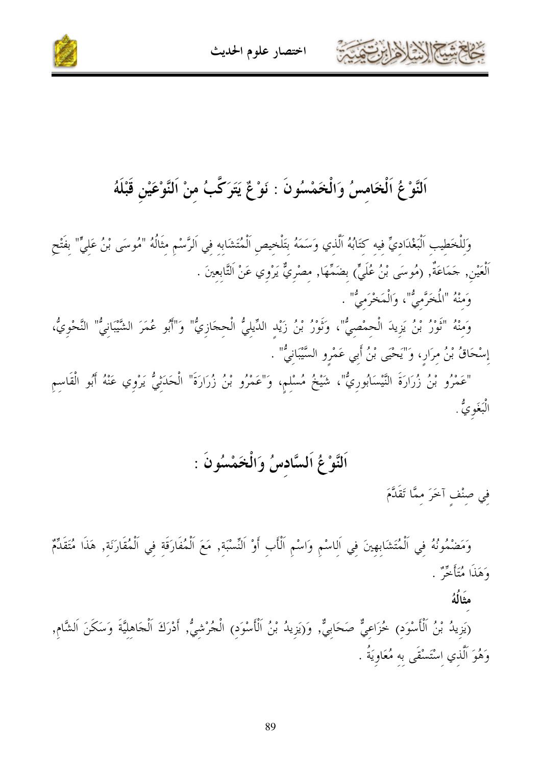## اَلنَّوْعُ اَلْخَامِسُ وَالْخَمْسُونَ : نَوْعٌ يَتَرَكَّبُ مِنْ اَلنَّوْعَيْنِ قَبْلَهُ

وَلِلْخَطِيبِ اَلْبَغْدَادِيِّ فِيهِ كِتَابُهُ اَلَّذِي وَسَمَهُ بِتَلْخِيصِ اَلْمُتَشَابِهِ فِي اَلرَّسْمِ مِثَالُهُ "مُوسَى بْنُ عَلِيٍّ" بِفَتْحِ اَلْعَيْنِ, جَمَاعَةٌ, (مُوسَى بْنُ عُلَيٍّ) بِضَمِّهَا, مِصْرِيٌّ يَرْوِي عَنْ اَلتَّابِعِينَ .

وَمِنْهُ "الْمُخَرَّمِيُّ"، وَالْمَخْرَمِيُّ" .

وَمِنْهُ "ثَوْرُ بْنُ يَزِيدَ الْحِمْصِيُّ"، وَثَوْرُ بْنُ زَيْدٍ الدِّيلِيُّ الْحِجَازِيُّ" وَ"أَبُو عُمَرَ الشَّيْبَانِيُّ" النَّحْوِيُّ، إِسْحَاقُ بْنُ مِرَارٍ، وَ"يَحْيَى بْنُ أَبِي عَمْرٍو السَّيْبَانِيُّ" .

"عَمْرُو بْنُ زُرَارَةَ النَّيْسَابُورِيُّ"، شَيْخُ مُسْلِمٍ، وَ"عَمْرُو بْنُ زُرَارَةَ" الْحَدَثِيُّ يَرْوِي عَنْهُ أَبُو الْقَاسِمِ الْبَغَوِيُّ .

## اَلنَّوْعُ اَلسَّادِسُ وَالْخَمْسُونَ :

فِي صِنْفٍ آخَرَ مِمَّا تَقَدَّمَ

وَمَضْمُونُهُ فِي اَلْمُتَشَابِهِينَ فِي اَلِاسْمِ وَاسْمِ اَلْأَبِ أَوْ اَلنِّسْبَةِ, مَعَ اَلْمُفَارَقَةِ فِي اَلْمُقَارَنَةِ, هَذَا مُتَقَدِّمٌ وَهَذَا مُتَأَخِّرٌ .

**مِثَالُهُ**

(يَزِيدُ بْنُ اَلْأَسْوَدِ) خُزَاعِيٌّ صَحَابِيٌّ, وَ(يَزِيدُ بْنُ اَلْأَسْوَدِ) الْجُرْشِيُّ, أَدْرَكَ اَلْجَاهِلِيَّةَ وَسَكَنَ اَلشَّامَ, وَهُوَ اَلَّذِي اِسْتَسْقَى بِهِ مُعَاوِيَةُ .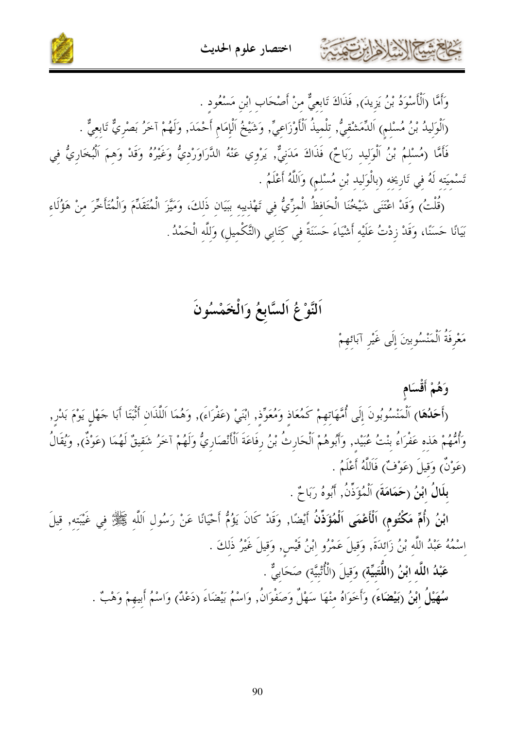وَأَمَّا (اَلْأَسْوَدُ بْنُ يَزِيدَ), فَذَاكَ تَابِعِيٌّ مِنْ أَصْحَابِ ابْنِ مَسْعُودٍ .

(اَلْوَلِيدُ بْنُ مُسْلِمٍ) اَلدِّمَشْقِيُّ, تِلْمِيذُ اَلْأَوْزَاعِيِّ, وَشَيْخُ اَلْإِمَامِ أَحْمَدَ, وَلَهُمْ آخَرُ بَصْرِيٌّ تَابِعِيٌّ .

فَأَمَّا (مُسْلِمُ بْنُ اَلْوَلِيدِ رَبَاحٌ) فَذَاكَ مَدَنِيٌّ, يَرْوِي عَنْهُ الدَّرَاوَرْدِيُّ وَغَيْرُهُ وَقَدْ وَهِمَ اَلْبُخَارِيُّ فِي تَسْمِيَتِهِ لَهُ فِي تَارِيخِهِ (بِالْوَلِيدِ بْنِ مُسْلِمٍ) وَاَللَّهُ أَعْلَمُ .

(قُلْتُ) وَقَدْ اعْتَنَى شَيْخُنَا الْحَافِظُ الْمِزِّيُّ فِي تَهْذِيبِهِ بِبَيَانِ ذَلِكَ، وَمَيَّزَ الْمُتَقَدِّمَ وَالْمُتَأَخِّرَ مِنْ هَؤُلَاءِ بَيَانًا حَسَنًا، وَقَدْ زِدْتُ عَلَيْهِ أَشْيَاءَ حَسَنَةً فِي كِتَابِي (التَّكْمِيلِ) وَلِلَّهِ الْحَمْدُ .

## اَلنَّوْعُ اَلسَّابِعُ وَالْخَمْسُونَ

مَعْرِفَةُ اَلْمَنْسُوبِينَ إِلَى غَيْرِ آبَائِهِمْ

### وَهُمْ أَقْسَامٌ

**(أَحَدُهَا)** اَلْمَنْسُوبُونَ إِلَى أُمَّهَاتِهِمْ كَمُعَاذٍ وَمُعَوِّذٍ, ابْنَيْ (عَفْرَاءَ), وَهُمَا اَللَّذَانِ أَثْبَتَا أَبَا جَهْلٍ يَوْمَ بَدْرٍ, وَأُمُّهُمْ هَذِهِ عَفْرَاءُ بِنْتُ عُبَيْدٍ, وَأَبُوهُمْ اَلْحَارِثُ بْنُ رِفَاعَةَ اَلْأَنْصَارِيُّ وَلَهُمْ آخَرُ شَقِيقٌ لَهُمَا (عَوْذٌ), وَيُقَالُ (عَوْنٌ) وَقِيلَ (عَوْفٌ) فَاَللَّهُ أَعْلَمُ .

**بِلَالُ ابْنُ (حَمَامَةَ)** اَلْمُؤَذِّنُ, أَبُوهُ رَبَاحٌ .

**ابْنُ (أُمِّ مَكْتُومٍ) اَلْأَعْمَى اَلْمُؤَذِّنُ** أَيْضًا, وَقَدْ كَانَ يَؤُمُّ أَحْيَانًا عَنْ رَسُولِ اَللَّهِ ﷺ فِي غَيْبَتِهِ, قِيلَ اسْمُهُ عَبْدُ اللَّهِ بْنُ زَائِدَةَ, وَقِيلَ عَمْرُو ابْنُ قَيْسٍ, وَقِيلَ غَيْرُ ذَلِكَ .

**عَبْدُ اللَّهِ ابْنُ (اللُّتَبِيَّةِ)** وَقِيلَ (الْأُتْبِيَّةِ) صَحَابِيٌّ .

**سُهَيْلُ ابْنُ (بَيْضَاءَ)** وَأَخَوَاهُ مِنْهَا سَهْلٌ وَصَفْوَانُ, وَاسْمُ بَيْضَاءَ (دَعْدٌ) وَاسْمُ أَبِيهِمْ وَهْبٌ .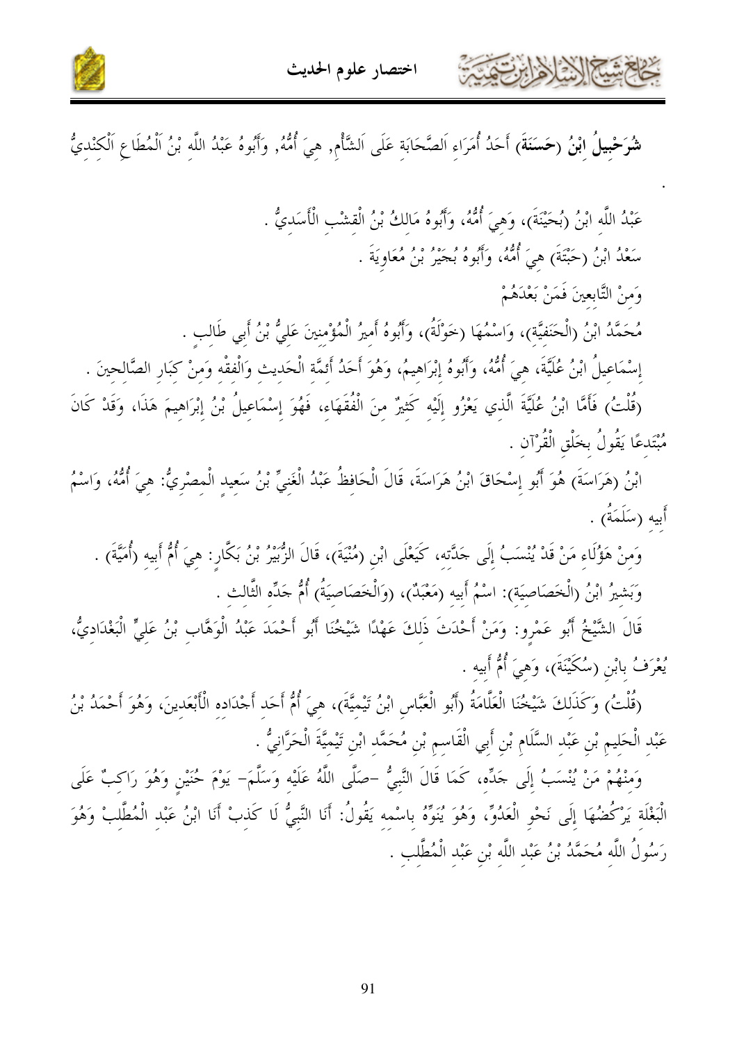**شُرَحْبِيلُ ابْنُ (حَسَنَةَ)** أَحَدُ أُمَرَاءِ اَلصَّحَابَةِ عَلَى اَلشَّأْمِ, هِيَ أُمُّهُ, وَأَبُوهُ عَبْدُ اللَّهِ بْنُ اَلْمُطَاعِ اَلْكِنْدِيُّ

.

عَبْدُ اللَّهِ ابْنُ (بُحَيْنَةَ)، وَهِيَ أُمُّهُ، وَأَبُوهُ مَالِكُ بْنُ الْقِشْبِ الْأَسَدِيُّ .

سَعْدُ ابْنُ (حَبْتَةَ) هِيَ أُمُّهُ، وَأَبُوهُ بُجَيْرُ بْنُ مُعَاوِيَةَ .

وَمِنْ التَّابِعِينَ فَمَنْ بَعْدَهُمْ

مُحَمَّدُ ابْنُ (الْحَنَفِيَّةِ)، وَاسْمُهَا (خَوْلَةُ)، وَأَبُوهُ أَمِيرُ الْمُؤْمِنِينَ عَلِيُّ بْنُ أَبِي طَالِبٍ .

إِسْمَاعِيلُ ابْنُ عُلَيَّةَ، هِيَ أُمُّهُ، وَأَبُوهُ إِبْرَاهِيمُ، وَهُوَ أَحَدُ أَئِمَّةِ الْحَدِيثِ وَالْفِقْهِ وَمِنْ كِبَارِ الصَّالِحِينَ .

(قُلْتُ) فَأَمَّا ابْنُ عُلَيَّةَ الَّذِي يَعْزُو إِلَيْهِ كَثِيرٌ مِنَ الْفُقَهَاءِ، فَهُوَ إِسْمَاعِيلُ بْنُ إِبْرَاهِيمَ هَذَا، وَقَدْ كَانَ مُبْتَدِعًا يَقُولُ بِخَلْقِ الْقُرْآنِ .

ابْنُ (هَرَاسَةَ) هُوَ أَبُو إِسْحَاقَ ابْنُ هَرَاسَةَ، قَالَ الْحَافِظُ عَبْدُ الْغَنِيِّ بْنُ سَعِيدٍ الْمِصْرِيُّ: هِيَ أُمُّهُ، وَاسْمُ أَبِيهِ (سَلَمَةُ) .

وَمِنْ هَؤُلَاءِ مَنْ قَدْ يُنْسَبُ إِلَى جَدَّتِهِ، كَيَعْلَى ابْنِ (مُنْيَةَ)، قَالَ الزُّبَيْرُ بْنُ بَكَّارٍ: هِيَ أُمُّ أَبِيهِ (أُمَيَّةَ) .

وَبَشِيرُ ابْنُ (الْخَصَاصِيَةِ): اسْمُ أَبِيهِ (مَعْبَدٌ)، (وَالْخَصَاصِيَةُ) أُمُّ جَدِّهِ الثَّالِثِ .

قَالَ الشَّيْخُ أَبُو عَمْرٍو: وَمَنْ أَحْدَثَ ذَلِكَ عَهْدًا شَيْخُنَا أَبُو أَحْمَدَ عَبْدُ الْوَهَّابِ بْنُ عَلِيٍّ الْبَغْدَادِيُّ، يُعْرَفُ بِابْنِ (سُكَيْنَةَ)، وَهِيَ أُمُّ أَبِيهِ .

(قُلْتُ) وَكَذَلِكَ شَيْخُنَا الْعَلَّامَةُ (أَبُو الْعَبَّاسِ ابْنُ تَيْمِيَّةَ)، هِيَ أُمُّ أَحَدِ أَجْدَادِهِ الْأَبْعَدِينَ، وَهُوَ أَحْمَدُ بْنُ عَبْدِ الْحَلِيمِ بْنِ عَبْدِ السَّلَامِ بْنِ أَبِي الْقَاسِمِ بْنِ مُحَمَّدِ ابْنِ تَيْمِيَّةَ الْحَرَّانِيُّ .

وَمِنْهُمْ مَنْ يُنْسَبُ إِلَى جَدِّهِ، كَمَا قَالَ النَّبِيُّ -صَلَّى اللَّهُ عَلَيْهِ وَسَلَّمَ- يَوْمَ حُنَيْنٍ وَهُوَ رَاكِبٌ عَلَى الْبَغْلَةِ يَرْكُضُهَا إِلَى نَحْوِ الْعَدُوِّ، وَهُوَ يُنَوِّهُ بِاسْمِهِ يَقُولُ: أَنَا النَّبِيُّ لَا كَذِبْ أَنَا ابْنُ عَبْدِ الْمُطَّلِبْ وَهُوَ رَسُولُ اللَّهِ مُحَمَّدُ بْنُ عَبْدِ اللَّهِ بْنِ عَبْدِ الْمُطَّلِبِ .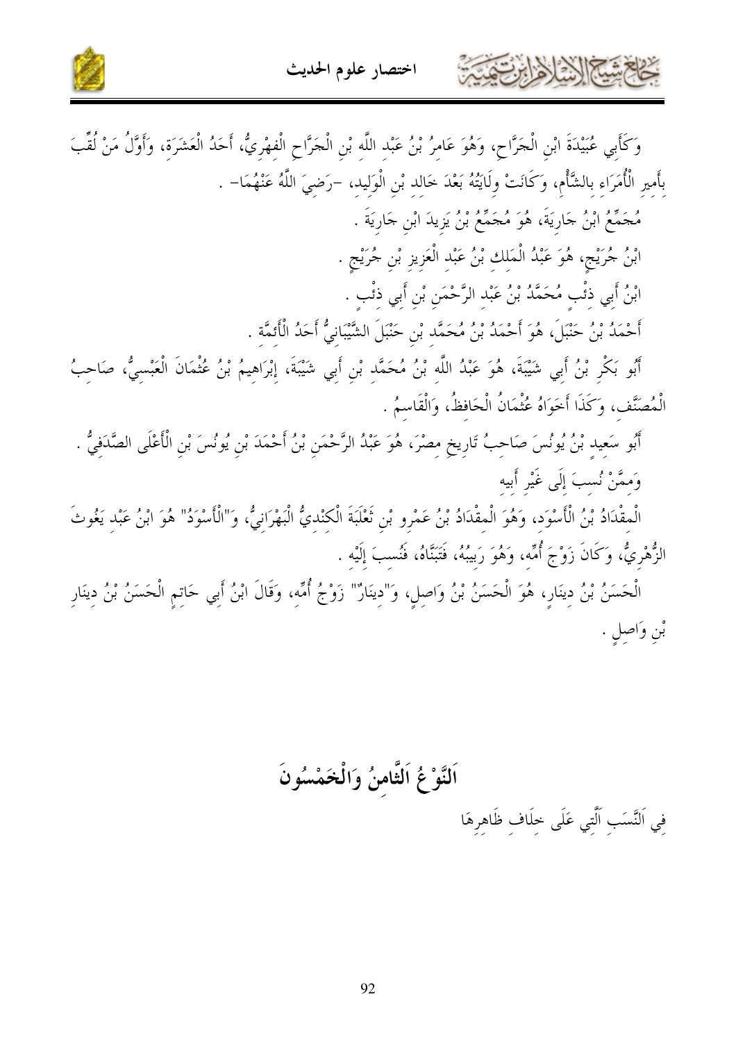وَكَأَبِي عُبَيْدَةَ ابْنِ الْجَرَّاحِ، وَهُوَ عَامِرُ بْنُ عَبْدِ اللَّهِ بْنِ الْجَرَّاحِ الْفِهْرِيُّ، أَحَدُ الْعَشَرَةِ، وَأَوَّلُ مَنْ لُقِّبَ بِأَمِيرِ الْأُمَرَاءِ بِالشَّامِ، وَكَانَتْ وِلَايَتُهُ بَعْدَ خَالِدِ بْنِ الْوَلِيدِ، -رَضِيَ اللَّهُ عَنْهُمَا- .

مُجَمِّعُ ابْنُ جَارِيَةَ، هُوَ مُجَمِّعُ بْنُ يَزِيدَ ابْنِ جَارِيَةَ .

ابْنُ جُرَيْجٍ، هُوَ عَبْدُ الْمَلِكِ بْنُ عَبْدِ الْعَزِيزِ بْنِ جُرَيْجٍ .

ابْنُ أَبِي ذِئْبٍ مُحَمَّدُ بْنُ عَبْدِ الرَّحْمَنِ بْنِ أَبِي ذِئْبٍ .

أَحْمَدُ بْنُ حَنْبَلَ، هُوَ أَحْمَدُ بْنُ مُحَمَّدِ بْنِ حَنْبَلَ الشَّيْبَانِيُّ أَحَدُ الْأَئِمَّةِ .

أَبُو بَكْرِ بْنُ أَبِي شَيْبَةَ، هُوَ عَبْدُ اللَّهِ بْنُ مُحَمَّدِ بْنِ أَبِي شَيْبَةَ، إِبْرَاهِيمُ بْنُ عُثْمَانَ الْعَبْسِيُّ، صَاحِبُ الْمُصَنَّفِ، وَكَذَا أَخَوَاهُ عُثْمَانُ الْحَافِظُ، وَالْقَاسِمُ .

أَبُو سَعِيدِ بْنُ يُونُسَ صَاحِبُ تَارِيخِ مِصْرَ، هُوَ عَبْدُ الرَّحْمَنِ بْنُ أَحْمَدَ بْنِ يُونُسَ بْنِ الْأَعْلَى الصَّدَفِيُّ .

وَمِمَّنْ نُسِبَ إِلَى غَيْرِ أَبِيهِ

الْمِقْدَادُ بْنُ الْأَسْوَدِ، وَهُوَ الْمِقْدَادُ بْنُ عَمْرِو بْنِ ثَعْلَبَةَ الْكِنْدِيُّ الْبَهْرَانِيُّ، وَ"الْأَسْوَدُ" هُوَ ابْنُ عَبْدِ يَغُوثَ الزُّهْرِيُّ، وَكَانَ زَوْجَ أُمِّهِ، وَهُوَ رَبِيبُهُ، فَتَبَنَّاهُ، فَنُسِبَ إِلَيْهِ .

الْحَسَنُ بْنُ دِينَارٍ، هُوَ الْحَسَنُ بْنُ وَاصِلٍ، وَ"دِينَارٌ" زَوْجُ أُمِّهِ، وَقَالَ ابْنُ أَبِي حَاتِمٍ الْحَسَنُ بْنُ دِينَارِ بْنِ وَاصِلٍ .

## اَلنَّوْعُ اَلثَّامِنُ وَالْخَمْسُونَ

فِي اَلنَّسَبِ اَلَّتِي عَلَى خِلَافِ ظَاهِرِهَا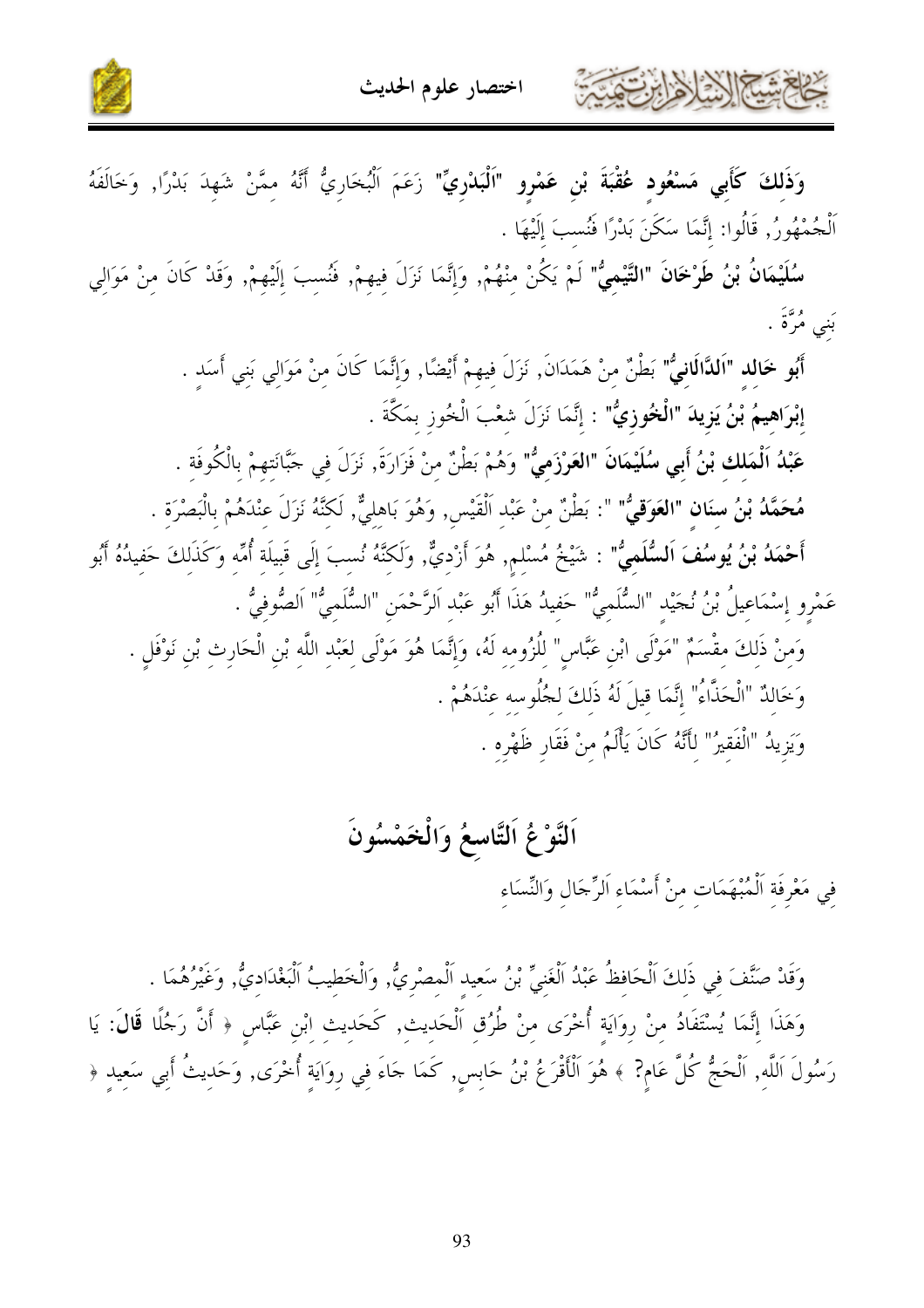**وَذَلِكَ كَأَبِي مَسْعُودٍ عُقْبَةَ بْنِ عَمْرٍو "اَلْبَدْرِيِّ"** زَعَمَ اَلْبُخَارِيُّ أَنَّهُ مِمَّنْ شَهِدَ بَدْرًا, وَخَالَفَهُ اَلْجُمْهُورُ, قَالُوا: إِنَّمَا سَكَنَ بَدْرًا فَنُسِبَ إِلَيْهَا .

**سُلَيْمَانُ بْنُ طَرْخَانَ "اَلتَّيْمِيُّ"** لَمْ يَكُنْ مِنْهُمْ, وَإِنَّمَا نَزَلَ فِيهِمْ, فَنُسِبَ إِلَيْهِمْ, وَقَدْ كَانَ مِنْ مَوَالِي بَنِي مُرَّةَ .

**أَبُو خَالِد "اَلدَّالَانِيُّ"** بَطْنٌ مِنْ هَمَدَانَ, نَزَلَ فِيهِمْ أَيْضًا, وَإِنَّمَا كَانَ مِنْ مَوَالِي بَنِي أَسَدٍ .

**إِبْرَاهِيمُ بْنُ يَزِيدَ "اَلْخُوزِيُّ"** : إِنَّمَا نَزَلَ شِعْبَ اَلْخُوزِ بِمَكَّةَ .

**عَبْدُ اَلْمَلِكِ بْنُ أَبِي سُلَيْمَانَ "العَرْزَمِيُّ"** وَهُمْ بَطْنٌ مِنْ فَزَارَةَ, نَزَلَ فِي جَبَّانَتِهِمْ بِالْكُوفَةِ .

**مُحَمَّدُ بْنُ سِنَانٍ "العَوَقِيُّ"** ": بَطْنٌ مِنْ عَبْدِ اَلْقَيْسِ, وَهُوَ بَاهِلِيٌّ, لَكِنَّهُ نَزَلَ عِنْدَهُمْ بِالْبَصْرَةِ .

**أَحْمَدُ بْنُ يُوسُفَ اَلسُّلَمِيُّ"** : شَيْخُ مُسْلِمٍ, هُوَ أَزْدِيٌّ, وَلَكِنَّهُ نُسِبَ إِلَى قَبِيلَةِ أُمِّهِ وَكَذَلِكَ حَفِيدُهُ أَبُو عَمْرٍو إِسْمَاعِيلُ بْنُ نُجَيْدٍ "اَلسُّلَمِيُّ" حَفِيدُ هَذَا أَبُو عَبْدِ اَلرَّحْمَنِ "اَلسُّلَمِيُّ" اَلصُّوفِيُّ .

وَمِنْ ذَلِكَ مِقْسَمٌ "مَوْلَى ابْنِ عَبَّاسٍ" لِلُزُومِهِ لَهُ, وَإِنَّمَا هُوَ مَوْلَى لِعَبْدِ اللَّهِ بْنِ الْحَارِثِ بْنِ نَوْفَلٍ .

وَخَالِدٌ "اَلْحَذَّاءُ" إِنَّمَا قِيلَ لَهُ ذَلِكَ لِجُلُوسِهِ عِنْدَهُمْ .

وَيَزِيدُ "اَلْفَقِيرُ" لِأَنَّهُ كَانَ يَأْلَمُ مِنْ فَقَارِ ظَهْرِهِ .

## اَلنَّوْعُ اَلتَّاسِعُ وَالْخَمْسُونَ

فِي مَعْرِفَةِ اَلْمُبْهَمَاتِ مِنْ أَسْمَاءِ اَلرِّجَالِ وَالنِّسَاءِ

وَقَدْ صَنَّفَ فِي ذَلِكَ اَلْحَافِظُ عَبْدُ اَلْغَنِيِّ بْنُ سَعِيدٍ اَلْمِصْرِيُّ, وَالْخَطِيبُ اَلْبَغْدَادِيُّ, وَغَيْرُهُمَا .

وَهَذَا إِنَّمَا يُسْتَفَادُ مِنْ رِوَايَةٍ أُخْرَى مِنْ طُرُقِ اَلْحَدِيثِ, كَحَدِيثِ ابْنِ عَبَّاسٍ ﴿ أَنَّ رَجُلًا **قَالَ**: يَا رَسُولَ اَللَّهِ, اَلْحَجُّ كُلَّ عَامٍ؟ ﴾ هُوَ اَلْأَقْرَعُ بْنُ حَابِسٍ, كَمَا جَاءَ فِي رِوَايَةٍ أُخْرَى, وَحَدِيثُ أَبِي سَعِيدٍ ﴿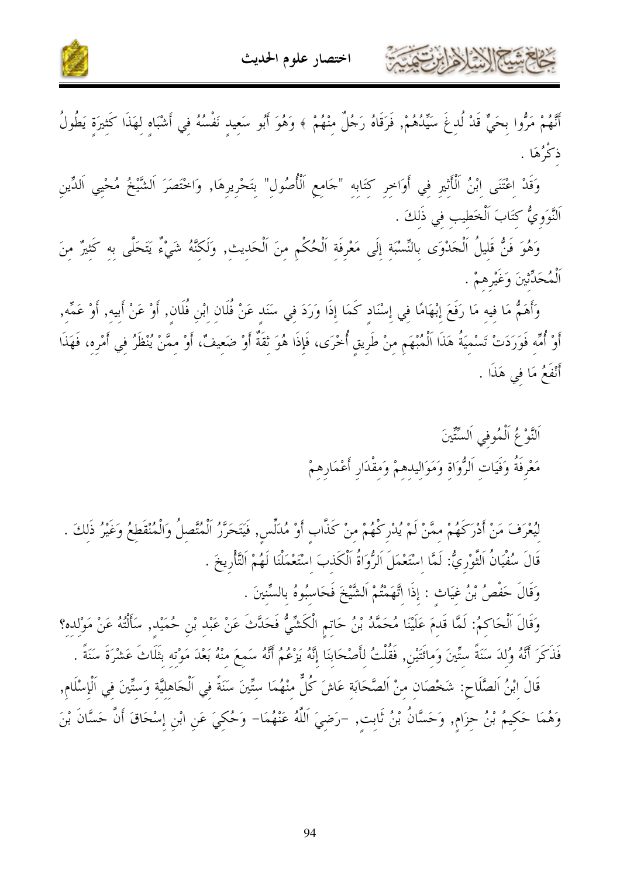أَنَّهُمْ مَرُّوا بِحَيٍّ قَدْ لُدِغَ سَيِّدُهُمْ, فَرَقَاهُ رَجُلٌ مِنْهُمْ ﴾ وَهُوَ أَبُو سَعِيدٍ نَفْسُهُ فِي أَشْبَاهٍ لِهَذَا كَثِيرَةٍ يَطُولُ ذِكْرُهَا .

وَقَدْ اِعْتَنَى اِبْنُ اَلْأَثِيرِ فِي أَوَاخِرِ كِتَابِهِ "جَامِعِ اَلْأُصُولِ" بِتَحْرِيرِهَا, وَاخْتَصَرَ اَلشَّيْخُ مُحْيِي اَلدِّينِ اَلنَّوَوِيُّ كِتَابَ اَلْخَطِيبِ فِي ذَلِكَ .

وَهُوَ فَنٌّ قَلِيلُ اَلْجَدْوَى بِالنِّسْبَةِ إِلَى مَعْرِفَةِ اَلْحُكْمِ مِنَ اَلْحَدِيثِ, وَلَكِنَّهُ شَيْءٌ يَتَحَلَّى بِهِ كَثِيرٌ مِنَ اَلْمُحَدِّثِينَ وَغَيْرِهِمْ .

وَأَهَمُّ مَا فِيهِ مَا رَفَعَ إِبْهَامًا فِي إِسْنَادٍ كَمَا إِذَا وَرَدَ فِي سَنَدٍ عَنْ فُلَانِ ابْنِ فُلَانٍ, أَوْ عَنْ أَبِيهِ, أَوْ عَمِّهِ, أَوْ أُمِّهِ فَوَرَدَتْ تَسْمِيَةُ هَذَا اَلْمُبْهَمِ مِنْ طَرِيقٍ أُخْرَى، فَإِذَا هُوَ ثِقَةٌ أَوْ ضَعِيفٌ، أَوْ مِمَّنْ يُنْظَرُ فِي أَمْرِهِ، فَهَذَا أَنْفَعُ مَا فِي هَذَا .

## اَلنَّوْعُ اَلْمُوفِي اَلسِّتِّينَ
### مَعْرِفَةُ وَفَيَاتِ اَلرُّوَاةِ وَمَوَالِيدِهِمْ وَمِقْدَارِ أَعْمَارِهِمْ

لِيُعْرَفَ مَنْ أَدْرَكَهُمْ مِمَّنْ لَمْ يُدْرِكْهُمْ مِنْ كَذَّابٍ أَوْ مُدَلِّسٍ, فَيَتَحَرَّرُ اَلْمُتَّصِلُ وَالْمُنْقَطِعُ وَغَيْرُ ذَلِكَ .

قَالَ سُفْيَانُ اَلثَّوْرِيُّ: لَمَّا اسْتَعْمَلَ اَلرُّوَاةُ اَلْكَذِبَ اسْتَعْمَلْنَا لَهُمْ اَلتَّأْرِيخَ .

وَقَالَ حَفْصُ بْنُ غِيَاثٍ : إِذَا اتَّهَمْتُمْ اَلشَّيْخَ فَحَاسِبُوهُ بِالسِّنِينَ .

وَقَالَ اَلْحَاكِمُ: لَمَّا قَدِمَ عَلَيْنَا مُحَمَّدُ بْنُ حَاتِمٍ الْكَشِّيُّ فَحَدَّثَ عَنْ عَبْدِ بْنِ حُمَيْدٍ, سَأَلْتُهُ عَنْ مَوْلِدِهِ؟ فَذَكَرَ أَنَّهُ وُلِدَ سَنَةَ سِتِّينَ وَمِائَتَيْنِ, فَقُلْتُ لِأَصْحَابِنَا إِنَّهُ يَزْعُمُ أَنَّهُ سَمِعَ مِنْهُ بَعْدَ مَوْتِهِ بِثَلَاثَ عَشْرَةَ سَنَةً .

قَالَ ابْنُ اَلصَّلَاحِ: شَخْصَانِ مِنْ اَلصَّحَابَةِ عَاشَ كُلٌّ مِنْهُمَا سِتِّينَ سَنَةً فِي اَلْجَاهِلِيَّةِ وَسِتِّينَ فِي اَلْإِسْلَامِ, وَهُمَا حَكِيمُ بْنُ حِزَامٍ, وَحَسَّانُ بْنُ ثَابِتٍ, -رَضِيَ اَللَّهُ عَنْهُمَا- وَحُكِيَ عَنِ ابْنِ إِسْحَاقَ أَنَّ حَسَّانَ بْنَ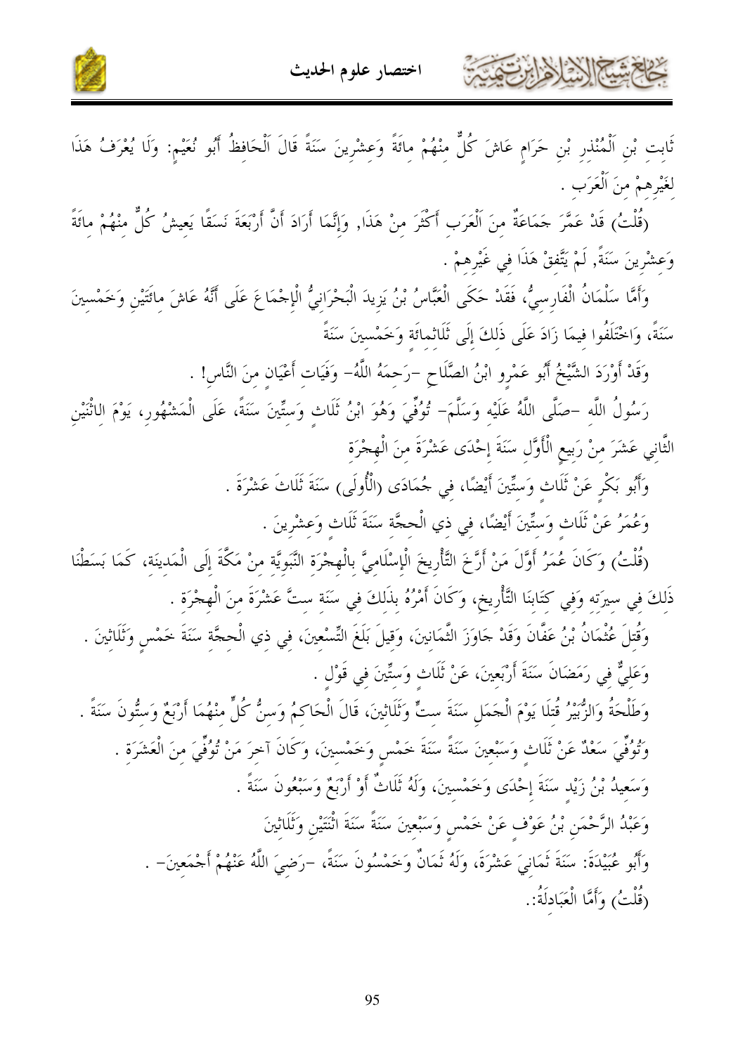ثَابِتِ بْنِ اَلْمُنْذِرِ بْنِ حَرَامٍ عَاشَ كُلٌّ مِنْهُمْ مِائَةً وَعِشْرِينَ سَنَةً قَالَ اَلْحَافِظُ أَبُو نُعَيْمٍ: وَلَا يُعْرَفُ هَذَا لِغَيْرِهِمْ مِنَ اَلْعَرَبِ .

(قُلْتُ) قَدْ عَمَّرَ جَمَاعَةٌ مِنَ اَلْعَرَبِ أَكْثَرَ مِنْ هَذَا, وَإِنَّمَا أَرَادَ أَنَّ أَرْبَعَةَ نَسَقًا يَعِيشُ كُلٌّ مِنْهُمْ مِائَةً وَعِشْرِينَ سَنَةً, لَمْ يَتَّفِقْ هَذَا فِي غَيْرِهِمْ .

وَأَمَّا سَلْمَانُ الْفَارِسِيُّ، فَقَدْ حَكَى الْعَبَّاسُ بْنُ يَزِيدَ الْبَحْرَانِيُّ الْإِجْمَاعَ عَلَى أَنَّهُ عَاشَ مِائَتَيْنِ وَخَمْسِينَ سَنَةً، وَاخْتَلَفُوا فِيمَا زَادَ عَلَى ذَلِكَ إِلَى ثَلَاثِمائَة وَخَمْسِينَ سَنَةً

وَقَدْ أَوْرَدَ الشَّيْخُ أَبُو عَمْرٍو ابْنُ الصَّلَاحِ -رَحِمَهُ اللَّهُ- وَفَيَاتِ أَعْيَانٍ مِنَ النَّاسِ! .

رَسُولُ اللَّه -صَلَّى اللَّهُ عَلَيْه وَسَلَّمَ- تُوُفِّيَ وَهُوَ ابْنُ ثَلَاث وَسِتِّينَ سَنَةً، عَلَى الْمَشْهُور، يَوْمَ الاثْنَيْنِ الثَّاني عَشَرَ مِنْ رَبِيعٍ الْأَوَّلِ سَنَةَ إِحْدَى عَشْرَةَ مِنَ الْهِجْرَةِ

وَأَبُو بَكْرٍ عَنْ ثَلَاث وَسِتِّينَ أَيْضًا، فِي جُمَادَى (الْأُولَى) سَنَةَ ثَلَاثَ عَشْرَةَ .

وَعُمَرُ عَنْ ثَلَاث وَسِتِّينَ أَيْضًا، فِي ذِي الْحِجَّة سَنَةَ ثَلَاث وَعِشْرِينَ .

(قُلْتُ) وَكَانَ عُمَرُ أَوَّلَ مَنْ أَرَّخَ التَّأْرِيخَ الْإِسْلَامِيَّ بِالْهِجْرَةِ النَّبَوِيَّة مِنْ مَكَّةَ إِلَى الْمَدِينَة، كَمَا بَسَطْنَا ذَلِكَ فِي سِيرَته وَفِي كِتَابِنَا التَّأْرِيخِ، وَكَانَ أَمْرُهُ بِذَلِكَ فِي سَنَة ستَّ عَشْرَةَ مِنَ الْهِجْرَة .

وَقُتِلَ عُثْمَانُ بْنُ عَفَّانَ وَقَدْ جَاوَزَ الثَّمَانِينَ، وَقِيلَ بَلَغَ التِّسْعِينَ، فِي ذِي الْحِجَّة سَنَةَ خَمْسٍ وَثَلَاثِينَ .

وَعَلِيٌّ فِي رَمَضَانَ سَنَةَ أَرْبَعِينَ، عَنْ ثَلَاث وَسِتِّينَ فِي قَوْلٍ .

وَطَلْحَةُ وَالزُّبَيْرُ قُتِلَا يَوْمَ الْجَمَلِ سَنَةَ ستٍّ وَثَلَاثِينَ، قَالَ الْحَاكِمُ وَسِنُّ كُلٍّ مِنْهُمَا أَرْبَعٌ وَستُّونَ سَنَةً .

وَتُوُفِّيَ سَعْدٌ عَنْ ثَلَاث وَسَبْعِينَ سَنَةً سَنَةَ خَمْسٍ وَخَمْسِينَ، وَكَانَ آخرَ مَنْ تُوُفِّيَ مِنَ الْعَشَرَة .

وَسَعِيدُ بْنُ زَيْد سَنَةَ إِحْدَى وَخَمْسِينَ، وَلَهُ ثَلَاثٌ أَوْ أَرْبَعٌ وَسَبْعُونَ سَنَةً .

وَعَبْدُ الرَّحْمَن بْنُ عَوْف عَنْ خَمْسٍ وَسَبْعِينَ سَنَةً سَنَةَ اثْنَتَيْنِ وَثَلَاثِينَ

وَأَبُو عُبَيْدَةَ: سَنَةَ ثَمَانِيَ عَشْرَةَ، وَلَهُ ثَمَانٌ وَخَمْسُونَ سَنَةً، -رَضِيَ اللَّهُ عَنْهُمْ أَجْمَعِينَ- .

(قُلْتُ) وَأَمَّا الْعَبَادِلَةُ:.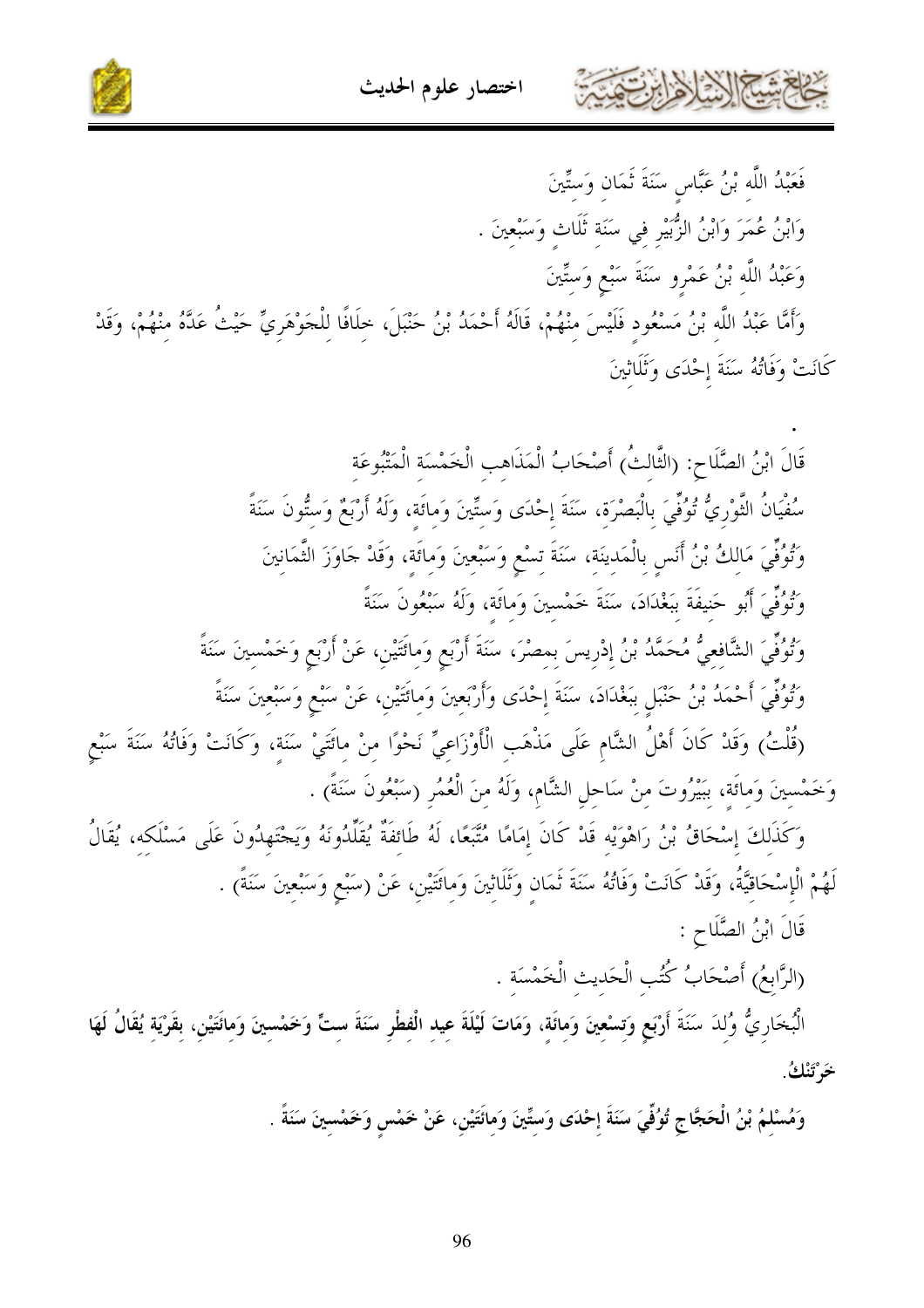فَعَبْدُ اللَّهِ بْنُ عَبَّاسٍ سَنَةَ ثَمَانٍ وَسِتِّينَ

وَابْنُ عُمَرَ وَابْنُ الزُّبَيْرِ فِي سَنَةِ ثَلَاثٍ وَسَبْعِينَ .

وَعَبْدُ اللَّهِ بْنُ عَمْرٍو سَنَةَ سَبْعٍ وَسِتِّينَ

وَأَمَّا عَبْدُ اللَّهِ بْنُ مَسْعُودٍ فَلَيْسَ مِنْهُمْ، قَالَهُ أَحْمَدُ بْنُ حَنْبَلَ، خِلَافًا لِلْجَوْهَرِيِّ حَيْثُ عَدَّهُ مِنْهُمْ، وَقَدْ كَانَتْ وَفَاتُهُ سَنَةَ إِحْدَى وَثَلَاثِينَ

قَالَ ابْنُ الصَّلَاحِ: (الثَّالِثُ) أَصْحَابُ الْمَذَاهِبِ الْخَمْسَةِ الْمَتْبُوعَةِ

سُفْيَانُ الثَّوْرِيُّ تُوُفِّيَ بِالْبَصْرَةِ، سَنَةَ إِحْدَى وَسِتِّينَ وَمِائَةٍ، وَلَهُ أَرْبَعٌ وَسِتُّونَ سَنَةً

وَتُوُفِّيَ مَالِكُ بْنُ أَنَسٍ بِالْمَدِينَةِ، سَنَةَ تِسْعٍ وَسَبْعِينَ وَمِائَةٍ، وَقَدْ جَاوَزَ الثَّمَانِينَ

وَتُوُفِّيَ أَبُو حَنِيفَةَ بِبَغْدَادَ، سَنَةَ خَمْسِينَ وَمِائَةٍ، وَلَهُ سَبْعُونَ سَنَةً

وَتُوُفِّيَ الشَّافِعِيُّ مُحَمَّدُ بْنُ إِدْرِيسَ بِمِصْرَ، سَنَةَ أَرْبَعٍ وَمِائَتَيْنِ، عَنْ أَرْبَعٍ وَخَمْسِينَ سَنَةً

وَتُوُفِّيَ أَحْمَدُ بْنُ حَنْبَلٍ بِبَغْدَادَ، سَنَةَ إِحْدَى وَأَرْبَعِينَ وَمِائَتَيْنِ، عَنْ سَبْعٍ وَسَبْعِينَ سَنَةً

(قُلْتُ) وَقَدْ كَانَ أَهْلُ الشَّامِ عَلَى مَذْهَبِ الْأَوْزَاعِيِّ نَحْوًا مِنْ مِائَتَيْ سَنَةٍ، وَكَانَتْ وَفَاتُهُ سَنَةَ سَبْعٍ وَخَمْسِينَ وَمِائَةٍ، بِبَيْرُوتَ مِنْ سَاحِلِ الشَّامِ، وَلَهُ مِنَ الْعُمُرِ (سَبْعُونَ سَنَةً) .

وَكَذَلِكَ إِسْحَاقُ بْنُ رَاهَوَيْهِ قَدْ كَانَ إِمَامًا مُتَّبَعًا، لَهُ طَائِفَةٌ يُقَلِّدُونَهُ وَيَجْتَهِدُونَ عَلَى مَسْلَكِهِ، يُقَالُ لَهُمْ الْإِسْحَاقِيَّةُ، وَقَدْ كَانَتْ وَفَاتُهُ سَنَةَ ثَمَانٍ وَثَلَاثِينَ وَمِائَتَيْنِ، عَنْ (سَبْعٍ وَسَبْعِينَ سَنَةً) .

قَالَ ابْنُ الصَّلَاحِ :

(الرَّابِعُ) أَصْحَابُ كُتُبِ الْحَدِيثِ الْخَمْسَةِ .

**الْبُخَارِيُّ وُلِدَ سَنَةَ أَرْبَعٍ وَتِسْعِينَ وَمِائَةٍ، وَمَاتَ لَيْلَةَ عِيدِ الْفِطْرِ سَنَةَ سِتٍّ وَخَمْسِينَ وَمِائَتَيْنِ، بِقَرْيَةٍ يُقَالُ لَهَا خَرْتَنْكُ.**

**وَمُسْلِمُ بْنُ الْحَجَّاجِ تُوُفِّيَ سَنَةَ إِحْدَى وَسِتِّينَ وَمِائَتَيْنِ، عَنْ خَمْسٍ وَخَمْسِينَ سَنَةً .**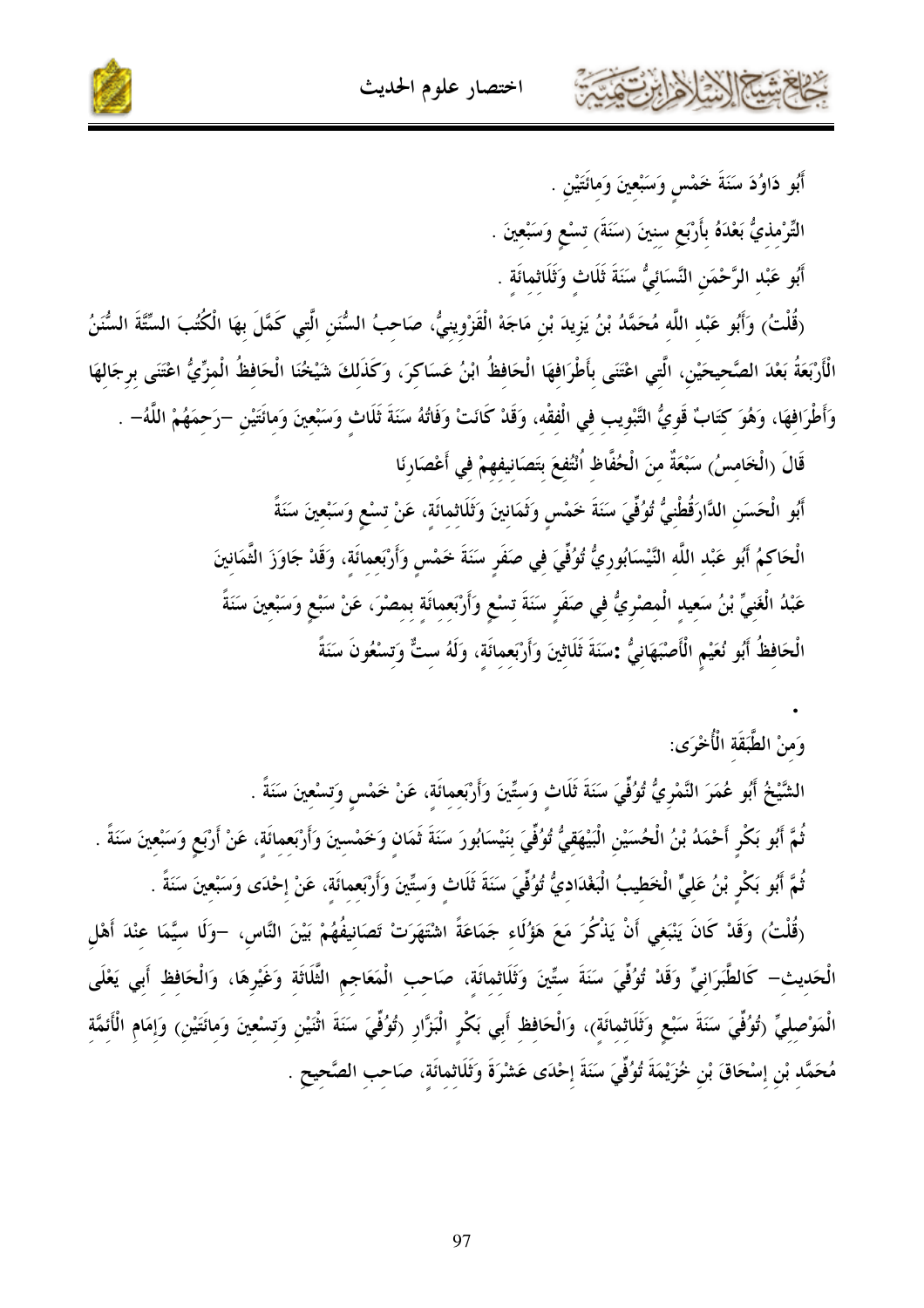أَبُو دَاوُدَ سَنَةَ خَمْسٍ وَسَبْعِينَ وَمِائَتَيْنِ .

التِّرْمِذِيُّ بَعْدَهُ بِأَرْبَعِ سِنِينَ (سَنَةَ) تِسْعٍ وَسَبْعِينَ .

أَبُو عَبْدِ الرَّحْمَنِ النَّسَائِيُّ سَنَةَ ثَلَاثٍ وَثَلَاثِمِائَةٍ .

(قُلْتُ) وَأَبُو عَبْدِ اللَّهِ مُحَمَّدُ بْنُ يَزِيدَ بْنِ مَاجَهْ الْقَزْوِينِيُّ، صَاحِبُ السُّنَنِ الَّتِي كَمَّلَ بِهَا الْكُتُبَ السِّتَّةَ السُّنَنُ الْأَرْبَعَةُ بَعْدَ الصَّحِيحَيْنِ، الَّتِي اعْتَنَى بِأَطْرَافِهَا الْحَافِظُ ابْنُ عَسَاكِرَ، وَكَذَلِكَ شَيْخُنَا الْحَافِظُ الْمِزِّيُّ اعْتَنَى بِرِجَالِهَا وَأَطْرَافِهَا، وَهُوَ كِتَابٌ قَوِيُّ التَّبْوِيبِ فِي الْفِقْهِ، وَقَدْ كَانَتْ وَفَاتُهُ سَنَةَ ثَلَاثٍ وَسَبْعِينَ وَمِائَتَيْنِ -رَحِمَهُمُ اللَّهُ- .

قَالَ (الْخَامِسُ) سَبْعَةٌ مِنَ الْحُفَّاظِ انْتُفِعَ بِتَصَانِيفِهِمْ فِي أَعْصَارِنَا

أَبُو الْحَسَنِ الدَّارَقُطْنِيُّ تُوُفِّيَ سَنَةَ خَمْسٍ وَثَمَانِينَ وَثَلَاثِمِائَةٍ، عَنْ تِسْعٍ وَسَبْعِينَ سَنَةً

الْحَاكِمُ أَبُو عَبْدِ اللَّهِ النَّيْسَابُورِيُّ تُوُفِّيَ فِي صَفَرٍ سَنَةَ خَمْسٍ وَأَرْبَعِمِائَةٍ، وَقَدْ جَاوَزَ الثَّمَانِينَ

عَبْدُ الْغَنِيِّ بْنُ سَعِيدٍ الْمِصْرِيُّ فِي صَفَرٍ سَنَةَ تِسْعٍ وَأَرْبَعِمِائَةٍ بِمِصْرَ، عَنْ سَبْعٍ وَسَبْعِينَ سَنَةً

الْحَافِظُ أَبُو نُعَيْمٍ الْأَصْبَهَانِيُّ :سَنَةَ ثَلَاثِينَ وَأَرْبَعِمِائَةٍ، وَلَهُ سِتٌّ وَتِسْعُونَ سَنَةً

•

وَمِنْ الطَّبَقَةِ الْأُخْرَى:

الشَّيْخُ أَبُو عُمَرَ النَّمَرِيُّ تُوُفِّيَ سَنَةَ ثَلَاثٍ وَسِتِّينَ وَأَرْبَعِمِائَةٍ، عَنْ خَمْسٍ وَتِسْعِينَ سَنَةً .

ثُمَّ أَبُو بَكْرٍ أَحْمَدُ بْنُ الْحُسَيْنِ الْبَيْهَقِيُّ تُوُفِّيَ بِنَيْسَابُورَ سَنَةَ ثَمَانٍ وَخَمْسِينَ وَأَرْبَعِمِائَةٍ، عَنْ أَرْبَعٍ وَسَبْعِينَ سَنَةً .

ثُمَّ أَبُو بَكْرِ بْنُ عَلِيٍّ الْخَطِيبُ الْبَغْدَادِيُّ تُوُفِّيَ سَنَةَ ثَلَاثٍ وَسِتِّينَ وَأَرْبَعِمِائَةٍ، عَنْ إِحْدَى وَسَبْعِينَ سَنَةً .

(قُلْتُ) وَقَدْ كَانَ يَنْبَغِي أَنْ يَذْكُرَ مَعَ هَؤُلَاءِ جَمَاعَةً اشْتَهَرَتْ تَصَانِيفُهُمْ بَيْنَ النَّاسِ، -وَلَا سِيَّمَا عِنْدَ أَهْلِ الْحَدِيثِ- كَالطَّبَرَانِيِّ وَقَدْ تُوُفِّيَ سَنَةَ سِتِّينَ وَثَلَاثِمِائَةٍ، صَاحِبِ الْمَعَاجِمِ الثَّلَاثَةِ وَغَيْرِهَا، وَالْحَافِظِ أَبِي يَعْلَى الْمَوْصِلِيِّ (تُوُفِّيَ سَنَةَ سَبْعٍ وَثَلَاثِمِائَةٍ)، وَالْحَافِظِ أَبِي بَكْرٍ الْبَزَّارِ (تُوُفِّيَ سَنَةَ اثْنَيْنِ وَتِسْعِينَ وَمِائَتَيْنِ) وَإِمَامِ الْأَئِمَّةِ مُحَمَّدِ بْنِ إِسْحَاقَ بْنِ خُزَيْمَةَ تُوُفِّيَ سَنَةَ إِحْدَى عَشْرَةَ وَثَلَاثِمِائَةٍ، صَاحِبِ الصَّحِيحِ .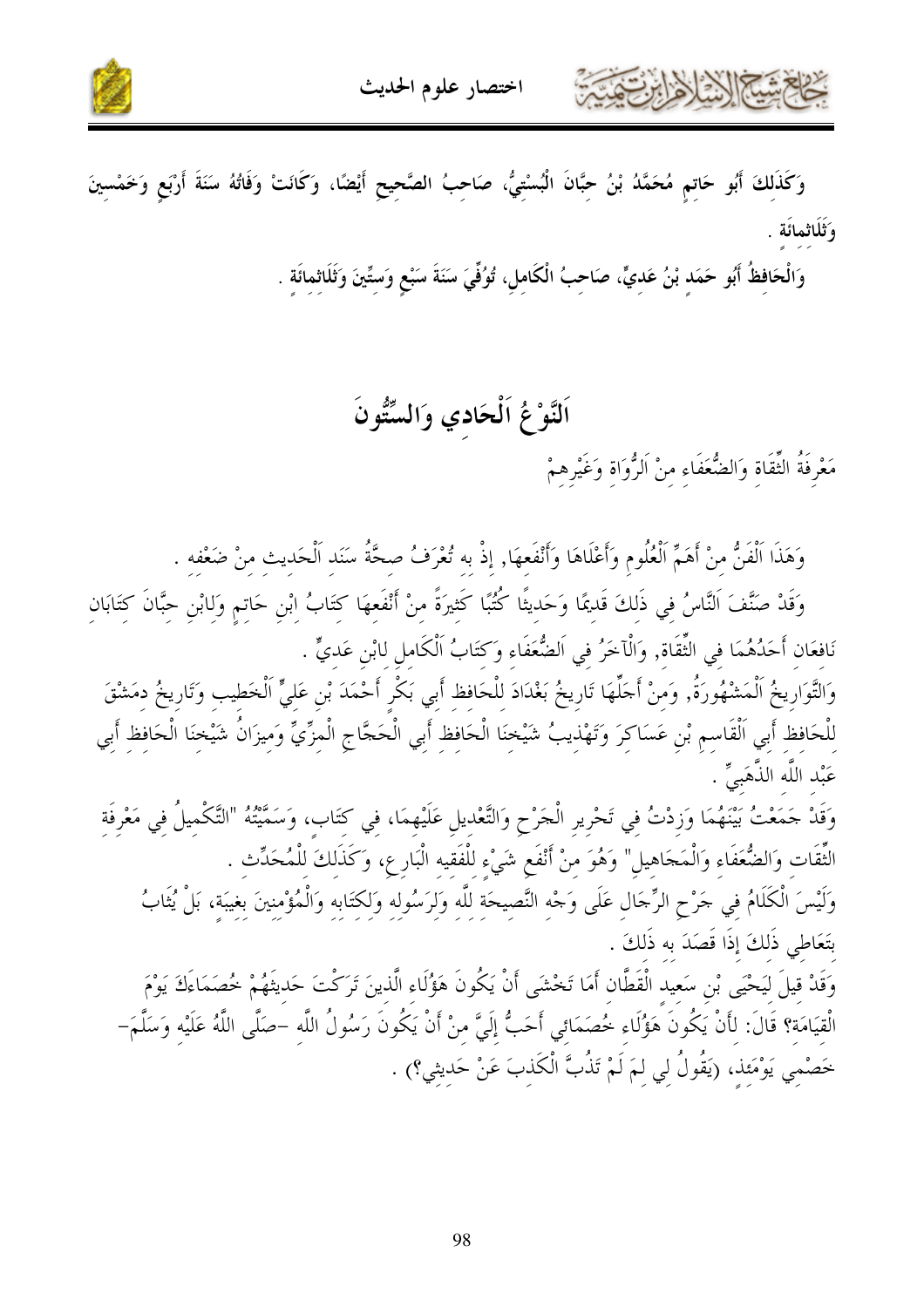وَكَذَلِكَ أَبُو حَاتِمٍ مُحَمَّدُ بْنُ حِبَّانَ الْبُسْتِيُّ، صَاحِبُ الصَّحِيحِ أَيْضًا، وَكَانَتْ وَفَاتُهُ سَنَةَ أَرْبَعٍ وَخَمْسِينَ وَثَلَاثمِائَة .

وَالْحَافِظُ أَبُو حَمَد بْنُ عَدِيٍّ، صَاحِبُ الْكَامِلِ، تُوُفِّيَ سَنَةَ سَبْعٍ وَسِتِّينَ وَثَلَاثمِائَةٍ .

# اَلنَّوْعُ اَلْحَادِي وَالسِّتُّونَ

## مَعْرِفَةُ الثِّقَاة وَالضُّعَفَاءِ مِنْ اَلرُّوَاة وَغَيْرِهِمْ

وَهَذَا اَلْفَنُّ مِنْ أَهَمِّ اَلْعُلُومِ وَأَعْلَاهَا وَأَنْفَعِهَا, إِذْ بِهِ تُعْرَفُ صِحَّةُ سَنَد اَلْحَدِيث مِنْ ضَعْفِه .

وَقَدْ صَنَّفَ اَلنَّاسُ فِي ذَلِكَ قَدِيمًا وَحَدِيثًا كُتُبًا كَثِيرَةً مِنْ أَنْفَعِهَا كِتَابُ ابْنِ حَاتِمٍ وَلِابْنِ حِبَّانَ كِتَابَانِ نَافِعَانِ أَحَدُهُمَا فِي الثِّقَاة, وَاَلْآخَرُ فِي اَلضُّعَفَاءِ وَكِتَابُ اَلْكَامِلِ لِابْنِ عَدِيٍّ .

وَالتَّوَارِيخُ اَلْمَشْهُورَةُ, وَمِنْ أَجَلِّهَا تَارِيخُ بَغْدَادَ لِلْحَافِظِ أَبِي بَكْرٍ أَحْمَدَ بْنِ عَلِيٍّ اَلْخَطِيبِ وَتَارِيخُ دِمَشْقَ لِلْحَافِظِ أَبِي اَلْقَاسِمِ بْنِ عَسَاكِرَ وَتَهْذِيبُ شَيْخِنَا الْحَافِظِ أَبِي الْحَجَّاجِ الْمِزِّيِّ وَمِيزَانُ شَيْخِنَا الْحَافِظِ أَبِي عَبْدِ اللَّهِ الذَّهَبِيِّ .

وَقَدْ جَمَعْتُ بَيْنَهُمَا وَزِدْتُ فِي تَحْرِيرِ الْجَرْحِ وَالتَّعْدِيلِ عَلَيْهِمَا، فِي كِتَابٍ، وَسَمَّيْتُهُ "التَّكْمِيلُ فِي مَعْرِفَةِ الثِّقَاتِ وَالضُّعَفَاءِ وَالْمَجَاهِيلِ" وَهُوَ مِنْ أَنْفَعِ شَيْءٍ لِلْفَقِيهِ الْبَارِعِ، وَكَذَلِكَ لِلْمُحَدِّثِ .

وَلَيْسَ الْكَلَامُ فِي جَرْحِ الرِّجَالِ عَلَى وَجْهِ النَّصِيحَةِ لِلَّهِ وَلِرَسُولِهِ وَلِكِتَابِهِ وَالْمُؤْمِنِينَ بِغِيبَةٍ، بَلْ يُثَابُ بِتَعَاطِي ذَلِكَ إِذَا قَصَدَ بِهِ ذَلِكَ .

وَقَدْ قِيلَ لِيَحْيَى بْنِ سَعِيدٍ الْقَطَّانِ أَمَا تَخْشَى أَنْ يَكُونَ هَؤُلَاءِ الَّذِينَ تَرَكْتَ حَدِيثَهُمْ خُصَمَاءَكَ يَوْمَ الْقِيَامَةِ؟ قَالَ: لَأَنْ يَكُونَ هَؤُلَاءِ خُصَمَائِي أَحَبُّ إِلَيَّ مِنْ أَنْ يَكُونَ رَسُولُ اللَّهِ -صَلَّى اللَّهُ عَلَيْهِ وَسَلَّمَ- خَصْمِي يَوْمَئِذٍ، (يَقُولُ لِي لِمَ لَمْ تَذُبَّ الْكَذِبَ عَنْ حَدِيثِي؟) .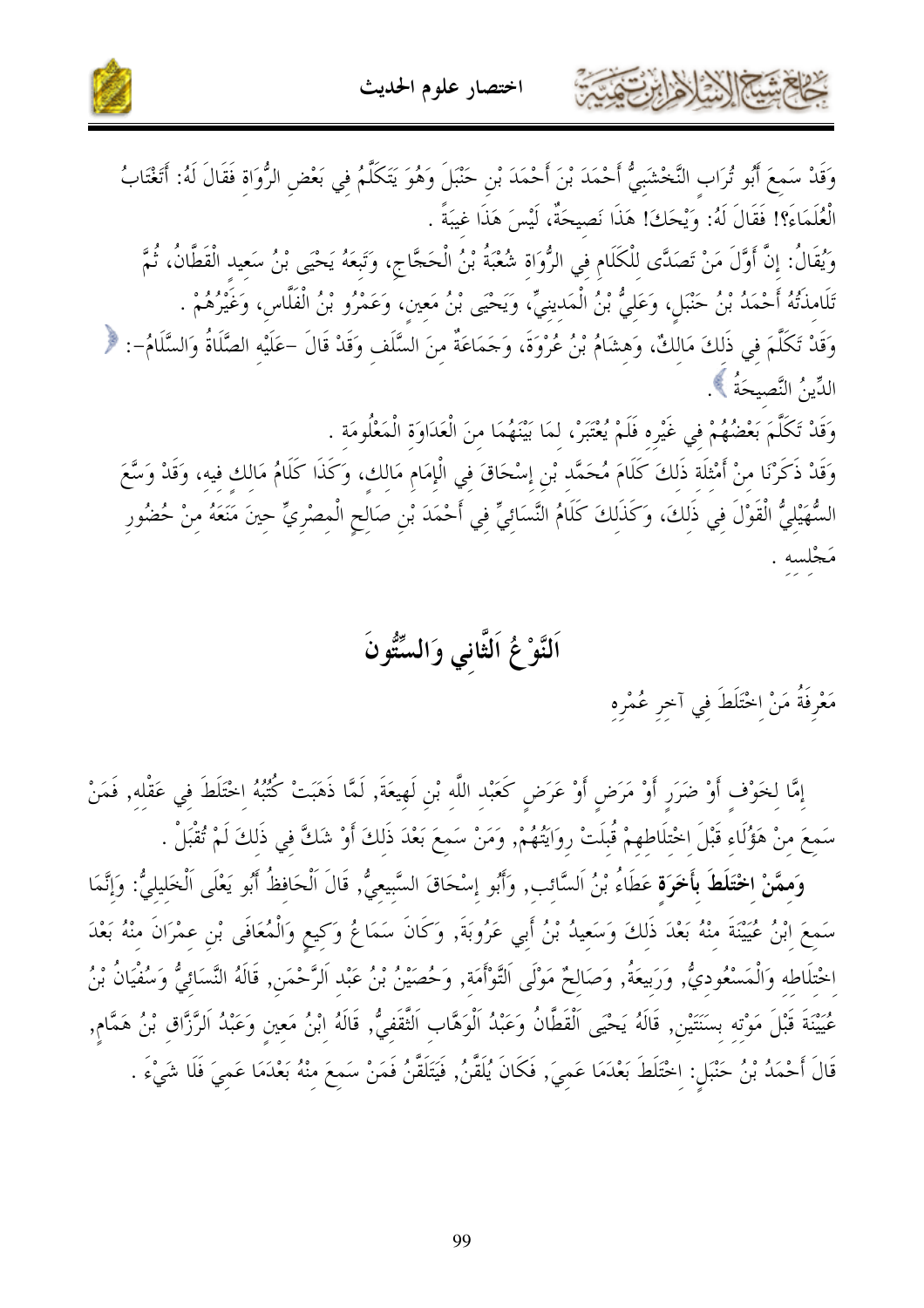وَقَدْ سَمِعَ أَبُو تُرَاب النَّخْشَبِيُّ أَحْمَدَ بْنَ أَحْمَدَ بْنِ حَنْبَلَ وَهُوَ يَتَكَلَّمُ فِي بَعْضِ الرُّوَاةِ فَقَالَ لَهُ: أَتَغْتَابُ الْعُلَمَاءَ؟! فَقَالَ لَهُ: وَيْحَكَ! هَذَا نَصِيحَةٌ، لَيْسَ هَذَا غِيبَةً .

وَيُقَالُ: إِنَّ أَوَّلَ مَنْ تَصَدَّى لِلْكَلَامِ فِي الرُّوَاةِ شُعْبَةُ بْنُ الْحَجَّاجِ، وَتَبِعَهُ يَحْيَى بْنُ سَعِيد الْقَطَّانُ، ثُمَّ تَلَامِذَتُهُ أَحْمَدُ بْنُ حَنْبَلٍ، وَعَلِيُّ بْنُ الْمَدِينِيِّ، وَيَحْيَى بْنُ مَعِينٍ، وَعَمْرُو بْنُ الْفَلَّاسِ، وَغَيْرُهُمْ .

وَقَدْ تَكَلَّمَ فِي ذَلِكَ مَالِكٌ، وَهِشَامُ بْنُ عُرْوَةَ، وَجَمَاعَةٌ مِنَ السَّلَفِ وَقَدْ قَالَ -عَلَيْهِ الصَّلَاةُ وَالسَّلَامُ-: ﴿ الدِّينُ النَّصِيحَةُ ﴾ .

وَقَدْ تَكَلَّمَ بَعْضُهُمْ فِي غَيْرِهِ فَلَمْ يُعْتَبَرْ، لِمَا بَيْنَهُمَا مِنَ الْعَدَاوَةِ الْمَعْلُومَةِ .

وَقَدْ ذَكَرْنَا مِنْ أَمْثِلَةِ ذَلِكَ كَلَامَ مُحَمَّدِ بْنِ إِسْحَاقَ فِي الْإِمَامِ مَالِكٍ، وَكَذَا كَلَامُ مَالِكٍ فِيهِ، وَقَدْ وَسَّعَ السُّهَيْلِيُّ الْقَوْلَ فِي ذَلِكَ، وَكَذَلِكَ كَلَامُ النَّسَائِيِّ فِي أَحْمَدَ بْنِ صَالِحٍ الْمِصْرِيِّ حِينَ مَنَعَهُ مِنْ حُضُورِ مَجْلِسِهِ .

## اَلنَّوْعُ اَلثَّانِي وَالسِّتُّونَ

مَعْرِفَةُ مَنْ اخْتَلَطَ فِي آخِرِ عُمْرِهِ

إِمَّا لِخَوْفٍ أَوْ ضَرَرٍ أَوْ مَرَضٍ أَوْ عَرَضٍ كَعَبْدِ اللَّهِ بْنِ لَهِيعَةَ, لَمَّا ذَهَبَتْ كُتُبُهُ اخْتَلَطَ فِي عَقْلِهِ, فَمَنْ سَمِعَ مِنْ هَؤُلَاءِ قَبْلَ اخْتِلَاطِهِمْ قُبِلَتْ رِوَايَتُهُمْ, وَمَنْ سَمِعَ بَعْدَ ذَلِكَ أَوْ شَكَّ فِي ذَلِكَ لَمْ تُقْبَلْ .

**وَمِمَّنْ اخْتَلَطَ بِأَخَرَةٍ** عَطَاءُ بْنُ اَلسَّائِبِ, وَأَبُو إِسْحَاقَ السَّبِيعِيُّ, قَالَ اَلْحَافِظُ أَبُو يَعْلَى اَلْخَلِيلِيُّ: وَإِنَّمَا سَمِعَ ابْنُ عُيَيْنَةَ مِنْهُ بَعْدَ ذَلِكَ وَسَعِيدُ بْنُ أَبِي عَرُوبَةَ, وَكَانَ سَمَاعُ وَكِيعٍ وَالْمُعَافَى بْنِ عِمْرَانَ مِنْهُ بَعْدَ اخْتِلَاطِهِ وَالْمَسْعُودِيُّ, وَرَبِيعَةُ, وَصَالِحٌ مَوْلَى اَلتَّوْأَمَةِ, وَحُصَيْنُ بْنُ عَبْدِ اَلرَّحْمَنِ, قَالَهُ النَّسَائِيُّ وَسُفْيَانُ بْنُ عُيَيْنَةَ قَبْلَ مَوْتِهِ بِسَنَتَيْنِ, قَالَهُ يَحْيَى اَلْقَطَّانُ وَعَبْدُ اَلْوَهَّابِ اَلثَّقَفِيُّ, قَالَهُ ابْنُ مَعِينٍ وَعَبْدُ اَلرَّزَّاقِ بْنُ هَمَّامٍ, قَالَ أَحْمَدُ بْنُ حَنْبَلٍ: اخْتَلَطَ بَعْدَمَا عَمِيَ, فَكَانَ يُلَقَّنُ, فَيَتَلَقَّنُ فَمَنْ سَمِعَ مِنْهُ بَعْدَمَا عَمِيَ فَلَا شَيْءَ .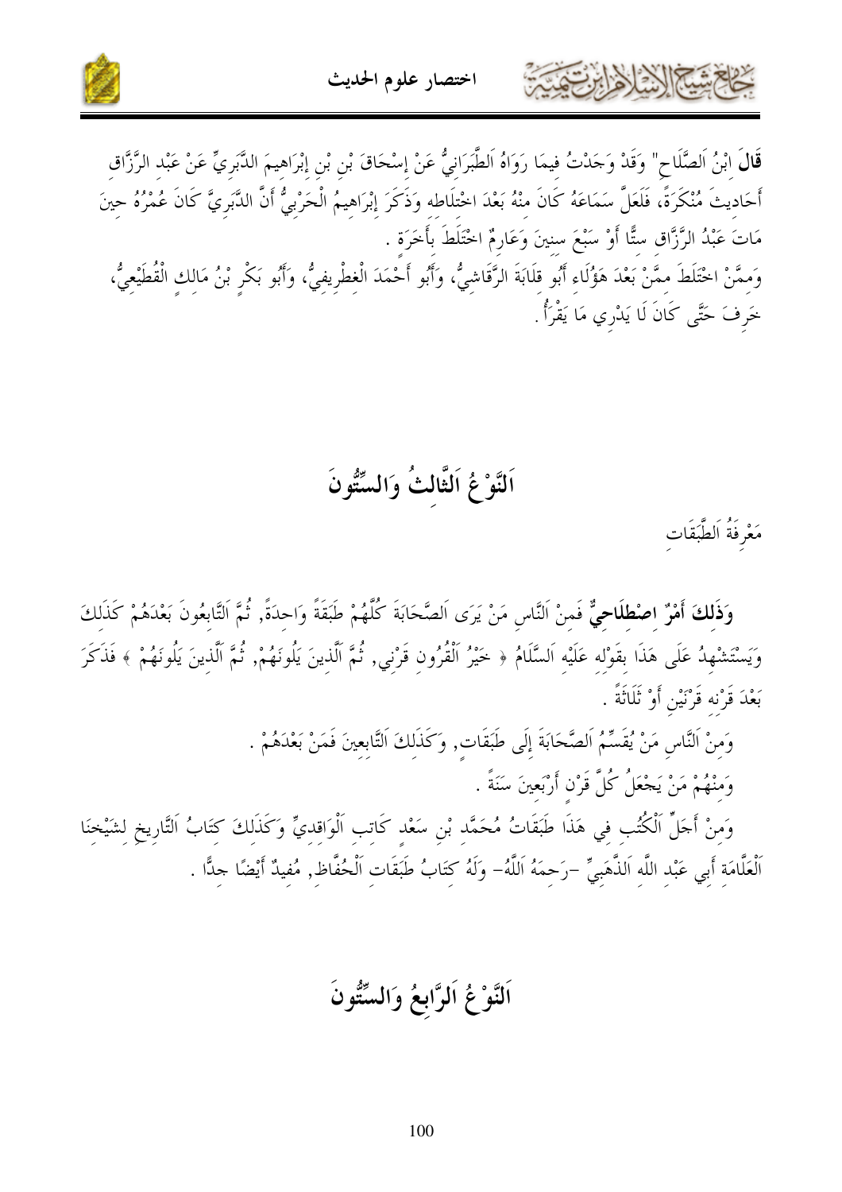**قَالَ** ابْنُ اَلصَّلَاحِ" وَقَدْ وَجَدْتُ فِيمَا رَوَاهُ اَلطَّبَرَانِيُّ عَنْ إِسْحَاقَ بْنِ بْنِ إِبْرَاهِيمَ الدَّبَرِيِّ عَنْ عَبْدِ الرَّزَّاقِ أَحَادِيثَ مُنْكَرَةً، فَلَعَلَّ سَمَاعَهُ كَانَ مِنْهُ بَعْدَ اخْتِلَاطِهِ وَذَكَرَ إِبْرَاهِيمُ الْحَرْبِيُّ أَنَّ الدَّبَرِيَّ كَانَ عُمْرُهُ حِينَ مَاتَ عَبْدُ الرَّزَّاقِ سِتًّا أَوْ سَبْعَ سِنِينَ وَعَارِمٌ اخْتَلَطَ بِأَخَرَةٍ .

وَمِمَّنْ اخْتَلَطَ مِمَّنْ بَعْدَ هَؤُلَاءِ أَبُو قِلَابَةَ الرَّقَاشِيُّ، وَأَبُو أَحْمَدَ الْغِطْرِيفِيُّ، وَأَبُو بَكْرِ بْنُ مَالِكٍ الْقُطَيْعِيُّ، خَرِفَ حَتَّى كَانَ لَا يَدْرِي مَا يَقْرَأُ .

# اَلنَّوْعُ اَلثَّالِثُ وَالسِّتُّونَ

مَعْرِفَةُ اَلطَّبَقَاتِ

**وَذَلِكَ أَمْرٌ اِصْطِلَاحِيٌّ** فَمِنْ اَلنَّاسِ مَنْ يَرَى اَلصَّحَابَةَ كُلَّهُمْ طَبَقَةً وَاحِدَةً, ثُمَّ اَلتَّابِعُونَ بَعْدَهُمْ كَذَلِكَ وَيَسْتَشْهِدُ عَلَى هَذَا بِقَوْلِهِ عَلَيْهِ اَلسَّلَامُ ﴿ خَيْرُ اَلْقُرُونِ قَرْنِي, ثُمَّ اَلَّذِينَ يَلُونَهُمْ, ثُمَّ اَلَّذِينَ يَلُونَهُمْ ﴾ فَذَكَرَ بَعْدَ قَرْنِهِ قَرْنَيْنِ أَوْ ثَلَاثَةً .

وَمِنْ اَلنَّاسِ مَنْ يُقَسِّمُ اَلصَّحَابَةَ إِلَى طَبَقَاتٍ, وَكَذَلِكَ اَلتَّابِعِينَ فَمَنْ بَعْدَهُمْ .

وَمِنْهُمْ مَنْ يَجْعَلُ كُلَّ قَرْنٍ أَرْبَعِينَ سَنَةً .

وَمِنْ أَجَلِّ اَلْكُتُبِ فِي هَذَا طَبَقَاتُ مُحَمَّدِ بْنِ سَعْدٍ كَاتِبِ اَلْوَاقِدِيِّ وَكَذَلِكَ كِتَابُ اَلتَّارِيخِ لِشَيْخِنَا اَلْعَلَّامَةِ أَبِي عَبْدِ اللَّهِ اَلذَّهَبِيِّ -رَحِمَهُ اَللَّهُ- وَلَهُ كِتَابُ طَبَقَاتِ اَلْحُفَّاظِ, مُفِيدٌ أَيْضًا جِدًّا .

# اَلنَّوْعُ اَلرَّابِعُ وَالسِّتُّونَ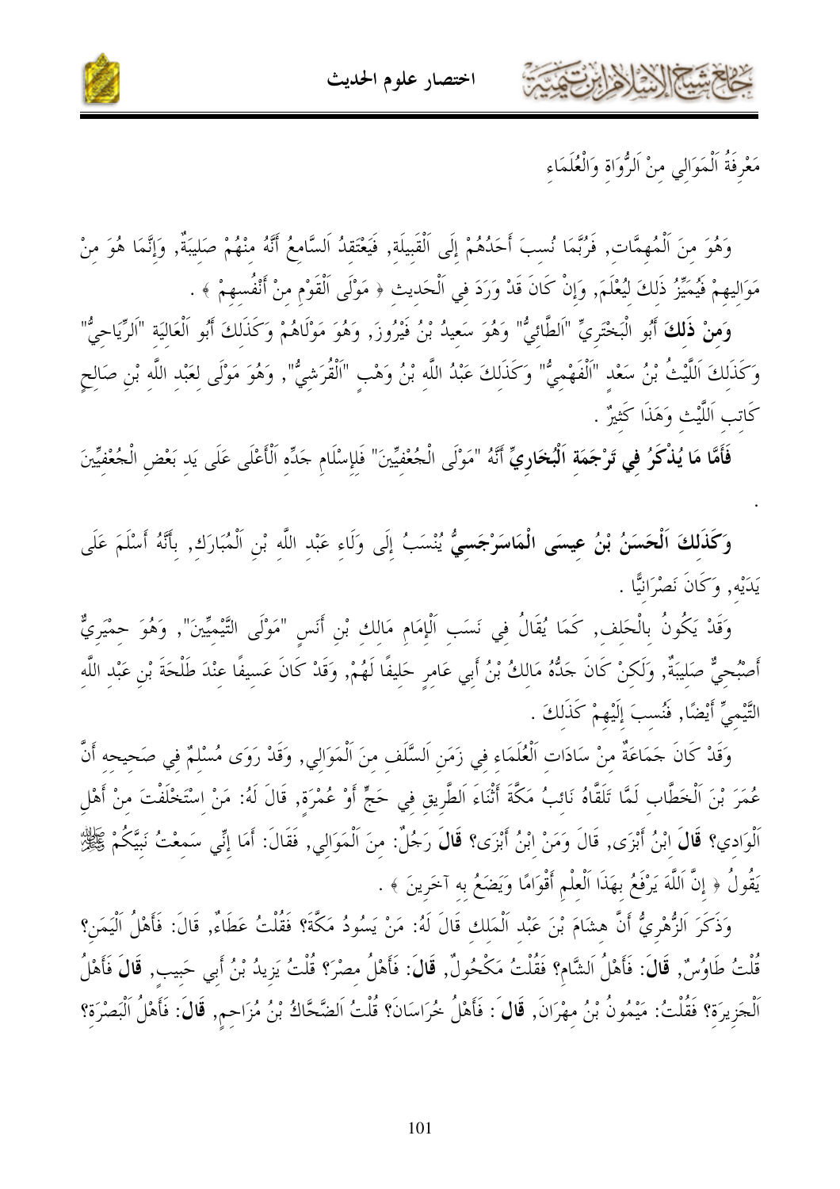## مَعْرِفَةُ اَلْمَوَالِي مِنْ اَلرُّوَاةِ وَالْعُلَمَاءِ

وَهُوَ مِنَ اَلْمُهِمَّات, فَرُبَّمَا نُسِبَ أَحَدُهُمْ إِلَى اَلْقَبِيلَة, فَيَعْتَقِدُ اَلسَّامِعُ أَنَّهُ مِنْهُمْ صَلِيبَةٌ, وَإِنَّمَا هُوَ مِنْ مَوَالِيهِمْ فَيُمَيِّزُ ذَلِكَ لِيُعْلَمَ, وَإِنْ كَانَ قَدْ وَرَدَ فِي اَلْحَدِيث « مَوْلَى اَلْقَوْمِ مِنْ أَنْفُسِهِمْ » .

**وَمِنْ ذَلِكَ** أَبُو الْبَخْتَرِيِّ "اَلطَّائِيُّ" وَهُوَ سَعِيدُ بْنُ فَيْرُوز, وَهُوَ مَوْلَاهُمْ وَكَذَلِكَ أَبُو اَلْعَالِيَةِ "اَلرِّيَاحِيُّ" وَكَذَلِكَ اَللَّيْثُ بْنُ سَعْد "اَلْفَهْمِيُّ" وَكَذَلِكَ عَبْدُ اللَّه بْنُ وَهْبٍ "اَلْقُرَشِيُّ", وَهُوَ مَوْلَى لِعَبْد اللَّه بْنِ صَالِحٍ كَاتِب اَللَّيْث وَهَذَا كَثِيرٌ .

**فَأَمَّا مَا يُذْكَرُ فِي تَرْجَمَةِ اَلْبُخَارِيِّ** أَنَّهُ "مَوْلَى الْجُعْفِيِّينَ" فَلِإِسْلَام جَدِّهِ اَلْأَعْلَى عَلَى يَدِ بَعْضِ الْجُعْفِيِّينَ .

**وَكَذَلِكَ اَلْحَسَنُ بْنُ عِيسَى الْمَاسَرْجَسِيُّ** يُنْسَبُ إِلَى وَلَاءِ عَبْدِ اللَّهِ بْنِ اَلْمُبَارَك, بِأَنَّهُ أَسْلَمَ عَلَى يَدَيْهِ, وَكَانَ نَصْرَانِيًّا .

وَقَدْ يَكُونُ بِالْحِلف, كَمَا يُقَالُ فِي نَسَبِ اَلْإِمَامِ مَالِك بْنِ أَنَسٍ "مَوْلَى التَّيْمِيِّينَ", وَهُوَ حِمْيَرِيٌّ أَصْبُحِيٌّ صَلِيبَةٌ, وَلَكِنْ كَانَ جَدُّهُ مَالِكُ بْنُ أَبِي عَامِرٍ حَلِيفًا لَهُمْ, وَقَدْ كَانَ عَسِيفًا عِنْدَ طَلْحَةَ بْنِ عَبْد اللَّه التَّيْمِيِّ أَيْضًا, فَنُسِبَ إِلَيْهِمْ كَذَلِكَ .

وَقَدْ كَانَ جَمَاعَةٌ مِنْ سَادَات اَلْعُلَمَاءِ فِي زَمَنِ اَلسَّلَف مِنَ اَلْمَوَالِي, وَقَدْ رَوَى مُسْلِمٌ فِي صَحِيحه أَنَّ عُمَرَ بْنَ اَلْخَطَّاب لَمَّا تَلَقَّاهُ نَائِبُ مَكَّةَ أَثْنَاءَ اَلطَّرِيق فِي حَجٍّ أَوْ عُمْرَة, قَالَ لَهُ: مَنْ اِسْتَخْلَفْتَ مِنْ أَهْلِ اَلْوَادِي؟ **قَالَ** ابْنُ أَبْزَى, قَالَ وَمَنْ ابْنُ أَبْزَى؟ **قَالَ** رَجُلٌ: مِنَ اَلْمَوَالِي, فَقَالَ: أَمَا إِنِّي سَمِعْتُ نَبِيَّكُمْ ﷺ يَقُولُ « إِنَّ اَللَّهَ يَرْفَعُ بِهَذَا اَلْعِلْمِ أَقْوَامًا وَيَضَعُ بِهِ آخَرِينَ » .

وَذَكَرَ اَلزُّهْرِيُّ أَنَّ هِشَامَ بْنَ عَبْد اَلْمَلِك قَالَ لَهُ: مَنْ يَسُودُ مَكَّةَ؟ فَقُلْتُ عَطَاءٌ, قَالَ: فَأَهْلُ اَلْيَمَنِ؟ قُلْتُ طَاوُسٌ, **قَالَ:** فَأَهْلُ اَلشَّام؟ فَقُلْتُ مَكْحُولٌ, **قَالَ:** فَأَهْلُ مِصْرَ؟ قُلْتُ يَزِيدُ بْنُ أَبِي حَبِيبٍ, **قَالَ** فَأَهْلُ اَلْجَزِيرَة؟ فَقُلْتُ: مَيْمُونُ بْنُ مِهْرَانَ, **قَال** : فَأَهْلُ خُرَاسَانَ؟ قُلْتُ اَلضَّحَّاكُ بْنُ مُزَاحِمٍ, **قَالَ:** فَأَهْلُ اَلْبَصْرَة؟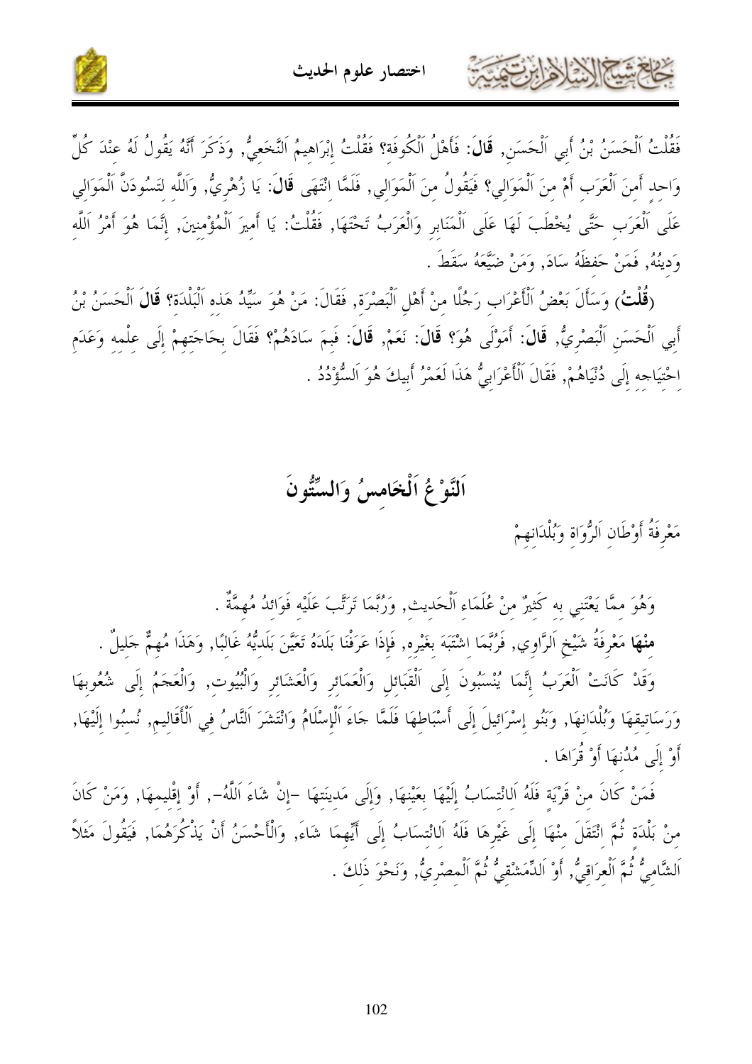فَقُلْتُ اَلْحَسَنُ بْنُ أَبِي اَلْحَسَنِ, **قَالَ**: فَأَهْلُ اَلْكُوفَةِ؟ فَقُلْتُ إِبْرَاهِيمُ اَلنَّخَعِيُّ, وَذَكَرَ أَنَّهُ يَقُولُ لَهُ عِنْدَ كُلِّ وَاحِدٍ أَمِنَ اَلْعَرَبِ أَمْ مِنَ اَلْمَوَالِي؟ فَيَقُولُ مِنَ اَلْمَوَالِي, فَلَمَّا انْتَهَى **قَالَ**: يَا زُهْرِيُّ, وَاَللَّهِ لَتَسُودَنَّ اَلْمَوَالِي عَلَى اَلْعَرَبِ حَتَّى يُخْطَبَ لَهَا عَلَى اَلْمَنَابِرِ وَالْعَرَبُ تَحْتَهَا, فَقُلْتُ: يَا أَمِيرَ اَلْمُؤْمِنِينَ, إِنَّمَا هُوَ أَمْرُ اَللَّهِ وَدِينُهُ, فَمَنْ حَفِظَهُ سَادَ, وَمَنْ ضَيَّعَهُ سَقَطَ .

**(قُلْتُ)** وَسَأَلَ بَعْضُ اَلْأَعْرَابِ رَجُلًا مِنْ أَهْلِ اَلْبَصْرَةِ, فَقَالَ: مَنْ هُوَ سَيِّدُ هَذِهِ اَلْبَلْدَةِ؟ **قَالَ** اَلْحَسَنُ بْنُ أَبِي اَلْحَسَنِ اَلْبَصْرِيُّ, **قَالَ**: أَمَوْلَى هُوَ؟ **قَالَ**: نَعَمْ, **قَالَ**: فَبِمَ سَادَهُمْ؟ فَقَالَ بِحَاجَتِهِمْ إِلَى عِلْمِهِ وَعَدَمِ اِحْتِيَاجِهِ إِلَى دُنْيَاهُمْ, فَقَالَ اَلْأَعْرَابِيُّ هَذَا لَعَمْرُ أَبِيكَ هُوَ اَلسُّؤْدُدُ .

## اَلنَّوْعُ اَلْخَامِسُ وَالسِّتُّونَ

مَعْرِفَةُ أَوْطَانِ اَلرُّوَاةِ وَبُلْدَانِهِمْ

وَهُوَ مِمَّا يَعْتَنِي بِهِ كَثِيرٌ مِنْ عُلَمَاءِ اَلْحَدِيثِ, وَرُبَّمَا تَرَتَّبَ عَلَيْهِ فَوَائِدُ مُهِمَّةٌ .

**مِنْهَا** مَعْرِفَةُ شَيْخِ اَلرَّاوِي, فَرُبَّمَا اشْتَبَهَ بِغَيْرِهِ, فَإِذَا عَرَفْنَا بَلَدَهُ تَعَيَّنَ بَلَدِيُّهُ غَالِبًا, وَهَذَا مُهِمٌّ جَلِيلٌ .

وَقَدْ كَانَتْ اَلْعَرَبُ إِنَّمَا يُنْسَبُونَ إِلَى اَلْقَبَائِلِ وَالْعَمَائِرِ وَالْعَشَائِرِ وَالْبُيُوتِ, وَالْعَجَمُ إِلَى شُعُوبِهَا وَرَسَاتِيقِهَا وَبُلْدَانِهَا, وَبَنُو إِسْرَائِيلَ إِلَى أَسْبَاطِهَا فَلَمَّا جَاءَ اَلْإِسْلَامُ وَانْتَشَرَ اَلنَّاسُ فِي اَلْأَقَالِيمِ, نُسِبُوا إِلَيْهَا, أَوْ إِلَى مُدُنِهَا أَوْ قُرَاهَا .

فَمَنْ كَانَ مِنْ قَرْيَةٍ فَلَهُ اَلِانْتِسَابُ إِلَيْهَا بِعَيْنِهَا, وَإِلَى مَدِينَتِهَا -إِنْ شَاءَ اَللَّهُ-, أَوْ إِقْلِيمِهَا, وَمَنْ كَانَ مِنْ بَلْدَةٍ ثُمَّ انْتَقَلَ مِنْهَا إِلَى غَيْرِهَا فَلَهُ اَلِانْتِسَابُ إِلَى أَيِّهِمَا شَاءَ, وَالْأَحْسَنُ أَنْ يَذْكُرَهُمَا, فَيَقُولَ مَثَلاً اَلشَّامِيُّ ثُمَّ اَلْعِرَاقِيُّ, أَوْ اَلدِّمَشْقِيُّ ثُمَّ اَلْمِصْرِيُّ, وَنَحْوَ ذَلِكَ .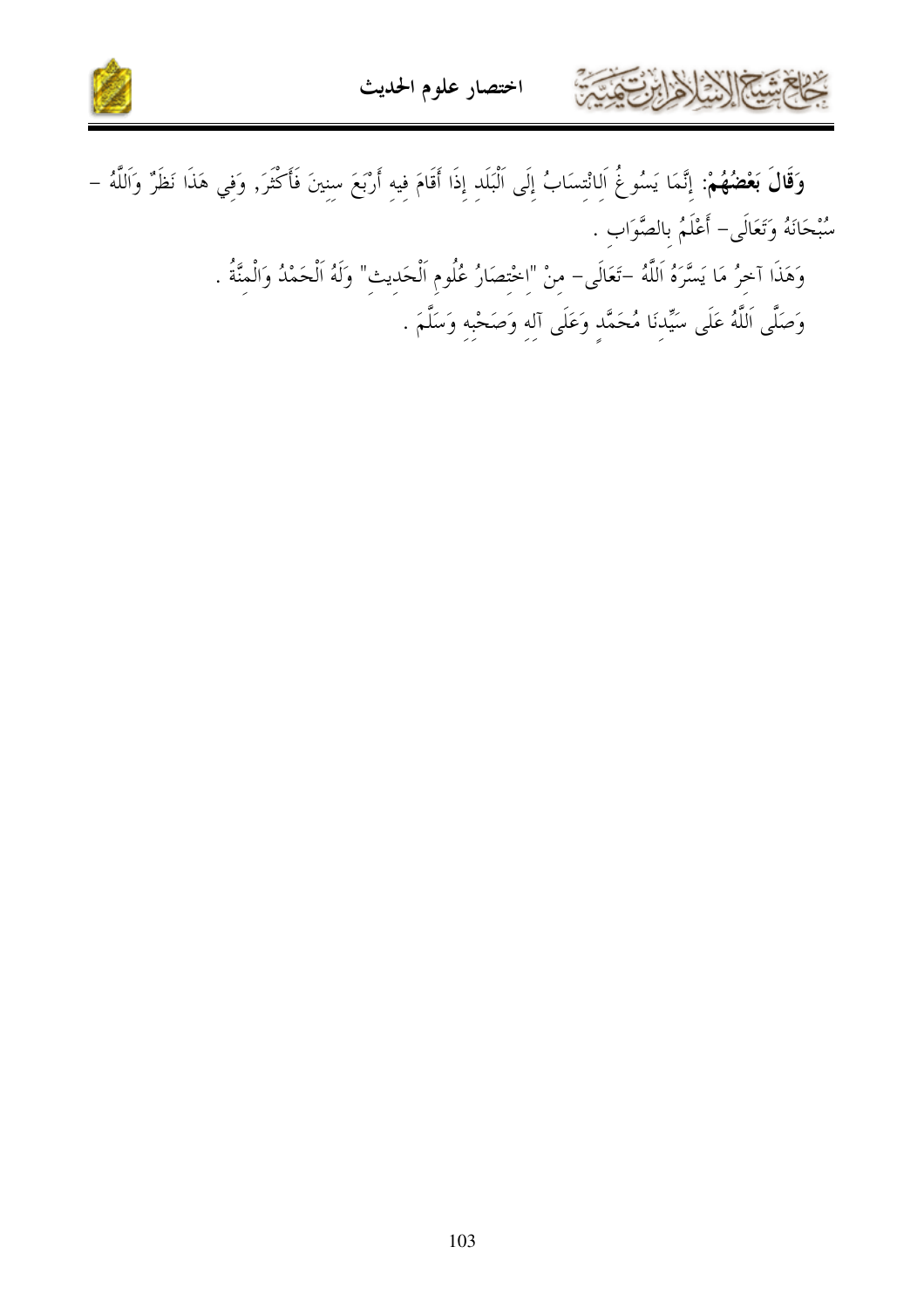**وَقَالَ بَعْضُهُمْ**: إِنَّمَا يَسُوغُ اَلِانْتِسَابُ إِلَى اَلْبَلَدِ إِذَا أَقَامَ فِيهِ أَرْبَعَ سِنِينَ فَأَكْثَرَ, وَفِي هَذَا نَظَرٌ وَاَللَّهُ – سُبْحَانَهُ وَتَعَالَى– أَعْلَمُ بِالصَّوَابِ .

وَهَذَا آخِرُ مَا يَسَّرَهُ اَللَّهُ –تَعَالَى– مِنْ "اخْتِصَارُ عُلُومِ اَلْحَدِيثِ" وَلَهُ اَلْحَمْدُ وَالْمِنَّةُ .

وَصَلَّى اَللَّهُ عَلَى سَيِّدِنَا مُحَمَّدٍ وَعَلَى آلِهِ وَصَحْبِهِ وَسَلَّمَ .